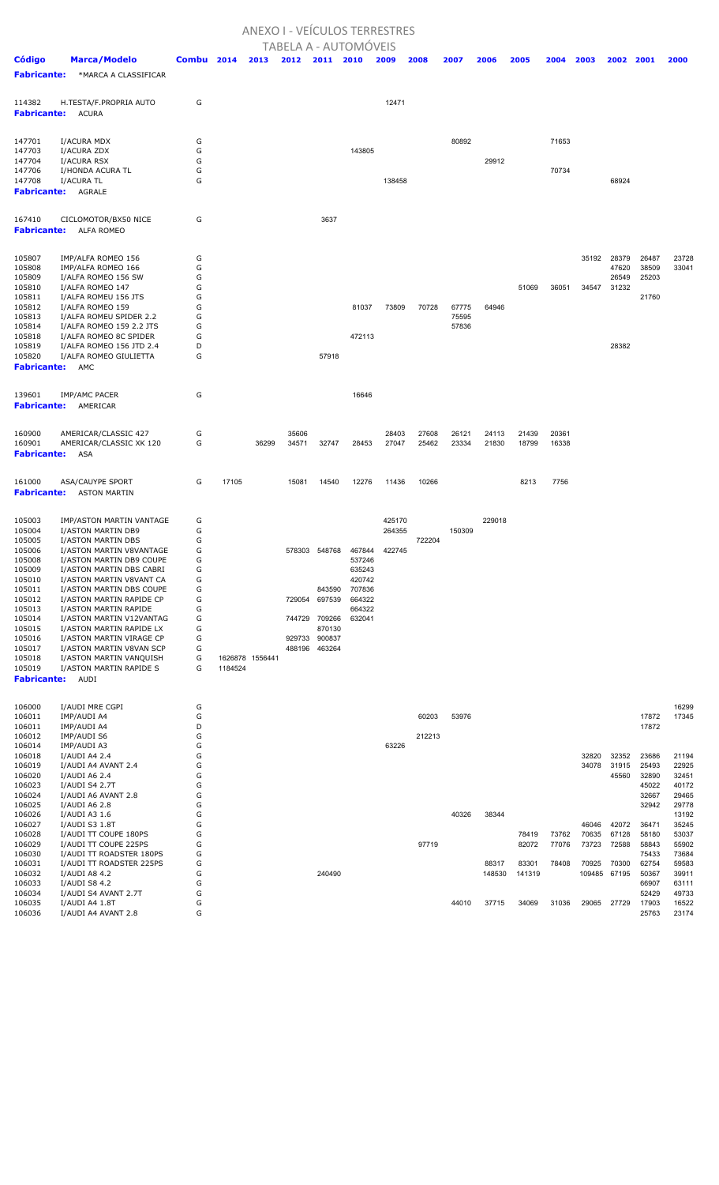# ANEXO I - VEÍCULOS TERRESTRES

## TABELA A - AUTOMÓVEIS

| Código | Marca/Modelo | Combu | 2014 | 2013 | 2012 | 2011 | 2010 | 2009 | 2008 | 2007 | 2006 | 2005 | 2004 | 2003 | 2002 | 2001 | 2000 |
|---|---|---|---|---|---|---|---|---|---|---|---|---|---|---|---|---|---|
| **Fabricante:** | *MARCA A CLASSIFICAR | | | | | | | | | | | | | | | | |
| 114382 | H.TESTA/F.PROPRIA AUTO | G | | | | | | 12471 | | | | | | | | | |
| **Fabricante:** | ACURA | | | | | | | | | | | | | | | | |
| 147701 | I/ACURA MDX | G | | | | | | | | 80892 | | | 71653 | | | | |
| 147703 | I/ACURA ZDX | G | | | | | 143805 | | | | | | | | | | |
| 147704 | I/ACURA RSX | G | | | | | | | | | 29912 | | | | | | |
| 147706 | I/HONDA ACURA TL | G | | | | | | | | | | | 70734 | | | | |
| 147708 | I/ACURA TL | G | | | | | | 138458 | | | | | | | 68924 | | |
| **Fabricante:** | AGRALE | | | | | | | | | | | | | | | | |
| 167410 | CICLOMOTOR/BX50 NICE | G | | | | 3637 | | | | | | | | | | | |
| **Fabricante:** | ALFA ROMEO | | | | | | | | | | | | | | | | |
| 105807 | IMP/ALFA ROMEO 156 | G | | | | | | | | | | | | 35192 | 28379 | 26487 | 23728 |
| 105808 | IMP/ALFA ROMEO 166 | G | | | | | | | | | | | | | 47620 | 38509 | 33041 |
| 105809 | I/ALFA ROMEO 156 SW | G | | | | | | | | | | | | | 26549 | 25203 | |
| 105810 | I/ALFA ROMEO 147 | G | | | | | | | | | | 51069 | 36051 | 34547 | 31232 | | |
| 105811 | I/ALFA ROMEU 156 JTS | G | | | | | | | | | | | | | | 21760 | |
| 105812 | I/ALFA ROMEO 159 | G | | | | | 81037 | 73809 | 70728 | 67775 | 64946 | | | | | | |
| 105813 | I/ALFA ROMEU SPIDER 2.2 | G | | | | | | | | 75595 | | | | | | | |
| 105814 | I/ALFA ROMEO 159 2.2 JTS | G | | | | | | | | 57836 | | | | | | | |
| 105818 | I/ALFA ROMEO 8C SPIDER | G | | | | | 472113 | | | | | | | | | | |
| 105819 | I/ALFA ROMEO 156 JTD 2.4 | D | | | | | | | | | | | | | 28382 | | |
| 105820 | I/ALFA ROMEO GIULIETTA | G | | | | 57918 | | | | | | | | | | | |
| **Fabricante:** | AMC | | | | | | | | | | | | | | | | |
| 139601 | IMP/AMC PACER | G | | | | | 16646 | | | | | | | | | | |
| **Fabricante:** | AMERICAR | | | | | | | | | | | | | | | | |
| 160900 | AMERICAR/CLASSIC 427 | G | | | 35606 | | | 28403 | 27608 | 26121 | 24113 | 21439 | 20361 | | | | |
| 160901 | AMERICAR/CLASSIC XK 120 | G | | 36299 | 34571 | 32747 | 28453 | 27047 | 25462 | 23334 | 21830 | 18799 | 16338 | | | | |
| **Fabricante:** | ASA | | | | | | | | | | | | | | | | |
| 161000 | ASA/CAUYPE SPORT | G | 17105 | | 15081 | 14540 | 12276 | 11436 | 10266 | | | 8213 | 7756 | | | | |
| **Fabricante:** | ASTON MARTIN | | | | | | | | | | | | | | | | |
| 105003 | IMP/ASTON MARTIN VANTAGE | G | | | | | | 425170 | | | 229018 | | | | | | |
| 105004 | I/ASTON MARTIN DB9 | G | | | | | | 264355 | | 150309 | | | | | | | |
| 105005 | I/ASTON MARTIN DBS | G | | | | | | | 722204 | | | | | | | | |
| 105006 | I/ASTON MARTIN V8VANTAGE | G | | | 578303 | 548768 | 467844 | 422745 | | | | | | | | | |
| 105008 | I/ASTON MARTIN DB9 COUPE | G | | | | | 537246 | | | | | | | | | | |
| 105009 | I/ASTON MARTIN DBS CABRI | G | | | | | 635243 | | | | | | | | | | |
| 105010 | I/ASTON MARTIN V8VANT CA | G | | | | | 420742 | | | | | | | | | | |
| 105011 | I/ASTON MARTIN DBS COUPE | G | | | | 843590 | 707836 | | | | | | | | | | |
| 105012 | I/ASTON MARTIN RAPIDE CP | G | | | 729054 | 697539 | 664322 | | | | | | | | | | |
| 105013 | I/ASTON MARTIN RAPIDE | G | | | | | 664322 | | | | | | | | | | |
| 105014 | I/ASTON MARTIN V12VANTAG | G | | | 744729 | 709266 | 632041 | | | | | | | | | | |
| 105015 | I/ASTON MARTIN RAPIDE LX | G | | | | 870130 | | | | | | | | | | | |
| 105016 | I/ASTON MARTIN VIRAGE CP | G | | | 929733 | 900837 | | | | | | | | | | | |
| 105017 | I/ASTON MARTIN V8VAN SCP | G | | | 488196 | 463264 | | | | | | | | | | | |
| 105018 | I/ASTON MARTIN VANQUISH | G | 1626878 | 1556441 | | | | | | | | | | | | | |
| 105019 | I/ASTON MARTIN RAPIDE S | G | 1184524 | | | | | | | | | | | | | | |
| **Fabricante:** | AUDI | | | | | | | | | | | | | | | | |
| 106000 | I/AUDI MRE CGPI | G | | | | | | | | | | | | | | | 16299 |
| 106011 | IMP/AUDI A4 | G | | | | | | | 60203 | 53976 | | | | | | 17872 | 17345 |
| 106011 | IMP/AUDI A4 | D | | | | | | | | | | | | | | 17872 | |
| 106012 | IMP/AUDI S6 | G | | | | | | | 212213 | | | | | | | | |
| 106014 | IMP/AUDI A3 | G | | | | | | 63226 | | | | | | | | | |
| 106018 | I/AUDI A4 2.4 | G | | | | | | | | | | | | 32820 | 32352 | 23686 | 21194 |
| 106019 | I/AUDI A4 AVANT 2.4 | G | | | | | | | | | | | | 34078 | 31915 | 25493 | 22925 |
| 106020 | I/AUDI A6 2.4 | G | | | | | | | | | | | | | 45560 | 32890 | 32451 |
| 106023 | I/AUDI S4 2.7T | G | | | | | | | | | | | | | | 45022 | 40172 |
| 106024 | I/AUDI A6 AVANT 2.8 | G | | | | | | | | | | | | | | 32667 | 29465 |
| 106025 | I/AUDI A6 2.8 | G | | | | | | | | | | | | | | 32942 | 29778 |
| 106026 | I/AUDI A3 1.6 | G | | | | | | | | 40326 | 38344 | | | | | | 13192 |
| 106027 | I/AUDI S3 1.8T | G | | | | | | | | | | | | 46046 | 42072 | 36471 | 35245 |
| 106028 | I/AUDI TT COUPE 180PS | G | | | | | | | | | | 78419 | 73762 | 70635 | 67128 | 58180 | 53037 |
| 106029 | I/AUDI TT COUPE 225PS | G | | | | | | | 97719 | | | 82072 | 77076 | 73723 | 72588 | 58843 | 55902 |
| 106030 | I/AUDI TT ROADSTER 180PS | G | | | | | | | | | | | | | | 75433 | 73684 |
| 106031 | I/AUDI TT ROADSTER 225PS | G | | | | | | | | | 88317 | 83301 | 78408 | 70925 | 70300 | 62754 | 59583 |
| 106032 | I/AUDI A8 4.2 | G | | | | 240490 | | | | | 148530 | 141319 | | 109485 | 67195 | 50367 | 39911 |
| 106033 | I/AUDI S8 4.2 | G | | | | | | | | | | | | | | 66907 | 63111 |
| 106034 | I/AUDI S4 AVANT 2.7T | G | | | | | | | | | | | | | | 52429 | 49733 |
| 106035 | I/AUDI A4 1.8T | G | | | | | | | | 44010 | 37715 | 34069 | 31036 | 29065 | 27729 | 17903 | 16522 |
| 106036 | I/AUDI A4 AVANT 2.8 | G | | | | | | | | | | | | | | 25763 | 23174 |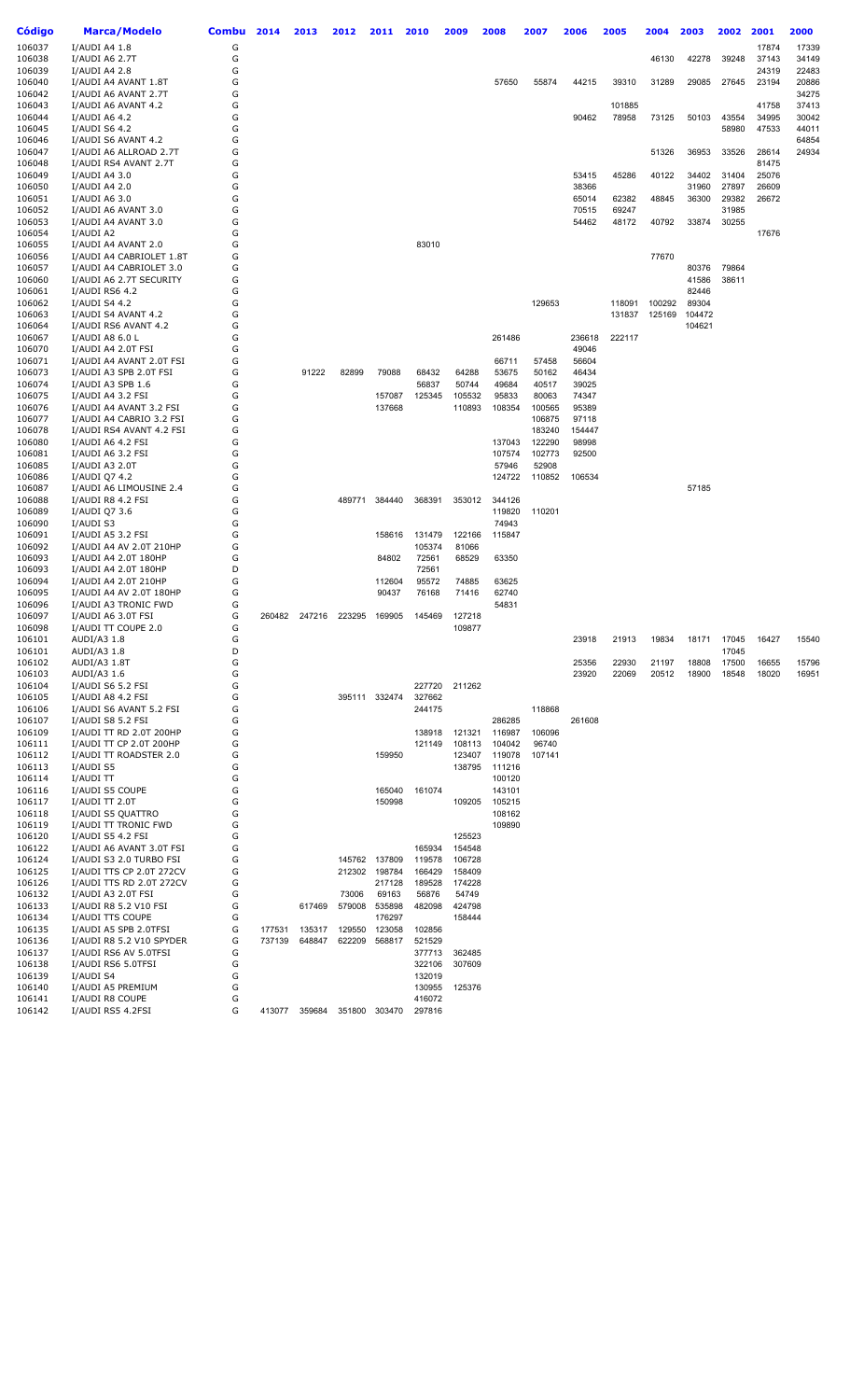| Código | Marca/Modelo | Combu | 2014 | 2013 | 2012 | 2011 | 2010 | 2009 | 2008 | 2007 | 2006 | 2005 | 2004 | 2003 | 2002 | 2001 | 2000 |
|---|---|---|---|---|---|---|---|---|---|---|---|---|---|---|---|---|---|
| 106037 | I/AUDI A4 1.8 | G | | | | | | | | | | | | | | 17874 | 17339 |
| 106038 | I/AUDI A6 2.7T | G | | | | | | | | | | | 46130 | 42278 | 39248 | 37143 | 34149 |
| 106039 | I/AUDI A4 2.8 | G | | | | | | | | | | | | | | 24319 | 22483 |
| 106040 | I/AUDI A4 AVANT 1.8T | G | | | | | | | 57650 | 55874 | 44215 | 39310 | 31289 | 29085 | 27645 | 23194 | 20886 |
| 106042 | I/AUDI A6 AVANT 2.7T | G | | | | | | | | | | | | | | | 34275 |
| 106043 | I/AUDI A6 AVANT 4.2 | G | | | | | | | | | | 101885 | | | | 41758 | 37413 |
| 106044 | I/AUDI A6 4.2 | G | | | | | | | | | 90462 | 78958 | 73125 | 50103 | 43554 | 34995 | 30042 |
| 106045 | I/AUDI S6 4.2 | G | | | | | | | | | | | | | 58980 | 47533 | 44011 |
| 106046 | I/AUDI S6 AVANT 4.2 | G | | | | | | | | | | | | | | | 64854 |
| 106047 | I/AUDI A6 ALLROAD 2.7T | G | | | | | | | | | | | 51326 | 36953 | 33526 | 28614 | 24934 |
| 106048 | I/AUDI RS4 AVANT 2.7T | G | | | | | | | | | | | | | | 81475 | |
| 106049 | I/AUDI A4 3.0 | G | | | | | | | | | 53415 | 45286 | 40122 | 34402 | 31404 | 25076 | |
| 106050 | I/AUDI A4 2.0 | G | | | | | | | | | 38366 | | | 31960 | 27897 | 26609 | |
| 106051 | I/AUDI A6 3.0 | G | | | | | | | | | 65014 | 62382 | 48845 | 36300 | 29382 | 26672 | |
| 106052 | I/AUDI A6 AVANT 3.0 | G | | | | | | | | | 70515 | 69247 | | | 31985 | | |
| 106053 | I/AUDI A4 AVANT 3.0 | G | | | | | | | | | 54462 | 48172 | 40792 | 33874 | 30255 | | |
| 106054 | I/AUDI A2 | G | | | | | | | | | | | | | | 17676 | |
| 106055 | I/AUDI A4 AVANT 2.0 | G | | | | | 83010 | | | | | | | | | | |
| 106056 | I/AUDI A4 CABRIOLET 1.8T | G | | | | | | | | | | | 77670 | | | | |
| 106057 | I/AUDI A4 CABRIOLET 3.0 | G | | | | | | | | | | | | 80376 | 79864 | | |
| 106060 | I/AUDI A6 2.7T SECURITY | G | | | | | | | | | | | | 41586 | 38611 | | |
| 106061 | I/AUDI RS6 4.2 | G | | | | | | | | | | | | 82446 | | | |
| 106062 | I/AUDI S4 4.2 | G | | | | | | | | 129653 | | 118091 | 100292 | 89304 | | | |
| 106063 | I/AUDI S4 AVANT 4.2 | G | | | | | | | | | | 131837 | 125169 | 104472 | | | |
| 106064 | I/AUDI RS6 AVANT 4.2 | G | | | | | | | | | | | | 104621 | | | |
| 106067 | I/AUDI A8 6.0 L | G | | | | | | | 261486 | | 236618 | 222117 | | | | | |
| 106070 | I/AUDI A4 2.0T FSI | G | | | | | | | | | 49046 | | | | | | |
| 106071 | I/AUDI A4 AVANT 2.0T FSI | G | | | | | | | 66711 | 57458 | 56604 | | | | | | |
| 106073 | I/AUDI A3 SPB 2.0T FSI | G | | 91222 | 82899 | 79088 | 68432 | 64288 | 53675 | 50162 | 46434 | | | | | | |
| 106074 | I/AUDI A3 SPB 1.6 | G | | | | | 56837 | 50744 | 49684 | 40517 | 39025 | | | | | | |
| 106075 | I/AUDI A4 3.2 FSI | G | | | | 157087 | 125345 | 105532 | 95833 | 80063 | 74347 | | | | | | |
| 106076 | I/AUDI A4 AVANT 3.2 FSI | G | | | | 137668 | | 110893 | 108354 | 100565 | 95389 | | | | | | |
| 106077 | I/AUDI A4 CABRIO 3.2 FSI | G | | | | | | | | 106875 | 97118 | | | | | | |
| 106078 | I/AUDI RS4 AVANT 4.2 FSI | G | | | | | | | | 183240 | 154447 | | | | | | |
| 106080 | I/AUDI A6 4.2 FSI | G | | | | | | | 137043 | 122290 | 98998 | | | | | | |
| 106081 | I/AUDI A6 3.2 FSI | G | | | | | | | 107574 | 102773 | 92500 | | | | | | |
| 106085 | I/AUDI A3 2.0T | G | | | | | | | 57946 | 52908 | | | | | | | |
| 106086 | I/AUDI Q7 4.2 | G | | | | | | | 124722 | 110852 | 106534 | | | | | | |
| 106087 | I/AUDI A6 LIMOUSINE 2.4 | G | | | | | | | | | | | | 57185 | | | |
| 106088 | I/AUDI R8 4.2 FSI | G | | | 489771 | 384440 | 368391 | 353012 | 344126 | | | | | | | | |
| 106089 | I/AUDI Q7 3.6 | G | | | | | | | 119820 | 110201 | | | | | | | |
| 106090 | I/AUDI S3 | G | | | | | | | 74943 | | | | | | | | |
| 106091 | I/AUDI A5 3.2 FSI | G | | | | 158616 | 131479 | 122166 | 115847 | | | | | | | | |
| 106092 | I/AUDI A4 AV 2.0T 210HP | G | | | | | 105374 | 81066 | | | | | | | | | |
| 106093 | I/AUDI A4 2.0T 180HP | G | | | | 84802 | 72561 | 68529 | 63350 | | | | | | | | |
| 106093 | I/AUDI A4 2.0T 180HP | D | | | | | 72561 | | | | | | | | | | |
| 106094 | I/AUDI A4 2.0T 210HP | G | | | | 112604 | 95572 | 74885 | 63625 | | | | | | | | |
| 106095 | I/AUDI A4 AV 2.0T 180HP | G | | | | 90437 | 76168 | 71416 | 62740 | | | | | | | | |
| 106096 | I/AUDI A3 TRONIC FWD | G | | | | | | | 54831 | | | | | | | | |
| 106097 | I/AUDI A6 3.0T FSI | G | 260482 | 247216 | 223295 | 169905 | 145469 | 127218 | | | | | | | | | |
| 106098 | I/AUDI TT COUPE 2.0 | G | | | | | | 109877 | | | | | | | | | |
| 106101 | AUDI/A3 1.8 | G | | | | | | | | | 23918 | 21913 | 19834 | 18171 | 17045 | 16427 | 15540 |
| 106101 | AUDI/A3 1.8 | D | | | | | | | | | | | | | 17045 | | |
| 106102 | AUDI/A3 1.8T | G | | | | | | | | | 25356 | 22930 | 21197 | 18808 | 17500 | 16655 | 15796 |
| 106103 | AUDI/A3 1.6 | G | | | | | | | | | 23920 | 22069 | 20512 | 18900 | 18548 | 18020 | 16951 |
| 106104 | I/AUDI S6 5.2 FSI | G | | | | | 227720 | 211262 | | | | | | | | | |
| 106105 | I/AUDI A8 4.2 FSI | G | | | 395111 | 332474 | 327662 | | | | | | | | | | |
| 106106 | I/AUDI S6 AVANT 5.2 FSI | G | | | | | 244175 | | | 118868 | | | | | | | |
| 106107 | I/AUDI S8 5.2 FSI | G | | | | | | | 286285 | | 261608 | | | | | | |
| 106109 | I/AUDI TT RD 2.0T 200HP | G | | | | | 138918 | 121321 | 116987 | 106096 | | | | | | | |
| 106111 | I/AUDI TT CP 2.0T 200HP | G | | | | | 121149 | 108113 | 104042 | 96740 | | | | | | | |
| 106112 | I/AUDI TT ROADSTER 2.0 | G | | | | 159950 | | 123407 | 119078 | 107141 | | | | | | | |
| 106113 | I/AUDI S5 | G | | | | | | 138795 | 111216 | | | | | | | | |
| 106114 | I/AUDI TT | G | | | | | | | 100120 | | | | | | | | |
| 106116 | I/AUDI S5 COUPE | G | | | | 165040 | 161074 | | 143101 | | | | | | | | |
| 106117 | I/AUDI TT 2.0T | G | | | | 150998 | | 109205 | 105215 | | | | | | | | |
| 106118 | I/AUDI S5 QUATTRO | G | | | | | | | 108162 | | | | | | | | |
| 106119 | I/AUDI TT TRONIC FWD | G | | | | | | | 109890 | | | | | | | | |
| 106120 | I/AUDI S5 4.2 FSI | G | | | | | | 125523 | | | | | | | | | |
| 106122 | I/AUDI A6 AVANT 3.0T FSI | G | | | | | 165934 | 154548 | | | | | | | | | |
| 106124 | I/AUDI S3 2.0 TURBO FSI | G | | | 145762 | 137809 | 119578 | 106728 | | | | | | | | | |
| 106125 | I/AUDI TTS CP 2.0T 272CV | G | | | 212302 | 198784 | 166429 | 158409 | | | | | | | | | |
| 106126 | I/AUDI TTS RD 2.0T 272CV | G | | | | 217128 | 189528 | 174228 | | | | | | | | | |
| 106132 | I/AUDI A3 2.0T FSI | G | | | 73006 | 69163 | 56876 | 54749 | | | | | | | | | |
| 106133 | I/AUDI R8 5.2 V10 FSI | G | | 617469 | 579008 | 535898 | 482098 | 424798 | | | | | | | | | |
| 106134 | I/AUDI TTS COUPE | G | | | | 176297 | | 158444 | | | | | | | | | |
| 106135 | I/AUDI A5 SPB 2.0TFSI | G | 177531 | 135317 | 129550 | 123058 | 102856 | | | | | | | | | | |
| 106136 | I/AUDI R8 5.2 V10 SPYDER | G | 737139 | 648847 | 622209 | 568817 | 521529 | | | | | | | | | | |
| 106137 | I/AUDI RS6 AV 5.0TFSI | G | | | | | 377713 | 362485 | | | | | | | | | |
| 106138 | I/AUDI RS6 5.0TFSI | G | | | | | 322106 | 307609 | | | | | | | | | |
| 106139 | I/AUDI S4 | G | | | | | 132019 | | | | | | | | | | |
| 106140 | I/AUDI A5 PREMIUM | G | | | | | 130955 | 125376 | | | | | | | | | |
| 106141 | I/AUDI R8 COUPE | G | | | | | 416072 | | | | | | | | | | |
| 106142 | I/AUDI RS5 4.2FSI | G | 413077 | 359684 | 351800 | 303470 | 297816 | | | | | | | | | | |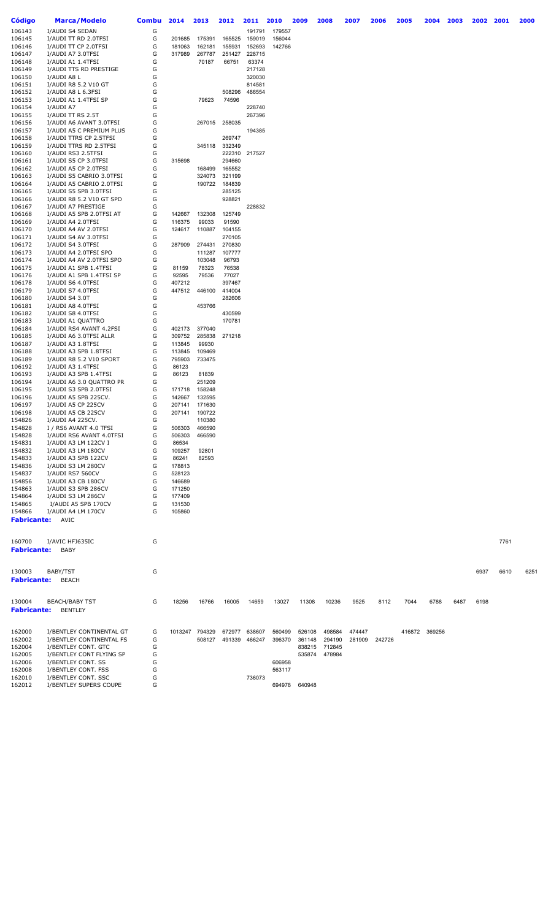| Código | Marca/Modelo | Combu | 2014 | 2013 | 2012 | 2011 | 2010 | 2009 | 2008 | 2007 | 2006 | 2005 | 2004 | 2003 | 2002 | 2001 | 2000 |
|---|---|---|---|---|---|---|---|---|---|---|---|---|---|---|---|---|---|
| 106143 | I/AUDI S4 SEDAN | G | | | | 191791 | 179557 | | | | | | | | | | |
| 106145 | I/AUDI TT RD 2.0TFSI | G | 201685 | 175391 | 165525 | 159019 | 156044 | | | | | | | | | | |
| 106146 | I/AUDI TT CP 2.0TFSI | G | 181063 | 162181 | 155931 | 152693 | 142766 | | | | | | | | | | |
| 106147 | I/AUDI A7 3.0TFSI | G | 317989 | 267787 | 251427 | 228715 | | | | | | | | | | | |
| 106148 | I/AUDI A1 1.4TFSI | G | | 70187 | 66751 | 63374 | | | | | | | | | | | |
| 106149 | I/AUDI TTS RD PRESTIGE | G | | | | 217128 | | | | | | | | | | | |
| 106150 | I/AUDI A8 L | G | | | | 320030 | | | | | | | | | | | |
| 106151 | I/AUDI R8 5.2 V10 GT | G | | | | 814581 | | | | | | | | | | | |
| 106152 | I/AUDI A8 L 6.3FSI | G | | | 508296 | 486554 | | | | | | | | | | | |
| 106153 | I/AUDI A1 1.4TFSI SP | G | | 79623 | 74596 | | | | | | | | | | | | |
| 106154 | I/AUDI A7 | G | | | | 228740 | | | | | | | | | | | |
| 106155 | I/AUDI TT RS 2.5T | G | | | | 267396 | | | | | | | | | | | |
| 106156 | I/AUDI A6 AVANT 3.0TFSI | G | | 267015 | 258035 | | | | | | | | | | | | |
| 106157 | I/AUDI A5 C PREMIUM PLUS | G | | | | 194385 | | | | | | | | | | | |
| 106158 | I/AUDI TTRS CP 2.5TFSI | G | | | 269747 | | | | | | | | | | | | |
| 106159 | I/AUDI TTRS RD 2.5TFSI | G | | 345118 | 332349 | | | | | | | | | | | | |
| 106160 | I/AUDI RS3 2.5TFSI | G | | | 222310 | 217527 | | | | | | | | | | | |
| 106161 | I/AUDI S5 CP 3.0TFSI | G | 315698 | | 294660 | | | | | | | | | | | | |
| 106162 | I/AUDI A5 CP 2.0TFSI | G | | 168499 | 165552 | | | | | | | | | | | | |
| 106163 | I/AUDI S5 CABRIO 3.0TFSI | G | | 324073 | 321199 | | | | | | | | | | | | |
| 106164 | I/AUDI A5 CABRIO 2.0TFSI | G | | 190722 | 184839 | | | | | | | | | | | | |
| 106165 | I/AUDI S5 SPB 3.0TFSI | G | | | 285125 | | | | | | | | | | | | |
| 106166 | I/AUDI R8 5.2 V10 GT SPD | G | | | 928821 | | | | | | | | | | | | |
| 106167 | I/AUDI A7 PRESTIGE | G | | | | 228832 | | | | | | | | | | | |
| 106168 | I/AUDI A5 SPB 2.0TFSI AT | G | 142667 | 132308 | 125749 | | | | | | | | | | | | |
| 106169 | I/AUDI A4 2.0TFSI | G | 116375 | 99033 | 91590 | | | | | | | | | | | | |
| 106170 | I/AUDI A4 AV 2.0TFSI | G | 124617 | 110887 | 104155 | | | | | | | | | | | | |
| 106171 | I/AUDI S4 AV 3.0TFSI | G | | | 270105 | | | | | | | | | | | | |
| 106172 | I/AUDI S4 3.0TFSI | G | 287909 | 274431 | 270830 | | | | | | | | | | | | |
| 106173 | I/AUDI A4 2.0TFSI SPO | G | | 111287 | 107777 | | | | | | | | | | | | |
| 106174 | I/AUDI A4 AV 2.0TFSI SPO | G | | 103048 | 96793 | | | | | | | | | | | | |
| 106175 | I/AUDI A1 SPB 1.4TFSI | G | 81159 | 78323 | 76538 | | | | | | | | | | | | |
| 106176 | I/AUDI A1 SPB 1.4TFSI SP | G | 92595 | 79536 | 77027 | | | | | | | | | | | | |
| 106178 | I/AUDI S6 4.0TFSI | G | 407212 | | 397467 | | | | | | | | | | | | |
| 106179 | I/AUDI S7 4.0TFSI | G | 447512 | 446100 | 414004 | | | | | | | | | | | | |
| 106180 | I/AUDI S4 3.0T | G | | | 282606 | | | | | | | | | | | | |
| 106181 | I/AUDI A8 4.0TFSI | G | | 453766 | | | | | | | | | | | | | |
| 106182 | I/AUDI S8 4.0TFSI | G | | | 430599 | | | | | | | | | | | | |
| 106183 | I/AUDI A1 QUATTRO | G | | | 170781 | | | | | | | | | | | | |
| 106184 | I/AUDI RS4 AVANT 4.2FSI | G | 402173 | 377040 | | | | | | | | | | | | | |
| 106185 | I/AUDI A6 3.0TFSI ALLR | G | 309752 | 285838 | 271218 | | | | | | | | | | | | |
| 106187 | I/AUDI A3 1.8TFSI | G | 113845 | 99930 | | | | | | | | | | | | | |
| 106188 | I/AUDI A3 SPB 1.8TFSI | G | 113845 | 109469 | | | | | | | | | | | | | |
| 106189 | I/AUDI R8 5.2 V10 SPORT | G | 795903 | 733475 | | | | | | | | | | | | | |
| 106192 | I/AUDI A3 1.4TFSI | G | 86123 | | | | | | | | | | | | | | |
| 106193 | I/AUDI A3 SPB 1.4TFSI | G | 86123 | 81839 | | | | | | | | | | | | | |
| 106194 | I/AUDI A6 3.0 QUATTRO PR | G | | 251209 | | | | | | | | | | | | | |
| 106195 | I/AUDI S3 SPB 2.0TFSI | G | 171718 | 158248 | | | | | | | | | | | | | |
| 106196 | I/AUDI A5 SPB 225CV. | G | 142667 | 132595 | | | | | | | | | | | | | |
| 106197 | I/AUDI A5 CP 225CV | G | 207141 | 171630 | | | | | | | | | | | | | |
| 106198 | I/AUDI A5 CB 225CV | G | 207141 | 190722 | | | | | | | | | | | | | |
| 154826 | I/AUDI A4 225CV. | G | | 110380 | | | | | | | | | | | | | |
| 154828 | I / RS6 AVANT 4.0 TFSI | G | 506303 | 466590 | | | | | | | | | | | | | |
| 154828 | I/AUDI RS6 AVANT 4.0TFSI | G | 506303 | 466590 | | | | | | | | | | | | | |
| 154831 | I/AUDI A3 LM 122CV I | G | 86534 | | | | | | | | | | | | | | |
| 154832 | I/AUDI A3 LM 180CV | G | 109257 | 92801 | | | | | | | | | | | | | |
| 154833 | I/AUDI A3 SPB 122CV | G | 86241 | 82593 | | | | | | | | | | | | | |
| 154836 | I/AUDI S3 LM 280CV | G | 178813 | | | | | | | | | | | | | | |
| 154837 | I/AUDI RS7 560CV | G | 528123 | | | | | | | | | | | | | | |
| 154856 | I/AUDI A3 CB 180CV | G | 146689 | | | | | | | | | | | | | | |
| 154863 | I/AUDI S3 SPB 286CV | G | 171250 | | | | | | | | | | | | | | |
| 154864 | I/AUDI S3 LM 286CV | G | 177409 | | | | | | | | | | | | | | |
| 154865 | I/AUDI A5 SPB 170CV | G | 131530 | | | | | | | | | | | | | | |
| 154866 | I/AUDI A4 LM 170CV | G | 105860 | | | | | | | | | | | | | | |
| **Fabricante:** | AVIC | | | | | | | | | | | | | | | | |
| 160700 | I/AVIC HFJ635IC | G | | | | | | | | | | | | | | 7761 | |
| **Fabricante:** | BABY | | | | | | | | | | | | | | | | |
| 130003 | BABY/TST | G | | | | | | | | | | | | | 6937 | 6610 | 6251 |
| **Fabricante:** | BEACH | | | | | | | | | | | | | | | | |
| 130004 | BEACH/BABY TST | G | 18256 | 16766 | 16005 | 14659 | 13027 | 11308 | 10236 | 9525 | 8112 | 7044 | 6788 | 6487 | 6198 | | |
| **Fabricante:** | BENTLEY | | | | | | | | | | | | | | | | |
| 162000 | I/BENTLEY CONTINENTAL GT | G | 1013247 | 794329 | 672977 | 638607 | 560499 | 526108 | 498584 | 474447 | | 416872 | 369256 | | | | |
| 162002 | I/BENTLEY CONTINENTAL FS | G | | 508127 | 491339 | 466247 | 396370 | 361148 | 294190 | 281909 | 242726 | | | | | | |
| 162004 | I/BENTLEY CONT. GTC | G | | | | | | 838215 | 712845 | | | | | | | | |
| 162005 | I/BENTLEY CONT FLYING SP | G | | | | | | 535874 | 478984 | | | | | | | | |
| 162006 | I/BENTLEY CONT. SS | G | | | | | 606958 | | | | | | | | | | |
| 162008 | I/BENTLEY CONT. FSS | G | | | | | 563117 | | | | | | | | | | |
| 162010 | I/BENTLEY CONT. SSC | G | | | | 736073 | | | | | | | | | | | |
| 162012 | I/BENTLEY SUPERS COUPE | G | | | | | 694978 | 640948 | | | | | | | | | |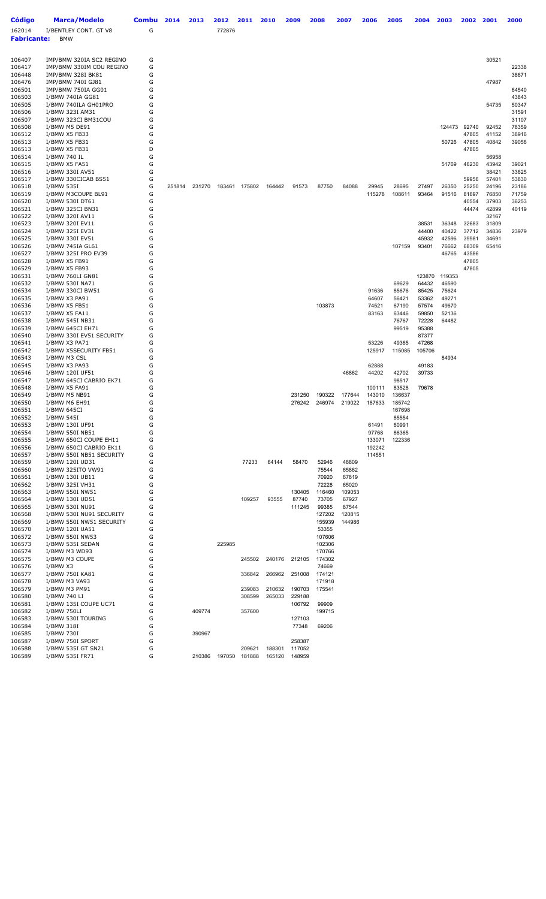| Código | Marca/Modelo | Combu | 2014 | 2013 | 2012 | 2011 | 2010 | 2009 | 2008 | 2007 | 2006 | 2005 | 2004 | 2003 | 2002 | 2001 | 2000 |
|---|---|---|---|---|---|---|---|---|---|---|---|---|---|---|---|---|---|
| 162014 | I/BENTLEY CONT. GT V8 | G | | | 772876 | | | | | | | | | | | | |
| **Fabricante:** | BMW | | | | | | | | | | | | | | | | |
| 106407 | IMP/BMW 320IA SC2 REGINO | G | | | | | | | | | | | | | | 30521 | |
| 106417 | IMP/BMW 330IM COU REGINO | G | | | | | | | | | | | | | | | 22338 |
| 106448 | IMP/BMW 328I BK81 | G | | | | | | | | | | | | | | | 38671 |
| 106476 | IMP/BMW 740I GJ81 | G | | | | | | | | | | | | | | 47987 | |
| 106501 | IMP/BMW 750IA GG01 | G | | | | | | | | | | | | | | | 64540 |
| 106503 | I/BMW 740IA GG81 | G | | | | | | | | | | | | | | | 43843 |
| 106505 | I/BMW 740ILA GH01PRO | G | | | | | | | | | | | | | | 54735 | 50347 |
| 106506 | I/BMW 323I AM31 | G | | | | | | | | | | | | | | | 31591 |
| 106507 | I/BMW 323CI BM31COU | G | | | | | | | | | | | | | | | 31107 |
| 106508 | I/BMW M5 DE91 | G | | | | | | | | | | | | 124473 | 92740 | 92452 | 78359 |
| 106512 | I/BMW X5 FB33 | G | | | | | | | | | | | | | 47805 | 41152 | 38916 |
| 106513 | I/BMW X5 FB31 | G | | | | | | | | | | | | 50726 | 47805 | 40842 | 39056 |
| 106513 | I/BMW X5 FB31 | D | | | | | | | | | | | | | 47805 | | |
| 106514 | I/BMW 740 IL | G | | | | | | | | | | | | | | 56958 | |
| 106515 | I/BMW X5 FA51 | G | | | | | | | | | | | | 51769 | 46230 | 43942 | 39021 |
| 106516 | I/BMW 330I AV51 | G | | | | | | | | | | | | | | 38421 | 33625 |
| 106517 | I/BMW 330CICAB BS51 | G | | | | | | | | | | | | | 59956 | 57401 | 53830 |
| 106518 | I/BMW 535I | G | 251814 | 231270 | 183461 | 175802 | 164442 | 91573 | 87750 | 84088 | 29945 | 28695 | 27497 | 26350 | 25250 | 24196 | 23186 |
| 106519 | I/BMW M3COUPE BL91 | G | | | | | | | | | 115278 | 108611 | 93464 | 91516 | 81697 | 76850 | 71759 |
| 106520 | I/BMW 530I DT61 | G | | | | | | | | | | | | | 40554 | 37903 | 36253 |
| 106521 | I/BMW 325CI BN31 | G | | | | | | | | | | | | | 44474 | 42899 | 40119 |
| 106522 | I/BMW 320I AV11 | G | | | | | | | | | | | | | | 32167 | |
| 106523 | I/BMW 320I EV11 | G | | | | | | | | | | | 38531 | 36348 | 32683 | 31809 | |
| 106524 | I/BMW 325I EV31 | G | | | | | | | | | | | 44400 | 40422 | 37712 | 34836 | 23979 |
| 106525 | I/BMW 330I EV51 | G | | | | | | | | | | | 45932 | 42596 | 39981 | 34691 | |
| 106526 | I/BMW 745IA GL61 | G | | | | | | | | | | 107159 | 93401 | 76662 | 68309 | 65416 | |
| 106527 | I/BMW 325I PRO EV39 | G | | | | | | | | | | | | 46765 | 43586 | | |
| 106528 | I/BMW X5 FB91 | G | | | | | | | | | | | | | 47805 | | |
| 106529 | I/BMW X5 FB93 | G | | | | | | | | | | | | | 47805 | | |
| 106531 | I/BMW 760LI GN81 | G | | | | | | | | | | | 123870 | 119353 | | | |
| 106532 | I/BMW 530I NA71 | G | | | | | | | | | | 69629 | 64432 | 46590 | | | |
| 106534 | I/BMW 330CI BW51 | G | | | | | | | | | 91636 | 85676 | 85425 | 75624 | | | |
| 106535 | I/BMW X3 PA91 | G | | | | | | | | | 64607 | 56421 | 53362 | 49271 | | | |
| 106536 | I/BMW X5 FB51 | G | | | | | | | 103873 | | 74521 | 67190 | 57574 | 49670 | | | |
| 106537 | I/BMW X5 FA11 | G | | | | | | | | | 83163 | 63446 | 59850 | 52136 | | | |
| 106538 | I/BMW 545I NB31 | G | | | | | | | | | | 76767 | 72228 | 64482 | | | |
| 106539 | I/BMW 645CI EH71 | G | | | | | | | | | | 99519 | 95388 | | | | |
| 106540 | I/BMW 330I EV51 SECURITY | G | | | | | | | | | | | 87377 | | | | |
| 106541 | I/BMW X3 PA71 | G | | | | | | | | | 53226 | 49365 | 47268 | | | | |
| 106542 | I/BMW X5SECURITY FB51 | G | | | | | | | | | 125917 | 115085 | 105706 | | | | |
| 106543 | I/BMW M3 CSL | G | | | | | | | | | | | | 84934 | | | |
| 106545 | I/BMW X3 PA93 | G | | | | | | | | | 62888 | | 49183 | | | | |
| 106546 | I/BMW 120I UF51 | G | | | | | | | | 46862 | 44202 | 42702 | 39733 | | | | |
| 106547 | I/BMW 645CI CABRIO EK71 | G | | | | | | | | | | 98517 | | | | | |
| 106548 | I/BMW X5 FA91 | G | | | | | | | | | 100111 | 83528 | 79678 | | | | |
| 106549 | I/BMW M5 NB91 | G | | | | | | 231250 | 190322 | 177644 | 143010 | 136637 | | | | | |
| 106550 | I/BMW M6 EH91 | G | | | | | | 276242 | 246974 | 219022 | 187633 | 185742 | | | | | |
| 106551 | I/BMW 645CI | G | | | | | | | | | | 167698 | | | | | |
| 106552 | I/BMW 545I | G | | | | | | | | | | 85554 | | | | | |
| 106553 | I/BMW 130I UF91 | G | | | | | | | | | 61491 | 60991 | | | | | |
| 106554 | I/BMW 550I NB51 | G | | | | | | | | | 97768 | 86365 | | | | | |
| 106555 | I/BMW 650CI COUPE EH11 | G | | | | | | | | | 133071 | 122336 | | | | | |
| 106556 | I/BMW 650CI CABRIO EK11 | G | | | | | | | | | 192242 | | | | | | |
| 106557 | I/BMW 550I NB51 SECURITY | G | | | | | | | | | 114551 | | | | | | |
| 106559 | I/BMW 120I UD31 | G | | | | 77233 | 64144 | 58470 | 52946 | 48809 | | | | | | | |
| 106560 | I/BMW 325ITO VW91 | G | | | | | | | 75544 | 65862 | | | | | | | |
| 106561 | I/BMW 130I UB11 | G | | | | | | | 70920 | 67819 | | | | | | | |
| 106562 | I/BMW 325I VH31 | G | | | | | | | 72228 | 65020 | | | | | | | |
| 106563 | I/BMW 550I NW51 | G | | | | | | 130405 | 116460 | 109053 | | | | | | | |
| 106564 | I/BMW 130I UD51 | G | | | | 109257 | 93555 | 87740 | 73705 | 67927 | | | | | | | |
| 106565 | I/BMW 530I NU91 | G | | | | | | 111245 | 99385 | 87544 | | | | | | | |
| 106568 | I/BMW 530I NU91 SECURITY | G | | | | | | | 127202 | 120815 | | | | | | | |
| 106569 | I/BMW 550I NW51 SECURITY | G | | | | | | | 155939 | 144986 | | | | | | | |
| 106570 | I/BMW 120I UA51 | G | | | | | | | 53355 | | | | | | | | |
| 106572 | I/BMW 550I NW53 | G | | | | | | | 107606 | | | | | | | | |
| 106573 | I/BMW 535I SEDAN | G | | | 225985 | | | | 102306 | | | | | | | | |
| 106574 | I/BMW M3 WD93 | G | | | | | | | 170766 | | | | | | | | |
| 106575 | I/BMW M3 COUPE | G | | | | 245502 | 240176 | 212105 | 174302 | | | | | | | | |
| 106576 | I/BMW X3 | G | | | | | | | 74669 | | | | | | | | |
| 106577 | I/BMW 750I KA81 | G | | | | 336842 | 266962 | 251008 | 174121 | | | | | | | | |
| 106578 | I/BMW M3 VA93 | G | | | | | | | 171918 | | | | | | | | |
| 106579 | I/BMW M3 PM91 | G | | | | 239083 | 210632 | 190703 | 175541 | | | | | | | | |
| 106580 | I/BMW 740 LI | G | | | | 308599 | 265033 | 229188 | | | | | | | | | |
| 106581 | I/BMW 135I COUPE UC71 | G | | | | | | 106792 | 99909 | | | | | | | | |
| 106582 | I/BMW 750LI | G | | 409774 | | 357600 | | | 199715 | | | | | | | | |
| 106583 | I/BMW 530I TOURING | G | | | | | | 127103 | | | | | | | | | |
| 106584 | I/BMW 318I | G | | | | | | 77348 | 69206 | | | | | | | | |
| 106585 | I/BMW 730I | G | | 390967 | | | | | | | | | | | | | |
| 106587 | I/BMW 750I SPORT | G | | | | | | 258387 | | | | | | | | | |
| 106588 | I/BMW 535I GT SN21 | G | | | | 209621 | 188301 | 117052 | | | | | | | | | |
| 106589 | I/BMW 535I FR71 | G | | 210386 | 197050 | 181888 | 165120 | 148959 | | | | | | | | | |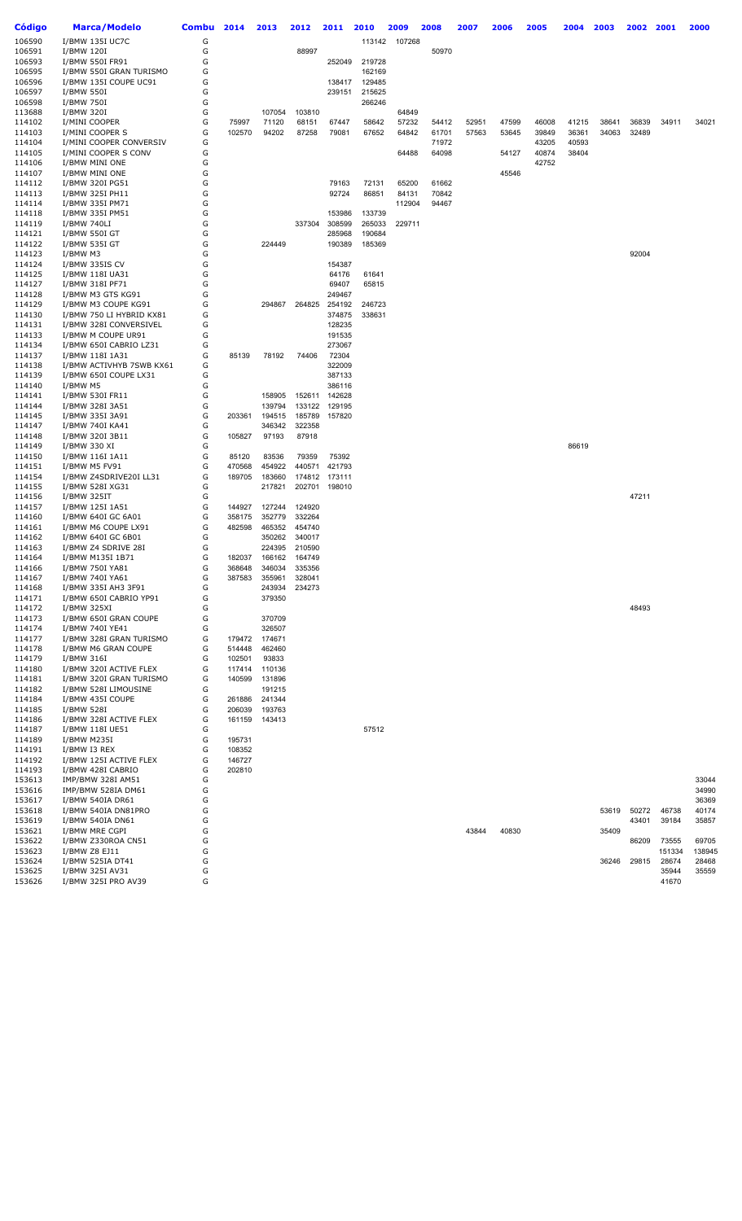| Código | Marca/Modelo | Combu | 2014 | 2013 | 2012 | 2011 | 2010 | 2009 | 2008 | 2007 | 2006 | 2005 | 2004 | 2003 | 2002 | 2001 | 2000 |
|---|---|---|---|---|---|---|---|---|---|---|---|---|---|---|---|---|---|
| 106590 | I/BMW 135I UC7C | G | | | | | 113142 | 107268 | | | | | | | | | |
| 106591 | I/BMW 120I | G | | | 88997 | | | | 50970 | | | | | | | | |
| 106593 | I/BMW 550I FR91 | G | | | | 252049 | 219728 | | | | | | | | | | |
| 106595 | I/BMW 550I GRAN TURISMO | G | | | | | 162169 | | | | | | | | | | |
| 106596 | I/BMW 135I COUPE UC91 | G | | | | 138417 | 129485 | | | | | | | | | | |
| 106597 | I/BMW 550I | G | | | | 239151 | 215625 | | | | | | | | | | |
| 106598 | I/BMW 750I | G | | | | | 266246 | | | | | | | | | | |
| 113688 | I/BMW 320I | G | | 107054 | 103810 | | | 64849 | | | | | | | | | |
| 114102 | I/MINI COOPER | G | 75997 | 71120 | 68151 | 67447 | 58642 | 57232 | 54412 | 52951 | 47599 | 46008 | 41215 | 38641 | 36839 | 34911 | 34021 |
| 114103 | I/MINI COOPER S | G | 102570 | 94202 | 87258 | 79081 | 67652 | 64842 | 61701 | 57563 | 53645 | 39849 | 36361 | 34063 | 32489 | | |
| 114104 | I/MINI COOPER CONVERSIV | G | | | | | | | 71972 | | | 43205 | 40593 | | | | |
| 114105 | I/MINI COOPER S CONV | G | | | | | | 64488 | 64098 | | 54127 | 40874 | 38404 | | | | |
| 114106 | I/BMW MINI ONE | G | | | | | | | | | | 42752 | | | | | |
| 114107 | I/BMW MINI ONE | G | | | | | | | | | 45546 | | | | | | |
| 114112 | I/BMW 320I PG51 | G | | | | 79163 | 72131 | 65200 | 61662 | | | | | | | | |
| 114113 | I/BMW 325I PH11 | G | | | | 92724 | 86851 | 84131 | 70842 | | | | | | | | |
| 114114 | I/BMW 335I PM71 | G | | | | | | 112904 | 94467 | | | | | | | | |
| 114118 | I/BMW 335I PM51 | G | | | | 153986 | 133739 | | | | | | | | | | |
| 114119 | I/BMW 740LI | G | | | 337304 | 308599 | 265033 | 229711 | | | | | | | | | |
| 114121 | I/BMW 550I GT | G | | | | 285968 | 190684 | | | | | | | | | | |
| 114122 | I/BMW 535I GT | G | | 224449 | | 190389 | 185369 | | | | | | | | | | |
| 114123 | I/BMW M3 | G | | | | | | | | | | | | | 92004 | | |
| 114124 | I/BMW 335IS CV | G | | | | 154387 | | | | | | | | | | | |
| 114125 | I/BMW 118I UA31 | G | | | | 64176 | 61641 | | | | | | | | | | |
| 114127 | I/BMW 318I PF71 | G | | | | 69407 | 65815 | | | | | | | | | | |
| 114128 | I/BMW M3 GTS KG91 | G | | | | 249467 | | | | | | | | | | | |
| 114129 | I/BMW M3 COUPE KG91 | G | | 294867 | 264825 | 254192 | 246723 | | | | | | | | | | |
| 114130 | I/BMW 750 LI HYBRID KX81 | G | | | | 374875 | 338631 | | | | | | | | | | |
| 114131 | I/BMW 328I CONVERSIVEL | G | | | | 128235 | | | | | | | | | | | |
| 114133 | I/BMW M COUPE UR91 | G | | | | 191535 | | | | | | | | | | | |
| 114134 | I/BMW 650I CABRIO LZ31 | G | | | | 273067 | | | | | | | | | | | |
| 114137 | I/BMW 118I 1A31 | G | 85139 | 78192 | 74406 | 72304 | | | | | | | | | | | |
| 114138 | I/BMW ACTIVHYB 7SWB KX61 | G | | | | 322009 | | | | | | | | | | | |
| 114139 | I/BMW 650I COUPE LX31 | G | | | | 387133 | | | | | | | | | | | |
| 114140 | I/BMW M5 | G | | | | 386116 | | | | | | | | | | | |
| 114141 | I/BMW 530I FR11 | G | | 158905 | 152611 | 142628 | | | | | | | | | | | |
| 114144 | I/BMW 328I 3A51 | G | | 139794 | 133122 | 129195 | | | | | | | | | | | |
| 114145 | I/BMW 335I 3A91 | G | 203361 | 194515 | 185789 | 157820 | | | | | | | | | | | |
| 114147 | I/BMW 740I KA41 | G | | 346342 | 322358 | | | | | | | | | | | | |
| 114148 | I/BMW 320I 3B11 | G | 105827 | 97193 | 87918 | | | | | | | | | | | | |
| 114149 | I/BMW 330 XI | G | | | | | | | | | | | 86619 | | | | |
| 114150 | I/BMW 116I 1A11 | G | 85120 | 83536 | 79359 | 75392 | | | | | | | | | | | |
| 114151 | I/BMW M5 FV91 | G | 470568 | 454922 | 440571 | 421793 | | | | | | | | | | | |
| 114154 | I/BMW Z4SDRIVE20I LL31 | G | 189705 | 183660 | 174812 | 173111 | | | | | | | | | | | |
| 114155 | I/BMW 528I XG31 | G | | 217821 | 202701 | 198010 | | | | | | | | | | | |
| 114156 | I/BMW 325IT | G | | | | | | | | | | | | | 47211 | | |
| 114157 | I/BMW 125I 1A51 | G | 144927 | 127244 | 124920 | | | | | | | | | | | | |
| 114160 | I/BMW 640I GC 6A01 | G | 358175 | 352779 | 332264 | | | | | | | | | | | | |
| 114161 | I/BMW M6 COUPE LX91 | G | 482598 | 465352 | 454740 | | | | | | | | | | | | |
| 114162 | I/BMW 640I GC 6B01 | G | | 350262 | 340017 | | | | | | | | | | | | |
| 114163 | I/BMW Z4 SDRIVE 28I | G | | 224395 | 210590 | | | | | | | | | | | | |
| 114164 | I/BMW M135I 1B71 | G | 182037 | 166162 | 164749 | | | | | | | | | | | | |
| 114166 | I/BMW 750I YA81 | G | 368648 | 346034 | 335356 | | | | | | | | | | | | |
| 114167 | I/BMW 740I YA61 | G | 387583 | 355961 | 328041 | | | | | | | | | | | | |
| 114168 | I/BMW 335I AH3 3F91 | G | | 243934 | 234273 | | | | | | | | | | | | |
| 114171 | I/BMW 650I CABRIO YP91 | G | | 379350 | | | | | | | | | | | | | |
| 114172 | I/BMW 325XI | G | | | | | | | | | | | | | 48493 | | |
| 114173 | I/BMW 650I GRAN COUPE | G | | 370709 | | | | | | | | | | | | | |
| 114174 | I/BMW 740I YE41 | G | | 326507 | | | | | | | | | | | | | |
| 114177 | I/BMW 328I GRAN TURISMO | G | 179472 | 174671 | | | | | | | | | | | | | |
| 114178 | I/BMW M6 GRAN COUPE | G | 514448 | 462460 | | | | | | | | | | | | | |
| 114179 | I/BMW 316I | G | 102501 | 93833 | | | | | | | | | | | | | |
| 114180 | I/BMW 320I ACTIVE FLEX | G | 117414 | 110136 | | | | | | | | | | | | | |
| 114181 | I/BMW 320I GRAN TURISMO | G | 140599 | 131896 | | | | | | | | | | | | | |
| 114182 | I/BMW 528I LIMOUSINE | G | | 191215 | | | | | | | | | | | | | |
| 114184 | I/BMW 435I COUPE | G | 261886 | 241344 | | | | | | | | | | | | | |
| 114185 | I/BMW 528I | G | 206039 | 193763 | | | | | | | | | | | | | |
| 114186 | I/BMW 328I ACTIVE FLEX | G | 161159 | 143413 | | | | | | | | | | | | | |
| 114187 | I/BMW 118I UE51 | G | | | | | 57512 | | | | | | | | | | |
| 114189 | I/BMW M235I | G | 195731 | | | | | | | | | | | | | | |
| 114191 | I/BMW I3 REX | G | 108352 | | | | | | | | | | | | | | |
| 114192 | I/BMW 125I ACTIVE FLEX | G | 146727 | | | | | | | | | | | | | | |
| 114193 | I/BMW 428I CABRIO | G | 202810 | | | | | | | | | | | | | | |
| 153613 | IMP/BMW 328I AM51 | G | | | | | | | | | | | | | | | 33044 |
| 153616 | IMP/BMW 528IA DM61 | G | | | | | | | | | | | | | | | 34990 |
| 153617 | I/BMW 540IA DR61 | G | | | | | | | | | | | | | | | 36369 |
| 153618 | I/BMW 540IA DN81PRO | G | | | | | | | | | | | | 53619 | 50272 | 46738 | 40174 |
| 153619 | I/BMW 540IA DN61 | G | | | | | | | | | | | | | 43401 | 39184 | 35857 |
| 153621 | I/BMW MRE CGPI | G | | | | | | | | 43844 | 40830 | | | 35409 | | | |
| 153622 | I/BMW Z330ROA CN51 | G | | | | | | | | | | | | | 86209 | 73555 | 69705 |
| 153623 | I/BMW Z8 EJ11 | G | | | | | | | | | | | | | | 151334 | 138945 |
| 153624 | I/BMW 525IA DT41 | G | | | | | | | | | | | | 36246 | 29815 | 28674 | 28468 |
| 153625 | I/BMW 325I AV31 | G | | | | | | | | | | | | | | 35944 | 35559 |
| 153626 | I/BMW 325I PRO AV39 | G | | | | | | | | | | | | | | 41670 | |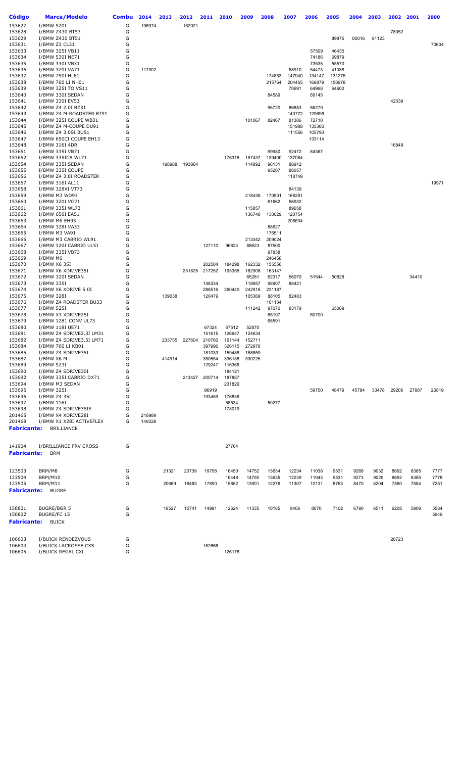| Código | Marca/Modelo | Combu | 2014 | 2013 | 2012 | 2011 | 2010 | 2009 | 2008 | 2007 | 2006 | 2005 | 2004 | 2003 | 2002 | 2001 | 2000 |
|---|---|---|---|---|---|---|---|---|---|---|---|---|---|---|---|---|---|
| 153627 | I/BMW 520I | G | 196974 | | 152921 | | | | | | | | | | | | |
| 153628 | I/BMW Z430 BT53 | G | | | | | | | | | | | | | 78052 | | |
| 153629 | I/BMW Z430 BT51 | G | | | | | | | | | | 89875 | 85016 | 81123 | | | |
| 153631 | I/BMW Z3 CL31 | G | | | | | | | | | | | | | | | 70604 |
| 153633 | I/BMW 325I VB11 | G | | | | | | | | | 57509 | 46435 | | | | | |
| 153634 | I/BMW 530I NE71 | G | | | | | | | | | 74186 | 69879 | | | | | |
| 153635 | I/BMW 330I VB31 | G | | | | | | | | | 73535 | 55570 | | | | | |
| 153636 | I/BMW 320I VA71 | G | 117302 | | | | | | | 58910 | 54473 | 41088 | | | | | |
| 153637 | I/BMW 750I HL81 | G | | | | | | | 174853 | 147940 | 134147 | 131275 | | | | | |
| 153638 | I/BMW 760 LI NH01 | G | | | | | | | 215764 | 204455 | 168879 | 150978 | | | | | |
| 153639 | I/BMW 325I TO VS11 | G | | | | | | | | 70691 | 64968 | 64600 | | | | | |
| 153640 | I/BMW 330I SEDAN | G | | | | | | | 84589 | | 69145 | | | | | | |
| 153641 | I/BMW 330I EV53 | G | | | | | | | | | | | | | 42539 | | |
| 153642 | I/BMW Z4 2.0I BZ31 | G | | | | | | | 96720 | 86853 | 86279 | | | | | | |
| 153643 | I/BMW Z4 M-ROADSTER BT91 | G | | | | | | | | 143772 | 129696 | | | | | | |
| 153644 | I/BMW 325I COUPE WB31 | G | | | | | | 101067 | 82467 | 81386 | 72710 | | | | | | |
| 153645 | I/BMW Z4 M-COUPE DU91 | G | | | | | | | | 151988 | 135360 | | | | | | |
| 153646 | I/BMW Z4 3.0SI BU51 | G | | | | | | | | 111556 | 105793 | | | | | | |
| 153647 | I/BMW 650CI COUPE EH13 | G | | | | | | | | | 133114 | | | | | | |
| 153648 | I/BMW 316I 4DR | G | | | | | | | | | | | | | 16849 | | |
| 153651 | I/BMW 335I VB71 | G | | | | | | | 99980 | 92472 | 84367 | | | | | | |
| 153652 | I/BMW 335ICA WL71 | G | | | | | 176316 | 157437 | 139400 | 137084 | | | | | | | |
| 153654 | I/BMW 335I SEDAN | G | | 198988 | 193864 | | | 114892 | 96131 | 88912 | | | | | | | |
| 153655 | I/BMW 335I COUPE | G | | | | | | | 95207 | 88057 | | | | | | | |
| 153656 | I/BMW Z4 3.0I ROADSTER | G | | | | | | | | 118749 | | | | | | | |
| 153657 | I/BMW 316I AL11 | G | | | | | | | | | | | | | | | 19971 |
| 153658 | I/BMW 328XI VT73 | G | | | | | | | | 84139 | | | | | | | |
| 153659 | I/BMW M3 WD91 | G | | | | | | 218438 | 170501 | 166291 | | | | | | | |
| 153660 | I/BMW 320I VG71 | G | | | | | | | 61662 | 56932 | | | | | | | |
| 153661 | I/BMW 335I WL73 | G | | | | | | 115857 | | 89658 | | | | | | | |
| 153662 | I/BMW 650I EA51 | G | | | | | | 136748 | 130029 | 120754 | | | | | | | |
| 153663 | I/BMW M6 EH93 | G | | | | | | | | 206634 | | | | | | | |
| 153664 | I/BMW 328I VA33 | G | | | | | | | 88627 | | | | | | | | |
| 153665 | I/BMW M3 VA91 | G | | | | | | | 176511 | | | | | | | | |
| 153666 | I/BMW M3 CABRIO WL91 | G | | | | | | 213342 | 209024 | | | | | | | | |
| 153667 | I/BMW 120I CABRIO UL51 | G | | | | 127110 | 96824 | 88623 | 87500 | | | | | | | | |
| 153668 | I/BMW 335I VB73 | G | | | | | | | 97838 | | | | | | | | |
| 153669 | I/BMW M6 | G | | | | | | | 246458 | | | | | | | | |
| 153670 | I/BMW X6 35I | G | | | | 202504 | 184298 | 162332 | 155556 | | | | | | | | |
| 153671 | I/BMW X6 XDRIVE35I | G | | | 231825 | 217252 | 193355 | 182908 | 163147 | | | | | | | | |
| 153672 | I/BMW 320I SEDAN | G | | | | | | 65281 | 62317 | 56079 | 51544 | 50828 | | | | 34410 | |
| 153673 | I/BMW 335I | G | | | | 148334 | | 118957 | 98907 | 88421 | | | | | | | |
| 153674 | I/BMW X6 XDRIVE 5.0I | G | | | | 288516 | 260440 | 242916 | 231187 | | | | | | | | |
| 153675 | I/BMW 328I | G | | 139038 | | 120479 | | 105369 | 88105 | 82483 | | | | | | | |
| 153676 | I/BMW Z4 ROADSTER BU33 | G | | | | | | | 101134 | | | | | | | | |
| 153677 | I/BMW 525I | G | | | | | | 111242 | 97070 | 83179 | | 65089 | | | | | |
| 153678 | I/BMW X3 XDRIVE25I | G | | | | | | | 85197 | | 60700 | | | | | | |
| 153679 | I/BMW 1281 CONV UL73 | G | | | | | | | 68591 | | | | | | | | |
| 153680 | I/BMW 118I UE71 | G | | | | 67324 | 57512 | 52870 | | | | | | | | | |
| 153681 | I/BMW Z4 SDRIVE2.3I LM31 | G | | | | 151615 | 126647 | 124634 | | | | | | | | | |
| 153682 | I/BMW Z4 SDRIVE3.5I LM71 | G | | 233755 | 227604 | 210760 | 161144 | 152711 | | | | | | | | | |
| 153684 | I/BMW 760 LI KB01 | G | | | | 397996 | 326115 | 272978 | | | | | | | | | |
| 153685 | I/BMW Z4 SDRIVE35I | G | | | | 181033 | 159488 | 158859 | | | | | | | | | |
| 153687 | I/BMW X6 M | G | | 414914 | | 350554 | 336188 | 330225 | | | | | | | | | |
| 153689 | I/BMW 523I | G | | | | 129247 | 116366 | | | | | | | | | | |
| 153690 | I/BMW Z4 SDRIVE30I | G | | | | | 184121 | | | | | | | | | | |
| 153692 | I/BMW 335I CABRIO DX71 | G | | | 213427 | 200714 | 187887 | | | | | | | | | | |
| 153694 | I/BMW M3 SEDAN | G | | | | | 231829 | | | | | | | | | | |
| 153695 | I/BMW 325I | G | | | | 96919 | | | | | 59750 | 48479 | 45794 | 30478 | 29206 | 27987 | 26819 |
| 153696 | I/BMW Z4 35I | G | | | | 193459 | 176836 | | | | | | | | | | |
| 153697 | I/BMW 116I | G | | | | | 58534 | | 50277 | | | | | | | | |
| 153698 | I/BMW Z4 SDRIVE35IS | G | | | | | 178019 | | | | | | | | | | |
| 201465 | I/BMW X4 XDRIVE28I | G | 216989 | | | | | | | | | | | | | | |
| 201468 | I/BMW X1 X28I ACTIVEFLEX | G | 149328 | | | | | | | | | | | | | | |
| **Fabricante:** | BRILLIANCE | | | | | | | | | | | | | | | | |
| 141904 | I/BRILLIANCE FRV CROSS | G | | | | | 27764 | | | | | | | | | | |
| **Fabricante:** | BRM | | | | | | | | | | | | | | | | |
| 123503 | BRM/M8 | G | | 21321 | 20739 | 19758 | 16450 | 14752 | 13634 | 12234 | 11038 | 9531 | 9268 | 9032 | 8692 | 8385 | 7777 |
| 123504 | BRM/M10 | G | | | | | 16448 | 14750 | 13635 | 12239 | 11043 | 9531 | 9273 | 9029 | 8692 | 8385 | 7778 |
| 123505 | BRM/M11 | G | | 20689 | 18483 | 17890 | 15652 | 13901 | 12276 | 11307 | 10131 | 8783 | 8470 | 8204 | 7880 | 7584 | 7251 |
| **Fabricante:** | BUGRE | | | | | | | | | | | | | | | | |
| 150801 | BUGRE/BGR 5 | G | | 16527 | 15741 | 14991 | 12624 | 11335 | 10185 | 9406 | 8070 | 7102 | 6790 | 6511 | 6208 | 5909 | 5584 |
| 150802 | BUGRE/FC 15 | G | | | | | | | | | | | | | | | 5949 |
| **Fabricante:** | BUICK | | | | | | | | | | | | | | | | |
| 106603 | I/BUICK RENDEZVOUS | G | | | | | | | | | | | | | 28723 | | |
| 106604 | I/BUICK LACROSSE CXS | G | | | | 152666 | | | | | | | | | | | |
| 106605 | I/BUICK REGAL CXL | G | | | | | 126178 | | | | | | | | | | |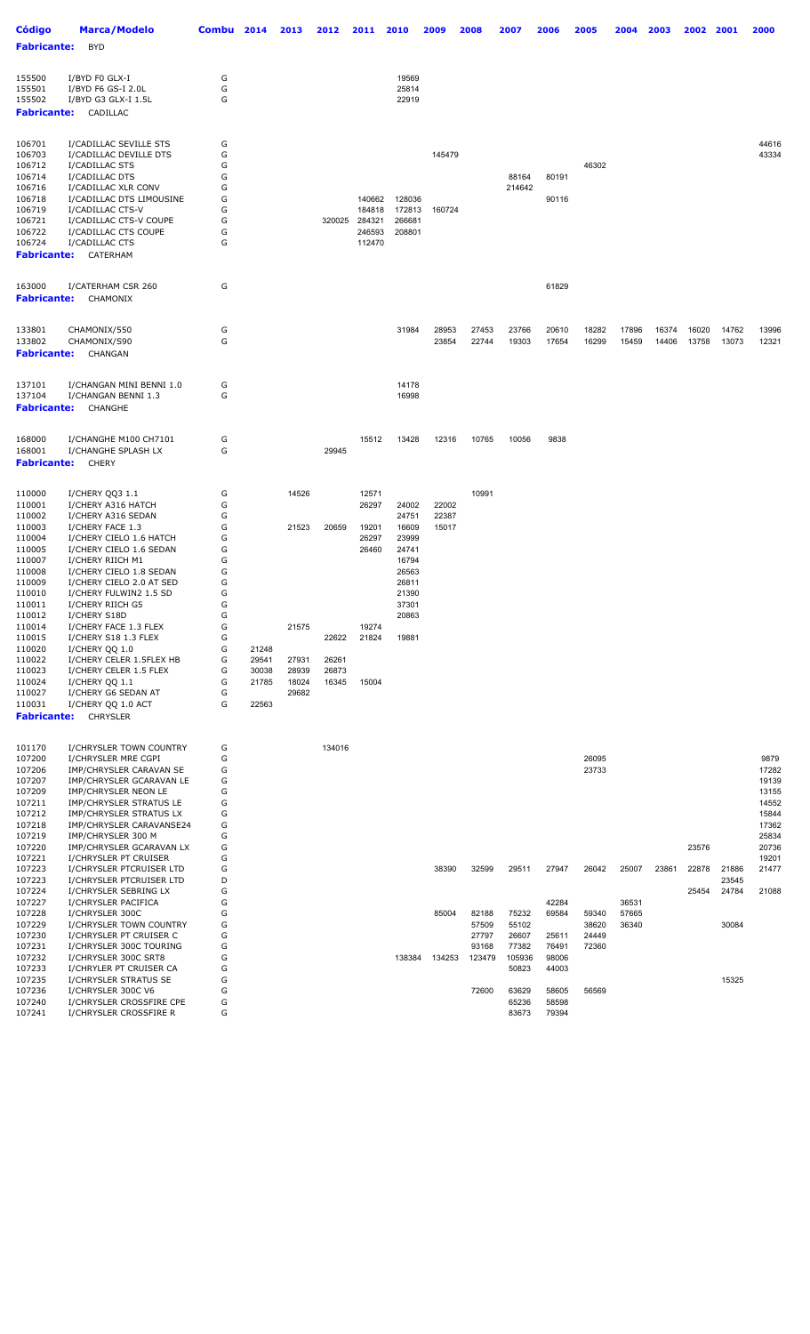| Código | Marca/Modelo | Combu | 2014 | 2013 | 2012 | 2011 | 2010 | 2009 | 2008 | 2007 | 2006 | 2005 | 2004 | 2003 | 2002 | 2001 | 2000 |
|---|---|---|---|---|---|---|---|---|---|---|---|---|---|---|---|---|---|
| **Fabricante:** | BYD | | | | | | | | | | | | | | | | |
| 155500 | I/BYD F0 GLX-I | G | | | | | 19569 | | | | | | | | | | |
| 155501 | I/BYD F6 GS-I 2.0L | G | | | | | 25814 | | | | | | | | | | |
| 155502 | I/BYD G3 GLX-I 1.5L | G | | | | | 22919 | | | | | | | | | | |
| **Fabricante:** | CADILLAC | | | | | | | | | | | | | | | | |
| 106701 | I/CADILLAC SEVILLE STS | G | | | | | | | | | | | | | | | 44616 |
| 106703 | I/CADILLAC DEVILLE DTS | G | | | | | | 145479 | | | | | | | | | 43334 |
| 106712 | I/CADILLAC STS | G | | | | | | | | | | 46302 | | | | | |
| 106714 | I/CADILLAC DTS | G | | | | | | | | 88164 | 80191 | | | | | | |
| 106716 | I/CADILLAC XLR CONV | G | | | | | | | | 214642 | | | | | | | |
| 106718 | I/CADILLAC DTS LIMOUSINE | G | | | | 140662 | 128036 | | | | 90116 | | | | | | |
| 106719 | I/CADILLAC CTS-V | G | | | | 184818 | 172813 | 160724 | | | | | | | | | |
| 106721 | I/CADILLAC CTS-V COUPE | G | | | 320025 | 284321 | 266681 | | | | | | | | | | |
| 106722 | I/CADILLAC CTS COUPE | G | | | | 246593 | 208801 | | | | | | | | | | |
| 106724 | I/CADILLAC CTS | G | | | | 112470 | | | | | | | | | | | |
| **Fabricante:** | CATERHAM | | | | | | | | | | | | | | | | |
| 163000 | I/CATERHAM CSR 260 | G | | | | | | | | | 61829 | | | | | | |
| **Fabricante:** | CHAMONIX | | | | | | | | | | | | | | | | |
| 133801 | CHAMONIX/550 | G | | | | | 31984 | 28953 | 27453 | 23766 | 20610 | 18282 | 17896 | 16374 | 16020 | 14762 | 13996 |
| 133802 | CHAMONIX/S90 | G | | | | | | 23854 | 22744 | 19303 | 17654 | 16299 | 15459 | 14406 | 13758 | 13073 | 12321 |
| **Fabricante:** | CHANGAN | | | | | | | | | | | | | | | | |
| 137101 | I/CHANGAN MINI BENNI 1.0 | G | | | | | 14178 | | | | | | | | | | |
| 137104 | I/CHANGAN BENNI 1.3 | G | | | | | 16998 | | | | | | | | | | |
| **Fabricante:** | CHANGHE | | | | | | | | | | | | | | | | |
| 168000 | I/CHANGHE M100 CH7101 | G | | | | 15512 | 13428 | 12316 | 10765 | 10056 | 9838 | | | | | | |
| 168001 | I/CHANGHE SPLASH LX | G | | | 29945 | | | | | | | | | | | | |
| **Fabricante:** | CHERY | | | | | | | | | | | | | | | | |
| 110000 | I/CHERY QQ3 1.1 | G | | 14526 | | 12571 | | | 10991 | | | | | | | | |
| 110001 | I/CHERY A316 HATCH | G | | | | 26297 | 24002 | 22002 | | | | | | | | | |
| 110002 | I/CHERY A316 SEDAN | G | | | | | 24751 | 22387 | | | | | | | | | |
| 110003 | I/CHERY FACE 1.3 | G | | 21523 | 20659 | 19201 | 16609 | 15017 | | | | | | | | | |
| 110004 | I/CHERY CIELO 1.6 HATCH | G | | | | 26297 | 23999 | | | | | | | | | | |
| 110005 | I/CHERY CIELO 1.6 SEDAN | G | | | | 26460 | 24741 | | | | | | | | | | |
| 110007 | I/CHERY RIICH M1 | G | | | | | 16794 | | | | | | | | | | |
| 110008 | I/CHERY CIELO 1.8 SEDAN | G | | | | | 26563 | | | | | | | | | | |
| 110009 | I/CHERY CIELO 2.0 AT SED | G | | | | | 26811 | | | | | | | | | | |
| 110010 | I/CHERY FULWIN2 1.5 SD | G | | | | | 21390 | | | | | | | | | | |
| 110011 | I/CHERY RIICH G5 | G | | | | | 37301 | | | | | | | | | | |
| 110012 | I/CHERY S18D | G | | | | | 20863 | | | | | | | | | | |
| 110014 | I/CHERY FACE 1.3 FLEX | G | | 21575 | | 19274 | | | | | | | | | | | |
| 110015 | I/CHERY S18 1.3 FLEX | G | | | 22622 | 21824 | 19881 | | | | | | | | | | |
| 110020 | I/CHERY QQ 1.0 | G | 21248 | | | | | | | | | | | | | | |
| 110022 | I/CHERY CELER 1.5FLEX HB | G | 29541 | 27931 | 26261 | | | | | | | | | | | | |
| 110023 | I/CHERY CELER 1.5 FLEX | G | 30038 | 28939 | 26873 | | | | | | | | | | | | |
| 110024 | I/CHERY QQ 1.1 | G | 21785 | 18024 | 16345 | 15004 | | | | | | | | | | | |
| 110027 | I/CHERY G6 SEDAN AT | G | | 29682 | | | | | | | | | | | | | |
| 110031 | I/CHERY QQ 1.0 ACT | G | 22563 | | | | | | | | | | | | | | |
| **Fabricante:** | CHRYSLER | | | | | | | | | | | | | | | | |
| 101170 | I/CHRYSLER TOWN COUNTRY | G | | | 134016 | | | | | | | | | | | | |
| 107200 | I/CHRYSLER MRE CGPI | G | | | | | | | | | | 26095 | | | | | 9879 |
| 107206 | IMP/CHRYSLER CARAVAN SE | G | | | | | | | | | | 23733 | | | | | 17282 |
| 107207 | IMP/CHRYSLER GCARAVAN LE | G | | | | | | | | | | | | | | | 19139 |
| 107209 | IMP/CHRYSLER NEON LE | G | | | | | | | | | | | | | | | 13155 |
| 107211 | IMP/CHRYSLER STRATUS LE | G | | | | | | | | | | | | | | | 14552 |
| 107212 | IMP/CHRYSLER STRATUS LX | G | | | | | | | | | | | | | | | 15844 |
| 107218 | IMP/CHRYSLER CARAVANSE24 | G | | | | | | | | | | | | | | | 17362 |
| 107219 | IMP/CHRYSLER 300 M | G | | | | | | | | | | | | | | | 25834 |
| 107220 | IMP/CHRYSLER GCARAVAN LX | G | | | | | | | | | | | | | 23576 | | 20736 |
| 107221 | I/CHRYSLER PT CRUISER | G | | | | | | | | | | | | | | | 19201 |
| 107223 | I/CHRYSLER PTCRUISER LTD | G | | | | | | 38390 | 32599 | 29511 | 27947 | 26042 | 25007 | 23861 | 22878 | 21886 | 21477 |
| 107223 | I/CHRYSLER PTCRUISER LTD | D | | | | | | | | | | | | | | 23545 | |
| 107224 | I/CHRYSLER SEBRING LX | G | | | | | | | | | | | | | 25454 | 24784 | 21088 |
| 107227 | I/CHRYSLER PACIFICA | G | | | | | | | | | 42284 | | 36531 | | | | |
| 107228 | I/CHRYSLER 300C | G | | | | | | 85004 | 82188 | 75232 | 69584 | 59340 | 57665 | | | | |
| 107229 | I/CHRYSLER TOWN COUNTRY | G | | | | | | | 57509 | 55102 | | 38620 | 36340 | | | 30084 | |
| 107230 | I/CHRYSLER PT CRUISER C | G | | | | | | | 27797 | 26607 | 25611 | 24449 | | | | | |
| 107231 | I/CHRYSLER 300C TOURING | G | | | | | | | 93168 | 77382 | 76491 | 72360 | | | | | |
| 107232 | I/CHRYSLER 300C SRT8 | G | | | | | 138384 | 134253 | 123479 | 105936 | 98006 | | | | | | |
| 107233 | I/CHRYLER PT CRUISER CA | G | | | | | | | | 50823 | 44003 | | | | | | |
| 107235 | I/CHRYSLER STRATUS SE | G | | | | | | | | | | | | | | 15325 | |
| 107236 | I/CHRYSLER 300C V6 | G | | | | | | | 72600 | 63629 | 58605 | 56569 | | | | | |
| 107240 | I/CHRYSLER CROSSFIRE CPE | G | | | | | | | | 65236 | 58598 | | | | | | |
| 107241 | I/CHRYSLER CROSSFIRE R | G | | | | | | | | 83673 | 79394 | | | | | | |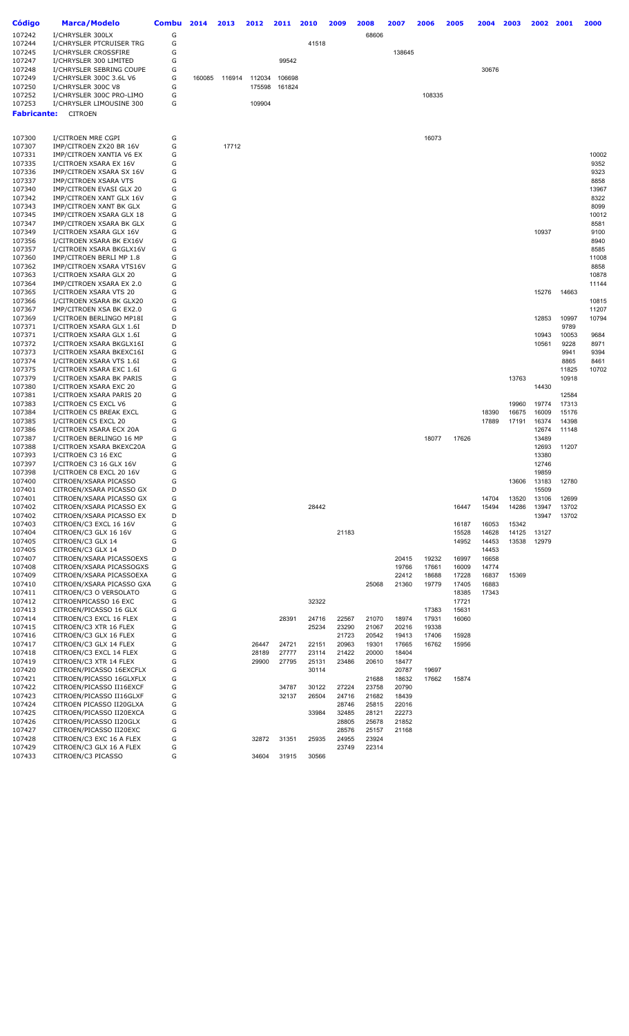| Código | Marca/Modelo | Combu | 2014 | 2013 | 2012 | 2011 | 2010 | 2009 | 2008 | 2007 | 2006 | 2005 | 2004 | 2003 | 2002 | 2001 | 2000 |
|---|---|---|---|---|---|---|---|---|---|---|---|---|---|---|---|---|---|
| 107242 | I/CHRYSLER 300LX | G | | | | | | | 68606 | | | | | | | | |
| 107244 | I/CHRYSLER PTCRUISER TRG | G | | | | | 41518 | | | | | | | | | | |
| 107245 | I/CHRYSLER CROSSFIRE | G | | | | | | | | 138645 | | | | | | | |
| 107247 | I/CHRYSLER 300 LIMITED | G | | | | 99542 | | | | | | | | | | | |
| 107248 | I/CHRYSLER SEBRING COUPE | G | | | | | | | | | | | 30676 | | | | |
| 107249 | I/CHRYSLER 300C 3.6L V6 | G | 160085 | 116914 | 112034 | 106698 | | | | | | | | | | | |
| 107250 | I/CHRYSLER 300C V8 | G | | | 175598 | 161824 | | | | | | | | | | | |
| 107252 | I/CHRYSLER 300C PRO-LIMO | G | | | | | | | | | 108335 | | | | | | |
| 107253 | I/CHRYSLER LIMOUSINE 300 | G | | | 109904 | | | | | | | | | | | | |

**Fabricante:** CITROEN

| Código | Marca/Modelo | Combu | 2014 | 2013 | 2012 | 2011 | 2010 | 2009 | 2008 | 2007 | 2006 | 2005 | 2004 | 2003 | 2002 | 2001 | 2000 |
|---|---|---|---|---|---|---|---|---|---|---|---|---|---|---|---|---|---|
| 107300 | I/CITROEN MRE CGPI | G | | | | | | | | | 16073 | | | | | | |
| 107307 | IMP/CITROEN ZX20 BR 16V | G | | 17712 | | | | | | | | | | | | | |
| 107331 | IMP/CITROEN XANTIA V6 EX | G | | | | | | | | | | | | | | | 10002 |
| 107335 | I/CITROEN XSARA EX 16V | G | | | | | | | | | | | | | | | 9352 |
| 107336 | IMP/CITROEN XSARA SX 16V | G | | | | | | | | | | | | | | | 9323 |
| 107337 | IMP/CITROEN XSARA VTS | G | | | | | | | | | | | | | | | 8858 |
| 107340 | IMP/CITROEN EVASI GLX 20 | G | | | | | | | | | | | | | | | 13967 |
| 107342 | IMP/CITROEN XANT GLX 16V | G | | | | | | | | | | | | | | | 8322 |
| 107343 | IMP/CITROEN XANT BK GLX | G | | | | | | | | | | | | | | | 8099 |
| 107345 | IMP/CITROEN XSARA GLX 18 | G | | | | | | | | | | | | | | | 10012 |
| 107347 | IMP/CITROEN XSARA BK GLX | G | | | | | | | | | | | | | | | 8581 |
| 107349 | I/CITROEN XSARA GLX 16V | G | | | | | | | | | | | | | 10937 | | 9100 |
| 107356 | I/CITROEN XSARA BK EX16V | G | | | | | | | | | | | | | | | 8940 |
| 107357 | I/CITROEN XSARA BKGLX16V | G | | | | | | | | | | | | | | | 8585 |
| 107360 | IMP/CITROEN BERLI MP 1.8 | G | | | | | | | | | | | | | | | 11008 |
| 107362 | IMP/CITROEN XSARA VTS16V | G | | | | | | | | | | | | | | | 8858 |
| 107363 | I/CITROEN XSARA GLX 20 | G | | | | | | | | | | | | | | | 10878 |
| 107364 | IMP/CITROEN XSARA EX 2.0 | G | | | | | | | | | | | | | | | 11144 |
| 107365 | I/CITROEN XSARA VTS 20 | G | | | | | | | | | | | | | 15276 | 14663 | |
| 107366 | I/CITROEN XSARA BK GLX20 | G | | | | | | | | | | | | | | | 10815 |
| 107367 | IMP/CITROEN XSA BK EX2.0 | G | | | | | | | | | | | | | | | 11207 |
| 107369 | I/CITROEN BERLINGO MP18I | G | | | | | | | | | | | | | 12853 | 10997 | 10794 |
| 107371 | I/CITROEN XSARA GLX 1.6I | D | | | | | | | | | | | | | | 9789 | |
| 107371 | I/CITROEN XSARA GLX 1.6I | G | | | | | | | | | | | | | 10943 | 10053 | 9684 |
| 107372 | I/CITROEN XSARA BKGLX16I | G | | | | | | | | | | | | | 10561 | 9228 | 8971 |
| 107373 | I/CITROEN XSARA BKEXC16I | G | | | | | | | | | | | | | | 9941 | 9394 |
| 107374 | I/CITROEN XSARA VTS 1.6I | G | | | | | | | | | | | | | | 8865 | 8461 |
| 107375 | I/CITROEN XSARA EXC 1.6I | G | | | | | | | | | | | | | | 11825 | 10702 |
| 107379 | I/CITROEN XSARA BK PARIS | G | | | | | | | | | | | | 13763 | | 10918 | |
| 107380 | I/CITROEN XSARA EXC 20 | G | | | | | | | | | | | | | 14430 | | |
| 107381 | I/CITROEN XSARA PARIS 20 | G | | | | | | | | | | | | | | 12584 | |
| 107383 | I/CITROEN C5 EXCL V6 | G | | | | | | | | | | | | 19960 | 19774 | 17313 | |
| 107384 | I/CITROEN C5 BREAK EXCL | G | | | | | | | | | | | 18390 | 16675 | 16009 | 15176 | |
| 107385 | I/CITROEN C5 EXCL 20 | G | | | | | | | | | | | 17889 | 17191 | 16374 | 14398 | |
| 107386 | I/CITROEN XSARA ECX 20A | G | | | | | | | | | | | | | 12674 | 11148 | |
| 107387 | I/CITROEN BERLINGO 16 MP | G | | | | | | | | | 18077 | 17626 | | | 13489 | | |
| 107388 | I/CITROEN XSARA BKEXC20A | G | | | | | | | | | | | | | 12693 | 11207 | |
| 107393 | I/CITROEN C3 16 EXC | G | | | | | | | | | | | | | 13380 | | |
| 107397 | I/CITROEN C3 16 GLX 16V | G | | | | | | | | | | | | | 12746 | | |
| 107398 | I/CITROEN C8 EXCL 20 16V | G | | | | | | | | | | | | | 19859 | | |
| 107400 | CITROEN/XSARA PICASSO | G | | | | | | | | | | | | 13606 | 13183 | 12780 | |
| 107401 | CITROEN/XSARA PICASSO GX | D | | | | | | | | | | | | | 15509 | | |
| 107401 | CITROEN/XSARA PICASSO GX | G | | | | | | | | | | | 14704 | 13520 | 13106 | 12699 | |
| 107402 | CITROEN/XSARA PICASSO EX | G | | | | | 28442 | | | | | 16447 | 15494 | 14286 | 13947 | 13702 | |
| 107402 | CITROEN/XSARA PICASSO EX | D | | | | | | | | | | | | | 13947 | 13702 | |
| 107403 | CITROEN/C3 EXCL 16 16V | G | | | | | | | | | | 16187 | 16053 | 15342 | | | |
| 107404 | CITROEN/C3 GLX 16 16V | G | | | | | | 21183 | | | | 15528 | 14628 | 14125 | 13127 | | |
| 107405 | CITROEN/C3 GLX 14 | G | | | | | | | | | | 14952 | 14453 | 13538 | 12979 | | |
| 107405 | CITROEN/C3 GLX 14 | D | | | | | | | | | | | 14453 | | | | |
| 107407 | CITROEN/XSARA PICASSOEXS | G | | | | | | | | 20415 | 19232 | 16997 | 16658 | | | | |
| 107408 | CITROEN/XSARA PICASSOGXS | G | | | | | | | | 19766 | 17661 | 16009 | 14774 | | | | |
| 107409 | CITROEN/XSARA PICASSOEXA | G | | | | | | | | 22412 | 18688 | 17228 | 16837 | 15369 | | | |
| 107410 | CITROEN/XSARA PICASSO GXA | G | | | | | | | 25068 | 21360 | 19779 | 17405 | 16883 | | | | |
| 107411 | CITROEN/C3 O VERSOLATO | G | | | | | | | | | | 18385 | 17343 | | | | |
| 107412 | CITROENPICASSO 16 EXC | G | | | | | 32322 | | | | | 17721 | | | | | |
| 107413 | CITROEN/PICASSO 16 GLX | G | | | | | | | | | 17383 | 15631 | | | | | |
| 107414 | CITROEN/C3 EXCL 16 FLEX | G | | | | 28391 | 24716 | 22567 | 21070 | 18974 | 17931 | 16060 | | | | | |
| 107415 | CITROEN/C3 XTR 16 FLEX | G | | | | | 25234 | 23290 | 21067 | 20216 | 19338 | | | | | | |
| 107416 | CITROEN/C3 GLX 16 FLEX | G | | | | | | 21723 | 20542 | 19413 | 17406 | 15928 | | | | | |
| 107417 | CITROEN/C3 GLX 14 FLEX | G | | | 26447 | 24721 | 22151 | 20963 | 19301 | 17665 | 16762 | 15956 | | | | | |
| 107418 | CITROEN/C3 EXCL 14 FLEX | G | | | 28189 | 27777 | 23114 | 21422 | 20000 | 18404 | | | | | | | |
| 107419 | CITROEN/C3 XTR 14 FLEX | G | | | 29900 | 27795 | 25131 | 23486 | 20610 | 18477 | | | | | | | |
| 107420 | CITROEN/PICASSO 16EXCFLX | G | | | | | 30114 | | | 20787 | 19697 | | | | | | |
| 107421 | CITROEN/PICASSO 16GLXFLX | G | | | | | | | 21688 | 18632 | 17662 | 15874 | | | | | |
| 107422 | CITROEN/PICASSO II16EXCF | G | | | | 34787 | 30122 | 27224 | 23758 | 20790 | | | | | | | |
| 107423 | CITROEN/PICASSO II16GLXF | G | | | | 32137 | 26504 | 24716 | 21682 | 18439 | | | | | | | |
| 107424 | CITROEN PICASSO II20GLXA | G | | | | | | 28746 | 25815 | 22016 | | | | | | | |
| 107425 | CITROEN/PICASSO II20EXCA | G | | | | | 33984 | 32485 | 28121 | 22273 | | | | | | | |
| 107426 | CITROEN/PICASSO II20GLX | G | | | | | | 28805 | 25678 | 21852 | | | | | | | |
| 107427 | CITROEN/PICASSO II20EXC | G | | | | | | 28576 | 25157 | 21168 | | | | | | | |
| 107428 | CITROEN/C3 EXC 16 A FLEX | G | | | 32872 | 31351 | 25935 | 24955 | 23924 | | | | | | | | |
| 107429 | CITROEN/C3 GLX 16 A FLEX | G | | | | | | 23749 | 22314 | | | | | | | | |
| 107433 | CITROEN/C3 PICASSO | G | | | 34604 | 31915 | 30566 | | | | | | | | | | |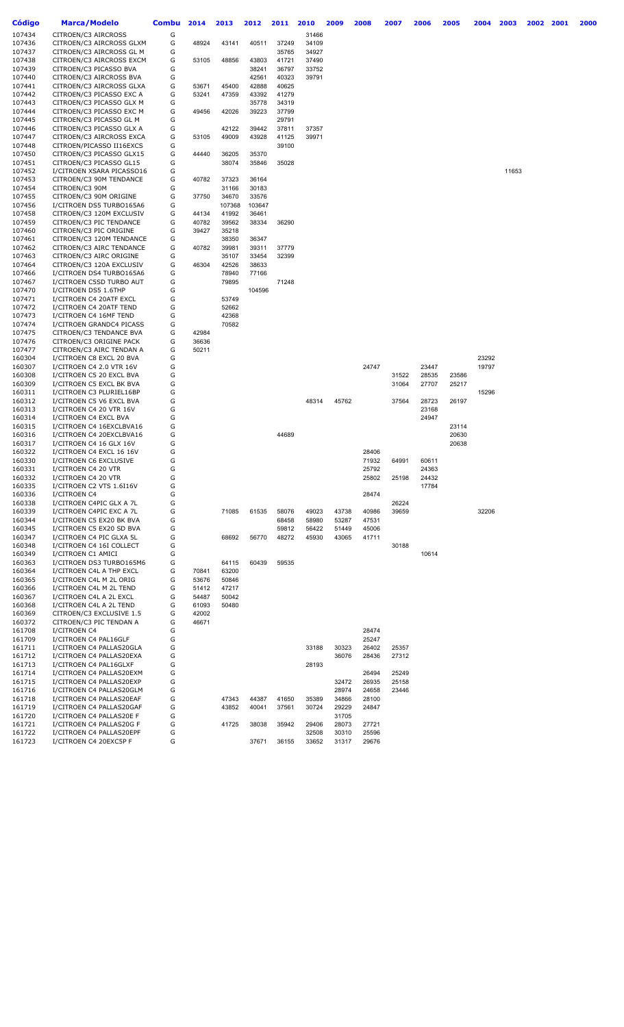| Código | Marca/Modelo | Combu | 2014 | 2013 | 2012 | 2011 | 2010 | 2009 | 2008 | 2007 | 2006 | 2005 | 2004 | 2003 | 2002 | 2001 | 2000 |
|---|---|---|---|---|---|---|---|---|---|---|---|---|---|---|---|---|---|
| 107434 | CITROEN/C3 AIRCROSS | G | | | | | 31466 | | | | | | | | | | |
| 107436 | CITROEN/C3 AIRCROSS GLXM | G | 48924 | 43141 | 40511 | 37249 | 34109 | | | | | | | | | | |
| 107437 | CITROEN/C3 AIRCROSS GL M | G | | | | 35765 | 34927 | | | | | | | | | | |
| 107438 | CITROEN/C3 AIRCROSS EXCM | G | 53105 | 48856 | 43803 | 41721 | 37490 | | | | | | | | | | |
| 107439 | CITROEN/C3 PICASSO BVA | G | | | 38241 | 36797 | 33752 | | | | | | | | | | |
| 107440 | CITROEN/C3 AIRCROSS BVA | G | | | 42561 | 40323 | 39791 | | | | | | | | | | |
| 107441 | CITROEN/C3 AIRCROSS GLXA | G | 53671 | 45400 | 42888 | 40625 | | | | | | | | | | | |
| 107442 | CITROEN/C3 PICASSO EXC A | G | 53241 | 47359 | 43392 | 41279 | | | | | | | | | | | |
| 107443 | CITROEN/C3 PICASSO GLX M | G | | | 35778 | 34319 | | | | | | | | | | | |
| 107444 | CITROEN/C3 PICASSO EXC M | G | 49456 | 42026 | 39223 | 37799 | | | | | | | | | | | |
| 107445 | CITROEN/C3 PICASSO GL M | G | | | | 29791 | | | | | | | | | | | |
| 107446 | CITROEN/C3 PICASSO GLX A | G | | 42122 | 39442 | 37811 | 37357 | | | | | | | | | | |
| 107447 | CITROEN/C3 AIRCROSS EXCA | G | 53105 | 49009 | 43928 | 41125 | 39971 | | | | | | | | | | |
| 107448 | CITROEN/PICASSO II16EXCS | G | | | | 39100 | | | | | | | | | | | |
| 107450 | CITROEN/C3 PICASSO GLX15 | G | 44440 | 36205 | 35370 | | | | | | | | | | | | |
| 107451 | CITROEN/C3 PICASSO GL15 | G | | 38074 | 35846 | 35028 | | | | | | | | | | | |
| 107452 | I/CITROEN XSARA PICASSO16 | G | | | | | | | | | | | | 11653 | | | |
| 107453 | CITROEN/C3 90M TENDANCE | G | 40782 | 37323 | 36164 | | | | | | | | | | | | |
| 107454 | CITROEN/C3 90M | G | | 31166 | 30183 | | | | | | | | | | | | |
| 107455 | CITROEN/C3 90M ORIGINE | G | 37750 | 34670 | 33576 | | | | | | | | | | | | |
| 107456 | I/CITROEN DS5 TURBO165A6 | G | | 107368 | 103647 | | | | | | | | | | | | |
| 107458 | CITROEN/C3 120M EXCLUSIV | G | 44134 | 41992 | 36461 | | | | | | | | | | | | |
| 107459 | CITROEN/C3 PIC TENDANCE | G | 40782 | 39562 | 38334 | 36290 | | | | | | | | | | | |
| 107460 | CITROEN/C3 PIC ORIGINE | G | 39427 | 35218 | | | | | | | | | | | | | |
| 107461 | CITROEN/C3 120M TENDANCE | G | | 38350 | 36347 | | | | | | | | | | | | |
| 107462 | CITROEN/C3 AIRC TENDANCE | G | 40782 | 39981 | 39311 | 37779 | | | | | | | | | | | |
| 107463 | CITROEN/C3 AIRC ORIGINE | G | | 35107 | 33454 | 32399 | | | | | | | | | | | |
| 107464 | CITROEN/C3 120A EXCLUSIV | G | 46304 | 42526 | 38633 | | | | | | | | | | | | |
| 107466 | I/CITROEN DS4 TURBO165A6 | G | | 78940 | 77166 | | | | | | | | | | | | |
| 107467 | I/CITROEN C5SD TURBO AUT | G | | 79895 | | 71248 | | | | | | | | | | | |
| 107470 | I/CITROEN DS5 1.6THP | G | | | 104596 | | | | | | | | | | | | |
| 107471 | I/CITROEN C4 20ATF EXCL | G | | 53749 | | | | | | | | | | | | | |
| 107472 | I/CITROEN C4 20ATF TEND | G | | 52662 | | | | | | | | | | | | | |
| 107473 | I/CITROEN C4 16MF TEND | G | | 42368 | | | | | | | | | | | | | |
| 107474 | I/CITROEN GRANDC4 PICASS | G | | 70582 | | | | | | | | | | | | | |
| 107475 | CITROEN/C3 TENDANCE BVA | G | 42984 | | | | | | | | | | | | | | |
| 107476 | CITROEN/C3 ORIGINE PACK | G | 36636 | | | | | | | | | | | | | | |
| 107477 | CITROEN/C3 AIRC TENDAN A | G | 50211 | | | | | | | | | | | | | | |
| 160304 | I/CITROEN C8 EXCL 20 BVA | G | | | | | | | | | | | 23292 | | | | |
| 160307 | I/CITROEN C4 2.0 VTR 16V | G | | | | | | | 24747 | | 23447 | | 19797 | | | | |
| 160308 | I/CITROEN C5 20 EXCL BVA | G | | | | | | | | 31522 | 28535 | 23586 | | | | | |
| 160309 | I/CITROEN C5 EXCL BK BVA | G | | | | | | | | 31064 | 27707 | 25217 | | | | | |
| 160311 | I/CITROEN C3 PLURIEL16BP | G | | | | | | | | | | | 15296 | | | | |
| 160312 | I/CITROEN C5 V6 EXCL BVA | G | | | | | 48314 | 45762 | | 37564 | 28723 | 26197 | | | | | |
| 160313 | I/CITROEN C4 20 VTR 16V | G | | | | | | | | | 23168 | | | | | | |
| 160314 | I/CITROEN C4 EXCL BVA | G | | | | | | | | | 24947 | | | | | | |
| 160315 | I/CITROEN C4 16EXCLBVA16 | G | | | | | | | | | | 23114 | | | | | |
| 160316 | I/CITROEN C4 20EXCLBVA16 | G | | | | 44689 | | | | | | 20630 | | | | | |
| 160317 | I/CITROEN C4 16 GLX 16V | G | | | | | | | | | | 20638 | | | | | |
| 160322 | I/CITROEN C4 EXCL 16 16V | G | | | | | | | 28406 | | | | | | | | |
| 160330 | I/CITROEN C6 EXCLUSIVE | G | | | | | | | 71932 | 64991 | 60611 | | | | | | |
| 160331 | I/CITROEN C4 20 VTR | G | | | | | | | 25792 | | 24363 | | | | | | |
| 160332 | I/CITROEN C4 20 VTR | G | | | | | | | 25802 | 25198 | 24432 | | | | | | |
| 160335 | I/CITROEN C2 VTS 1.6I16V | G | | | | | | | | | 17784 | | | | | | |
| 160336 | I/CITROEN C4 | G | | | | | | | 28474 | | | | | | | | |
| 160338 | I/CITROEN C4PIC GLX A 7L | G | | | | | | | | 26224 | | | | | | | |
| 160339 | I/CITROEN C4PIC EXC A 7L | G | | 71085 | 61535 | 58076 | 49023 | 43738 | 40986 | 39659 | | | 32206 | | | | |
| 160344 | I/CITROEN C5 EX20 BK BVA | G | | | | 68458 | 58980 | 53287 | 47531 | | | | | | | | |
| 160345 | I/CITROEN C5 EX20 SD BVA | G | | | | 59812 | 56422 | 51449 | 45006 | | | | | | | | |
| 160347 | I/CITROEN C4PIC GLXA 5L | G | | 68692 | 56770 | 48272 | 45930 | 43065 | 41711 | | | | | | | | |
| 160348 | I/CITROEN C4 16I COLLECT | G | | | | | | | | 30188 | | | | | | | |
| 160349 | I/CITROEN C1 AMICI | G | | | | | | | | | 10614 | | | | | | |
| 160363 | I/CITROEN DS3 TURBO165M6 | G | | 64115 | 60439 | 59535 | | | | | | | | | | | |
| 160364 | I/CITROEN C4L A THP EXCL | G | 70841 | 63200 | | | | | | | | | | | | | |
| 160365 | I/CITROEN C4L M 2L ORIG | G | 53676 | 50846 | | | | | | | | | | | | | |
| 160366 | I/CITROEN C4L M 2L TEND | G | 51412 | 47217 | | | | | | | | | | | | | |
| 160367 | I/CITROEN C4L A 2L EXCL | G | 54487 | 50042 | | | | | | | | | | | | | |
| 160368 | I/CITROEN C4L A 2L TEND | G | 61093 | 50480 | | | | | | | | | | | | | |
| 160369 | CITROEN/C3 EXCLUSIVE 1.5 | G | 42002 | | | | | | | | | | | | | | |
| 160372 | CITROEN/C3 PIC TENDAN A | G | 46671 | | | | | | | | | | | | | | |
| 161708 | I/CITROEN C4 | G | | | | | | | 28474 | | | | | | | | |
| 161709 | I/CITROEN C4 PAL16GLF | G | | | | | | | 25247 | | | | | | | | |
| 161711 | I/CITROEN C4 PALLAS20GLA | G | | | | | 33188 | 30323 | 26402 | 25357 | | | | | | | |
| 161712 | I/CITROEN C4 PALLAS20EXA | G | | | | | | 36076 | 28436 | 27312 | | | | | | | |
| 161713 | I/CITROEN C4 PAL16GLXF | G | | | | | 28193 | | | | | | | | | | |
| 161714 | I/CITROEN C4 PALLAS20EXM | G | | | | | | | 26494 | 25249 | | | | | | | |
| 161715 | I/CITROEN C4 PALLAS20EXP | G | | | | | | 32472 | 26935 | 25158 | | | | | | | |
| 161716 | I/CITROEN C4 PALLAS20GLM | G | | | | | | 28974 | 24658 | 23446 | | | | | | | |
| 161718 | I/CITROEN C4 PALLAS20EAF | G | | 47343 | 44387 | 41650 | 35389 | 34866 | 28100 | | | | | | | | |
| 161719 | I/CITROEN C4 PALLAS20GAF | G | | 43852 | 40041 | 37561 | 30724 | 29229 | 24847 | | | | | | | | |
| 161720 | I/CITROEN C4 PALLAS20E F | G | | | | | | 31705 | | | | | | | | | |
| 161721 | I/CITROEN C4 PALLAS20G F | G | | 41725 | 38038 | 35942 | 29406 | 28073 | 27721 | | | | | | | | |
| 161722 | I/CITROEN C4 PALLAS20EPF | G | | | | | 32508 | 30310 | 25596 | | | | | | | | |
| 161723 | I/CITROEN C4 20EXC5P F | G | | | 37671 | 36155 | 33652 | 31317 | 29676 | | | | | | | | |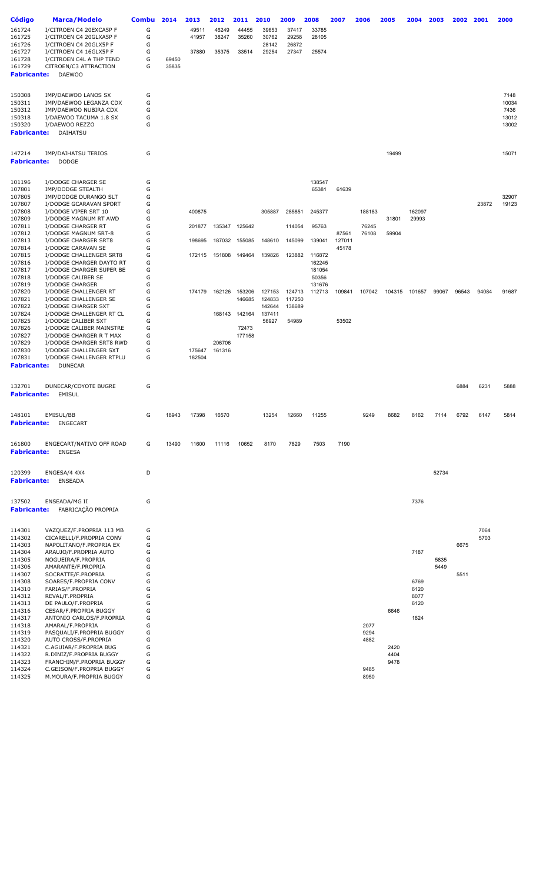| Código | Marca/Modelo | Combu | 2014 | 2013 | 2012 | 2011 | 2010 | 2009 | 2008 | 2007 | 2006 | 2005 | 2004 | 2003 | 2002 | 2001 | 2000 |
|---|---|---|---|---|---|---|---|---|---|---|---|---|---|---|---|---|---|
| 161724 | I/CITROEN C4 20EXCA5P F | G | | 49511 | 46249 | 44455 | 39653 | 37417 | 33785 | | | | | | | | |
| 161725 | I/CITROEN C4 20GLXA5P F | G | | 41957 | 38247 | 35260 | 30762 | 29258 | 28105 | | | | | | | | |
| 161726 | I/CITROEN C4 20GLX5P F | G | | | | | 28142 | 26872 | | | | | | | | | |
| 161727 | I/CITROEN C4 16GLX5P F | G | | 37880 | 35375 | 33514 | 29254 | 27347 | 25574 | | | | | | | | |
| 161728 | I/CITROEN C4L A THP TEND | G | 69450 | | | | | | | | | | | | | | |
| 161729 | CITROEN/C3 ATTRACTION | G | 35835 | | | | | | | | | | | | | | |
| **Fabricante:** | DAEWOO | | | | | | | | | | | | | | | | |
| 150308 | IMP/DAEWOO LANOS SX | G | | | | | | | | | | | | | | | 7148 |
| 150311 | IMP/DAEWOO LEGANZA CDX | G | | | | | | | | | | | | | | | 10034 |
| 150312 | IMP/DAEWOO NUBIRA CDX | G | | | | | | | | | | | | | | | 7436 |
| 150318 | I/DAEWOO TACUMA 1.8 SX | G | | | | | | | | | | | | | | | 13012 |
| 150320 | I/DAEWOO REZZO | G | | | | | | | | | | | | | | | 13002 |
| **Fabricante:** | DAIHATSU | | | | | | | | | | | | | | | | |
| 147214 | IMP/DAIHATSU TERIOS | G | | | | | | | | | | 19499 | | | | | 15071 |
| **Fabricante:** | DODGE | | | | | | | | | | | | | | | | |
| 101196 | I/DODGE CHARGER SE | G | | | | | | | 138547 | | | | | | | | |
| 107801 | IMP/DODGE STEALTH | G | | | | | | | 65381 | 61639 | | | | | | | |
| 107805 | IMP/DODGE DURANGO SLT | G | | | | | | | | | | | | | | | 32907 |
| 107807 | I/DODGE GCARAVAN SPORT | G | | | | | | | | | | | | | | 23872 | 19123 |
| 107808 | I/DODGE VIPER SRT 10 | G | | 400875 | | | 305887 | 285851 | 245377 | | 188183 | | 162097 | | | | |
| 107809 | I/DODGE MAGNUM RT AWD | G | | | | | | | | | | 31801 | 29993 | | | | |
| 107811 | I/DODGE CHARGER RT | G | | 201877 | 135347 | 125642 | | 114054 | 95763 | | 76245 | | | | | | |
| 107812 | I/DODGE MAGNUM SRT-8 | G | | | | | | | | 87561 | 76108 | 59904 | | | | | |
| 107813 | I/DODGE CHARGER SRT8 | G | | 198695 | 187032 | 155085 | 148610 | 145099 | 139041 | 127011 | | | | | | | |
| 107814 | I/DODGE CARAVAN SE | G | | | | | | | | 45178 | | | | | | | |
| 107815 | I/DODGE CHALLENGER SRT8 | G | | 172115 | 151808 | 149464 | 139826 | 123882 | 116872 | | | | | | | | |
| 107816 | I/DODGE CHARGER DAYTO RT | G | | | | | | | 162245 | | | | | | | | |
| 107817 | I/DODGE CHARGER SUPER BE | G | | | | | | | 181054 | | | | | | | | |
| 107818 | I/DODGE CALIBER SE | G | | | | | | | 50356 | | | | | | | | |
| 107819 | I/DODGE CHARGER | G | | | | | | | 131676 | | | | | | | | |
| 107820 | I/DODGE CHALLENGER RT | G | | 174179 | 162126 | 153206 | 127153 | 124713 | 112713 | 109841 | 107042 | 104315 | 101657 | 99067 | 96543 | 94084 | 91687 |
| 107821 | I/DODGE CHALLENGER SE | G | | | | 146685 | 124833 | 117250 | | | | | | | | | |
| 107822 | I/DODGE CHARGER SXT | G | | | | | 142644 | 138689 | | | | | | | | | |
| 107824 | I/DODGE CHALLENGER RT CL | G | | | 168143 | 142164 | 137411 | | | | | | | | | | |
| 107825 | I/DODGE CALIBER SXT | G | | | | | 56927 | 54989 | | 53502 | | | | | | | |
| 107826 | I/DODGE CALIBER MAINSTRE | G | | | | 72473 | | | | | | | | | | | |
| 107827 | I/DODGE CHARGER R T MAX | G | | | | 177158 | | | | | | | | | | | |
| 107829 | I/DODGE CHARGER SRT8 RWD | G | | | 206706 | | | | | | | | | | | | |
| 107830 | I/DODGE CHALLENGER SXT | G | | 175647 | 161316 | | | | | | | | | | | | |
| 107831 | I/DODGE CHALLENGER RTPLU | G | | 182504 | | | | | | | | | | | | | |
| **Fabricante:** | DUNECAR | | | | | | | | | | | | | | | | |
| 132701 | DUNECAR/COYOTE BUGRE | G | | | | | | | | | | | | | 6884 | 6231 | 5888 |
| **Fabricante:** | EMISUL | | | | | | | | | | | | | | | | |
| 148101 | EMISUL/BB | G | 18943 | 17398 | 16570 | | 13254 | 12660 | 11255 | | 9249 | 8682 | 8162 | 7114 | 6792 | 6147 | 5814 |
| **Fabricante:** | ENGECART | | | | | | | | | | | | | | | | |
| 161800 | ENGECART/NATIVO OFF ROAD | G | 13490 | 11600 | 11116 | 10652 | 8170 | 7829 | 7503 | 7190 | | | | | | | |
| **Fabricante:** | ENGESA | | | | | | | | | | | | | | | | |
| 120399 | ENGESA/4 4X4 | D | | | | | | | | | | | | 52734 | | | |
| **Fabricante:** | ENSEADA | | | | | | | | | | | | | | | | |
| 137502 | ENSEADA/MG II | G | | | | | | | | | | | 7376 | | | | |
| **Fabricante:** | FABRICAÇÃO PROPRIA | | | | | | | | | | | | | | | | |
| 114301 | VAZQUEZ/F.PROPRIA 113 MB | G | | | | | | | | | | | | | | 7064 | |
| 114302 | CICARELLI/F.PROPRIA CONV | G | | | | | | | | | | | | | | 5703 | |
| 114303 | NAPOLITANO/F.PROPRIA EX | G | | | | | | | | | | | | | 6675 | | |
| 114304 | ARAUJO/F.PROPRIA AUTO | G | | | | | | | | | | | 7187 | | | | |
| 114305 | NOGUEIRA/F.PROPRIA | G | | | | | | | | | | | | 5835 | | | |
| 114306 | AMARANTE/F.PROPRIA | G | | | | | | | | | | | | 5449 | | | |
| 114307 | SOCRATTE/F.PROPRIA | G | | | | | | | | | | | | | 5511 | | |
| 114308 | SOARES/F.PROPRIA CONV | G | | | | | | | | | | | 6769 | | | | |
| 114310 | FARIAS/F.PROPRIA | G | | | | | | | | | | | 6120 | | | | |
| 114312 | REVAL/F.PROPRIA | G | | | | | | | | | | | 8077 | | | | |
| 114313 | DE PAULO/F.PROPRIA | G | | | | | | | | | | | 6120 | | | | |
| 114316 | CESAR/F.PROPRIA BUGGY | G | | | | | | | | | | 6646 | | | | | |
| 114317 | ANTONIO CARLOS/F.PROPRIA | G | | | | | | | | | | | 1824 | | | | |
| 114318 | AMARAL/F.PROPRIA | G | | | | | | | | | 2077 | | | | | | |
| 114319 | PASQUALI/F.PROPRIA BUGGY | G | | | | | | | | | 9294 | | | | | | |
| 114320 | AUTO CROSS/F.PROPRIA | G | | | | | | | | | 4882 | | | | | | |
| 114321 | C.AGUIAR/F.PROPRIA BUG | G | | | | | | | | | | 2420 | | | | | |
| 114322 | R.DINIZ/F.PROPRIA BUGGY | G | | | | | | | | | | 4404 | | | | | |
| 114323 | FRANCHIM/F.PROPRIA BUGGY | G | | | | | | | | | | 9478 | | | | | |
| 114324 | C.GEISON/F.PROPRIA BUGGY | G | | | | | | | | | 9485 | | | | | | |
| 114325 | M.MOURA/F.PROPRIA BUGGY | G | | | | | | | | | 8950 | | | | | | |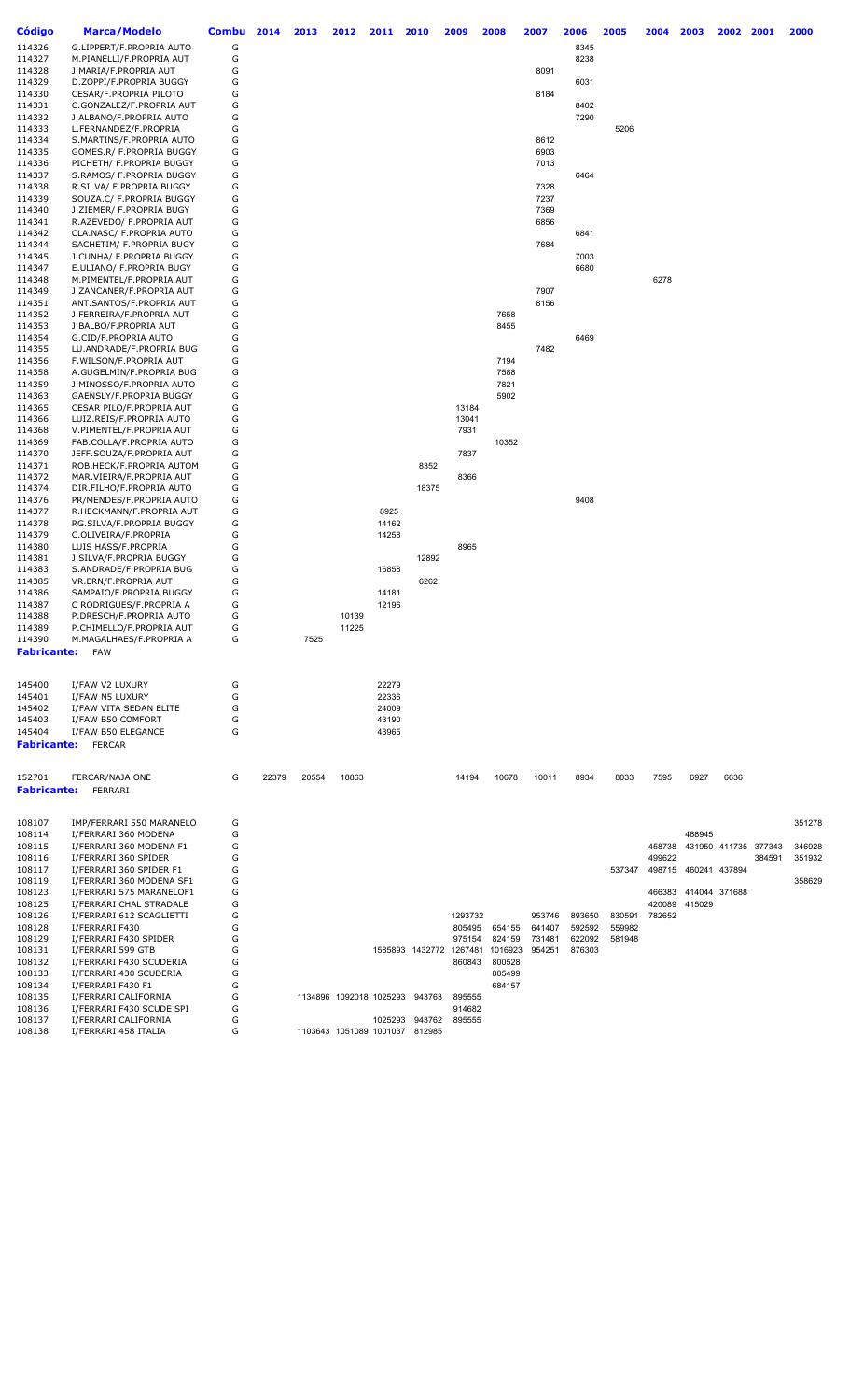| Código | Marca/Modelo | Combu | 2014 | 2013 | 2012 | 2011 | 2010 | 2009 | 2008 | 2007 | 2006 | 2005 | 2004 | 2003 | 2002 | 2001 | 2000 |
|---|---|---|---|---|---|---|---|---|---|---|---|---|---|---|---|---|---|
| 114326 | G.LIPPERT/F.PROPRIA AUTO | G | | | | | | | | | 8345 | | | | | | |
| 114327 | M.PIANELLI/F.PROPRIA AUT | G | | | | | | | | | 8238 | | | | | | |
| 114328 | J.MARIA/F.PROPRIA AUT | G | | | | | | | | 8091 | | | | | | | |
| 114329 | D.ZOPPI/F.PROPRIA BUGGY | G | | | | | | | | | 6031 | | | | | | |
| 114330 | CESAR/F.PROPRIA PILOTO | G | | | | | | | | 8184 | | | | | | | |
| 114331 | C.GONZALEZ/F.PROPRIA AUT | G | | | | | | | | | 8402 | | | | | | |
| 114332 | J.ALBANO/F.PROPRIA AUTO | G | | | | | | | | | 7290 | | | | | | |
| 114333 | L.FERNANDEZ/F.PROPRIA | G | | | | | | | | | | 5206 | | | | | |
| 114334 | S.MARTINS/F.PROPRIA AUTO | G | | | | | | | | 8612 | | | | | | | |
| 114335 | GOMES.R/ F.PROPRIA BUGGY | G | | | | | | | | 6903 | | | | | | | |
| 114336 | PICHETH/ F.PROPRIA BUGGY | G | | | | | | | | 7013 | | | | | | | |
| 114337 | S.RAMOS/ F.PROPRIA BUGGY | G | | | | | | | | | 6464 | | | | | | |
| 114338 | R.SILVA/ F.PROPRIA BUGGY | G | | | | | | | | 7328 | | | | | | | |
| 114339 | SOUZA.C/ F.PROPRIA BUGGY | G | | | | | | | | 7237 | | | | | | | |
| 114340 | J.ZIEMER/ F.PROPRIA BUGY | G | | | | | | | | 7369 | | | | | | | |
| 114341 | R.AZEVEDO/ F.PROPRIA AUT | G | | | | | | | | 6856 | | | | | | | |
| 114342 | CLA.NASC/ F.PROPRIA AUTO | G | | | | | | | | | 6841 | | | | | | |
| 114344 | SACHETIM/ F.PROPRIA BUGY | G | | | | | | | | 7684 | | | | | | | |
| 114345 | J.CUNHA/ F.PROPRIA BUGGY | G | | | | | | | | | 7003 | | | | | | |
| 114347 | E.ULIANO/ F.PROPRIA BUGY | G | | | | | | | | | 6680 | | | | | | |
| 114348 | M.PIMENTEL/F.PROPRIA AUT | G | | | | | | | | | | | 6278 | | | | |
| 114349 | J.ZANCANER/F.PROPRIA AUT | G | | | | | | | | 7907 | | | | | | | |
| 114351 | ANT.SANTOS/F.PROPRIA AUT | G | | | | | | | | 8156 | | | | | | | |
| 114352 | J.FERREIRA/F.PROPRIA AUT | G | | | | | | | 7658 | | | | | | | | |
| 114353 | J.BALBO/F.PROPRIA AUT | G | | | | | | | 8455 | | | | | | | | |
| 114354 | G.CID/F.PROPRIA AUTO | G | | | | | | | | | 6469 | | | | | | |
| 114355 | LU.ANDRADE/F.PROPRIA BUG | G | | | | | | | | 7482 | | | | | | | |
| 114356 | F.WILSON/F.PROPRIA AUT | G | | | | | | | 7194 | | | | | | | | |
| 114358 | A.GUGELMIN/F.PROPRIA BUG | G | | | | | | | 7588 | | | | | | | | |
| 114359 | J.MINOSSO/F.PROPRIA AUTO | G | | | | | | | 7821 | | | | | | | | |
| 114363 | GAENSLY/F.PROPRIA BUGGY | G | | | | | | | 5902 | | | | | | | | |
| 114365 | CESAR PILO/F.PROPRIA AUT | G | | | | | | 13184 | | | | | | | | | |
| 114366 | LUIZ.REIS/F.PROPRIA AUTO | G | | | | | | 13041 | | | | | | | | | |
| 114368 | V.PIMENTEL/F.PROPRIA AUT | G | | | | | | 7931 | | | | | | | | | |
| 114369 | FAB.COLLA/F.PROPRIA AUTO | G | | | | | | | 10352 | | | | | | | | |
| 114370 | JEFF.SOUZA/F.PROPRIA AUT | G | | | | | | 7837 | | | | | | | | | |
| 114371 | ROB.HECK/F.PROPRIA AUTOM | G | | | | | 8352 | | | | | | | | | | |
| 114372 | MAR.VIEIRA/F.PROPRIA AUT | G | | | | | | 8366 | | | | | | | | | |
| 114374 | DIR.FILHO/F.PROPRIA AUTO | G | | | | | 18375 | | | | | | | | | | |
| 114376 | PR/MENDES/F.PROPRIA AUTO | G | | | | | | | | | 9408 | | | | | | |
| 114377 | R.HECKMANN/F.PROPRIA AUT | G | | | | 8925 | | | | | | | | | | | |
| 114378 | RG.SILVA/F.PROPRIA BUGGY | G | | | | 14162 | | | | | | | | | | | |
| 114379 | C.OLIVEIRA/F.PROPRIA | G | | | | 14258 | | | | | | | | | | | |
| 114380 | LUIS HASS/F.PROPRIA | G | | | | | | 8965 | | | | | | | | | |
| 114381 | J.SILVA/F.PROPRIA BUGGY | G | | | | | 12892 | | | | | | | | | | |
| 114383 | S.ANDRADE/F.PROPRIA BUG | G | | | | 16858 | | | | | | | | | | | |
| 114385 | VR.ERN/F.PROPRIA AUT | G | | | | | 6262 | | | | | | | | | | |
| 114386 | SAMPAIO/F.PROPRIA BUGGY | G | | | | 14181 | | | | | | | | | | | |
| 114387 | C RODRIGUES/F.PROPRIA A | G | | | | 12196 | | | | | | | | | | | |
| 114388 | P.DRESCH/F.PROPRIA AUTO | G | | | 10139 | | | | | | | | | | | | |
| 114389 | P.CHIMELLO/F.PROPRIA AUT | G | | | 11225 | | | | | | | | | | | | |
| 114390 | M.MAGALHAES/F.PROPRIA A | G | | 7525 | | | | | | | | | | | | | |
| **Fabricante:** | FAW | | | | | | | | | | | | | | | | |
| 145400 | I/FAW V2 LUXURY | G | | | | 22279 | | | | | | | | | | | |
| 145401 | I/FAW N5 LUXURY | G | | | | 22336 | | | | | | | | | | | |
| 145402 | I/FAW VITA SEDAN ELITE | G | | | | 24009 | | | | | | | | | | | |
| 145403 | I/FAW B50 COMFORT | G | | | | 43190 | | | | | | | | | | | |
| 145404 | I/FAW B50 ELEGANCE | G | | | | 43965 | | | | | | | | | | | |
| **Fabricante:** | FERCAR | | | | | | | | | | | | | | | | |
| 152701 | FERCAR/NAJA ONE | G | 22379 | 20554 | 18863 | | | 14194 | 10678 | 10011 | 8934 | 8033 | 7595 | 6927 | 6636 | | |
| **Fabricante:** | FERRARI | | | | | | | | | | | | | | | | |
| 108107 | IMP/FERRARI 550 MARANELO | G | | | | | | | | | | | | | | | 351278 |
| 108114 | I/FERRARI 360 MODENA | G | | | | | | | | | | | | 468945 | | | |
| 108115 | I/FERRARI 360 MODENA F1 | G | | | | | | | | | | | 458738 | 431950 | 411735 | 377343 | 346928 |
| 108116 | I/FERRARI 360 SPIDER | G | | | | | | | | | | | 499622 | | | 384591 | 351932 |
| 108117 | I/FERRARI 360 SPIDER F1 | G | | | | | | | | | | 537347 | 498715 | 460241 | 437894 | | |
| 108119 | I/FERRARI 360 MODENA SF1 | G | | | | | | | | | | | | | | | 358629 |
| 108123 | I/FERRARI 575 MARANELOF1 | G | | | | | | | | | | | 466383 | 414044 | 371688 | | |
| 108125 | I/FERRARI CHAL STRADALE | G | | | | | | | | | | | 420089 | 415029 | | | |
| 108126 | I/FERRARI 612 SCAGLIETTI | G | | | | | | 1293732 | | 953746 | 893650 | 830591 | 782652 | | | | |
| 108128 | I/FERRARI F430 | G | | | | | | 805495 | 654155 | 641407 | 592592 | 559982 | | | | | |
| 108129 | I/FERRARI F430 SPIDER | G | | | | | | 975154 | 824159 | 731481 | 622092 | 581948 | | | | | |
| 108131 | I/FERRARI 599 GTB | G | | | | 1585893 | 1432772 | 1267481 | 1016923 | 954251 | 876303 | | | | | | |
| 108132 | I/FERRARI F430 SCUDERIA | G | | | | | | 860843 | 800528 | | | | | | | | |
| 108133 | I/FERRARI 430 SCUDERIA | G | | | | | | | 805499 | | | | | | | | |
| 108134 | I/FERRARI F430 F1 | G | | | | | | | 684157 | | | | | | | | |
| 108135 | I/FERRARI CALIFORNIA | G | | 1134896 | 1092018 | 1025293 | 943763 | 895555 | | | | | | | | | |
| 108136 | I/FERRARI F430 SCUDE SPI | G | | | | | | 914682 | | | | | | | | | |
| 108137 | I/FERRARI CALIFORNIA | G | | | | 1025293 | 943762 | 895555 | | | | | | | | | |
| 108138 | I/FERRARI 458 ITALIA | G | | 1103643 | 1051089 | 1001037 | 812985 | | | | | | | | | | |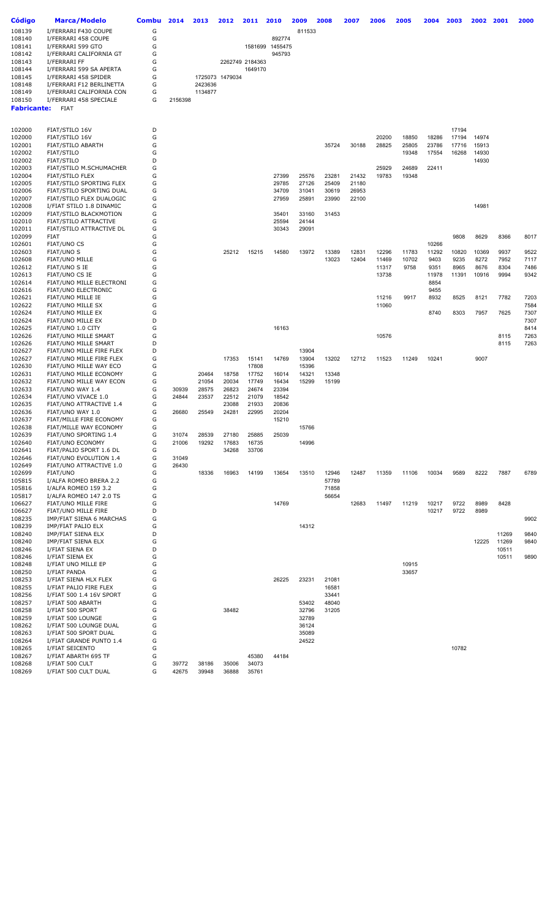| Código | Marca/Modelo | Combu | 2014 | 2013 | 2012 | 2011 | 2010 | 2009 | 2008 | 2007 | 2006 | 2005 | 2004 | 2003 | 2002 | 2001 | 2000 |
|---|---|---|---|---|---|---|---|---|---|---|---|---|---|---|---|---|---|
| 108139 | I/FERRARI F430 COUPE | G | | | | | | 811533 | | | | | | | | | |
| 108140 | I/FERRARI 458 COUPE | G | | | | | 892774 | | | | | | | | | | |
| 108141 | I/FERRARI 599 GTO | G | | | | 1581699 | 1455475 | | | | | | | | | | |
| 108142 | I/FERRARI CALIFORNIA GT | G | | | | | 945793 | | | | | | | | | | |
| 108143 | I/FERRARI FF | G | | | 2262749 | 2184363 | | | | | | | | | | | |
| 108144 | I/FERRARI 599 SA APERTA | G | | | | 1649170 | | | | | | | | | | | |
| 108145 | I/FERRARI 458 SPIDER | G | | 1725073 | 1479034 | | | | | | | | | | | | |
| 108148 | I/FERRARI F12 BERLINETTA | G | | 2423636 | | | | | | | | | | | | | |
| 108149 | I/FERRARI CALIFORNIA CON | G | | 1134877 | | | | | | | | | | | | | |
| 108150 | I/FERRARI 458 SPECIALE | G | 2156398 | | | | | | | | | | | | | | |

**Fabricante:** FIAT

| Código | Marca/Modelo | Combu | 2014 | 2013 | 2012 | 2011 | 2010 | 2009 | 2008 | 2007 | 2006 | 2005 | 2004 | 2003 | 2002 | 2001 | 2000 |
|---|---|---|---|---|---|---|---|---|---|---|---|---|---|---|---|---|---|
| 102000 | FIAT/STILO 16V | D | | | | | | | | | | | | 17194 | | | |
| 102000 | FIAT/STILO 16V | G | | | | | | | | | 20200 | 18850 | 18286 | 17194 | 14974 | | |
| 102001 | FIAT/STILO ABARTH | G | | | | | | | 35724 | 30188 | 28825 | 25805 | 23786 | 17716 | 15913 | | |
| 102002 | FIAT/STILO | G | | | | | | | | | | 19348 | 17554 | 16268 | 14930 | | |
| 102002 | FIAT/STILO | D | | | | | | | | | | | | | 14930 | | |
| 102003 | FIAT/STILO M.SCHUMACHER | G | | | | | | | | | 25929 | 24689 | 22411 | | | | |
| 102004 | FIAT/STILO FLEX | G | | | | | 27399 | 25576 | 23281 | 21432 | 19783 | 19348 | | | | | |
| 102005 | FIAT/STILO SPORTING FLEX | G | | | | | 29785 | 27126 | 25409 | 21180 | | | | | | | |
| 102006 | FIAT/STILO SPORTING DUAL | G | | | | | 34709 | 31041 | 30619 | 26953 | | | | | | | |
| 102007 | FIAT/STILO FLEX DUALOGIC | G | | | | | 27959 | 25891 | 23990 | 22100 | | | | | | | |
| 102008 | I/FIAT STILO 1.8 DINAMIC | G | | | | | | | | | | | | | 14981 | | |
| 102009 | FIAT/STILO BLACKMOTION | G | | | | | 35401 | 33160 | 31453 | | | | | | | | |
| 102010 | FIAT/STILO ATTRACTIVE | G | | | | | 25594 | 24144 | | | | | | | | | |
| 102011 | FIAT/STILO ATTRACTIVE DL | G | | | | | 30343 | 29091 | | | | | | | | | |
| 102099 | FIAT | G | | | | | | | | | | | | 9808 | 8629 | 8366 | 8017 |
| 102601 | FIAT/UNO CS | G | | | | | | | | | | | 10266 | | | | |
| 102603 | FIAT/UNO S | G | | | 25212 | 15215 | 14580 | 13972 | 13389 | 12831 | 12296 | 11783 | 11292 | 10820 | 10369 | 9937 | 9522 |
| 102608 | FIAT/UNO MILLE | G | | | | | | | 13023 | 12404 | 11469 | 10702 | 9403 | 9235 | 8272 | 7952 | 7117 |
| 102612 | FIAT/UNO S IE | G | | | | | | | | | 11317 | 9758 | 9351 | 8965 | 8676 | 8304 | 7486 |
| 102613 | FIAT/UNO CS IE | G | | | | | | | | | 13738 | | 11978 | 11391 | 10916 | 9994 | 9342 |
| 102614 | FIAT/UNO MILLE ELECTRONI | G | | | | | | | | | | | 8854 | | | | |
| 102616 | FIAT/UNO ELECTRONIC | G | | | | | | | | | | | 9455 | | | | |
| 102621 | FIAT/UNO MILLE IE | G | | | | | | | | | 11216 | 9917 | 8932 | 8525 | 8121 | 7782 | 7203 |
| 102622 | FIAT/UNO MILLE SX | G | | | | | | | | | 11060 | | | | | | 7584 |
| 102624 | FIAT/UNO MILLE EX | G | | | | | | | | | | | 8740 | 8303 | 7957 | 7625 | 7307 |
| 102624 | FIAT/UNO MILLE EX | D | | | | | | | | | | | | | | | 7307 |
| 102625 | FIAT/UNO 1.0 CITY | G | | | | | 16163 | | | | | | | | | | 8414 |
| 102626 | FIAT/UNO MILLE SMART | G | | | | | | | | | 10576 | | | | | 8115 | 7263 |
| 102626 | FIAT/UNO MILLE SMART | D | | | | | | | | | | | | | | 8115 | 7263 |
| 102627 | FIAT/UNO MILLE FIRE FLEX | D | | | | | | 13904 | | | | | | | | | |
| 102627 | FIAT/UNO MILLE FIRE FLEX | G | | | 17353 | 15141 | 14769 | 13904 | 13202 | 12712 | 11523 | 11249 | 10241 | | 9007 | | |
| 102630 | FIAT/UNO MILLE WAY ECO | G | | | | 17808 | | 15396 | | | | | | | | | |
| 102631 | FIAT/UNO MILLE ECONOMY | G | | 20464 | 18758 | 17752 | 16014 | 14321 | 13348 | | | | | | | | |
| 102632 | FIAT/UNO MILLE WAY ECON | G | | 21054 | 20034 | 17749 | 16434 | 15299 | 15199 | | | | | | | | |
| 102633 | FIAT/UNO WAY 1.4 | G | 30939 | 28575 | 26823 | 24674 | 23394 | | | | | | | | | | |
| 102634 | FIAT/UNO VIVACE 1.0 | G | 24844 | 23537 | 22512 | 21079 | 18542 | | | | | | | | | | |
| 102635 | FIAT/UNO ATTRACTIVE 1.4 | G | | | 23088 | 21933 | 20836 | | | | | | | | | | |
| 102636 | FIAT/UNO WAY 1.0 | G | 26680 | 25549 | 24281 | 22995 | 20204 | | | | | | | | | | |
| 102637 | FIAT/MILLE FIRE ECONOMY | G | | | | | 15210 | | | | | | | | | | |
| 102638 | FIAT/MILLE WAY ECONOMY | G | | | | | | 15766 | | | | | | | | | |
| 102639 | FIAT/UNO SPORTING 1.4 | G | 31074 | 28539 | 27180 | 25885 | 25039 | | | | | | | | | | |
| 102640 | FIAT/UNO ECONOMY | G | 21006 | 19292 | 17683 | 16735 | | 14996 | | | | | | | | | |
| 102641 | FIAT/PALIO SPORT 1.6 DL | G | | | 34268 | 33706 | | | | | | | | | | | |
| 102646 | FIAT/UNO EVOLUTION 1.4 | G | 31049 | | | | | | | | | | | | | | |
| 102649 | FIAT/UNO ATTRACTIVE 1.0 | G | 26430 | | | | | | | | | | | | | | |
| 102699 | FIAT/UNO | G | | 18336 | 16963 | 14199 | 13654 | 13510 | 12946 | 12487 | 11359 | 11106 | 10034 | 9589 | 8222 | 7887 | 6789 |
| 105815 | I/ALFA ROMEO BRERA 2.2 | G | | | | | | | 57789 | | | | | | | | |
| 105816 | I/ALFA ROMEO 159 3.2 | G | | | | | | | 71858 | | | | | | | | |
| 105817 | I/ALFA ROMEO 147 2.0 TS | G | | | | | | | 56654 | | | | | | | | |
| 106627 | FIAT/UNO MILLE FIRE | G | | | | | 14769 | | | 12683 | 11497 | 11219 | 10217 | 9722 | 8989 | 8428 | |
| 106627 | FIAT/UNO MILLE FIRE | D | | | | | | | | | | | 10217 | 9722 | 8989 | | |
| 108235 | IMP/FIAT SIENA 6 MARCHAS | G | | | | | | | | | | | | | | | 9902 |
| 108239 | IMP/FIAT PALIO ELX | G | | | | | | 14312 | | | | | | | | | |
| 108240 | IMP/FIAT SIENA ELX | D | | | | | | | | | | | | | | 11269 | 9840 |
| 108240 | IMP/FIAT SIENA ELX | G | | | | | | | | | | | | | 12225 | 11269 | 9840 |
| 108246 | I/FIAT SIENA EX | D | | | | | | | | | | | | | | 10511 | |
| 108246 | I/FIAT SIENA EX | G | | | | | | | | | | | | | | 10511 | 9890 |
| 108248 | I/FIAT UNO MILLE EP | G | | | | | | | | | | 10915 | | | | | |
| 108250 | I/FIAT PANDA | G | | | | | | | | | | 33657 | | | | | |
| 108253 | I/FIAT SIENA HLX FLEX | G | | | | | 26225 | 23231 | 21081 | | | | | | | | |
| 108255 | I/FIAT PALIO FIRE FLEX | G | | | | | | | 16581 | | | | | | | | |
| 108256 | I/FIAT 500 1.4 16V SPORT | G | | | | | | | 33441 | | | | | | | | |
| 108257 | I/FIAT 500 ABARTH | G | | | | | | 53402 | 48040 | | | | | | | | |
| 108258 | I/FIAT 500 SPORT | G | | | 38482 | | | 32796 | 31205 | | | | | | | | |
| 108259 | I/FIAT 500 LOUNGE | G | | | | | | 32789 | | | | | | | | | |
| 108262 | I/FIAT 500 LOUNGE DUAL | G | | | | | | 36124 | | | | | | | | | |
| 108263 | I/FIAT 500 SPORT DUAL | G | | | | | | 35089 | | | | | | | | | |
| 108264 | I/FIAT GRANDE PUNTO 1.4 | G | | | | | | 24522 | | | | | | | | | |
| 108265 | I/FIAT SEICENTO | G | | | | | | | | | | | | 10782 | | | |
| 108267 | I/FIAT ABARTH 695 TF | G | | | | 45380 | 44184 | | | | | | | | | | |
| 108268 | I/FIAT 500 CULT | G | 39772 | 38186 | 35006 | 34073 | | | | | | | | | | | |
| 108269 | I/FIAT 500 CULT DUAL | G | 42675 | 39948 | 36888 | 35761 | | | | | | | | | | | |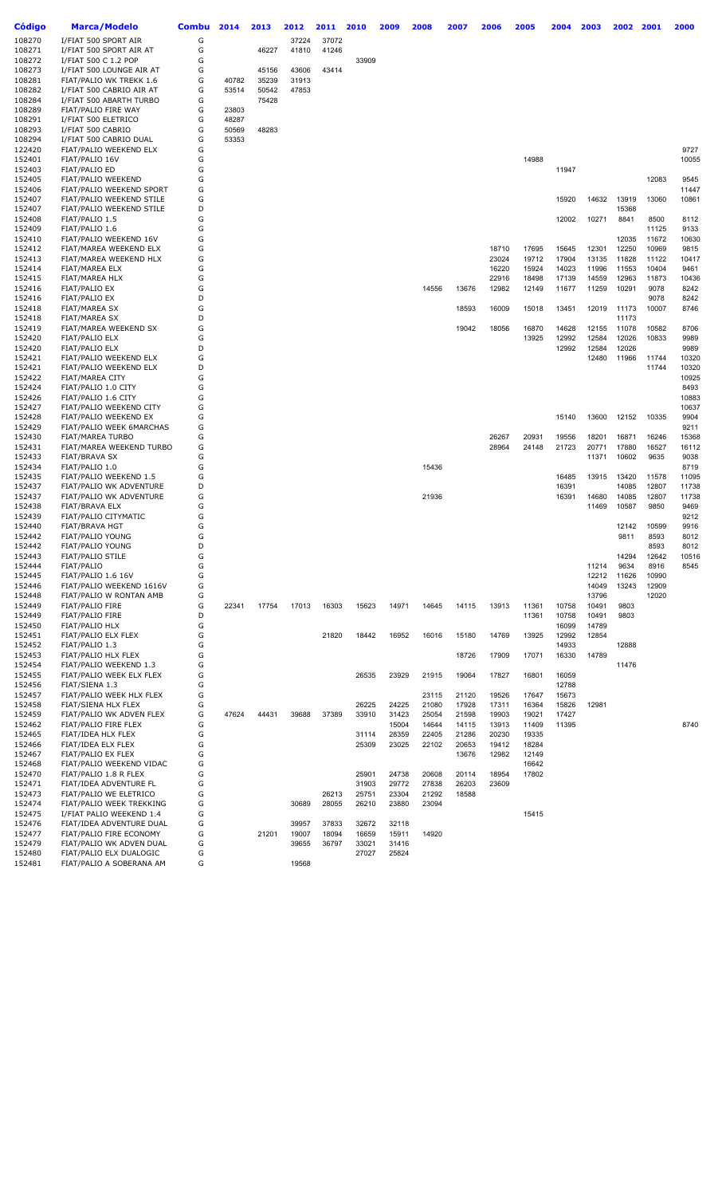| Código | Marca/Modelo | Combu | 2014 | 2013 | 2012 | 2011 | 2010 | 2009 | 2008 | 2007 | 2006 | 2005 | 2004 | 2003 | 2002 | 2001 | 2000 |
|---|---|---|---|---|---|---|---|---|---|---|---|---|---|---|---|---|---|
| 108270 | I/FIAT 500 SPORT AIR | G | | | 37224 | 37072 | | | | | | | | | | | |
| 108271 | I/FIAT 500 SPORT AIR AT | G | | 46227 | 41810 | 41246 | | | | | | | | | | | |
| 108272 | I/FIAT 500 C 1.2 POP | G | | | | | 33909 | | | | | | | | | | |
| 108273 | I/FIAT 500 LOUNGE AIR AT | G | | 45156 | 43606 | 43414 | | | | | | | | | | | |
| 108281 | FIAT/PALIO WK TREKK 1.6 | G | 40782 | 35239 | 31913 | | | | | | | | | | | | |
| 108282 | I/FIAT 500 CABRIO AIR AT | G | 53514 | 50542 | 47853 | | | | | | | | | | | | |
| 108284 | I/FIAT 500 ABARTH TURBO | G | | 75428 | | | | | | | | | | | | | |
| 108289 | FIAT/PALIO FIRE WAY | G | 23803 | | | | | | | | | | | | | | |
| 108291 | I/FIAT 500 ELETRICO | G | 48287 | | | | | | | | | | | | | | |
| 108293 | I/FIAT 500 CABRIO | G | 50569 | 48283 | | | | | | | | | | | | | |
| 108294 | I/FIAT 500 CABRIO DUAL | G | 53353 | | | | | | | | | | | | | | |
| 122420 | FIAT/PALIO WEEKEND ELX | G | | | | | | | | | | | | | | | 9727 |
| 152401 | FIAT/PALIO 16V | G | | | | | | | | | | 14988 | | | | | 10055 |
| 152403 | FIAT/PALIO ED | G | | | | | | | | | | | 11947 | | | | |
| 152405 | FIAT/PALIO WEEKEND | G | | | | | | | | | | | | | | 12083 | 9545 |
| 152406 | FIAT/PALIO WEEKEND SPORT | G | | | | | | | | | | | | | | | 11447 |
| 152407 | FIAT/PALIO WEEKEND STILE | G | | | | | | | | | | | 15920 | 14632 | 13919 | 13060 | 10861 |
| 152407 | FIAT/PALIO WEEKEND STILE | D | | | | | | | | | | | | | 15368 | | |
| 152408 | FIAT/PALIO 1.5 | G | | | | | | | | | | | 12002 | 10271 | 8841 | 8500 | 8112 |
| 152409 | FIAT/PALIO 1.6 | G | | | | | | | | | | | | | | 11125 | 9133 |
| 152410 | FIAT/PALIO WEEKEND 16V | G | | | | | | | | | | | | | 12035 | 11672 | 10630 |
| 152412 | FIAT/MAREA WEEKEND ELX | G | | | | | | | | | 18710 | 17695 | 15645 | 12301 | 12250 | 10969 | 9815 |
| 152413 | FIAT/MAREA WEEKEND HLX | G | | | | | | | | | 23024 | 19712 | 17904 | 13135 | 11828 | 11122 | 10417 |
| 152414 | FIAT/MAREA ELX | G | | | | | | | | | 16220 | 15924 | 14023 | 11996 | 11553 | 10404 | 9461 |
| 152415 | FIAT/MAREA HLX | G | | | | | | | | | 22916 | 18498 | 17139 | 14559 | 12963 | 11873 | 10436 |
| 152416 | FIAT/PALIO EX | G | | | | | | | 14556 | 13676 | 12982 | 12149 | 11677 | 11259 | 10291 | 9078 | 8242 |
| 152416 | FIAT/PALIO EX | D | | | | | | | | | | | | | | 9078 | 8242 |
| 152418 | FIAT/MAREA SX | G | | | | | | | | 18593 | 16009 | 15018 | 13451 | 12019 | 11173 | 10007 | 8746 |
| 152418 | FIAT/MAREA SX | D | | | | | | | | | | | | | 11173 | | |
| 152419 | FIAT/MAREA WEEKEND SX | G | | | | | | | | 19042 | 18056 | 16870 | 14628 | 12155 | 11078 | 10582 | 8706 |
| 152420 | FIAT/PALIO ELX | G | | | | | | | | | | 13925 | 12992 | 12584 | 12026 | 10833 | 9989 |
| 152420 | FIAT/PALIO ELX | D | | | | | | | | | | | 12992 | 12584 | 12026 | | 9989 |
| 152421 | FIAT/PALIO WEEKEND ELX | G | | | | | | | | | | | | 12480 | 11966 | 11744 | 10320 |
| 152421 | FIAT/PALIO WEEKEND ELX | D | | | | | | | | | | | | | | 11744 | 10320 |
| 152422 | FIAT/MAREA CITY | G | | | | | | | | | | | | | | | 10925 |
| 152424 | FIAT/PALIO 1.0 CITY | G | | | | | | | | | | | | | | | 8493 |
| 152426 | FIAT/PALIO 1.6 CITY | G | | | | | | | | | | | | | | | 10883 |
| 152427 | FIAT/PALIO WEEKEND CITY | G | | | | | | | | | | | | | | | 10637 |
| 152428 | FIAT/PALIO WEEKEND EX | G | | | | | | | | | | | 15140 | 13600 | 12152 | 10335 | 9904 |
| 152429 | FIAT/PALIO WEEK 6MARCHAS | G | | | | | | | | | | | | | | | 9211 |
| 152430 | FIAT/MAREA TURBO | G | | | | | | | | | 26267 | 20931 | 19556 | 18201 | 16871 | 16246 | 15368 |
| 152431 | FIAT/MAREA WEEKEND TURBO | G | | | | | | | | | 28964 | 24148 | 21723 | 20771 | 17880 | 16527 | 16112 |
| 152433 | FIAT/BRAVA SX | G | | | | | | | | | | | | 11371 | 10602 | 9635 | 9038 |
| 152434 | FIAT/PALIO 1.0 | G | | | | | | | 15436 | | | | | | | | 8719 |
| 152435 | FIAT/PALIO WEEKEND 1.5 | G | | | | | | | | | | | 16485 | 13915 | 13420 | 11578 | 11095 |
| 152437 | FIAT/PALIO WK ADVENTURE | D | | | | | | | | | | | 16391 | | 14085 | 12807 | 11738 |
| 152437 | FIAT/PALIO WK ADVENTURE | G | | | | | | | 21936 | | | | 16391 | 14680 | 14085 | 12807 | 11738 |
| 152438 | FIAT/BRAVA ELX | G | | | | | | | | | | | | 11469 | 10587 | 9850 | 9469 |
| 152439 | FIAT/PALIO CITYMATIC | G | | | | | | | | | | | | | | | 9212 |
| 152440 | FIAT/BRAVA HGT | G | | | | | | | | | | | | | 12142 | 10599 | 9916 |
| 152442 | FIAT/PALIO YOUNG | G | | | | | | | | | | | | | 9811 | 8593 | 8012 |
| 152442 | FIAT/PALIO YOUNG | D | | | | | | | | | | | | | | 8593 | 8012 |
| 152443 | FIAT/PALIO STILE | G | | | | | | | | | | | | | 14294 | 12642 | 10516 |
| 152444 | FIAT/PALIO | G | | | | | | | | | | | | 11214 | 9634 | 8916 | 8545 |
| 152445 | FIAT/PALIO 1.6 16V | G | | | | | | | | | | | | 12212 | 11626 | 10990 | |
| 152446 | FIAT/PALIO WEEKEND 1616V | G | | | | | | | | | | | | 14049 | 13243 | 12909 | |
| 152448 | FIAT/PALIO W RONTAN AMB | G | | | | | | | | | | | | 13796 | | 12020 | |
| 152449 | FIAT/PALIO FIRE | G | 22341 | 17754 | 17013 | 16303 | 15623 | 14971 | 14645 | 14115 | 13913 | 11361 | 10758 | 10491 | 9803 | | |
| 152449 | FIAT/PALIO FIRE | D | | | | | | | | | | 11361 | 10758 | 10491 | 9803 | | |
| 152450 | FIAT/PALIO HLX | G | | | | | | | | | | | 16099 | 14789 | | | |
| 152451 | FIAT/PALIO ELX FLEX | G | | | | 21820 | 18442 | 16952 | 16016 | 15180 | 14769 | 13925 | 12992 | 12854 | | | |
| 152452 | FIAT/PALIO 1.3 | G | | | | | | | | | | | 14933 | | 12888 | | |
| 152453 | FIAT/PALIO HLX FLEX | G | | | | | | | | 18726 | 17909 | 17071 | 16330 | 14789 | | | |
| 152454 | FIAT/PALIO WEEKEND 1.3 | G | | | | | | | | | | | | | 11476 | | |
| 152455 | FIAT/PALIO WEEK ELX FLEX | G | | | | | 26535 | 23929 | 21915 | 19064 | 17827 | 16801 | 16059 | | | | |
| 152456 | FIAT/SIENA 1.3 | G | | | | | | | | | | | 12788 | | | | |
| 152457 | FIAT/PALIO WEEK HLX FLEX | G | | | | | | | 23115 | 21120 | 19526 | 17647 | 15673 | | | | |
| 152458 | FIAT/SIENA HLX FLEX | G | | | | | 26225 | 24225 | 21080 | 17928 | 17311 | 16364 | 15826 | 12981 | | | |
| 152459 | FIAT/PALIO WK ADVEN FLEX | G | 47624 | 44431 | 39688 | 37389 | 33910 | 31423 | 25054 | 21598 | 19903 | 19021 | 17427 | | | | |
| 152462 | FIAT/PALIO FIRE FLEX | G | | | | | | 15004 | 14644 | 14115 | 13913 | 11409 | 11395 | | | | 8740 |
| 152465 | FIAT/IDEA HLX FLEX | G | | | | | 31114 | 28359 | 22405 | 21286 | 20230 | 19335 | | | | | |
| 152466 | FIAT/IDEA ELX FLEX | G | | | | | 25309 | 23025 | 22102 | 20653 | 19412 | 18284 | | | | | |
| 152467 | FIAT/PALIO EX FLEX | G | | | | | | | | 13676 | 12982 | 12149 | | | | | |
| 152468 | FIAT/PALIO WEEKEND VIDAC | G | | | | | | | | | | 16642 | | | | | |
| 152470 | FIAT/PALIO 1.8 R FLEX | G | | | | | 25901 | 24738 | 20608 | 20114 | 18954 | 17802 | | | | | |
| 152471 | FIAT/IDEA ADVENTURE FL | G | | | | | 31903 | 29772 | 27838 | 26203 | 23609 | | | | | | |
| 152473 | FIAT/PALIO WE ELETRICO | G | | | | 26213 | 25751 | 23304 | 21292 | 18588 | | | | | | | |
| 152474 | FIAT/PALIO WEEK TREKKING | G | | | 30689 | 28055 | 26210 | 23880 | 23094 | | | | | | | | |
| 152475 | I/FIAT PALIO WEEKEND 1.4 | G | | | | | | | | | | 15415 | | | | | |
| 152476 | FIAT/IDEA ADVENTURE DUAL | G | | | 39957 | 37833 | 32672 | 32118 | | | | | | | | | |
| 152477 | FIAT/PALIO FIRE ECONOMY | G | | 21201 | 19007 | 18094 | 16659 | 15911 | 14920 | | | | | | | | |
| 152479 | FIAT/PALIO WK ADVEN DUAL | G | | | 39655 | 36797 | 33021 | 31416 | | | | | | | | | |
| 152480 | FIAT/PALIO ELX DUALOGIC | G | | | | | 27027 | 25824 | | | | | | | | | |
| 152481 | FIAT/PALIO A SOBERANA AM | G | | | 19568 | | | | | | | | | | | | |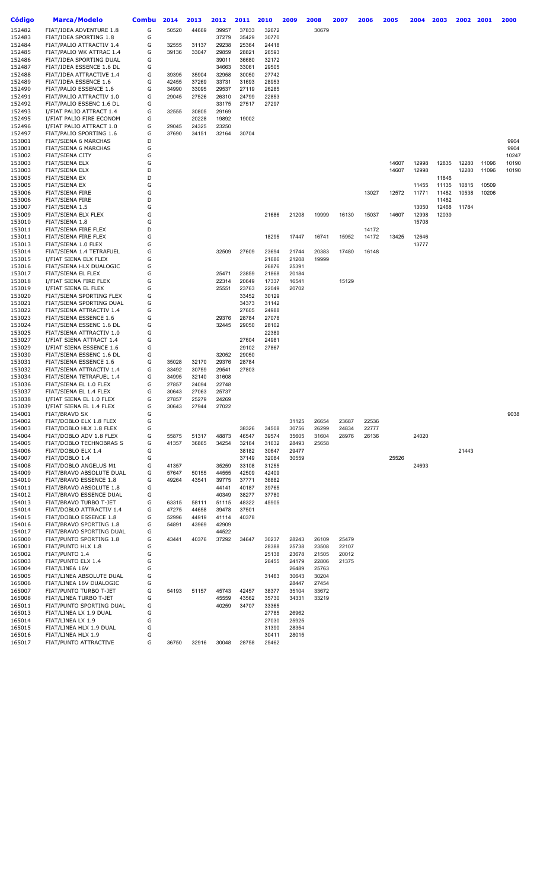| Código | Marca/Modelo | Combu | 2014 | 2013 | 2012 | 2011 | 2010 | 2009 | 2008 | 2007 | 2006 | 2005 | 2004 | 2003 | 2002 | 2001 | 2000 |
|---|---|---|---|---|---|---|---|---|---|---|---|---|---|---|---|---|---|
| 152482 | FIAT/IDEA ADVENTURE 1.8 | G | 50520 | 44669 | 39957 | 37833 | 32672 | | 30679 | | | | | | | | |
| 152483 | FIAT/IDEA SPORTING 1.8 | G | | | 37279 | 35429 | 30770 | | | | | | | | | | |
| 152484 | FIAT/PALIO ATTRACTIV 1.4 | G | 32555 | 31137 | 29238 | 25364 | 24418 | | | | | | | | | | |
| 152485 | FIAT/PALIO WK ATTRAC 1.4 | G | 39136 | 33047 | 29859 | 28821 | 26593 | | | | | | | | | | |
| 152486 | FIAT/IDEA SPORTING DUAL | G | | | 39011 | 36680 | 32172 | | | | | | | | | | |
| 152487 | FIAT/IDEA ESSENCE 1.6 DL | G | | | 34663 | 33061 | 29505 | | | | | | | | | | |
| 152488 | FIAT/IDEA ATTRACTIVE 1.4 | G | 39395 | 35904 | 32958 | 30050 | 27742 | | | | | | | | | | |
| 152489 | FIAT/IDEA ESSENCE 1.6 | G | 42455 | 37269 | 33731 | 31693 | 28953 | | | | | | | | | | |
| 152490 | FIAT/PALIO ESSENCE 1.6 | G | 34990 | 33095 | 29537 | 27119 | 26285 | | | | | | | | | | |
| 152491 | FIAT/PALIO ATTRACTIV 1.0 | G | 29045 | 27526 | 26310 | 24799 | 22853 | | | | | | | | | | |
| 152492 | FIAT/PALIO ESSENC 1.6 DL | G | | | 33175 | 27517 | 27297 | | | | | | | | | | |
| 152493 | I/FIAT PALIO ATTRACT 1.4 | G | 32555 | 30805 | 29169 | | | | | | | | | | | | |
| 152495 | I/FIAT PALIO FIRE ECONOM | G | | 20228 | 19892 | 19002 | | | | | | | | | | | |
| 152496 | I/FIAT PALIO ATTRACT 1.0 | G | 29045 | 24325 | 23250 | | | | | | | | | | | | |
| 152497 | FIAT/PALIO SPORTING 1.6 | G | 37690 | 34151 | 32164 | 30704 | | | | | | | | | | | |
| 153001 | FIAT/SIENA 6 MARCHAS | D | | | | | | | | | | | | | | | 9904 |
| 153001 | FIAT/SIENA 6 MARCHAS | G | | | | | | | | | | | | | | | 9904 |
| 153002 | FIAT/SIENA CITY | G | | | | | | | | | | | | | | | 10247 |
| 153003 | FIAT/SIENA ELX | G | | | | | | | | | | 14607 | 12998 | 12835 | 12280 | 11096 | 10190 |
| 153003 | FIAT/SIENA ELX | D | | | | | | | | | | 14607 | 12998 | | 12280 | 11096 | 10190 |
| 153005 | FIAT/SIENA EX | D | | | | | | | | | | | | 11846 | | | |
| 153005 | FIAT/SIENA EX | G | | | | | | | | | | | 11455 | 11135 | 10815 | 10509 | |
| 153006 | FIAT/SIENA FIRE | G | | | | | | | | | 13027 | 12572 | 11771 | 11482 | 10538 | 10206 | |
| 153006 | FIAT/SIENA FIRE | D | | | | | | | | | | | | 11482 | | | |
| 153007 | FIAT/SIENA 1.5 | G | | | | | | | | | | | 13050 | 12468 | 11784 | | |
| 153009 | FIAT/SIENA ELX FLEX | G | | | | | 21686 | 21208 | 19999 | 16130 | 15037 | 14607 | 12998 | 12039 | | | |
| 153010 | FIAT/SIENA 1.8 | G | | | | | | | | | | | 15708 | | | | |
| 153011 | FIAT/SIENA FIRE FLEX | D | | | | | | | | | 14172 | | | | | | |
| 153011 | FIAT/SIENA FIRE FLEX | G | | | | | 18295 | 17447 | 16741 | 15952 | 14172 | 13425 | 12646 | | | | |
| 153013 | FIAT/SIENA 1.0 FLEX | G | | | | | | | | | | | 13777 | | | | |
| 153014 | FIAT/SIENA 1.4 TETRAFUEL | G | | | 32509 | 27609 | 23694 | 21744 | 20383 | 17480 | 16148 | | | | | | |
| 153015 | I/FIAT SIENA ELX FLEX | G | | | | | 21686 | 21208 | 19999 | | | | | | | | |
| 153016 | FIAT/SIENA HLX DUALOGIC | G | | | | | 26876 | 25391 | | | | | | | | | |
| 153017 | FIAT/SIENA EL FLEX | G | | | 25471 | 23859 | 21868 | 20184 | | | | | | | | | |
| 153018 | I/FIAT SIENA FIRE FLEX | G | | | 22314 | 20649 | 17337 | 16541 | | 15129 | | | | | | | |
| 153019 | I/FIAT SIENA EL FLEX | G | | | 25551 | 23763 | 22049 | 20702 | | | | | | | | | |
| 153020 | FIAT/SIENA SPORTING FLEX | G | | | | 33452 | 30129 | | | | | | | | | | |
| 153021 | FIAT/SIENA SPORTING DUAL | G | | | | 34373 | 31142 | | | | | | | | | | |
| 153022 | FIAT/SIENA ATTRACTIV 1.4 | G | | | | 27605 | 24988 | | | | | | | | | | |
| 153023 | FIAT/SIENA ESSENCE 1.6 | G | | | 29376 | 28784 | 27078 | | | | | | | | | | |
| 153024 | FIAT/SIENA ESSENC 1.6 DL | G | | | 32445 | 29050 | 28102 | | | | | | | | | | |
| 153025 | FIAT/SIENA ATTRACTIV 1.0 | G | | | | | 22389 | | | | | | | | | | |
| 153027 | I/FIAT SIENA ATTRACT 1.4 | G | | | | 27604 | 24981 | | | | | | | | | | |
| 153029 | I/FIAT SIENA ESSENCE 1.6 | G | | | | 29102 | 27867 | | | | | | | | | | |
| 153030 | FIAT/SIENA ESSENC 1.6 DL | G | | | 32052 | 29050 | | | | | | | | | | | |
| 153031 | FIAT/SIENA ESSENCE 1.6 | G | 35028 | 32170 | 29376 | 28784 | | | | | | | | | | | |
| 153032 | FIAT/SIENA ATTRACTIV 1.4 | G | 33492 | 30759 | 29541 | 27803 | | | | | | | | | | | |
| 153034 | FIAT/SIENA TETRAFUEL 1.4 | G | 34995 | 32140 | 31608 | | | | | | | | | | | | |
| 153036 | FIAT/SIENA EL 1.0 FLEX | G | 27857 | 24094 | 22748 | | | | | | | | | | | | |
| 153037 | FIAT/SIENA EL 1.4 FLEX | G | 30643 | 27063 | 25737 | | | | | | | | | | | | |
| 153038 | I/FIAT SIENA EL 1.0 FLEX | G | 27857 | 25279 | 24269 | | | | | | | | | | | | |
| 153039 | I/FIAT SIENA EL 1.4 FLEX | G | 30643 | 27944 | 27022 | | | | | | | | | | | | |
| 154001 | FIAT/BRAVO SX | G | | | | | | | | | | | | | | | 9038 |
| 154002 | FIAT/DOBLO ELX 1.8 FLEX | G | | | | | | 31125 | 26654 | 23687 | 22536 | | | | | | |
| 154003 | FIAT/DOBLO HLX 1.8 FLEX | G | | | | 38326 | 34508 | 30756 | 26299 | 24834 | 22777 | | | | | | |
| 154004 | FIAT/DOBLO ADV 1.8 FLEX | G | 55875 | 51317 | 48873 | 46547 | 39574 | 35605 | 31604 | 28976 | 26136 | | 24020 | | | | |
| 154005 | FIAT/DOBLO TECHNOBRAS S | G | 41357 | 36865 | 34254 | 32164 | 31632 | 28493 | 25658 | | | | | | | | |
| 154006 | FIAT/DOBLO ELX 1.4 | G | | | | 38182 | 30647 | 29477 | | | | | | | 21443 | | |
| 154007 | FIAT/DOBLO 1.4 | G | | | | 37149 | 32084 | 30559 | | | | 25526 | | | | | |
| 154008 | FIAT/DOBLO ANGELUS M1 | G | 41357 | | 35259 | 33108 | 31255 | | | | | | 24693 | | | | |
| 154009 | FIAT/BRAVO ABSOLUTE DUAL | G | 57647 | 50155 | 44555 | 42509 | 42409 | | | | | | | | | | |
| 154010 | FIAT/BRAVO ESSENCE 1.8 | G | 49264 | 43541 | 39775 | 37771 | 36882 | | | | | | | | | | |
| 154011 | FIAT/BRAVO ABSOLUTE 1.8 | G | | | 44141 | 40187 | 39765 | | | | | | | | | | |
| 154012 | FIAT/BRAVO ESSENCE DUAL | G | | | 40349 | 38277 | 37780 | | | | | | | | | | |
| 154013 | FIAT/BRAVO TURBO T-JET | G | 63315 | 58111 | 51115 | 48322 | 45905 | | | | | | | | | | |
| 154014 | FIAT/DOBLO ATTRACTIV 1.4 | G | 47275 | 44658 | 39478 | 37501 | | | | | | | | | | | |
| 154015 | FIAT/DOBLO ESSENCE 1.8 | G | 52996 | 44919 | 41114 | 40378 | | | | | | | | | | | |
| 154016 | FIAT/BRAVO SPORTING 1.8 | G | 54891 | 43969 | 42909 | | | | | | | | | | | | |
| 154017 | FIAT/BRAVO SPORTING DUAL | G | | | 44522 | | | | | | | | | | | | |
| 165000 | FIAT/PUNTO SPORTING 1.8 | G | 43441 | 40376 | 37292 | 34647 | 30237 | 28243 | 26109 | 25479 | | | | | | | |
| 165001 | FIAT/PUNTO HLX 1.8 | G | | | | | 28388 | 25738 | 23508 | 22107 | | | | | | | |
| 165002 | FIAT/PUNTO 1.4 | G | | | | | 25138 | 23678 | 21505 | 20012 | | | | | | | |
| 165003 | FIAT/PUNTO ELX 1.4 | G | | | | | 26455 | 24179 | 22806 | 21375 | | | | | | | |
| 165004 | FIAT/LINEA 16V | G | | | | | | 26489 | 25763 | | | | | | | | |
| 165005 | FIAT/LINEA ABSOLUTE DUAL | G | | | | | 31463 | 30643 | 30204 | | | | | | | | |
| 165006 | FIAT/LINEA 16V DUALOGIC | G | | | | | | 28447 | 27454 | | | | | | | | |
| 165007 | FIAT/PUNTO TURBO T-JET | G | 54193 | 51157 | 45743 | 42457 | 38377 | 35104 | 33672 | | | | | | | | |
| 165008 | FIAT/LINEA TURBO T-JET | G | | | 45559 | 43562 | 35730 | 34331 | 33219 | | | | | | | | |
| 165011 | FIAT/PUNTO SPORTING DUAL | G | | | 40259 | 34707 | 33365 | | | | | | | | | | |
| 165013 | FIAT/LINEA LX 1.9 DUAL | G | | | | | 27785 | 26962 | | | | | | | | | |
| 165014 | FIAT/LINEA LX 1.9 | G | | | | | 27030 | 25925 | | | | | | | | | |
| 165015 | FIAT/LINEA HLX 1.9 DUAL | G | | | | | 31390 | 28354 | | | | | | | | | |
| 165016 | FIAT/LINEA HLX 1.9 | G | | | | | 30411 | 28015 | | | | | | | | | |
| 165017 | FIAT/PUNTO ATTRACTIVE | G | 36750 | 32916 | 30048 | 28758 | 25462 | | | | | | | | | | |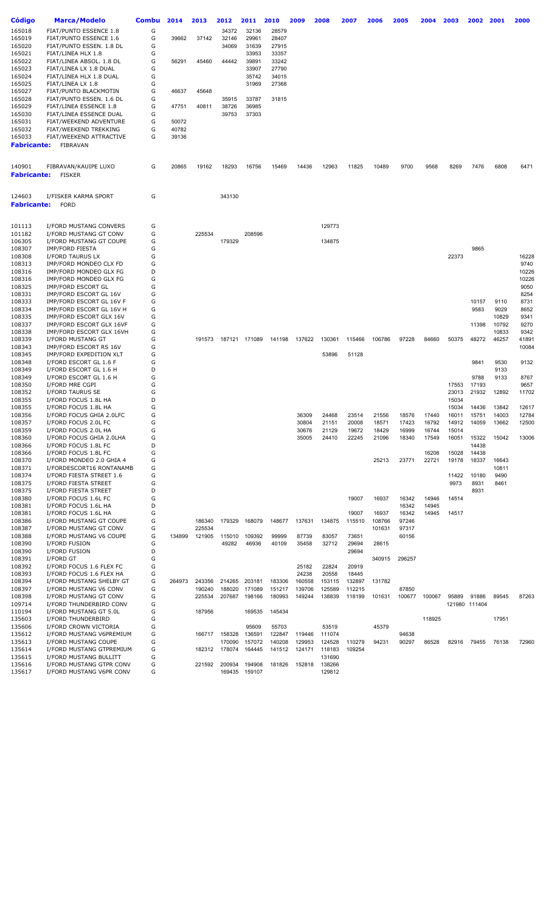| Código | Marca/Modelo | Combu | 2014 | 2013 | 2012 | 2011 | 2010 | 2009 | 2008 | 2007 | 2006 | 2005 | 2004 | 2003 | 2002 | 2001 | 2000 |
|---|---|---|---|---|---|---|---|---|---|---|---|---|---|---|---|---|---|
| 165018 | FIAT/PUNTO ESSENCE 1.8 | G | | | 34372 | 32136 | 28579 | | | | | | | | | | |
| 165019 | FIAT/PUNTO ESSENCE 1.6 | G | 39662 | 37142 | 32146 | 29961 | 28407 | | | | | | | | | | |
| 165020 | FIAT/PUNTO ESSEN. 1.8 DL | G | | | 34069 | 31639 | 27915 | | | | | | | | | | |
| 165021 | FIAT/LINEA HLX 1.8 | G | | | | 33953 | 33357 | | | | | | | | | | |
| 165022 | FIAT/LINEA ABSOL. 1.8 DL | G | 56291 | 45460 | 44442 | 39891 | 33242 | | | | | | | | | | |
| 165023 | FIAT/LINEA LX 1.8 DUAL | G | | | | 33907 | 27790 | | | | | | | | | | |
| 165024 | FIAT/LINEA HLX 1.8 DUAL | G | | | | 35742 | 34015 | | | | | | | | | | |
| 165025 | FIAT/LINEA LX 1.8 | G | | | | 31969 | 27368 | | | | | | | | | | |
| 165027 | FIAT/PUNTO BLACKMOTIN | G | 46637 | 45648 | | | | | | | | | | | | | |
| 165028 | FIAT/PUNTO ESSEN. 1.6 DL | G | | | 35915 | 33787 | 31815 | | | | | | | | | | |
| 165029 | FIAT/LINEA ESSENCE 1.8 | G | 47751 | 40811 | 38726 | 36985 | | | | | | | | | | | |
| 165030 | FIAT/LINEA ESSENCE DUAL | G | | | 39753 | 37303 | | | | | | | | | | | |
| 165031 | FIAT/WEEKEND ADVENTURE | G | 50072 | | | | | | | | | | | | | | |
| 165032 | FIAT/WEEKEND TREKKING | G | 40782 | | | | | | | | | | | | | | |
| 165033 | FIAT/WEEKEND ATTRACTIVE | G | 39136 | | | | | | | | | | | | | | |
| **Fabricante:** | FIBRAVAN | | | | | | | | | | | | | | | | |
| 140901 | FIBRAVAN/KAUIPE LUXO | G | 20865 | 19162 | 18293 | 16756 | 15469 | 14436 | 12963 | 11825 | 10489 | 9700 | 9568 | 8269 | 7476 | 6808 | 6471 |
| **Fabricante:** | FISKER | | | | | | | | | | | | | | | | |
| 124603 | I/FISKER KARMA SPORT | G | | | 343130 | | | | | | | | | | | | |
| **Fabricante:** | FORD | | | | | | | | | | | | | | | | |
| 101113 | I/FORD MUSTANG CONVERS | G | | | | | | | 129773 | | | | | | | | |
| 101182 | I/FORD MUSTANG GT CONV | G | | 225534 | | 208596 | | | | | | | | | | | |
| 106305 | I/FORD MUSTANG GT COUPE | G | | | 179329 | | | | 134875 | | | | | | | | |
| 108307 | IMP/FORD FIESTA | G | | | | | | | | | | | | | 9865 | | |
| 108308 | I/FORD TAURUS LX | G | | | | | | | | | | | | 22373 | | | 16228 |
| 108313 | IMP/FORD MONDEO CLX FD | G | | | | | | | | | | | | | | | 9740 |
| 108316 | IMP/FORD MONDEO GLX FG | D | | | | | | | | | | | | | | | 10226 |
| 108316 | IMP/FORD MONDEO GLX FG | G | | | | | | | | | | | | | | | 10226 |
| 108325 | IMP/FORD ESCORT GL | G | | | | | | | | | | | | | | | 9050 |
| 108331 | IMP/FORD ESCORT GL 16V | G | | | | | | | | | | | | | | | 8254 |
| 108333 | IMP/FORD ESCORT GL 16V F | G | | | | | | | | | | | | | 10157 | 9110 | 8731 |
| 108334 | IMP/FORD ESCORT GL 16V H | G | | | | | | | | | | | | | 9583 | 9029 | 8652 |
| 108335 | IMP/FORD ESCORT GLX 16V | G | | | | | | | | | | | | | | 10829 | 9341 |
| 108337 | IMP/FORD ESCORT GLX 16VF | G | | | | | | | | | | | | | 11398 | 10792 | 9270 |
| 108338 | IMP/FORD ESCORT GLX 16VH | G | | | | | | | | | | | | | | 10833 | 9342 |
| 108339 | I/FORD MUSTANG GT | G | | 191573 | 187121 | 171089 | 141198 | 137622 | 130361 | 115466 | 106786 | 97228 | 84660 | 50375 | 48272 | 46257 | 41891 |
| 108343 | IMP/FORD ESCORT RS 16V | G | | | | | | | | | | | | | | | 10084 |
| 108345 | IMP/FORD EXPEDITION XLT | G | | | | | | | 53896 | 51128 | | | | | | | |
| 108348 | I/FORD ESCORT GL 1.6 F | G | | | | | | | | | | | | | 9841 | 9530 | 9132 |
| 108349 | I/FORD ESCORT GL 1.6 H | D | | | | | | | | | | | | | | 9133 | |
| 108349 | I/FORD ESCORT GL 1.6 H | G | | | | | | | | | | | | | 9788 | 9133 | 8767 |
| 108350 | I/FORD MRE CGPI | G | | | | | | | | | | | | 17553 | 17193 | | 9657 |
| 108352 | I/FORD TAURUS SE | G | | | | | | | | | | | | 23013 | 21932 | 12892 | 11702 |
| 108355 | I/FORD FOCUS 1.8L HA | D | | | | | | | | | | | | 15034 | | | |
| 108355 | I/FORD FOCUS 1.8L HA | G | | | | | | | | | | | | 15034 | 14436 | 13842 | 12617 |
| 108356 | I/FORD FOCUS GHIA 2.0LFC | G | | | | | | 36309 | 24468 | 23514 | 21556 | 18576 | 17440 | 16011 | 15751 | 14003 | 12784 |
| 108357 | I/FORD FOCUS 2.0L FC | G | | | | | | 30804 | 21151 | 20008 | 18571 | 17423 | 16792 | 14912 | 14059 | 13662 | 12500 |
| 108359 | I/FORD FOCUS 2.0L HA | G | | | | | | 30676 | 21129 | 19672 | 18429 | 16999 | 16744 | 15014 | | | |
| 108360 | I/FORD FOCUS GHIA 2.0LHA | G | | | | | | 35005 | 24410 | 22245 | 21096 | 18340 | 17549 | 16051 | 15322 | 15042 | 13006 |
| 108366 | I/FORD FOCUS 1.8L FC | D | | | | | | | | | | | | | 14438 | | |
| 108366 | I/FORD FOCUS 1.8L FC | G | | | | | | | | | | | 16206 | 15028 | 14438 | | |
| 108370 | I/FORD MONDEO 2.0 GHIA 4 | G | | | | | | | | | 25213 | 23771 | 22721 | 19178 | 18337 | 16643 | |
| 108371 | I/FORDESCORT16 RONTANAMB | G | | | | | | | | | | | | | | 10811 | |
| 108374 | I/FORD FIESTA STREET 1.6 | G | | | | | | | | | | | | 11422 | 10180 | 9490 | |
| 108375 | I/FORD FIESTA STREET | G | | | | | | | | | | | | 9973 | 8931 | 8461 | |
| 108375 | I/FORD FIESTA STREET | D | | | | | | | | | | | | | 8931 | | |
| 108380 | I/FORD FOCUS 1.6L FC | G | | | | | | | | 19007 | 16937 | 16342 | 14946 | 14514 | | | |
| 108381 | I/FORD FOCUS 1.6L HA | D | | | | | | | | | | 16342 | 14945 | | | | |
| 108381 | I/FORD FOCUS 1.6L HA | G | | | | | | | | 19007 | 16937 | 16342 | 14945 | 14517 | | | |
| 108386 | I/FORD MUSTANG GT COUPE | G | | 186340 | 179329 | 168079 | 148677 | 137631 | 134875 | 115510 | 108766 | 97246 | | | | | |
| 108387 | I/FORD MUSTANG GT CONV | G | | 225534 | | | | | | | 101631 | 97317 | | | | | |
| 108388 | I/FORD MUSTANG V6 COUPE | G | 134899 | 121905 | 115010 | 109392 | 99999 | 87739 | 83057 | 73651 | | 60156 | | | | | |
| 108390 | I/FORD FUSION | G | | | 49282 | 46936 | 40109 | 35458 | 32712 | 29694 | 28615 | | | | | | |
| 108390 | I/FORD FUSION | D | | | | | | | | 29694 | | | | | | | |
| 108391 | I/FORD GT | G | | | | | | | | | 340915 | 296257 | | | | | |
| 108392 | I/FORD FOCUS 1.6 FLEX FC | G | | | | | | 25182 | 22824 | 20919 | | | | | | | |
| 108393 | I/FORD FOCUS 1.6 FLEX HA | G | | | | | | 24238 | 20558 | 18445 | | | | | | | |
| 108394 | I/FORD MUSTANG SHELBY GT | G | 264973 | 243356 | 214265 | 203181 | 183306 | 160558 | 153115 | 132897 | 131782 | | | | | | |
| 108397 | I/FORD MUSTANG V6 CONV | G | | 190240 | 188020 | 171089 | 151217 | 139706 | 125589 | 112215 | | 87850 | | | | | |
| 108398 | I/FORD MUSTANG GT CONV | G | | 225534 | 207687 | 198166 | 180993 | 149244 | 138839 | 118199 | 101631 | 100677 | 100067 | 95889 | 91886 | 89545 | 87263 |
| 109714 | I/FORD THUNDERBIRD CONV | G | | | | | | | | | | | | 121980 | 111404 | | |
| 110194 | I/FORD MUSTANG GT 5.0L | G | | 187956 | | 169535 | 145434 | | | | | | | | | | |
| 135603 | I/FORD THUNDERBIRD | G | | | | | | | | | | | 118925 | | | 17951 | |
| 135606 | I/FORD CROWN VICTORIA | G | | | | 95609 | 55703 | | 53519 | | 45379 | | | | | | |
| 135612 | I/FORD MUSTANG V6PREMIUM | G | | 166717 | 158328 | 136591 | 122847 | 119446 | 111074 | | | 94638 | | | | | |
| 135613 | I/FORD MUSTANG COUPE | G | | | 170090 | 157072 | 140208 | 129953 | 124528 | 110279 | 94231 | 90297 | 86528 | 82916 | 79455 | 76138 | 72960 |
| 135614 | I/FORD MUSTANG GTPREMIUM | G | | 182312 | 178074 | 164445 | 141512 | 124171 | 118183 | 109254 | | | | | | | |
| 135615 | I/FORD MUSTANG BULLITT | G | | | | | | | 131690 | | | | | | | | |
| 135616 | I/FORD MUSTANG GTPR CONV | G | | 221592 | 200934 | 194908 | 181826 | 152818 | 138266 | | | | | | | | |
| 135617 | I/FORD MUSTANG V6PR CONV | G | | | 169435 | 159107 | | | 129812 | | | | | | | | |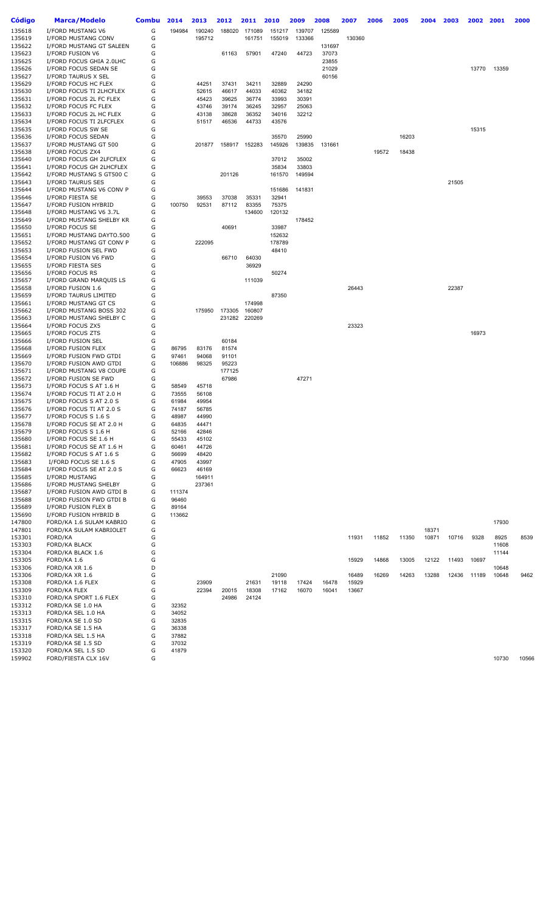| Código | Marca/Modelo | Combu | 2014 | 2013 | 2012 | 2011 | 2010 | 2009 | 2008 | 2007 | 2006 | 2005 | 2004 | 2003 | 2002 | 2001 | 2000 |
|---|---|---|---|---|---|---|---|---|---|---|---|---|---|---|---|---|---|
| 135618 | I/FORD MUSTANG V6 | G | 194984 | 190240 | 188020 | 171089 | 151217 | 139707 | 125589 | | | | | | | | |
| 135619 | I/FORD MUSTANG CONV | G | | 195712 | | 161751 | 155019 | 133366 | | 130360 | | | | | | | |
| 135622 | I/FORD MUSTANG GT SALEEN | G | | | | | | | 131697 | | | | | | | | |
| 135623 | I/FORD FUSION V6 | G | | | 61163 | 57901 | 47240 | 44723 | 37073 | | | | | | | | |
| 135625 | I/FORD FOCUS GHIA 2.0LHC | G | | | | | | | 23855 | | | | | | | | |
| 135626 | I/FORD FOCUS SEDAN SE | G | | | | | | | 21029 | | | | | | 13770 | 13359 | |
| 135627 | I/FORD TAURUS X SEL | G | | | | | | | 60156 | | | | | | | | |
| 135629 | I/FORD FOCUS HC FLEX | G | | 44251 | 37431 | 34211 | 32889 | 24290 | | | | | | | | | |
| 135630 | I/FORD FOCUS TI 2LHCFLEX | G | | 52615 | 46617 | 44033 | 40362 | 34182 | | | | | | | | | |
| 135631 | I/FORD FOCUS 2L FC FLEX | G | | 45423 | 39625 | 36774 | 33993 | 30391 | | | | | | | | | |
| 135632 | I/FORD FOCUS FC FLEX | G | | 43746 | 39174 | 36245 | 32957 | 25063 | | | | | | | | | |
| 135633 | I/FORD FOCUS 2L HC FLEX | G | | 43138 | 38628 | 36352 | 34016 | 32212 | | | | | | | | | |
| 135634 | I/FORD FOCUS TI 2LFCFLEX | G | | 51517 | 46536 | 44733 | 43576 | | | | | | | | | | |
| 135635 | I/FORD FOCUS SW SE | G | | | | | | | | | | | | | 15315 | | |
| 135636 | I/FORD FOCUS SEDAN | G | | | | | 35570 | 25990 | | | | 16203 | | | | | |
| 135637 | I/FORD MUSTANG GT 500 | G | | 201877 | 158917 | 152283 | 145926 | 139835 | 131661 | | | | | | | | |
| 135638 | I/FORD FOCUS ZX4 | G | | | | | | | | | 19572 | 18438 | | | | | |
| 135640 | I/FORD FOCUS GH 2LFCFLEX | G | | | | | 37012 | 35002 | | | | | | | | | |
| 135641 | I/FORD FOCUS GH 2LHCFLEX | G | | | | | 35834 | 33803 | | | | | | | | | |
| 135642 | I/FORD MUSTANG S GT500 C | G | | | 201126 | | 161570 | 149594 | | | | | | | | | |
| 135643 | I/FORD TAURUS SES | G | | | | | | | | | | | | 21505 | | | |
| 135644 | I/FORD MUSTANG V6 CONV P | G | | | | | 151686 | 141831 | | | | | | | | | |
| 135646 | I/FORD FIESTA SE | G | | 39553 | 37038 | 35331 | 32941 | | | | | | | | | | |
| 135647 | I/FORD FUSION HYBRID | G | 100750 | 92531 | 87112 | 83355 | 75375 | | | | | | | | | | |
| 135648 | I/FORD MUSTANG V6 3.7L | G | | | | 134600 | 120132 | | | | | | | | | | |
| 135649 | I/FORD MUSTANG SHELBY KR | G | | | | | | 178452 | | | | | | | | | |
| 135650 | I/FORD FOCUS SE | G | | | 40691 | | 33987 | | | | | | | | | | |
| 135651 | I/FORD MUSTANG DAYTO.500 | G | | | | | 152632 | | | | | | | | | | |
| 135652 | I/FORD MUSTANG GT CONV P | G | | 222095 | | | 178789 | | | | | | | | | | |
| 135653 | I/FORD FUSION SEL FWD | G | | | | | 48410 | | | | | | | | | | |
| 135654 | I/FORD FUSION V6 FWD | G | | | 66710 | 64030 | | | | | | | | | | | |
| 135655 | I/FORD FIESTA SES | G | | | | 36929 | | | | | | | | | | | |
| 135656 | I/FORD FOCUS RS | G | | | | | 50274 | | | | | | | | | | |
| 135657 | I/FORD GRAND MARQUIS LS | G | | | | 111039 | | | | | | | | | | | |
| 135658 | I/FORD FUSION 1.6 | G | | | | | | | | 26443 | | | | 22387 | | | |
| 135659 | I/FORD TAURUS LIMITED | G | | | | | 87350 | | | | | | | | | | |
| 135661 | I/FORD MUSTANG GT CS | G | | | | 174998 | | | | | | | | | | | |
| 135662 | I/FORD MUSTANG BOSS 302 | G | | 175950 | 173305 | 160807 | | | | | | | | | | | |
| 135663 | I/FORD MUSTANG SHELBY C | G | | | 231282 | 220269 | | | | | | | | | | | |
| 135664 | I/FORD FOCUS ZX5 | G | | | | | | | | 23323 | | | | | | | |
| 135665 | I/FORD FOCUS ZTS | G | | | | | | | | | | | | | 16973 | | |
| 135666 | I/FORD FUSION SEL | G | | | 60184 | | | | | | | | | | | | |
| 135668 | I/FORD FUSION FLEX | G | 86795 | 83176 | 81574 | | | | | | | | | | | | |
| 135669 | I/FORD FUSION FWD GTDI | G | 97461 | 94068 | 91101 | | | | | | | | | | | | |
| 135670 | I/FORD FUSION AWD GTDI | G | 106886 | 98325 | 95223 | | | | | | | | | | | | |
| 135671 | I/FORD MUSTANG V8 COUPE | G | | | 177125 | | | | | | | | | | | | |
| 135672 | I/FORD FUSION SE FWD | G | | | 67986 | | | 47271 | | | | | | | | | |
| 135673 | I/FORD FOCUS S AT 1.6 H | G | 58549 | 45718 | | | | | | | | | | | | | |
| 135674 | I/FORD FOCUS TI AT 2.0 H | G | 73555 | 56108 | | | | | | | | | | | | | |
| 135675 | I/FORD FOCUS S AT 2.0 S | G | 61984 | 49954 | | | | | | | | | | | | | |
| 135676 | I/FORD FOCUS TI AT 2.0 S | G | 74187 | 56785 | | | | | | | | | | | | | |
| 135677 | I/FORD FOCUS S 1.6 S | G | 48987 | 44990 | | | | | | | | | | | | | |
| 135678 | I/FORD FOCUS SE AT 2.0 H | G | 64835 | 44471 | | | | | | | | | | | | | |
| 135679 | I/FORD FOCUS S 1.6 H | G | 52166 | 42846 | | | | | | | | | | | | | |
| 135680 | I/FORD FOCUS SE 1.6 H | G | 55433 | 45102 | | | | | | | | | | | | | |
| 135681 | I/FORD FOCUS SE AT 1.6 H | G | 60461 | 44726 | | | | | | | | | | | | | |
| 135682 | I/FORD FOCUS S AT 1.6 S | G | 56699 | 48420 | | | | | | | | | | | | | |
| 135683 | I/FORD FOCUS SE 1.6 S | G | 47905 | 43997 | | | | | | | | | | | | | |
| 135684 | I/FORD FOCUS SE AT 2.0 S | G | 66623 | 46169 | | | | | | | | | | | | | |
| 135685 | I/FORD MUSTANG | G | | 164911 | | | | | | | | | | | | | |
| 135686 | I/FORD MUSTANG SHELBY | G | | 237361 | | | | | | | | | | | | | |
| 135687 | I/FORD FUSION AWD GTDI B | G | 111374 | | | | | | | | | | | | | | |
| 135688 | I/FORD FUSION FWD GTDI B | G | 96460 | | | | | | | | | | | | | | |
| 135689 | I/FORD FUSION FLEX B | G | 89164 | | | | | | | | | | | | | | |
| 135690 | I/FORD FUSION HYBRID B | G | 113662 | | | | | | | | | | | | | | |
| 147800 | FORD/KA 1.6 SULAM KABRIO | G | | | | | | | | | | | | | | 17930 | |
| 147801 | FORD/KA SULAM KABRIOLET | G | | | | | | | | | | | 18371 | | | | |
| 153301 | FORD/KA | G | | | | | | | | 11931 | 11852 | 11350 | 10871 | 10716 | 9328 | 8925 | 8539 |
| 153303 | FORD/KA BLACK | G | | | | | | | | | | | | | | 11608 | |
| 153304 | FORD/KA BLACK 1.6 | G | | | | | | | | | | | | | | 11144 | |
| 153305 | FORD/KA 1.6 | G | | | | | | | | 15929 | 14868 | 13005 | 12122 | 11493 | 10697 | | |
| 153306 | FORD/KA XR 1.6 | D | | | | | | | | | | | | | | 10648 | |
| 153306 | FORD/KA XR 1.6 | G | | | | | 21090 | | | 16489 | 16269 | 14263 | 13288 | 12436 | 11189 | 10648 | 9462 |
| 153308 | FORD/KA 1.6 FLEX | G | | 23909 | | 21631 | 19118 | 17424 | 16478 | 15929 | | | | | | | |
| 153309 | FORD/KA FLEX | G | | 22394 | 20015 | 18308 | 17162 | 16070 | 16041 | 13667 | | | | | | | |
| 153310 | FORD/KA SPORT 1.6 FLEX | G | | | 24986 | 24124 | | | | | | | | | | | |
| 153312 | FORD/KA SE 1.0 HA | G | 32352 | | | | | | | | | | | | | | |
| 153313 | FORD/KA SEL 1.0 HA | G | 34052 | | | | | | | | | | | | | | |
| 153315 | FORD/KA SE 1.0 SD | G | 32835 | | | | | | | | | | | | | | |
| 153317 | FORD/KA SE 1.5 HA | G | 36338 | | | | | | | | | | | | | | |
| 153318 | FORD/KA SEL 1.5 HA | G | 37882 | | | | | | | | | | | | | | |
| 153319 | FORD/KA SE 1.5 SD | G | 37032 | | | | | | | | | | | | | | |
| 153320 | FORD/KA SEL 1.5 SD | G | 41879 | | | | | | | | | | | | | | |
| 159902 | FORD/FIESTA CLX 16V | G | | | | | | | | | | | | | | 10730 | 10566 |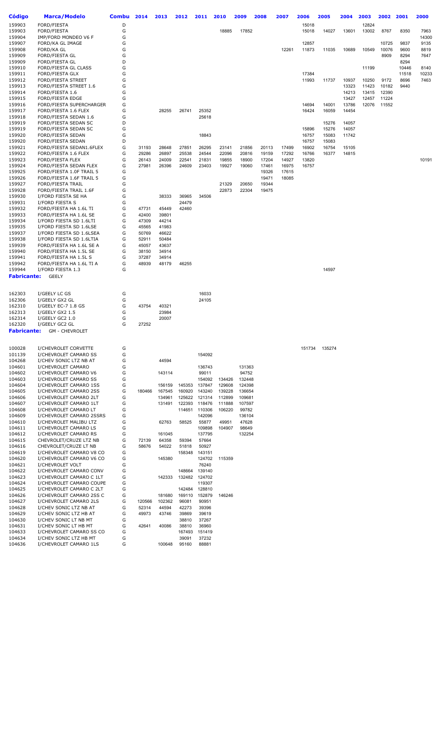| Código | Marca/Modelo | Combu | 2014 | 2013 | 2012 | 2011 | 2010 | 2009 | 2008 | 2007 | 2006 | 2005 | 2004 | 2003 | 2002 | 2001 | 2000 |
|---|---|---|---|---|---|---|---|---|---|---|---|---|---|---|---|---|---|
| 159903 | FORD/FIESTA | D | | | | | | | | | 15018 | | | 12824 | | | |
| 159903 | FORD/FIESTA | G | | | | | 18885 | 17852 | | | 15018 | 14027 | 13601 | 13002 | 8767 | 8350 | 7963 |
| 159904 | IMP/FORD MONDEO V6 F | G | | | | | | | | | | | | | | | 14300 |
| 159907 | FORD/KA GL IMAGE | G | | | | | | | | | 12857 | | | | 10725 | 9837 | 9135 |
| 159908 | FORD/KA GL | G | | | | | | | | 12261 | 11873 | 11035 | 10689 | 10549 | 10076 | 9600 | 8819 |
| 159909 | FORD/FIESTA GL | G | | | | | | | | | | | | | 8909 | 8294 | 7647 |
| 159909 | FORD/FIESTA GL | D | | | | | | | | | | | | | | 8294 | |
| 159910 | FORD/FIESTA GL CLASS | G | | | | | | | | | | | | 11199 | | 10446 | 8140 |
| 159911 | FORD/FIESTA GLX | G | | | | | | | | | 17384 | | | | | 11518 | 10233 |
| 159912 | FORD/FIESTA STREET | G | | | | | | | | | 11993 | 11737 | 10937 | 10250 | 9172 | 8696 | 7463 |
| 159913 | FORD/FIESTA STREET 1.6 | G | | | | | | | | | | | 13323 | 11423 | 10182 | 9440 | |
| 159914 | FORD/FIESTA 1.6 | G | | | | | | | | | | | 14213 | 13415 | 12390 | | |
| 159915 | FORD/FIESTA EDGE | G | | | | | | | | | | | 13427 | 12457 | 11224 | | |
| 159916 | FORD/FIESTA SUPERCHARGER | G | | | | | | | | | 14694 | 14001 | 13786 | 12076 | 11552 | | |
| 159917 | FORD/FIESTA 1.6 FLEX | G | | 28255 | 26741 | 25352 | | | | | 16424 | 16059 | 14454 | | | | |
| 159918 | FORD/FIESTA SEDAN 1.6 | G | | | | 25618 | | | | | | | | | | | |
| 159919 | FORD/FIESTA SEDAN SC | D | | | | | | | | | | 15276 | 14057 | | | | |
| 159919 | FORD/FIESTA SEDAN SC | G | | | | | | | | | 15896 | 15276 | 14057 | | | | |
| 159920 | FORD/FIESTA SEDAN | G | | | | 18843 | | | | | 16757 | 15083 | 11742 | | | | |
| 159920 | FORD/FIESTA SEDAN | D | | | | | | | | | 16757 | 15083 | | | | | |
| 159921 | FORD/FIESTA SEDAN1.6FLEX | G | 31193 | 28648 | 27851 | 26295 | 23141 | 21856 | 20113 | 17499 | 16902 | 16754 | 15105 | | | | |
| 159922 | FORD/FIESTA 1.6 FLEX | G | 29286 | 26897 | 25538 | 24544 | 22096 | 20816 | 19159 | 17292 | 16766 | 16377 | 14815 | | | | |
| 159923 | FORD/FIESTA FLEX | G | 26143 | 24009 | 22541 | 21831 | 19855 | 18900 | 17204 | 14927 | 13820 | | | | | | 10191 |
| 159924 | FORD/FIESTA SEDAN FLEX | G | 27981 | 26396 | 24609 | 23403 | 19927 | 19060 | 17461 | 16975 | 16757 | | | | | | |
| 159925 | FORD/FIESTA 1.0F TRAIL 5 | G | | | | | | | 19326 | 17615 | | | | | | | |
| 159926 | FORD/FIESTA 1.6F TRAIL 5 | G | | | | | | | 19471 | 18085 | | | | | | | |
| 159927 | FORD/FIESTA TRAIL | G | | | | | 21329 | 20650 | 19344 | | | | | | | | |
| 159928 | FORD/FIESTA TRAIL 1.6F | G | | | | | 22873 | 22304 | 19475 | | | | | | | | |
| 159930 | I/FORD FIESTA SE HA | G | | 38333 | 36965 | 34506 | | | | | | | | | | | |
| 159931 | I/FORD FIESTA S | G | | | 24479 | | | | | | | | | | | | |
| 159932 | FORD/FIESTA HA 1.6L TI | G | 47731 | 45449 | 42460 | | | | | | | | | | | | |
| 159933 | FORD/FIESTA HA 1.6L SE | G | 42400 | 39801 | | | | | | | | | | | | | |
| 159934 | I/FORD FIESTA SD 1.6LTI | G | 47309 | 44214 | | | | | | | | | | | | | |
| 159935 | I/FORD FIESTA SD 1.6LSE | G | 45565 | 41983 | | | | | | | | | | | | | |
| 159937 | I/FORD FIESTA SD 1.6LSEA | G | 50769 | 46622 | | | | | | | | | | | | | |
| 159938 | I/FORD FIESTA SD 1.6LTIA | G | 52911 | 50484 | | | | | | | | | | | | | |
| 159939 | FORD/FIESTA HA 1.6L SE A | G | 45057 | 43637 | | | | | | | | | | | | | |
| 159940 | FORD/FIESTA HA 1.5L SE | G | 38150 | 34914 | | | | | | | | | | | | | |
| 159941 | FORD/FIESTA HA 1.5L S | G | 37287 | 34914 | | | | | | | | | | | | | |
| 159942 | FORD/FIESTA HA 1.6L TI A | G | 48939 | 48179 | 46255 | | | | | | | | | | | | |
| 159944 | I/FORD FIESTA 1.3 | G | | | | | | | | | | 14597 | | | | | |
| **Fabricante:** | GEELY | | | | | | | | | | | | | | | | |
| 162303 | I/GEELY LC GS | G | | | | 16033 | | | | | | | | | | | |
| 162306 | I/GEELY GX2 GL | G | | | | 24105 | | | | | | | | | | | |
| 162310 | I/GEELY EC-7 1.8 GS | G | 43754 | 40321 | | | | | | | | | | | | | |
| 162313 | I/GEELY GX2 1.5 | G | | 23984 | | | | | | | | | | | | | |
| 162314 | I/GEELY GC2 1.0 | G | | 20007 | | | | | | | | | | | | | |
| 162320 | I/GEELY GC2 GL | G | 27252 | | | | | | | | | | | | | | |
| **Fabricante:** | GM - CHEVROLET | | | | | | | | | | | | | | | | |
| 100028 | I/CHEVROLET CORVETTE | G | | | | | | | | | 151734 | 135274 | | | | | |
| 101139 | I/CHEVROLET CAMARO SS | G | | | | 154092 | | | | | | | | | | | |
| 104268 | I/CHEV SONIC LTZ NB AT | G | | 44594 | | | | | | | | | | | | | |
| 104601 | I/CHEVROLET CAMARO | G | | | | 136743 | | 131363 | | | | | | | | | |
| 104602 | I/CHEVROLET CAMARO V6 | G | | 143114 | | 99011 | | 94752 | | | | | | | | | |
| 104603 | I/CHEVROLET CAMARO SS | G | | | | 154092 | 134426 | 132448 | | | | | | | | | |
| 104604 | I/CHEVROLET CAMARO 1SS | G | | 156159 | 145353 | 137847 | 129608 | 124398 | | | | | | | | | |
| 104605 | I/CHEVROLET CAMARO 2SS | G | 180466 | 167545 | 160920 | 143240 | 139228 | 136654 | | | | | | | | | |
| 104606 | I/CHEVROLET CAMARO 2LT | G | | 134961 | 125622 | 121314 | 112899 | 109681 | | | | | | | | | |
| 104607 | I/CHEVROLET CAMARO 1LT | G | | 131491 | 122393 | 118476 | 111888 | 107597 | | | | | | | | | |
| 104608 | I/CHEVROLET CAMARO LT | G | | | 114651 | 110306 | 106220 | 99782 | | | | | | | | | |
| 104609 | I/CHEVROLET CAMARO 2SSRS | G | | | | 142096 | | 136104 | | | | | | | | | |
| 104610 | I/CHEVROLET MALIBU LTZ | G | | 62763 | 58525 | 55877 | 49951 | 47628 | | | | | | | | | |
| 104611 | I/CHEVROLET CAMARO LS | G | | | | 109898 | 104907 | 98649 | | | | | | | | | |
| 104612 | I/CHEVROLET CAMARO RS | G | | 161045 | | 137795 | | 132254 | | | | | | | | | |
| 104615 | CHEVROLET/CRUZE LTZ NB | G | 72139 | 64358 | 59394 | 57664 | | | | | | | | | | | |
| 104616 | CHEVROLET/CRUZE LT NB | G | 58676 | 54022 | 51818 | 50927 | | | | | | | | | | | |
| 104619 | I/CHEVROLET CAMARO V8 CO | G | | | 158348 | 143151 | | | | | | | | | | | |
| 104620 | I/CHEVROLET CAMARO V6 CO | G | | 145380 | | 124702 | 115359 | | | | | | | | | | |
| 104621 | I/CHEVROLET VOLT | G | | | | 76240 | | | | | | | | | | | |
| 104622 | I/CHEVROLET CAMARO CONV | G | | | 148664 | 139140 | | | | | | | | | | | |
| 104623 | I/CHEVROLET CAMARO C 1LT | G | | 142333 | 132482 | 124702 | | | | | | | | | | | |
| 104624 | I/CHEVROLET CAMARO COUPE | G | | | | 119307 | | | | | | | | | | | |
| 104625 | I/CHEVROLET CAMARO C 2LT | G | | | 142484 | 128810 | | | | | | | | | | | |
| 104626 | I/CHEVROLET CAMARO 2SS C | G | | 181680 | 169110 | 152879 | 146246 | | | | | | | | | | |
| 104627 | I/CHEVROLET CAMARO 2LS | G | 120566 | 102362 | 96081 | 90951 | | | | | | | | | | | |
| 104628 | I/CHEV SONIC LTZ NB AT | G | 52314 | 44594 | 42273 | 39396 | | | | | | | | | | | |
| 104629 | I/CHEV SONIC LTZ HB AT | G | 49973 | 43746 | 39869 | 39619 | | | | | | | | | | | |
| 104630 | I/CHEV SONIC LT NB MT | G | | | 38810 | 37267 | | | | | | | | | | | |
| 104631 | I/CHEV SONIC LT HB MT | G | 42641 | 40086 | 38810 | 36960 | | | | | | | | | | | |
| 104633 | I/CHEVROLET CAMARO SS CO | G | | | 167493 | 151419 | | | | | | | | | | | |
| 104634 | I/CHEV SONIC LTZ HB MT | G | | | 39091 | 37232 | | | | | | | | | | | |
| 104636 | I/CHEVROLET CAMARO 1LS | G | | 100648 | 95160 | 88881 | | | | | | | | | | | |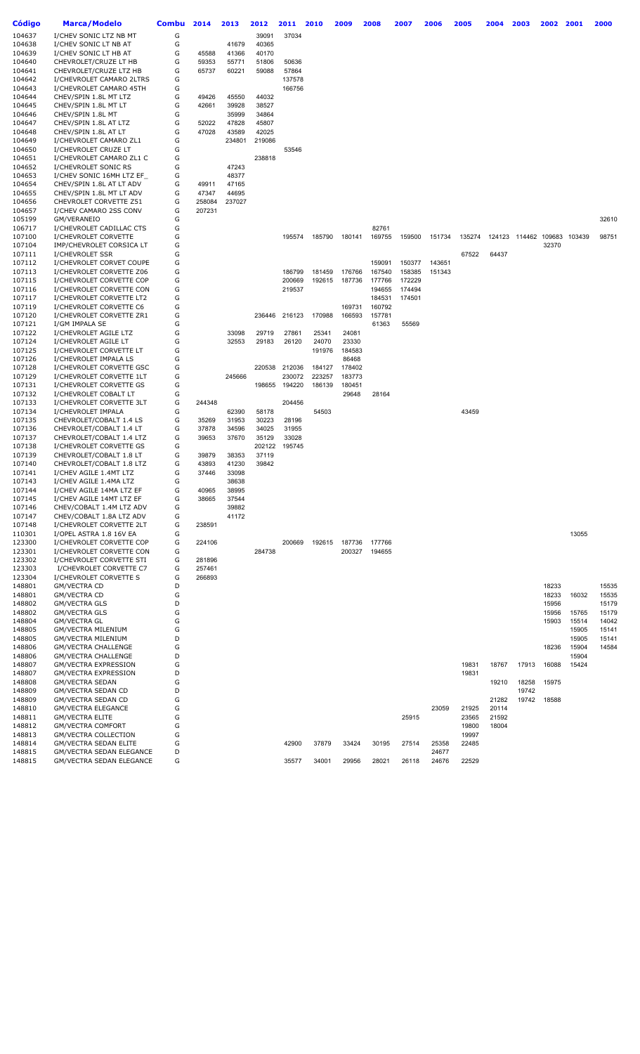| Código | Marca/Modelo | Combu | 2014 | 2013 | 2012 | 2011 | 2010 | 2009 | 2008 | 2007 | 2006 | 2005 | 2004 | 2003 | 2002 | 2001 | 2000 |
|---|---|---|---|---|---|---|---|---|---|---|---|---|---|---|---|---|---|
| 104637 | I/CHEV SONIC LTZ NB MT | G | | | 39091 | 37034 | | | | | | | | | | | |
| 104638 | I/CHEV SONIC LT NB AT | G | | 41679 | 40365 | | | | | | | | | | | | |
| 104639 | I/CHEV SONIC LT HB AT | G | 45588 | 41366 | 40170 | | | | | | | | | | | | |
| 104640 | CHEVROLET/CRUZE LT HB | G | 59353 | 55771 | 51806 | 50636 | | | | | | | | | | | |
| 104641 | CHEVROLET/CRUZE LTZ HB | G | 65737 | 60221 | 59088 | 57864 | | | | | | | | | | | |
| 104642 | I/CHEVROLET CAMARO 2LTRS | G | | | | 137578 | | | | | | | | | | | |
| 104643 | I/CHEVROLET CAMARO 45TH | G | | | | 166756 | | | | | | | | | | | |
| 104644 | CHEV/SPIN 1.8L MT LTZ | G | 49426 | 45550 | 44032 | | | | | | | | | | | | |
| 104645 | CHEV/SPIN 1.8L MT LT | G | 42661 | 39928 | 38527 | | | | | | | | | | | | |
| 104646 | CHEV/SPIN 1.8L MT | G | | 35999 | 34864 | | | | | | | | | | | | |
| 104647 | CHEV/SPIN 1.8L AT LTZ | G | 52022 | 47828 | 45807 | | | | | | | | | | | | |
| 104648 | CHEV/SPIN 1.8L AT LT | G | 47028 | 43589 | 42025 | | | | | | | | | | | | |
| 104649 | I/CHEVROLET CAMARO ZL1 | G | | 234801 | 219086 | | | | | | | | | | | | |
| 104650 | I/CHEVROLET CRUZE LT | G | | | | 53546 | | | | | | | | | | | |
| 104651 | I/CHEVROLET CAMARO ZL1 C | G | | | 238818 | | | | | | | | | | | | |
| 104652 | I/CHEVROLET SONIC RS | G | | 47243 | | | | | | | | | | | | | |
| 104653 | I/CHEV SONIC 16MH LTZ EF_ | G | | 48377 | | | | | | | | | | | | | |
| 104654 | CHEV/SPIN 1.8L AT LT ADV | G | 49911 | 47165 | | | | | | | | | | | | | |
| 104655 | CHEV/SPIN 1.8L MT LT ADV | G | 47347 | 44695 | | | | | | | | | | | | | |
| 104656 | CHEVROLET CORVETTE Z51 | G | 258084 | 237027 | | | | | | | | | | | | | |
| 104657 | I/CHEV CAMARO 2SS CONV | G | 207231 | | | | | | | | | | | | | | |
| 105199 | GM/VERANEIO | G | | | | | | | | | | | | | | | 32610 |
| 106717 | I/CHEVROLET CADILLAC CTS | G | | | | | | | 82761 | | | | | | | | |
| 107100 | I/CHEVROLET CORVETTE | G | | | | 195574 | 185790 | 180141 | 169755 | 159500 | 151734 | 135274 | 124123 | 114462 | 109683 | 103439 | 98751 |
| 107104 | IMP/CHEVROLET CORSICA LT | G | | | | | | | | | | | | | 32370 | | |
| 107111 | I/CHEVROLET SSR | G | | | | | | | | | | 67522 | 64437 | | | | |
| 107112 | I/CHEVROLET CORVET COUPE | G | | | | | | | 159091 | 150377 | 143651 | | | | | | |
| 107113 | I/CHEVROLET CORVETTE Z06 | G | | | | 186799 | 181459 | 176766 | 167540 | 158385 | 151343 | | | | | | |
| 107115 | I/CHEVROLET CORVETTE COP | G | | | | 200669 | 192615 | 187736 | 177766 | 172229 | | | | | | | |
| 107116 | I/CHEVROLET CORVETTE CON | G | | | | 219537 | | | 194655 | 174494 | | | | | | | |
| 107117 | I/CHEVROLET CORVETTE LT2 | G | | | | | | | 184531 | 174501 | | | | | | | |
| 107119 | I/CHEVROLET CORVETTE C6 | G | | | | | | 169731 | 160792 | | | | | | | | |
| 107120 | I/CHEVROLET CORVETTE ZR1 | G | | | 236446 | 216123 | 170988 | 166593 | 157781 | | | | | | | | |
| 107121 | I/GM IMPALA SE | G | | | | | | | 61363 | 55569 | | | | | | | |
| 107122 | I/CHEVROLET AGILE LTZ | G | | 33098 | 29719 | 27861 | 25341 | 24081 | | | | | | | | | |
| 107124 | I/CHEVROLET AGILE LT | G | | 32553 | 29183 | 26120 | 24070 | 23330 | | | | | | | | | |
| 107125 | I/CHEVROLET CORVETTE LT | G | | | | | 191976 | 184583 | | | | | | | | | |
| 107126 | I/CHEVROLET IMPALA LS | G | | | | | | 86468 | | | | | | | | | |
| 107128 | I/CHEVROLET CORVETTE GSC | G | | | 220538 | 212036 | 184127 | 178402 | | | | | | | | | |
| 107129 | I/CHEVROLET CORVETTE 1LT | G | | 245666 | | 230072 | 223257 | 183773 | | | | | | | | | |
| 107131 | I/CHEVROLET CORVETTE GS | G | | | 198655 | 194220 | 186139 | 180451 | | | | | | | | | |
| 107132 | I/CHEVROLET COBALT LT | G | | | | | | 29648 | 28164 | | | | | | | | |
| 107133 | I/CHEVROLET CORVETTE 3LT | G | 244348 | | | 204456 | | | | | | | | | | | |
| 107134 | I/CHEVROLET IMPALA | G | | 62390 | 58178 | | 54503 | | | | | 43459 | | | | | |
| 107135 | CHEVROLET/COBALT 1.4 LS | G | 35269 | 31953 | 30223 | 28196 | | | | | | | | | | | |
| 107136 | CHEVROLET/COBALT 1.4 LT | G | 37878 | 34596 | 34025 | 31955 | | | | | | | | | | | |
| 107137 | CHEVROLET/COBALT 1.4 LTZ | G | 39653 | 37670 | 35129 | 33028 | | | | | | | | | | | |
| 107138 | I/CHEVROLET CORVETTE GS | G | | | 202122 | 195745 | | | | | | | | | | | |
| 107139 | CHEVROLET/COBALT 1.8 LT | G | 39879 | 38353 | 37119 | | | | | | | | | | | | |
| 107140 | CHEVROLET/COBALT 1.8 LTZ | G | 43893 | 41230 | 39842 | | | | | | | | | | | | |
| 107141 | I/CHEV AGILE 1.4MT LTZ | G | 37446 | 33098 | | | | | | | | | | | | | |
| 107143 | I/CHEV AGILE 1.4MA LTZ | G | | 38638 | | | | | | | | | | | | | |
| 107144 | I/CHEV AGILE 14MA LTZ EF | G | 40965 | 38995 | | | | | | | | | | | | | |
| 107145 | I/CHEV AGILE 14MT LTZ EF | G | 38665 | 37544 | | | | | | | | | | | | | |
| 107146 | CHEV/COBALT 1.4M LTZ ADV | G | | 39882 | | | | | | | | | | | | | |
| 107147 | CHEV/COBALT 1.8A LTZ ADV | G | | 41172 | | | | | | | | | | | | | |
| 107148 | I/CHEVROLET CORVETTE 2LT | G | 238591 | | | | | | | | | | | | | | |
| 110301 | I/OPEL ASTRA 1.8 16V EA | G | | | | | | | | | | | | | | 13055 | |
| 123300 | I/CHEVROLET CORVETTE COP | G | 224106 | | | 200669 | 192615 | 187736 | 177766 | | | | | | | | |
| 123301 | I/CHEVROLET CORVETTE CON | G | | | 284738 | | | 200327 | 194655 | | | | | | | | |
| 123302 | I/CHEVROLET CORVETTE STI | G | 281896 | | | | | | | | | | | | | | |
| 123303 | I/CHEVROLET CORVETTE C7 | G | 257461 | | | | | | | | | | | | | | |
| 123304 | I/CHEVROLET CORVETTE S | G | 266893 | | | | | | | | | | | | | | |
| 148801 | GM/VECTRA CD | D | | | | | | | | | | | | | 18233 | | 15535 |
| 148801 | GM/VECTRA CD | G | | | | | | | | | | | | | 18233 | 16032 | 15535 |
| 148802 | GM/VECTRA GLS | D | | | | | | | | | | | | | 15956 | | 15179 |
| 148802 | GM/VECTRA GLS | G | | | | | | | | | | | | | 15956 | 15765 | 15179 |
| 148804 | GM/VECTRA GL | G | | | | | | | | | | | | | 15903 | 15514 | 14042 |
| 148805 | GM/VECTRA MILENIUM | G | | | | | | | | | | | | | | 15905 | 15141 |
| 148805 | GM/VECTRA MILENIUM | D | | | | | | | | | | | | | | 15905 | 15141 |
| 148806 | GM/VECTRA CHALLENGE | G | | | | | | | | | | | | | 18236 | 15904 | 14584 |
| 148806 | GM/VECTRA CHALLENGE | D | | | | | | | | | | | | | | 15904 | |
| 148807 | GM/VECTRA EXPRESSION | G | | | | | | | | | | 19831 | 18767 | 17913 | 16088 | 15424 | |
| 148807 | GM/VECTRA EXPRESSION | D | | | | | | | | | | 19831 | | | | | |
| 148808 | GM/VECTRA SEDAN | G | | | | | | | | | | | 19210 | 18258 | 15975 | | |
| 148809 | GM/VECTRA SEDAN CD | D | | | | | | | | | | | | 19742 | | | |
| 148809 | GM/VECTRA SEDAN CD | G | | | | | | | | | | | 21282 | 19742 | 18588 | | |
| 148810 | GM/VECTRA ELEGANCE | G | | | | | | | | | 23059 | 21925 | 20114 | | | | |
| 148811 | GM/VECTRA ELITE | G | | | | | | | | 25915 | | 23565 | 21592 | | | | |
| 148812 | GM/VECTRA COMFORT | G | | | | | | | | | | 19800 | 18004 | | | | |
| 148813 | GM/VECTRA COLLECTION | G | | | | | | | | | | 19997 | | | | | |
| 148814 | GM/VECTRA SEDAN ELITE | G | | | | 42900 | 37879 | 33424 | 30195 | 27514 | 25358 | 22485 | | | | | |
| 148815 | GM/VECTRA SEDAN ELEGANCE | D | | | | | | | | | 24677 | | | | | | |
| 148815 | GM/VECTRA SEDAN ELEGANCE | G | | | | 35577 | 34001 | 29956 | 28021 | 26118 | 24676 | 22529 | | | | | |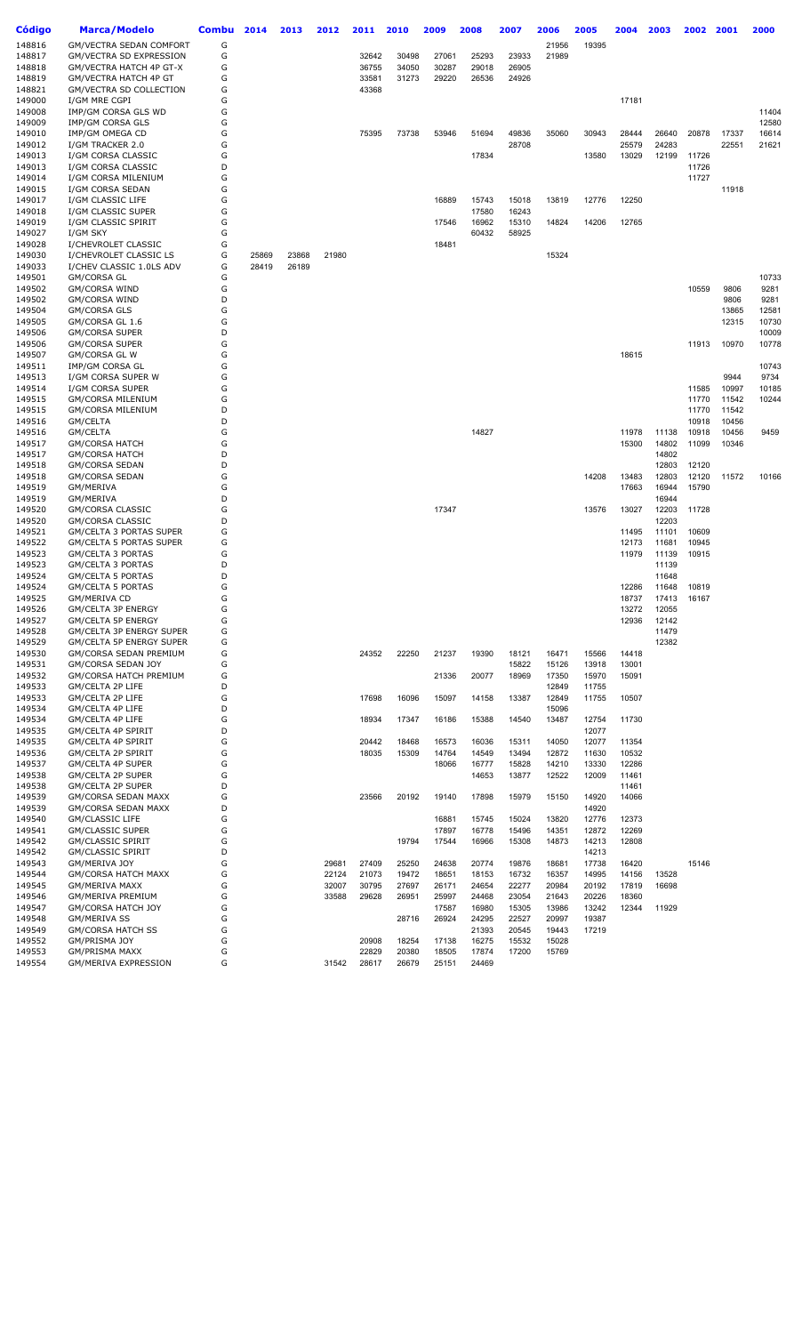| Código | Marca/Modelo | Combu | 2014 | 2013 | 2012 | 2011 | 2010 | 2009 | 2008 | 2007 | 2006 | 2005 | 2004 | 2003 | 2002 | 2001 | 2000 |
|---|---|---|---|---|---|---|---|---|---|---|---|---|---|---|---|---|---|
| 148816 | GM/VECTRA SEDAN COMFORT | G | | | | | | | | | 21956 | 19395 | | | | | |
| 148817 | GM/VECTRA SD EXPRESSION | G | | | | 32642 | 30498 | 27061 | 25293 | 23933 | 21989 | | | | | | |
| 148818 | GM/VECTRA HATCH 4P GT-X | G | | | | 36755 | 34050 | 30287 | 29018 | 26905 | | | | | | | |
| 148819 | GM/VECTRA HATCH 4P GT | G | | | | 33581 | 31273 | 29220 | 26536 | 24926 | | | | | | | |
| 148821 | GM/VECTRA SD COLLECTION | G | | | | 43368 | | | | | | | | | | | |
| 149000 | I/GM MRE CGPI | G | | | | | | | | | | | 17181 | | | | |
| 149008 | IMP/GM CORSA GLS WD | G | | | | | | | | | | | | | | | 11404 |
| 149009 | IMP/GM CORSA GLS | G | | | | | | | | | | | | | | | 12580 |
| 149010 | IMP/GM OMEGA CD | G | | | | 75395 | 73738 | 53946 | 51694 | 49836 | 35060 | 30943 | 28444 | 26640 | 20878 | 17337 | 16614 |
| 149012 | I/GM TRACKER 2.0 | G | | | | | | | | 28708 | | | 25579 | 24283 | | 22551 | 21621 |
| 149013 | I/GM CORSA CLASSIC | G | | | | | | | 17834 | | | 13580 | 13029 | 12199 | 11726 | | |
| 149013 | I/GM CORSA CLASSIC | D | | | | | | | | | | | | | 11726 | | |
| 149014 | I/GM CORSA MILENIUM | G | | | | | | | | | | | | | 11727 | | |
| 149015 | I/GM CORSA SEDAN | G | | | | | | | | | | | | | | 11918 | |
| 149017 | I/GM CLASSIC LIFE | G | | | | | | 16889 | 15743 | 15018 | 13819 | 12776 | 12250 | | | | |
| 149018 | I/GM CLASSIC SUPER | G | | | | | | | 17580 | 16243 | | | | | | | |
| 149019 | I/GM CLASSIC SPIRIT | G | | | | | | 17546 | 16962 | 15310 | 14824 | 14206 | 12765 | | | | |
| 149027 | I/GM SKY | G | | | | | | | 60432 | 58925 | | | | | | | |
| 149028 | I/CHEVROLET CLASSIC | G | | | | | | 18481 | | | | | | | | | |
| 149030 | I/CHEVROLET CLASSIC LS | G | 25869 | 23868 | 21980 | | | | | | 15324 | | | | | | |
| 149033 | I/CHEV CLASSIC 1.0LS ADV | G | 28419 | 26189 | | | | | | | | | | | | | |
| 149501 | GM/CORSA GL | G | | | | | | | | | | | | | | | 10733 |
| 149502 | GM/CORSA WIND | G | | | | | | | | | | | | | 10559 | 9806 | 9281 |
| 149502 | GM/CORSA WIND | D | | | | | | | | | | | | | | 9806 | 9281 |
| 149504 | GM/CORSA GLS | G | | | | | | | | | | | | | | 13865 | 12581 |
| 149505 | GM/CORSA GL 1.6 | G | | | | | | | | | | | | | | 12315 | 10730 |
| 149506 | GM/CORSA SUPER | D | | | | | | | | | | | | | | | 10009 |
| 149506 | GM/CORSA SUPER | G | | | | | | | | | | | | | 11913 | 10970 | 10778 |
| 149507 | GM/CORSA GL W | G | | | | | | | | | | | 18615 | | | | |
| 149511 | IMP/GM CORSA GL | G | | | | | | | | | | | | | | | 10743 |
| 149513 | I/GM CORSA SUPER W | G | | | | | | | | | | | | | | 9944 | 9734 |
| 149514 | I/GM CORSA SUPER | G | | | | | | | | | | | | | 11585 | 10997 | 10185 |
| 149515 | GM/CORSA MILENIUM | G | | | | | | | | | | | | | 11770 | 11542 | 10244 |
| 149515 | GM/CORSA MILENIUM | D | | | | | | | | | | | | | 11770 | 11542 | |
| 149516 | GM/CELTA | D | | | | | | | | | | | | | 10918 | 10456 | |
| 149516 | GM/CELTA | G | | | | | | | 14827 | | | | 11978 | 11138 | 10918 | 10456 | 9459 |
| 149517 | GM/CORSA HATCH | G | | | | | | | | | | | 15300 | 14802 | 11099 | 10346 | |
| 149517 | GM/CORSA HATCH | D | | | | | | | | | | | | 14802 | | | |
| 149518 | GM/CORSA SEDAN | D | | | | | | | | | | | | 12803 | 12120 | | |
| 149518 | GM/CORSA SEDAN | G | | | | | | | | | | 14208 | 13483 | 12803 | 12120 | 11572 | 10166 |
| 149519 | GM/MERIVA | G | | | | | | | | | | | 17663 | 16944 | 15790 | | |
| 149519 | GM/MERIVA | D | | | | | | | | | | | | 16944 | | | |
| 149520 | GM/CORSA CLASSIC | G | | | | | | 17347 | | | | 13576 | 13027 | 12203 | 11728 | | |
| 149520 | GM/CORSA CLASSIC | D | | | | | | | | | | | | 12203 | | | |
| 149521 | GM/CELTA 3 PORTAS SUPER | G | | | | | | | | | | | 11495 | 11101 | 10609 | | |
| 149522 | GM/CELTA 5 PORTAS SUPER | G | | | | | | | | | | | 12173 | 11681 | 10945 | | |
| 149523 | GM/CELTA 3 PORTAS | G | | | | | | | | | | | 11979 | 11139 | 10915 | | |
| 149523 | GM/CELTA 3 PORTAS | D | | | | | | | | | | | | 11139 | | | |
| 149524 | GM/CELTA 5 PORTAS | D | | | | | | | | | | | | 11648 | | | |
| 149524 | GM/CELTA 5 PORTAS | G | | | | | | | | | | | 12286 | 11648 | 10819 | | |
| 149525 | GM/MERIVA CD | G | | | | | | | | | | | 18737 | 17413 | 16167 | | |
| 149526 | GM/CELTA 3P ENERGY | G | | | | | | | | | | | 13272 | 12055 | | | |
| 149527 | GM/CELTA 5P ENERGY | G | | | | | | | | | | | 12936 | 12142 | | | |
| 149528 | GM/CELTA 3P ENERGY SUPER | G | | | | | | | | | | | | 11479 | | | |
| 149529 | GM/CELTA 5P ENERGY SUPER | G | | | | | | | | | | | | 12382 | | | |
| 149530 | GM/CORSA SEDAN PREMIUM | G | | | | 24352 | 22250 | 21237 | 19390 | 18121 | 16471 | 15566 | 14418 | | | | |
| 149531 | GM/CORSA SEDAN JOY | G | | | | | | | | 15822 | 15126 | 13918 | 13001 | | | | |
| 149532 | GM/CORSA HATCH PREMIUM | G | | | | | | 21336 | 20077 | 18969 | 17350 | 15970 | 15091 | | | | |
| 149533 | GM/CELTA 2P LIFE | D | | | | | | | | | 12849 | 11755 | | | | | |
| 149533 | GM/CELTA 2P LIFE | G | | | | 17698 | 16096 | 15097 | 14158 | 13387 | 12849 | 11755 | 10507 | | | | |
| 149534 | GM/CELTA 4P LIFE | D | | | | | | | | | 15096 | | | | | | |
| 149534 | GM/CELTA 4P LIFE | G | | | | 18934 | 17347 | 16186 | 15388 | 14540 | 13487 | 12754 | 11730 | | | | |
| 149535 | GM/CELTA 4P SPIRIT | D | | | | | | | | | | 12077 | | | | | |
| 149535 | GM/CELTA 4P SPIRIT | G | | | | 20442 | 18468 | 16573 | 16036 | 15311 | 14050 | 12077 | 11354 | | | | |
| 149536 | GM/CELTA 2P SPIRIT | G | | | | 18035 | 15309 | 14764 | 14549 | 13494 | 12872 | 11630 | 10532 | | | | |
| 149537 | GM/CELTA 4P SUPER | G | | | | | | 18066 | 16777 | 15828 | 14210 | 13330 | 12286 | | | | |
| 149538 | GM/CELTA 2P SUPER | G | | | | | | | 14653 | 13877 | 12522 | 12009 | 11461 | | | | |
| 149538 | GM/CELTA 2P SUPER | D | | | | | | | | | | | 11461 | | | | |
| 149539 | GM/CORSA SEDAN MAXX | G | | | | 23566 | 20192 | 19140 | 17898 | 15979 | 15150 | 14920 | 14066 | | | | |
| 149539 | GM/CORSA SEDAN MAXX | D | | | | | | | | | | 14920 | | | | | |
| 149540 | GM/CLASSIC LIFE | G | | | | | | 16881 | 15745 | 15024 | 13820 | 12776 | 12373 | | | | |
| 149541 | GM/CLASSIC SUPER | G | | | | | | 17897 | 16778 | 15496 | 14351 | 12872 | 12269 | | | | |
| 149542 | GM/CLASSIC SPIRIT | G | | | | | 19794 | 17544 | 16966 | 15308 | 14873 | 14213 | 12808 | | | | |
| 149542 | GM/CLASSIC SPIRIT | D | | | | | | | | | | 14213 | | | | | |
| 149543 | GM/MERIVA JOY | G | | | 29681 | 27409 | 25250 | 24638 | 20774 | 19876 | 18681 | 17738 | 16420 | | 15146 | | |
| 149544 | GM/CORSA HATCH MAXX | G | | | 22124 | 21073 | 19472 | 18651 | 18153 | 16732 | 16357 | 14995 | 14156 | 13528 | | | |
| 149545 | GM/MERIVA MAXX | G | | | 32007 | 30795 | 27697 | 26171 | 24654 | 22277 | 20984 | 20192 | 17819 | 16698 | | | |
| 149546 | GM/MERIVA PREMIUM | G | | | 33588 | 29628 | 26951 | 25997 | 24468 | 23054 | 21643 | 20226 | 18360 | | | | |
| 149547 | GM/CORSA HATCH JOY | G | | | | | | 17587 | 16980 | 15305 | 13986 | 13242 | 12344 | 11929 | | | |
| 149548 | GM/MERIVA SS | G | | | | | 28716 | 26924 | 24295 | 22527 | 20997 | 19387 | | | | | |
| 149549 | GM/CORSA HATCH SS | G | | | | | | | 21393 | 20545 | 19443 | 17219 | | | | | |
| 149552 | GM/PRISMA JOY | G | | | | 20908 | 18254 | 17138 | 16275 | 15532 | 15028 | | | | | | |
| 149553 | GM/PRISMA MAXX | G | | | | 22829 | 20380 | 18505 | 17874 | 17200 | 15769 | | | | | | |
| 149554 | GM/MERIVA EXPRESSION | G | | | 31542 | 28617 | 26679 | 25151 | 24469 | | | | | | | | |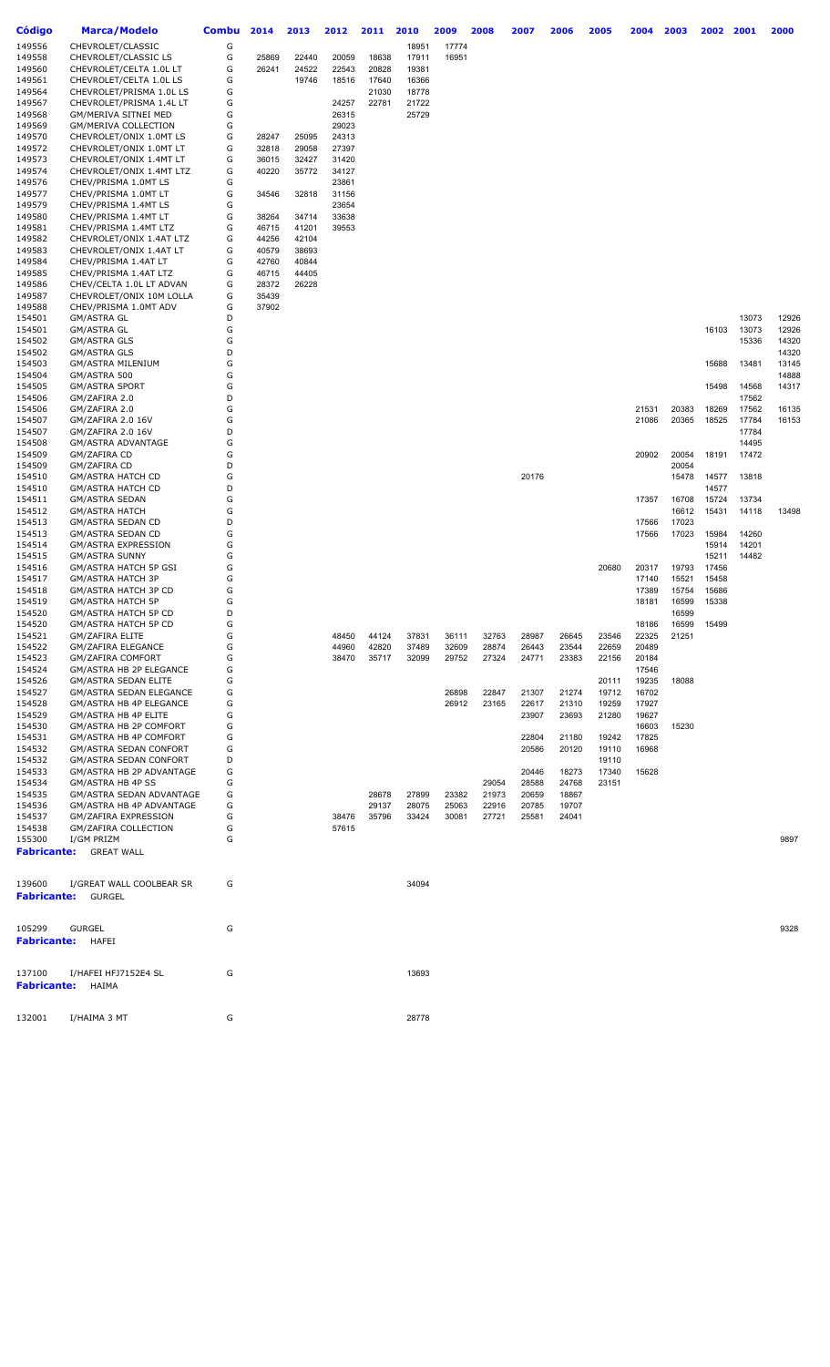| Código | Marca/Modelo | Combu | 2014 | 2013 | 2012 | 2011 | 2010 | 2009 | 2008 | 2007 | 2006 | 2005 | 2004 | 2003 | 2002 | 2001 | 2000 |
|---|---|---|---|---|---|---|---|---|---|---|---|---|---|---|---|---|---|
| 149556 | CHEVROLET/CLASSIC | G | | | | | 18951 | 17774 | | | | | | | | | |
| 149558 | CHEVROLET/CLASSIC LS | G | 25869 | 22440 | 20059 | 18638 | 17911 | 16951 | | | | | | | | | |
| 149560 | CHEVROLET/CELTA 1.0L LT | G | 26241 | 24522 | 22543 | 20828 | 19381 | | | | | | | | | | |
| 149561 | CHEVROLET/CELTA 1.0L LS | G | | 19746 | 18516 | 17640 | 16366 | | | | | | | | | | |
| 149564 | CHEVROLET/PRISMA 1.0L LS | G | | | | 21030 | 18778 | | | | | | | | | | |
| 149567 | CHEVROLET/PRISMA 1.4L LT | G | | | 24257 | 22781 | 21722 | | | | | | | | | | |
| 149568 | GM/MERIVA SITNEI MED | G | | | 26315 | | 25729 | | | | | | | | | | |
| 149569 | GM/MERIVA COLLECTION | G | | | 29023 | | | | | | | | | | | | |
| 149570 | CHEVROLET/ONIX 1.0MT LS | G | 28247 | 25095 | 24313 | | | | | | | | | | | | |
| 149572 | CHEVROLET/ONIX 1.0MT LT | G | 32818 | 29058 | 27397 | | | | | | | | | | | | |
| 149573 | CHEVROLET/ONIX 1.4MT LT | G | 36015 | 32427 | 31420 | | | | | | | | | | | | |
| 149574 | CHEVROLET/ONIX 1.4MT LTZ | G | 40220 | 35772 | 34127 | | | | | | | | | | | | |
| 149576 | CHEV/PRISMA 1.0MT LS | G | | | 23861 | | | | | | | | | | | | |
| 149577 | CHEV/PRISMA 1.0MT LT | G | 34546 | 32818 | 31156 | | | | | | | | | | | | |
| 149579 | CHEV/PRISMA 1.4MT LS | G | | | 23654 | | | | | | | | | | | | |
| 149580 | CHEV/PRISMA 1.4MT LT | G | 38264 | 34714 | 33638 | | | | | | | | | | | | |
| 149581 | CHEV/PRISMA 1.4MT LTZ | G | 46715 | 41201 | 39553 | | | | | | | | | | | | |
| 149582 | CHEVROLET/ONIX 1.4AT LTZ | G | 44256 | 42104 | | | | | | | | | | | | | |
| 149583 | CHEVROLET/ONIX 1.4AT LT | G | 40579 | 38693 | | | | | | | | | | | | | |
| 149584 | CHEV/PRISMA 1.4AT LT | G | 42760 | 40844 | | | | | | | | | | | | | |
| 149585 | CHEV/PRISMA 1.4AT LTZ | G | 46715 | 44405 | | | | | | | | | | | | | |
| 149586 | CHEV/CELTA 1.0L LT ADVAN | G | 28372 | 26228 | | | | | | | | | | | | | |
| 149587 | CHEVROLET/ONIX 10M LOLLA | G | 35439 | | | | | | | | | | | | | | |
| 149588 | CHEV/PRISMA 1.0MT ADV | G | 37902 | | | | | | | | | | | | | | |
| 154501 | GM/ASTRA GL | D | | | | | | | | | | | | | | 13073 | 12926 |
| 154501 | GM/ASTRA GL | G | | | | | | | | | | | | | 16103 | 13073 | 12926 |
| 154502 | GM/ASTRA GLS | G | | | | | | | | | | | | | | 15336 | 14320 |
| 154502 | GM/ASTRA GLS | D | | | | | | | | | | | | | | | 14320 |
| 154503 | GM/ASTRA MILENIUM | G | | | | | | | | | | | | | 15688 | 13481 | 13145 |
| 154504 | GM/ASTRA 500 | G | | | | | | | | | | | | | | | 14888 |
| 154505 | GM/ASTRA SPORT | G | | | | | | | | | | | | | 15498 | 14568 | 14317 |
| 154506 | GM/ZAFIRA 2.0 | D | | | | | | | | | | | | | | 17562 | |
| 154506 | GM/ZAFIRA 2.0 | G | | | | | | | | | | | 21531 | 20383 | 18269 | 17562 | 16135 |
| 154507 | GM/ZAFIRA 2.0 16V | G | | | | | | | | | | | 21086 | 20365 | 18525 | 17784 | 16153 |
| 154507 | GM/ZAFIRA 2.0 16V | D | | | | | | | | | | | | | | 17784 | |
| 154508 | GM/ASTRA ADVANTAGE | G | | | | | | | | | | | | | | 14495 | |
| 154509 | GM/ZAFIRA CD | G | | | | | | | | | | | 20902 | 20054 | 18191 | 17472 | |
| 154509 | GM/ZAFIRA CD | D | | | | | | | | | | | | 20054 | | | |
| 154510 | GM/ASTRA HATCH CD | G | | | | | | | | 20176 | | | | 15478 | 14577 | 13818 | |
| 154510 | GM/ASTRA HATCH CD | D | | | | | | | | | | | | | 14577 | | |
| 154511 | GM/ASTRA SEDAN | G | | | | | | | | | | | 17357 | 16708 | 15724 | 13734 | |
| 154512 | GM/ASTRA HATCH | G | | | | | | | | | | | | 16612 | 15431 | 14118 | 13498 |
| 154513 | GM/ASTRA SEDAN CD | D | | | | | | | | | | | 17566 | 17023 | | | |
| 154513 | GM/ASTRA SEDAN CD | G | | | | | | | | | | | 17566 | 17023 | 15984 | 14260 | |
| 154514 | GM/ASTRA EXPRESSION | G | | | | | | | | | | | | | 15914 | 14201 | |
| 154515 | GM/ASTRA SUNNY | G | | | | | | | | | | | | | 15211 | 14482 | |
| 154516 | GM/ASTRA HATCH 5P GSI | G | | | | | | | | | | 20680 | 20317 | 19793 | 17456 | | |
| 154517 | GM/ASTRA HATCH 3P | G | | | | | | | | | | | 17140 | 15521 | 15458 | | |
| 154518 | GM/ASTRA HATCH 3P CD | G | | | | | | | | | | | 17389 | 15754 | 15686 | | |
| 154519 | GM/ASTRA HATCH 5P | G | | | | | | | | | | | 18181 | 16599 | 15338 | | |
| 154520 | GM/ASTRA HATCH 5P CD | D | | | | | | | | | | | | 16599 | | | |
| 154520 | GM/ASTRA HATCH 5P CD | G | | | | | | | | | | | 18186 | 16599 | 15499 | | |
| 154521 | GM/ZAFIRA ELITE | G | | | 48450 | 44124 | 37831 | 36111 | 32763 | 28987 | 26645 | 23546 | 22325 | 21251 | | | |
| 154522 | GM/ZAFIRA ELEGANCE | G | | | 44960 | 42820 | 37489 | 32609 | 28874 | 26443 | 23544 | 22659 | 20489 | | | | |
| 154523 | GM/ZAFIRA COMFORT | G | | | 38470 | 35717 | 32099 | 29752 | 27324 | 24771 | 23383 | 22156 | 20184 | | | | |
| 154524 | GM/ASTRA HB 2P ELEGANCE | G | | | | | | | | | | | 17546 | | | | |
| 154526 | GM/ASTRA SEDAN ELITE | G | | | | | | | | | | 20111 | 19235 | 18088 | | | |
| 154527 | GM/ASTRA SEDAN ELEGANCE | G | | | | | | 26898 | 22847 | 21307 | 21274 | 19712 | 16702 | | | | |
| 154528 | GM/ASTRA HB 4P ELEGANCE | G | | | | | | 26912 | 23165 | 22617 | 21310 | 19259 | 17927 | | | | |
| 154529 | GM/ASTRA HB 4P ELITE | G | | | | | | | | 23907 | 23693 | 21280 | 19627 | | | | |
| 154530 | GM/ASTRA HB 2P COMFORT | G | | | | | | | | | | | 16603 | 15230 | | | |
| 154531 | GM/ASTRA HB 4P COMFORT | G | | | | | | | | 22804 | 21180 | 19242 | 17825 | | | | |
| 154532 | GM/ASTRA SEDAN CONFORT | G | | | | | | | | 20586 | 20120 | 19110 | 16968 | | | | |
| 154532 | GM/ASTRA SEDAN CONFORT | D | | | | | | | | | | 19110 | | | | | |
| 154533 | GM/ASTRA HB 2P ADVANTAGE | G | | | | | | | | 20446 | 18273 | 17340 | 15628 | | | | |
| 154534 | GM/ASTRA HB 4P SS | G | | | | | | | 29054 | 28588 | 24768 | 23151 | | | | | |
| 154535 | GM/ASTRA SEDAN ADVANTAGE | G | | | | 28678 | 27899 | 23382 | 21973 | 20659 | 18867 | | | | | | |
| 154536 | GM/ASTRA HB 4P ADVANTAGE | G | | | | 29137 | 28075 | 25063 | 22916 | 20785 | 19707 | | | | | | |
| 154537 | GM/ZAFIRA EXPRESSION | G | | | 38476 | 35796 | 33424 | 30081 | 27721 | 25581 | 24041 | | | | | | |
| 154538 | GM/ZAFIRA COLLECTION | G | | | 57615 | | | | | | | | | | | | |
| 155300 | I/GM PRIZM | G | | | | | | | | | | | | | | | 9897 |

**Fabricante:** GREAT WALL

| Código | Marca/Modelo | Combu | 2014 | 2013 | 2012 | 2011 | 2010 | 2009 | 2008 | 2007 | 2006 | 2005 | 2004 | 2003 | 2002 | 2001 | 2000 |
|---|---|---|---|---|---|---|---|---|---|---|---|---|---|---|---|---|---|
| 139600 | I/GREAT WALL COOLBEAR SR | G | | | | | 34094 | | | | | | | | | | |

**Fabricante:** GURGEL

| Código | Marca/Modelo | Combu | 2014 | 2013 | 2012 | 2011 | 2010 | 2009 | 2008 | 2007 | 2006 | 2005 | 2004 | 2003 | 2002 | 2001 | 2000 |
|---|---|---|---|---|---|---|---|---|---|---|---|---|---|---|---|---|---|
| 105299 | GURGEL | G | | | | | | | | | | | | | | | 9328 |

**Fabricante:** HAFEI

| Código | Marca/Modelo | Combu | 2014 | 2013 | 2012 | 2011 | 2010 | 2009 | 2008 | 2007 | 2006 | 2005 | 2004 | 2003 | 2002 | 2001 | 2000 |
|---|---|---|---|---|---|---|---|---|---|---|---|---|---|---|---|---|---|
| 137100 | I/HAFEI HFJ7152E4 SL | G | | | | | 13693 | | | | | | | | | | |

**Fabricante:** HAIMA

| Código | Marca/Modelo | Combu | 2014 | 2013 | 2012 | 2011 | 2010 | 2009 | 2008 | 2007 | 2006 | 2005 | 2004 | 2003 | 2002 | 2001 | 2000 |
|---|---|---|---|---|---|---|---|---|---|---|---|---|---|---|---|---|---|
| 132001 | I/HAIMA 3 MT | G | | | | | 28778 | | | | | | | | | | |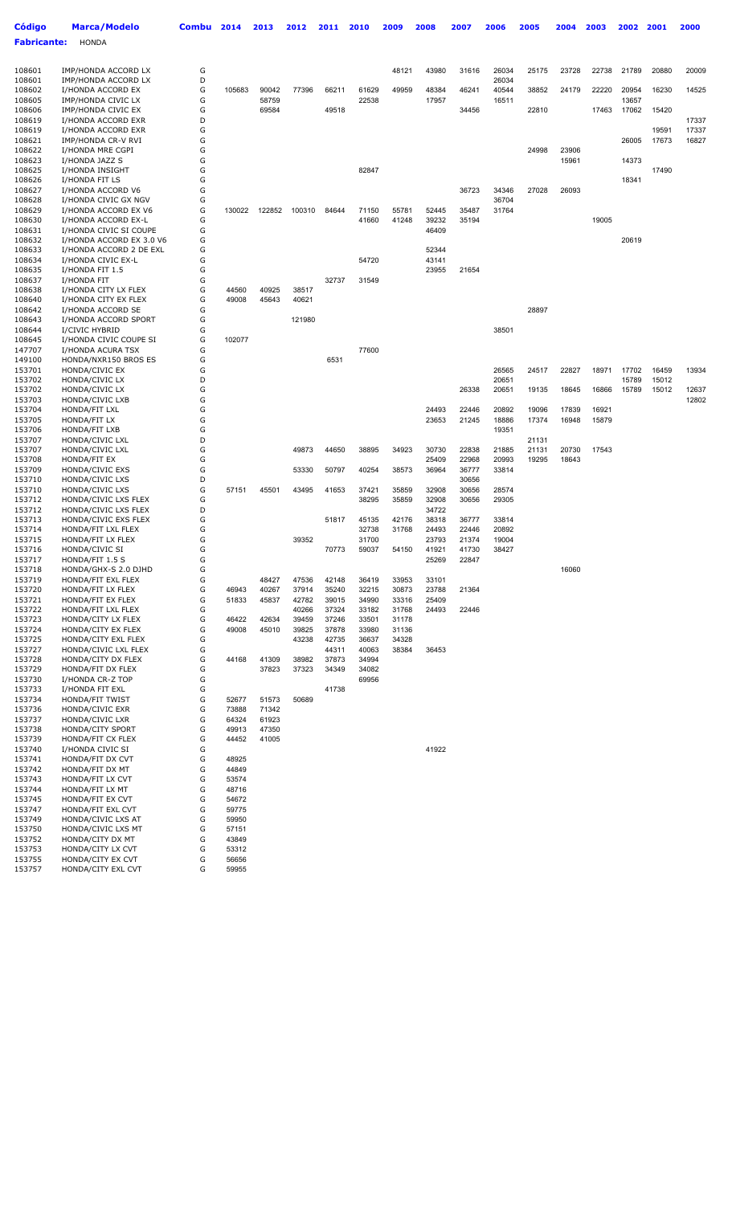| Código | Marca/Modelo | Combu | 2014 | 2013 | 2012 | 2011 | 2010 | 2009 | 2008 | 2007 | 2006 | 2005 | 2004 | 2003 | 2002 | 2001 | 2000 |
|---|---|---|---|---|---|---|---|---|---|---|---|---|---|---|---|---|---|
| **Fabricante:** | HONDA | | | | | | | | | | | | | | | | |
| 108601 | IMP/HONDA ACCORD LX | G | | | | | | 48121 | 43980 | 31616 | 26034 | 25175 | 23728 | 22738 | 21789 | 20880 | 20009 |
| 108601 | IMP/HONDA ACCORD LX | D | | | | | | | | | 26034 | | | | | | |
| 108602 | I/HONDA ACCORD EX | G | 105683 | 90042 | 77396 | 66211 | 61629 | 49959 | 48384 | 46241 | 40544 | 38852 | 24179 | 22220 | 20954 | 16230 | 14525 |
| 108605 | IMP/HONDA CIVIC LX | G | | 58759 | | | 22538 | | 17957 | | 16511 | | | | 13657 | | |
| 108606 | IMP/HONDA CIVIC EX | G | | 69584 | | 49518 | | | | 34456 | | 22810 | | 17463 | 17062 | 15420 | |
| 108619 | I/HONDA ACCORD EXR | D | | | | | | | | | | | | | | | 17337 |
| 108619 | I/HONDA ACCORD EXR | G | | | | | | | | | | | | | | 19591 | 17337 |
| 108621 | IMP/HONDA CR-V RVI | G | | | | | | | | | | | | | 26005 | 17673 | 16827 |
| 108622 | I/HONDA MRE CGPI | G | | | | | | | | | | 24998 | 23906 | | | | |
| 108623 | I/HONDA JAZZ S | G | | | | | | | | | | | 15961 | | 14373 | | |
| 108625 | I/HONDA INSIGHT | G | | | | | 82847 | | | | | | | | | 17490 | |
| 108626 | I/HONDA FIT LS | G | | | | | | | | | | | | | 18341 | | |
| 108627 | I/HONDA ACCORD V6 | G | | | | | | | | 36723 | 34346 | 27028 | 26093 | | | | |
| 108628 | I/HONDA CIVIC GX NGV | G | | | | | | | | | 36704 | | | | | | |
| 108629 | I/HONDA ACCORD EX V6 | G | 130022 | 122852 | 100310 | 84644 | 71150 | 55781 | 52445 | 35487 | 31764 | | | | | | |
| 108630 | I/HONDA ACCORD EX-L | G | | | | | 41660 | 41248 | 39232 | 35194 | | | | 19005 | | | |
| 108631 | I/HONDA CIVIC SI COUPE | G | | | | | | | 46409 | | | | | | | | |
| 108632 | I/HONDA ACCORD EX 3.0 V6 | G | | | | | | | | | | | | | 20619 | | |
| 108633 | I/HONDA ACCORD 2 DE EXL | G | | | | | | | 52344 | | | | | | | | |
| 108634 | I/HONDA CIVIC EX-L | G | | | | | 54720 | | 43141 | | | | | | | | |
| 108635 | I/HONDA FIT 1.5 | G | | | | | | | 23955 | 21654 | | | | | | | |
| 108637 | I/HONDA FIT | G | | | | 32737 | 31549 | | | | | | | | | | |
| 108638 | I/HONDA CITY LX FLEX | G | 44560 | 40925 | 38517 | | | | | | | | | | | | |
| 108640 | I/HONDA CITY EX FLEX | G | 49008 | 45643 | 40621 | | | | | | | | | | | | |
| 108642 | I/HONDA ACCORD SE | G | | | | | | | | | | 28897 | | | | | |
| 108643 | I/HONDA ACCORD SPORT | G | | | 121980 | | | | | | | | | | | | |
| 108644 | I/CIVIC HYBRID | G | | | | | | | | | 38501 | | | | | | |
| 108645 | I/HONDA CIVIC COUPE SI | G | 102077 | | | | | | | | | | | | | | |
| 147707 | I/HONDA ACURA TSX | G | | | | | 77600 | | | | | | | | | | |
| 149100 | HONDA/NXR150 BROS ES | G | | | | 6531 | | | | | | | | | | | |
| 153701 | HONDA/CIVIC EX | G | | | | | | | | | 26565 | 24517 | 22827 | 18971 | 17702 | 16459 | 13934 |
| 153702 | HONDA/CIVIC LX | D | | | | | | | | | 20651 | | | | 15789 | 15012 | |
| 153702 | HONDA/CIVIC LX | G | | | | | | | | 26338 | 20651 | 19135 | 18645 | 16866 | 15789 | 15012 | 12637 |
| 153703 | HONDA/CIVIC LXB | G | | | | | | | | | | | | | | | 12802 |
| 153704 | HONDA/FIT LXL | G | | | | | | | 24493 | 22446 | 20892 | 19096 | 17839 | 16921 | | | |
| 153705 | HONDA/FIT LX | G | | | | | | | 23653 | 21245 | 18886 | 17374 | 16948 | 15879 | | | |
| 153706 | HONDA/FIT LXB | G | | | | | | | | | 19351 | | | | | | |
| 153707 | HONDA/CIVIC LXL | D | | | | | | | | | | 21131 | | | | | |
| 153707 | HONDA/CIVIC LXL | G | | | 49873 | 44650 | 38895 | 34923 | 30730 | 22838 | 21885 | 21131 | 20730 | 17543 | | | |
| 153708 | HONDA/FIT EX | G | | | | | | | 25409 | 22968 | 20993 | 19295 | 18643 | | | | |
| 153709 | HONDA/CIVIC EXS | G | | | 53330 | 50797 | 40254 | 38573 | 36964 | 36777 | 33814 | | | | | | |
| 153710 | HONDA/CIVIC LXS | D | | | | | | | | 30656 | | | | | | | |
| 153710 | HONDA/CIVIC LXS | G | 57151 | 45501 | 43495 | 41653 | 37421 | 35859 | 32908 | 30656 | 28574 | | | | | | |
| 153711 | HONDA/CIVIC LXS FLEX | G | | | | | 38295 | 35859 | 32908 | 30656 | 29305 | | | | | | |
| 153712 | HONDA/CIVIC LXS FLEX | D | | | | | | | 34722 | | | | | | | | |
| 153713 | HONDA/CIVIC EXS FLEX | G | | | | 51817 | 45135 | 42176 | 38318 | 36777 | 33814 | | | | | | |
| 153714 | HONDA/FIT LXL FLEX | G | | | | | 32738 | 31768 | 24493 | 22446 | 20892 | | | | | | |
| 153715 | HONDA/FIT LX FLEX | G | | | 39352 | | 31700 | | 23793 | 21374 | 19004 | | | | | | |
| 153716 | HONDA/CIVIC SI | G | | | | 70773 | 59037 | 54150 | 41921 | 41730 | 38427 | | | | | | |
| 153717 | HONDA/FIT 1.5 S | G | | | | | | | 25269 | 22847 | | | | | | | |
| 153718 | HONDA/GHX-S 2.0 DJHD | G | | | | | | | | | | | 16060 | | | | |
| 153719 | HONDA/FIT EXL FLEX | G | | 48427 | 47536 | 42148 | 36419 | 33953 | 33101 | | | | | | | | |
| 153720 | HONDA/FIT LX FLEX | G | 46943 | 40267 | 37914 | 35240 | 32215 | 30873 | 23788 | 21364 | | | | | | | |
| 153721 | HONDA/FIT EX FLEX | G | 51833 | 45837 | 42782 | 39015 | 34990 | 33316 | 25409 | | | | | | | | |
| 153722 | HONDA/FIT LXL FLEX | G | | | 40266 | 37324 | 33182 | 31768 | 24493 | 22446 | | | | | | | |
| 153723 | HONDA/CITY LX FLEX | G | 46422 | 42634 | 39459 | 37246 | 33501 | 31178 | | | | | | | | | |
| 153724 | HONDA/CITY EX FLEX | G | 49008 | 45010 | 39825 | 37878 | 33980 | 31136 | | | | | | | | | |
| 153725 | HONDA/CITY EXL FLEX | G | | | 43238 | 42735 | 36637 | 34328 | | | | | | | | | |
| 153727 | HONDA/CIVIC LXL FLEX | G | | | | 44311 | 40063 | 38384 | 36453 | | | | | | | | |
| 153728 | HONDA/CITY DX FLEX | G | 44168 | 41309 | 38982 | 37873 | 34994 | | | | | | | | | | |
| 153729 | HONDA/FIT DX FLEX | G | | 37823 | 37323 | 34349 | 34082 | | | | | | | | | | |
| 153730 | I/HONDA CR-Z TOP | G | | | | | 69956 | | | | | | | | | | |
| 153733 | I/HONDA FIT EXL | G | | | | 41738 | | | | | | | | | | | |
| 153734 | HONDA/FIT TWIST | G | 52677 | 51573 | 50689 | | | | | | | | | | | | |
| 153736 | HONDA/CIVIC EXR | G | 73888 | 71342 | | | | | | | | | | | | | |
| 153737 | HONDA/CIVIC LXR | G | 64324 | 61923 | | | | | | | | | | | | | |
| 153738 | HONDA/CITY SPORT | G | 49913 | 47350 | | | | | | | | | | | | | |
| 153739 | HONDA/FIT CX FLEX | G | 44452 | 41005 | | | | | | | | | | | | | |
| 153740 | I/HONDA CIVIC SI | G | | | | | | | 41922 | | | | | | | | |
| 153741 | HONDA/FIT DX CVT | G | 48925 | | | | | | | | | | | | | | |
| 153742 | HONDA/FIT DX MT | G | 44849 | | | | | | | | | | | | | | |
| 153743 | HONDA/FIT LX CVT | G | 53574 | | | | | | | | | | | | | | |
| 153744 | HONDA/FIT LX MT | G | 48716 | | | | | | | | | | | | | | |
| 153745 | HONDA/FIT EX CVT | G | 54672 | | | | | | | | | | | | | | |
| 153747 | HONDA/FIT EXL CVT | G | 59775 | | | | | | | | | | | | | | |
| 153749 | HONDA/CIVIC LXS AT | G | 59950 | | | | | | | | | | | | | | |
| 153750 | HONDA/CIVIC LXS MT | G | 57151 | | | | | | | | | | | | | | |
| 153752 | HONDA/CITY DX MT | G | 43849 | | | | | | | | | | | | | | |
| 153753 | HONDA/CITY LX CVT | G | 53312 | | | | | | | | | | | | | | |
| 153755 | HONDA/CITY EX CVT | G | 56656 | | | | | | | | | | | | | | |
| 153757 | HONDA/CITY EXL CVT | G | 59955 | | | | | | | | | | | | | | |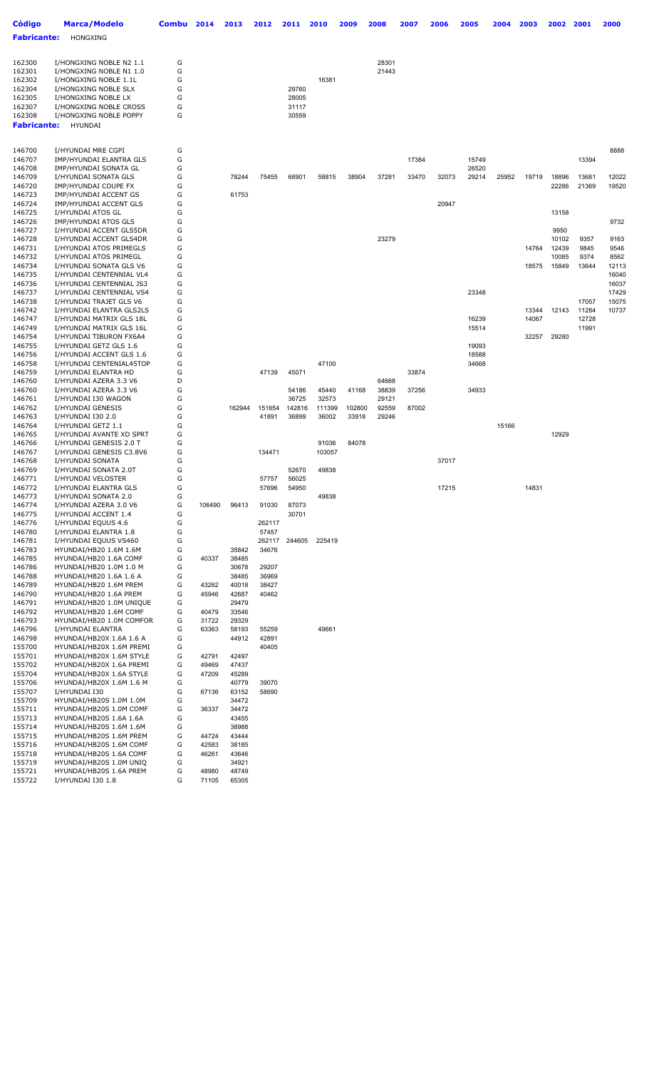| Código | Marca/Modelo | Combu | 2014 | 2013 | 2012 | 2011 | 2010 | 2009 | 2008 | 2007 | 2006 | 2005 | 2004 | 2003 | 2002 | 2001 | 2000 |
|---|---|---|---|---|---|---|---|---|---|---|---|---|---|---|---|---|---|
| **Fabricante:** | HONGXING | | | | | | | | | | | | | | | | |
| 162300 | I/HONGXING NOBLE N2 1.1 | G | | | | | | | 28301 | | | | | | | | |
| 162301 | I/HONGXING NOBLE N1 1.0 | G | | | | | | | 21443 | | | | | | | | |
| 162302 | I/HONGXING NOBLE 1.1L | G | | | | | 16381 | | | | | | | | | | |
| 162304 | I/HONGXING NOBLE SLX | G | | | | 29760 | | | | | | | | | | | |
| 162305 | I/HONGXING NOBLE LX | G | | | | 28005 | | | | | | | | | | | |
| 162307 | I/HONGXING NOBLE CROSS | G | | | | 31117 | | | | | | | | | | | |
| 162308 | I/HONGXING NOBLE POPPY | G | | | | 30559 | | | | | | | | | | | |
| **Fabricante:** | HYUNDAI | | | | | | | | | | | | | | | | |
| 146700 | I/HYUNDAI MRE CGPI | G | | | | | | | | | | | | | | | 8888 |
| 146707 | IMP/HYUNDAI ELANTRA GLS | G | | | | | | | | 17384 | | 15749 | | | | 13394 | |
| 146708 | IMP/HYUNDAI SONATA GL | G | | | | | | | | | | 26520 | | | | | |
| 146709 | I/HYUNDAI SONATA GLS | G | | 78244 | 75455 | 68901 | 58815 | 38904 | 37281 | 33470 | 32073 | 29214 | 25952 | 19719 | 18896 | 13681 | 12022 |
| 146720 | IMP/HYUNDAI COUPE FX | G | | | | | | | | | | | | | 22286 | 21369 | 19520 |
| 146723 | IMP/HYUNDAI ACCENT GS | G | | 61753 | | | | | | | | | | | | | |
| 146724 | IMP/HYUNDAI ACCENT GLS | G | | | | | | | | | 20947 | | | | | | |
| 146725 | I/HYUNDAI ATOS GL | G | | | | | | | | | | | | | 13158 | | |
| 146726 | IMP/HYUNDAI ATOS GLS | G | | | | | | | | | | | | | | | 9732 |
| 146727 | I/HYUNDAI ACCENT GLS5DR | G | | | | | | | | | | | | | 9950 | | |
| 146728 | I/HYUNDAI ACCENT GLS4DR | G | | | | | | | 23279 | | | | | | 10102 | 9357 | 9163 |
| 146731 | I/HYUNDAI ATOS PRIMEGLS | G | | | | | | | | | | | | 14764 | 12439 | 9845 | 9546 |
| 146732 | I/HYUNDAI ATOS PRIMEGL | G | | | | | | | | | | | | | 10085 | 9374 | 8562 |
| 146734 | I/HYUNDAI SONATA GLS V6 | G | | | | | | | | | | | | 18575 | 15849 | 13644 | 12113 |
| 146735 | I/HYUNDAI CENTENNIAL VL4 | G | | | | | | | | | | | | | | | 16040 |
| 146736 | I/HYUNDAI CENTENNIAL JS3 | G | | | | | | | | | | | | | | | 16037 |
| 146737 | I/HYUNDAI CENTENNIAL VS4 | G | | | | | | | | | | 23348 | | | | 17057 | 17429 |
| 146738 | I/HYUNDAI TRAJET GLS V6 | G | | | | | | | | | | | | | | | 15075 |
| 146742 | I/HYUNDAI ELANTRA GLS2LS | G | | | | | | | | | | | | 13344 | 12143 | 11284 | 10737 |
| 146747 | I/HYUNDAI MATRIX GLS 18L | G | | | | | | | | | | 16239 | | 14067 | | 12728 | |
| 146749 | I/HYUNDAI MATRIX GLS 16L | G | | | | | | | | | | 15514 | | | | 11991 | |
| 146754 | I/HYUNDAI TIBURON FX6A4 | G | | | | | | | | | | | | 32257 | 29280 | | |
| 146755 | I/HYUNDAI GETZ GLS 1.6 | G | | | | | | | | | | 19093 | | | | | |
| 146756 | I/HYUNDAI ACCENT GLS 1.6 | G | | | | | | | | | | 18588 | | | | | |
| 146758 | I/HYUNDAI CENTENIAL45TOP | G | | | | | 47100 | | | | | 34668 | | | | | |
| 146759 | I/HYUNDAI ELANTRA HD | G | | | 47139 | 45071 | | | | 33874 | | | | | | | |
| 146760 | I/HYUNDAI AZERA 3.3 V6 | D | | | | | | | 64668 | | | | | | | | |
| 146760 | I/HYUNDAI AZERA 3.3 V6 | G | | | | 54186 | 45440 | 41168 | 38839 | 37256 | | 34933 | | | | | |
| 146761 | I/HYUNDAI I30 WAGON | G | | | | 36725 | 32573 | | 29121 | | | | | | | | |
| 146762 | I/HYUNDAI GENESIS | G | | 162944 | 151654 | 142816 | 111399 | 102800 | 92559 | 87002 | | | | | | | |
| 146763 | I/HYUNDAI I30 2.0 | G | | | 41891 | 36899 | 36002 | 33918 | 29246 | | | | | | | | |
| 146764 | I/HYUNDAI GETZ 1.1 | G | | | | | | | | | | | 15166 | | | | |
| 146765 | I/HYUNDAI AVANTE XD SPRT | G | | | | | | | | | | | | | 12929 | | |
| 146766 | I/HYUNDAI GENESIS 2.0 T | G | | | | | 91036 | 84078 | | | | | | | | | |
| 146767 | I/HYUNDAI GENESIS C3.8V6 | G | | | 134471 | | 103057 | | | | | | | | | | |
| 146768 | I/HYUNDAI SONATA | G | | | | | | | | | 37017 | | | | | | |
| 146769 | I/HYUNDAI SONATA 2.0T | G | | | | 52670 | 49838 | | | | | | | | | | |
| 146771 | I/HYUNDAI VELOSTER | G | | | 57757 | 56025 | | | | | | | | | | | |
| 146772 | I/HYUNDAI ELANTRA GLS | G | | | 57696 | 54950 | | | | | 17215 | | | 14831 | | | |
| 146773 | I/HYUNDAI SONATA 2.0 | G | | | | | 49838 | | | | | | | | | | |
| 146774 | I/HYUNDAI AZERA 3.0 V6 | G | 106490 | 96413 | 91030 | 87073 | | | | | | | | | | | |
| 146775 | I/HYUNDAI ACCENT 1.4 | G | | | | 30701 | | | | | | | | | | | |
| 146776 | I/HYUNDAI EQUUS 4.6 | G | | | 262117 | | | | | | | | | | | | |
| 146780 | I/HYUNDAI ELANTRA 1.8 | G | | | 57457 | | | | | | | | | | | | |
| 146781 | I/HYUNDAI EQUUS VS460 | G | | | 262117 | 244605 | 225419 | | | | | | | | | | |
| 146783 | HYUNDAI/HB20 1.6M 1.6M | G | | 35842 | 34676 | | | | | | | | | | | | |
| 146785 | HYUNDAI/HB20 1.6A COMF | G | 40337 | 38485 | | | | | | | | | | | | | |
| 146786 | HYUNDAI/HB20 1.0M 1.0 M | G | | 30678 | 29207 | | | | | | | | | | | | |
| 146788 | HYUNDAI/HB20 1.6A 1.6 A | G | | 38485 | 36969 | | | | | | | | | | | | |
| 146789 | HYUNDAI/HB20 1.6M PREM | G | 43262 | 40018 | 38427 | | | | | | | | | | | | |
| 146790 | HYUNDAI/HB20 1.6A PREM | G | 45946 | 42687 | 40462 | | | | | | | | | | | | |
| 146791 | HYUNDAI/HB20 1.0M UNIQUE | G | | 29479 | | | | | | | | | | | | | |
| 146792 | HYUNDAI/HB20 1.6M COMF | G | 40479 | 33546 | | | | | | | | | | | | | |
| 146793 | HYUNDAI/HB20 1.0M COMFOR | G | 31722 | 29329 | | | | | | | | | | | | | |
| 146796 | I/HYUNDAI ELANTRA | G | 63363 | 58193 | 55259 | | 49661 | | | | | | | | | | |
| 146798 | HYUNDAI/HB20X 1.6A 1.6 A | G | | 44912 | 42891 | | | | | | | | | | | | |
| 155700 | HYUNDAI/HB20X 1.6M PREMI | G | | | 40405 | | | | | | | | | | | | |
| 155701 | HYUNDAI/HB20X 1.6M STYLE | G | 42791 | 42497 | | | | | | | | | | | | | |
| 155702 | HYUNDAI/HB20X 1.6A PREMI | G | 49469 | 47437 | | | | | | | | | | | | | |
| 155704 | HYUNDAI/HB20X 1.6A STYLE | G | 47209 | 45289 | | | | | | | | | | | | | |
| 155706 | HYUNDAI/HB20X 1.6M 1.6 M | G | | 40779 | 39070 | | | | | | | | | | | | |
| 155707 | I/HYUNDAI I30 | G | 67136 | 63152 | 58690 | | | | | | | | | | | | |
| 155709 | HYUNDAI/HB20S 1.0M 1.0M | G | | 34472 | | | | | | | | | | | | | |
| 155711 | HYUNDAI/HB20S 1.0M COMF | G | 36337 | 34472 | | | | | | | | | | | | | |
| 155713 | HYUNDAI/HB20S 1.6A 1.6A | G | | 43455 | | | | | | | | | | | | | |
| 155714 | HYUNDAI/HB20S 1.6M 1.6M | G | | 38988 | | | | | | | | | | | | | |
| 155715 | HYUNDAI/HB20S 1.6M PREM | G | 44724 | 43444 | | | | | | | | | | | | | |
| 155716 | HYUNDAI/HB20S 1.6M COMF | G | 42583 | 38185 | | | | | | | | | | | | | |
| 155718 | HYUNDAI/HB20S 1.6A COMF | G | 46261 | 43646 | | | | | | | | | | | | | |
| 155719 | HYUNDAI/HB20S 1.0M UNIQ | G | | 34921 | | | | | | | | | | | | | |
| 155721 | HYUNDAI/HB20S 1.6A PREM | G | 48980 | 48749 | | | | | | | | | | | | | |
| 155722 | I/HYUNDAI I30 1.8 | G | 71105 | 65305 | | | | | | | | | | | | | |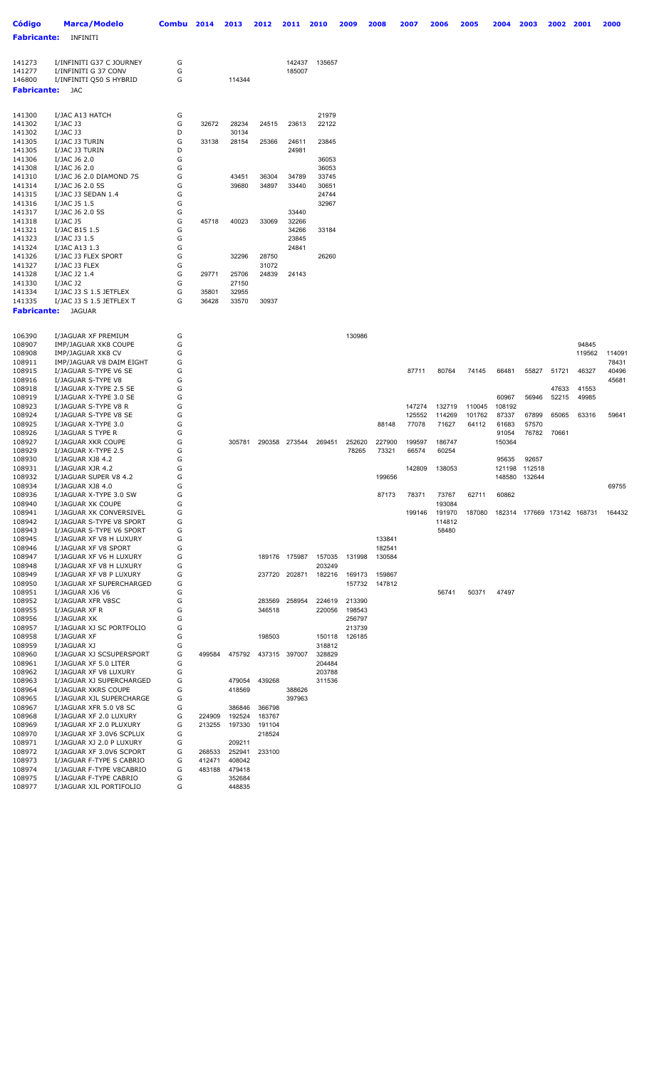| Código | Marca/Modelo | Combu | 2014 | 2013 | 2012 | 2011 | 2010 | 2009 | 2008 | 2007 | 2006 | 2005 | 2004 | 2003 | 2002 | 2001 | 2000 |
|---|---|---|---|---|---|---|---|---|---|---|---|---|---|---|---|---|---|
| **Fabricante:** | INFINITI | | | | | | | | | | | | | | | | |
| 141273 | I/INFINITI G37 C JOURNEY | G | | | | 142437 | 135657 | | | | | | | | | | |
| 141277 | I/INFINITI G 37 CONV | G | | | | 185007 | | | | | | | | | | | |
| 146800 | I/INFINITI Q50 S HYBRID | G | | 114344 | | | | | | | | | | | | | |
| **Fabricante:** | JAC | | | | | | | | | | | | | | | | |
| 141300 | I/JAC A13 HATCH | G | | | | | 21979 | | | | | | | | | | |
| 141302 | I/JAC J3 | G | 32672 | 28234 | 24515 | 23613 | 22122 | | | | | | | | | | |
| 141302 | I/JAC J3 | D | | 30134 | | | | | | | | | | | | | |
| 141305 | I/JAC J3 TURIN | G | 33138 | 28154 | 25366 | 24611 | 23845 | | | | | | | | | | |
| 141305 | I/JAC J3 TURIN | D | | | | 24981 | | | | | | | | | | | |
| 141306 | I/JAC J6 2.0 | G | | | | | 36053 | | | | | | | | | | |
| 141308 | I/JAC J6 2.0 | G | | | | | 36053 | | | | | | | | | | |
| 141310 | I/JAC J6 2.0 DIAMOND 7S | G | | 43451 | 36304 | 34789 | 33745 | | | | | | | | | | |
| 141314 | I/JAC J6 2.0 5S | G | | 39680 | 34897 | 33440 | 30651 | | | | | | | | | | |
| 141315 | I/JAC J3 SEDAN 1.4 | G | | | | | 24744 | | | | | | | | | | |
| 141316 | I/JAC J5 1.5 | G | | | | | 32967 | | | | | | | | | | |
| 141317 | I/JAC J6 2.0 5S | G | | | | 33440 | | | | | | | | | | | |
| 141318 | I/JAC J5 | G | 45718 | 40023 | 33069 | 32266 | | | | | | | | | | | |
| 141321 | I/JAC B15 1.5 | G | | | | 34266 | 33184 | | | | | | | | | | |
| 141323 | I/JAC J3 1.5 | G | | | | 23845 | | | | | | | | | | | |
| 141324 | I/JAC A13 1.3 | G | | | | 24841 | | | | | | | | | | | |
| 141326 | I/JAC J3 FLEX SPORT | G | | 32296 | 28750 | | 26260 | | | | | | | | | | |
| 141327 | I/JAC J3 FLEX | G | | | 31072 | | | | | | | | | | | | |
| 141328 | I/JAC J2 1.4 | G | 29771 | 25706 | 24839 | 24143 | | | | | | | | | | | |
| 141330 | I/JAC J2 | G | | 27150 | | | | | | | | | | | | | |
| 141334 | I/JAC J3 S 1.5 JETFLEX | G | 35801 | 32955 | | | | | | | | | | | | | |
| 141335 | I/JAC J3 S 1.5 JETFLEX T | G | 36428 | 33570 | 30937 | | | | | | | | | | | | |
| **Fabricante:** | JAGUAR | | | | | | | | | | | | | | | | |
| 106390 | I/JAGUAR XF PREMIUM | G | | | | | | 130986 | | | | | | | | | |
| 108907 | IMP/JAGUAR XK8 COUPE | G | | | | | | | | | | | | | | 94845 | |
| 108908 | IMP/JAGUAR XK8 CV | G | | | | | | | | | | | | | | 119562 | 114091 |
| 108911 | IMP/JAGUAR V8 DAIM EIGHT | G | | | | | | | | | | | | | | | 78431 |
| 108915 | I/JAGUAR S-TYPE V6 SE | G | | | | | | | | 87711 | 80764 | 74145 | 66481 | 55827 | 51721 | 46327 | 40496 |
| 108916 | I/JAGUAR S-TYPE V8 | G | | | | | | | | | | | | | | | 45681 |
| 108918 | I/JAGUAR X-TYPE 2.5 SE | G | | | | | | | | | | | | | 47633 | 41553 | |
| 108919 | I/JAGUAR X-TYPE 3.0 SE | G | | | | | | | | | | | 60967 | 56946 | 52215 | 49985 | |
| 108923 | I/JAGUAR S-TYPE V8 R | G | | | | | | | | 147274 | 132719 | 110045 | 108192 | | | | |
| 108924 | I/JAGUAR S-TYPE V8 SE | G | | | | | | | | 125552 | 114269 | 101762 | 87337 | 67899 | 65065 | 63316 | 59641 |
| 108925 | I/JAGUAR X-TYPE 3.0 | G | | | | | | | 88148 | 77078 | 71627 | 64112 | 61683 | 57570 | | | |
| 108926 | I/JAGUAR S TYPE R | G | | | | | | | | | | | 91054 | 76782 | 70661 | | |
| 108927 | I/JAGUAR XKR COUPE | G | | 305781 | 290358 | 273544 | 269451 | 252620 | 227900 | 199597 | 186747 | | 150364 | | | | |
| 108929 | I/JAGUAR X-TYPE 2.5 | G | | | | | | 78265 | 73321 | 66574 | 60254 | | | | | | |
| 108930 | I/JAGUAR XJ8 4.2 | G | | | | | | | | | | | 95635 | 92657 | | | |
| 108931 | I/JAGUAR XJR 4.2 | G | | | | | | | | 142809 | 138053 | | 121198 | 112518 | | | |
| 108932 | I/JAGUAR SUPER V8 4.2 | G | | | | | | | 199656 | | | | 148580 | 132644 | | | |
| 108934 | I/JAGUAR XJ8 4.0 | G | | | | | | | | | | | | | | | 69755 |
| 108936 | I/JAGUAR X-TYPE 3.0 SW | G | | | | | | | 87173 | 78371 | 73767 | 62711 | 60862 | | | | |
| 108940 | I/JAGUAR XK COUPE | G | | | | | | | | | 193084 | | | | | | |
| 108941 | I/JAGUAR XK CONVERSIVEL | G | | | | | | | | 199146 | 191970 | 187080 | 182314 | 177669 | 173142 | 168731 | 164432 |
| 108942 | I/JAGUAR S-TYPE V8 SPORT | G | | | | | | | | | 114812 | | | | | | |
| 108943 | I/JAGUAR S-TYPE V6 SPORT | G | | | | | | | | | 58480 | | | | | | |
| 108945 | I/JAGUAR XF V8 H LUXURY | G | | | | | | | 133841 | | | | | | | | |
| 108946 | I/JAGUAR XF V8 SPORT | G | | | | | | | 182541 | | | | | | | | |
| 108947 | I/JAGUAR XF V6 H LUXURY | G | | | 189176 | 175987 | 157035 | 131998 | 130584 | | | | | | | | |
| 108948 | I/JAGUAR XF V8 H LUXURY | G | | | | | 203249 | | | | | | | | | | |
| 108949 | I/JAGUAR XF V8 P LUXURY | G | | | 237720 | 202871 | 182216 | 169173 | 159867 | | | | | | | | |
| 108950 | I/JAGUAR XF SUPERCHARGED | G | | | | | | 157732 | 147812 | | | | | | | | |
| 108951 | I/JAGUAR XJ6 V6 | G | | | | | | | | | 56741 | 50371 | 47497 | | | | |
| 108952 | I/JAGUAR XFR V8SC | G | | | 283569 | 258954 | 224619 | 213390 | | | | | | | | | |
| 108955 | I/JAGUAR XF R | G | | | 346518 | | 220056 | 198543 | | | | | | | | | |
| 108956 | I/JAGUAR XK | G | | | | | | 256797 | | | | | | | | | |
| 108957 | I/JAGUAR XJ SC PORTFOLIO | G | | | | | | 213739 | | | | | | | | | |
| 108958 | I/JAGUAR XF | G | | | 198503 | | 150118 | 126185 | | | | | | | | | |
| 108959 | I/JAGUAR XJ | G | | | | | 318812 | | | | | | | | | | |
| 108960 | I/JAGUAR XJ SCSUPERSPORT | G | 499584 | 475792 | 437315 | 397007 | 328829 | | | | | | | | | | |
| 108961 | I/JAGUAR XF 5.0 LITER | G | | | | | 204484 | | | | | | | | | | |
| 108962 | I/JAGUAR XF V8 LUXURY | G | | | | | 203788 | | | | | | | | | | |
| 108963 | I/JAGUAR XJ SUPERCHARGED | G | | 479054 | 439268 | | 311536 | | | | | | | | | | |
| 108964 | I/JAGUAR XKRS COUPE | G | | 418569 | | 388626 | | | | | | | | | | | |
| 108965 | I/JAGUAR XJL SUPERCHARGE | G | | | | 397963 | | | | | | | | | | | |
| 108967 | I/JAGUAR XFR 5.0 V8 SC | G | | 386846 | 366798 | | | | | | | | | | | | |
| 108968 | I/JAGUAR XF 2.0 LUXURY | G | 224909 | 192524 | 183767 | | | | | | | | | | | | |
| 108969 | I/JAGUAR XF 2.0 PLUXURY | G | 213255 | 197330 | 191104 | | | | | | | | | | | | |
| 108970 | I/JAGUAR XF 3.0V6 SCPLUX | G | | | 218524 | | | | | | | | | | | | |
| 108971 | I/JAGUAR XJ 2.0 P LUXURY | G | | 209211 | | | | | | | | | | | | | |
| 108972 | I/JAGUAR XF 3.0V6 SCPORT | G | 268533 | 252941 | 233100 | | | | | | | | | | | | |
| 108973 | I/JAGUAR F-TYPE S CABRIO | G | 412471 | 408042 | | | | | | | | | | | | | |
| 108974 | I/JAGUAR F-TYPE V8CABRIO | G | 483188 | 479418 | | | | | | | | | | | | | |
| 108975 | I/JAGUAR F-TYPE CABRIO | G | | 352684 | | | | | | | | | | | | | |
| 108977 | I/JAGUAR XJL PORTIFOLIO | G | | 448835 | | | | | | | | | | | | | |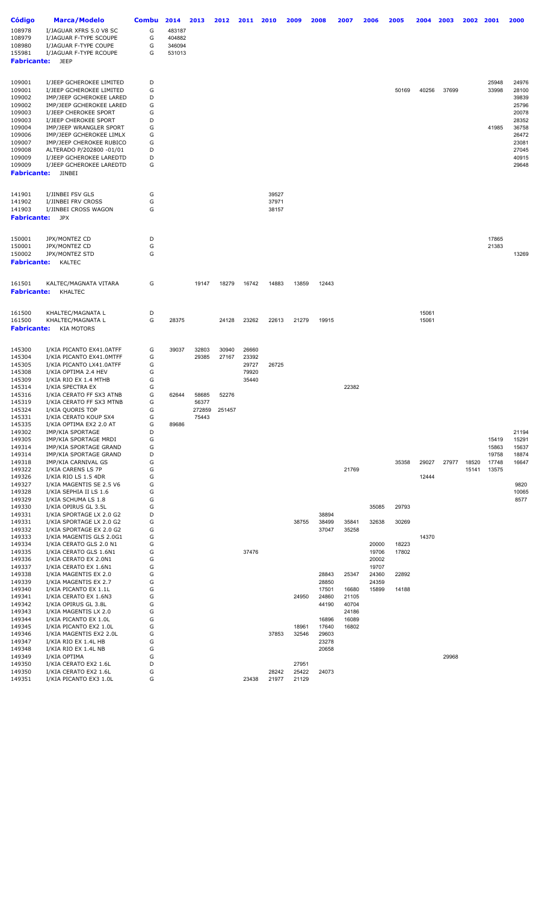| Código | Marca/Modelo | Combu | 2014 | 2013 | 2012 | 2011 | 2010 | 2009 | 2008 | 2007 | 2006 | 2005 | 2004 | 2003 | 2002 | 2001 | 2000 |
|---|---|---|---|---|---|---|---|---|---|---|---|---|---|---|---|---|---|
| 108978 | I/JAGUAR XFRS 5.0 V8 SC | G | 483187 | | | | | | | | | | | | | | |
| 108979 | I/JAGUAR F-TYPE SCOUPE | G | 404882 | | | | | | | | | | | | | | |
| 108980 | I/JAGUAR F-TYPE COUPE | G | 346094 | | | | | | | | | | | | | | |
| 155981 | I/JAGUAR F-TYPE RCOUPE | G | 531013 | | | | | | | | | | | | | | |
| **Fabricante:** | JEEP | | | | | | | | | | | | | | | | |
| 109001 | I/JEEP GCHEROKEE LIMITED | D | | | | | | | | | | | | | | 25948 | 24976 |
| 109001 | I/JEEP GCHEROKEE LIMITED | G | | | | | | | | | | 50169 | 40256 | 37699 | | 33998 | 28100 |
| 109002 | IMP/JEEP GCHEROKEE LARED | D | | | | | | | | | | | | | | | 39839 |
| 109002 | IMP/JEEP GCHEROKEE LARED | G | | | | | | | | | | | | | | | 25796 |
| 109003 | I/JEEP CHEROKEE SPORT | G | | | | | | | | | | | | | | | 20078 |
| 109003 | I/JEEP CHEROKEE SPORT | D | | | | | | | | | | | | | | | 28352 |
| 109004 | IMP/JEEP WRANGLER SPORT | G | | | | | | | | | | | | | | 41985 | 36758 |
| 109006 | IMP/JEEP GCHEROKEE LIMLX | G | | | | | | | | | | | | | | | 26472 |
| 109007 | IMP/JEEP CHEROKEE RUBICO | G | | | | | | | | | | | | | | | 23081 |
| 109008 | ALTERADO P/202800 -01/01 | D | | | | | | | | | | | | | | | 27045 |
| 109009 | I/JEEP GCHEROKEE LAREDTD | D | | | | | | | | | | | | | | | 40915 |
| 109009 | I/JEEP GCHEROKEE LAREDTD | G | | | | | | | | | | | | | | | 29648 |
| **Fabricante:** | JINBEI | | | | | | | | | | | | | | | | |
| 141901 | I/JINBEI FSV GLS | G | | | | | 39527 | | | | | | | | | | |
| 141902 | I/JINBEI FRV CROSS | G | | | | | 37971 | | | | | | | | | | |
| 141903 | I/JINBEI CROSS WAGON | G | | | | | 38157 | | | | | | | | | | |
| **Fabricante:** | JPX | | | | | | | | | | | | | | | | |
| 150001 | JPX/MONTEZ CD | D | | | | | | | | | | | | | | 17865 | |
| 150001 | JPX/MONTEZ CD | G | | | | | | | | | | | | | | 21383 | |
| 150002 | JPX/MONTEZ STD | G | | | | | | | | | | | | | | | 13269 |
| **Fabricante:** | KALTEC | | | | | | | | | | | | | | | | |
| 161501 | KALTEC/MAGNATA VITARA | G | | 19147 | 18279 | 16742 | 14883 | 13859 | 12443 | | | | | | | | |
| **Fabricante:** | KHALTEC | | | | | | | | | | | | | | | | |
| 161500 | KHALTEC/MAGNATA L | D | | | | | | | | | | | 15061 | | | | |
| 161500 | KHALTEC/MAGNATA L | G | 28375 | | 24128 | 23262 | 22613 | 21279 | 19915 | | | | 15061 | | | | |
| **Fabricante:** | KIA MOTORS | | | | | | | | | | | | | | | | |
| 145300 | I/KIA PICANTO EX41.0ATFF | G | 39037 | 32803 | 30940 | 26660 | | | | | | | | | | | |
| 145304 | I/KIA PICANTO EX41.0MTFF | G | | 29385 | 27167 | 23392 | | | | | | | | | | | |
| 145305 | I/KIA PICANTO LX41.0ATFF | G | | | | 29727 | 26725 | | | | | | | | | | |
| 145308 | I/KIA OPTIMA 2.4 HEV | G | | | | 79920 | | | | | | | | | | | |
| 145309 | I/KIA RIO EX 1.4 MTHB | G | | | | 35440 | | | | | | | | | | | |
| 145314 | I/KIA SPECTRA EX | G | | | | | | | | 22382 | | | | | | | |
| 145316 | I/KIA CERATO FF SX3 ATNB | G | 62644 | 58685 | 52276 | | | | | | | | | | | | |
| 145319 | I/KIA CERATO FF SX3 MTNB | G | | 56377 | | | | | | | | | | | | | |
| 145324 | I/KIA QUORIS TOP | G | | 272859 | 251457 | | | | | | | | | | | | |
| 145331 | I/KIA CERATO KOUP SX4 | G | | 75443 | | | | | | | | | | | | | |
| 145335 | I/KIA OPTIMA EX2 2.0 AT | G | 89686 | | | | | | | | | | | | | | |
| 149302 | IMP/KIA SPORTAGE | D | | | | | | | | | | | | | | | 21194 |
| 149305 | IMP/KIA SPORTAGE MRDI | G | | | | | | | | | | | | | | 15419 | 15291 |
| 149314 | IMP/KIA SPORTAGE GRAND | G | | | | | | | | | | | | | | 15863 | 15637 |
| 149314 | IMP/KIA SPORTAGE GRAND | D | | | | | | | | | | | | | | 19758 | 18874 |
| 149318 | IMP/KIA CARNIVAL GS | G | | | | | | | | | | 35358 | 29027 | 27977 | 18520 | 17748 | 16647 |
| 149322 | I/KIA CARENS LS 7P | G | | | | | | | | 21769 | | | | | 15141 | 13575 | |
| 149326 | I/KIA RIO LS 1.5 4DR | G | | | | | | | | | | | 12444 | | | | |
| 149327 | I/KIA MAGENTIS SE 2.5 V6 | G | | | | | | | | | | | | | | | 9820 |
| 149328 | I/KIA SEPHIA II LS 1.6 | G | | | | | | | | | | | | | | | 10065 |
| 149329 | I/KIA SCHUMA LS 1.8 | G | | | | | | | | | | | | | | | 8577 |
| 149330 | I/KIA OPIRUS GL 3.5L | G | | | | | | | | | 35085 | 29793 | | | | | |
| 149331 | I/KIA SPORTAGE LX 2.0 G2 | D | | | | | | | 38894 | | | | | | | | |
| 149331 | I/KIA SPORTAGE LX 2.0 G2 | G | | | | | | 38755 | 38499 | 35841 | 32638 | 30269 | | | | | |
| 149332 | I/KIA SPORTAGE EX 2.0 G2 | G | | | | | | | 37047 | 35258 | | | | | | | |
| 149333 | I/KIA MAGENTIS GLS 2.0G1 | G | | | | | | | | | | | 14370 | | | | |
| 149334 | I/KIA CERATO GLS 2.0 N1 | G | | | | | | | | | 20000 | 18223 | | | | | |
| 149335 | I/KIA CERATO GLS 1.6N1 | G | | | | 37476 | | | | | 19706 | 17802 | | | | | |
| 149336 | I/KIA CERATO EX 2.0N1 | G | | | | | | | | | 20002 | | | | | | |
| 149337 | I/KIA CERATO EX 1.6N1 | G | | | | | | | | | 19707 | | | | | | |
| 149338 | I/KIA MAGENTIS EX 2.0 | G | | | | | | | 28843 | 25347 | 24360 | 22892 | | | | | |
| 149339 | I/KIA MAGENTIS EX 2.7 | G | | | | | | | 28850 | | 24359 | | | | | | |
| 149340 | I/KIA PICANTO EX 1.1L | G | | | | | | | 17501 | 16680 | 15899 | 14188 | | | | | |
| 149341 | I/KIA CERATO EX 1.6N3 | G | | | | | | 24950 | 24860 | 21105 | | | | | | | |
| 149342 | I/KIA OPIRUS GL 3.8L | G | | | | | | | 44190 | 40704 | | | | | | | |
| 149343 | I/KIA MAGENTIS LX 2.0 | G | | | | | | | | 24186 | | | | | | | |
| 149344 | I/KIA PICANTO EX 1.0L | G | | | | | | | 16896 | 16089 | | | | | | | |
| 149345 | I/KIA PICANTO EX2 1.0L | G | | | | | | 18961 | 17640 | 16802 | | | | | | | |
| 149346 | I/KIA MAGENTIS EX2 2.0L | G | | | | | 37853 | 32546 | 29603 | | | | | | | | |
| 149347 | I/KIA RIO EX 1.4L HB | G | | | | | | | 23278 | | | | | | | | |
| 149348 | I/KIA RIO EX 1.4L NB | G | | | | | | | 20658 | | | | | | | | |
| 149349 | I/KIA OPTIMA | G | | | | | | | | | | | | 29968 | | | |
| 149350 | I/KIA CERATO EX2 1.6L | D | | | | | | 27951 | | | | | | | | | |
| 149350 | I/KIA CERATO EX2 1.6L | G | | | | | 28242 | 25422 | 24073 | | | | | | | | |
| 149351 | I/KIA PICANTO EX3 1.0L | G | | | | 23438 | 21977 | 21129 | | | | | | | | | |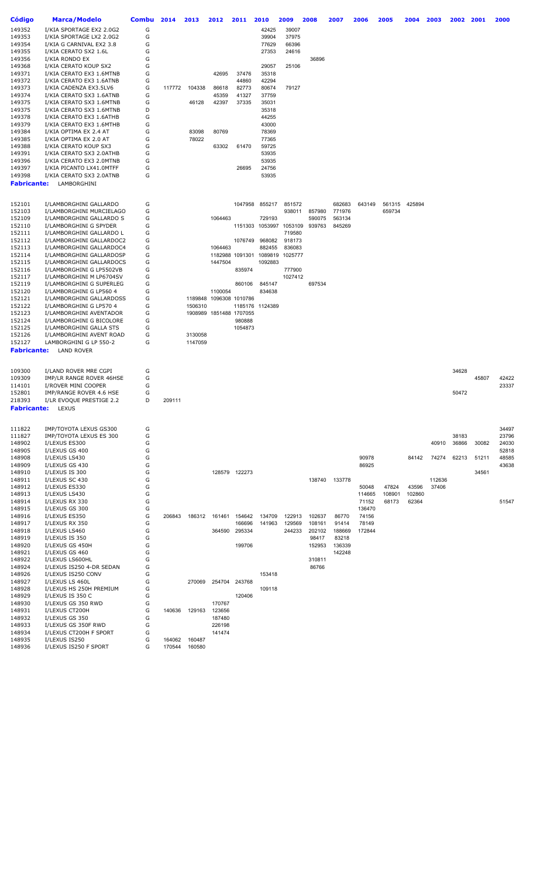| Código | Marca/Modelo | Combu | 2014 | 2013 | 2012 | 2011 | 2010 | 2009 | 2008 | 2007 | 2006 | 2005 | 2004 | 2003 | 2002 | 2001 | 2000 |
|---|---|---|---|---|---|---|---|---|---|---|---|---|---|---|---|---|---|
| 149352 | I/KIA SPORTAGE EX2 2.0G2 | G | | | | | 42425 | 39007 | | | | | | | | | |
| 149353 | I/KIA SPORTAGE LX2 2.0G2 | G | | | | | 39904 | 37975 | | | | | | | | | |
| 149354 | I/KIA G CARNIVAL EX2 3.8 | G | | | | | 77629 | 66396 | | | | | | | | | |
| 149355 | I/KIA CERATO SX2 1.6L | G | | | | | 27353 | 24616 | | | | | | | | | |
| 149356 | I/KIA RONDO EX | G | | | | | | | 36896 | | | | | | | | |
| 149368 | I/KIA CERATO KOUP SX2 | G | | | | | 29057 | 25106 | | | | | | | | | |
| 149371 | I/KIA CERATO EX3 1.6MTNB | G | | | 42695 | 37476 | 35318 | | | | | | | | | | |
| 149372 | I/KIA CERATO EX3 1.6ATNB | G | | | | 44860 | 42294 | | | | | | | | | | |
| 149373 | I/KIA CADENZA EX3.5LV6 | G | 117772 | 104338 | 86618 | 82773 | 80674 | 79127 | | | | | | | | | |
| 149374 | I/KIA CERATO SX3 1.6ATNB | G | | | 45359 | 41327 | 37759 | | | | | | | | | | |
| 149375 | I/KIA CERATO SX3 1.6MTNB | G | | 46128 | 42397 | 37335 | 35031 | | | | | | | | | | |
| 149375 | I/KIA CERATO SX3 1.6MTNB | D | | | | | 35318 | | | | | | | | | | |
| 149378 | I/KIA CERATO EX3 1.6ATHB | G | | | | | 44255 | | | | | | | | | | |
| 149379 | I/KIA CERATO EX3 1.6MTHB | G | | | | | 43000 | | | | | | | | | | |
| 149384 | I/KIA OPTIMA EX 2.4 AT | G | | 83098 | 80769 | | 78369 | | | | | | | | | | |
| 149385 | I/KIA OPTIMA EX 2.0 AT | G | | 78022 | | | 77365 | | | | | | | | | | |
| 149388 | I/KIA CERATO KOUP SX3 | G | | | 63302 | 61470 | 59725 | | | | | | | | | | |
| 149391 | I/KIA CERATO SX3 2.0ATHB | G | | | | | 53935 | | | | | | | | | | |
| 149396 | I/KIA CERATO EX3 2.0MTNB | G | | | | | 53935 | | | | | | | | | | |
| 149397 | I/KIA PICANTO LX41.0MTFF | G | | | | 26695 | 24756 | | | | | | | | | | |
| 149398 | I/KIA CERATO SX3 2.0ATNB | G | | | | | 53935 | | | | | | | | | | |
| **Fabricante:** | LAMBORGHINI | | | | | | | | | | | | | | | | |
| 152101 | I/LAMBORGHINI GALLARDO | G | | | | 1047958 | 855217 | 851572 | | 682683 | 643149 | 561315 | 425894 | | | | |
| 152103 | I/LAMBORGHINI MURCIELAGO | G | | | | | | 938011 | 857980 | 771976 | | 659734 | | | | | |
| 152109 | I/LAMBORGHINI GALLARDO S | G | | | 1064463 | | 729193 | | 590075 | 563134 | | | | | | | |
| 152110 | I/LAMBORGHINI G SPYDER | G | | | | 1151303 | 1053997 | 1053109 | 939763 | 845269 | | | | | | | |
| 152111 | I/LAMBORGHINI GALLARDO L | G | | | | | | 719580 | | | | | | | | | |
| 152112 | I/LAMBORGHINI GALLARDOC2 | G | | | | 1076749 | 968082 | 918173 | | | | | | | | | |
| 152113 | I/LAMBORGHINI GALLARDOC4 | G | | | 1064463 | | 882455 | 836083 | | | | | | | | | |
| 152114 | I/LAMBORGHINI GALLARDOSP | G | | | 1182988 | 1091301 | 1089819 | 1025777 | | | | | | | | | |
| 152115 | I/LAMBORGHINI GALLARDOCS | G | | | 1447504 | | 1092883 | | | | | | | | | | |
| 152116 | I/LAMBORGHINI G LP5502VB | G | | | | 835974 | | 777900 | | | | | | | | | |
| 152117 | I/LAMBORGHINI M LP6704SV | G | | | | | | 1027412 | | | | | | | | | |
| 152119 | I/LAMBORGHINI G SUPERLEG | G | | | | 860106 | 845147 | | 697534 | | | | | | | | |
| 152120 | I/LAMBORGHINI G LP560 4 | G | | | 1100054 | | 834638 | | | | | | | | | | |
| 152121 | I/LAMBORGHINI GALLARDOSS | G | | 1189848 | 1096308 | 1010786 | | | | | | | | | | | |
| 152122 | I/LAMBORGHINI G LP570 4 | G | | 1506310 | | 1185176 | 1124389 | | | | | | | | | | |
| 152123 | I/LAMBORGHINI AVENTADOR | G | | 1908989 | 1851488 | 1707055 | | | | | | | | | | | |
| 152124 | I/LAMBORGHINI G BICOLORE | G | | | | 980888 | | | | | | | | | | | |
| 152125 | I/LAMBORGHINI GALLA STS | G | | | | 1054873 | | | | | | | | | | | |
| 152126 | I/LAMBORGHINI AVENT ROAD | G | | 3130058 | | | | | | | | | | | | | |
| 152127 | LAMBORGHINI G LP 550-2 | G | | 1147059 | | | | | | | | | | | | | |
| **Fabricante:** | LAND ROVER | | | | | | | | | | | | | | | | |
| 109300 | I/LAND ROVER MRE CGPI | G | | | | | | | | | | | | | 34628 | | |
| 109309 | IMP/LR RANGE ROVER 46HSE | G | | | | | | | | | | | | | | 45807 | 42422 |
| 114101 | I/ROVER MINI COOPER | G | | | | | | | | | | | | | | | 23337 |
| 152801 | IMP/RANGE ROVER 4.6 HSE | G | | | | | | | | | | | | | 50472 | | |
| 218393 | I/LR EVOQUE PRESTIGE 2.2 | D | 209111 | | | | | | | | | | | | | | |
| **Fabricante:** | LEXUS | | | | | | | | | | | | | | | | |
| 111822 | IMP/TOYOTA LEXUS GS300 | G | | | | | | | | | | | | | | | 34497 |
| 111827 | IMP/TOYOTA LEXUS ES 300 | G | | | | | | | | | | | | | 38183 | | 23796 |
| 148902 | I/LEXUS ES300 | G | | | | | | | | | | | | 40910 | 36866 | 30082 | 24030 |
| 148905 | I/LEXUS GS 400 | G | | | | | | | | | | | | | | | 52818 |
| 148908 | I/LEXUS LS430 | G | | | | | | | | | 90978 | | 84142 | 74274 | 62213 | 51211 | 48585 |
| 148909 | I/LEXUS GS 430 | G | | | | | | | | | 86925 | | | | | | 43638 |
| 148910 | I/LEXUS IS 300 | G | | | 128579 | 122273 | | | | | | | | | | 34561 | |
| 148911 | I/LEXUS SC 430 | G | | | | | | | 138740 | 133778 | | | | 112636 | | | |
| 148912 | I/LEXUS ES330 | G | | | | | | | | | 50048 | 47824 | 43596 | 37406 | | | |
| 148913 | I/LEXUS LS430 | G | | | | | | | | | 114665 | 108901 | 102860 | | | | |
| 148914 | I/LEXUS RX 330 | G | | | | | | | | | 71152 | 68173 | 62364 | | | | 51547 |
| 148915 | I/LEXUS GS 300 | G | | | | | | | | | 136470 | | | | | | |
| 148916 | I/LEXUS ES350 | G | 206843 | 186312 | 161461 | 154642 | 134709 | 122913 | 102637 | 86770 | 74156 | | | | | | |
| 148917 | I/LEXUS RX 350 | G | | | | 166696 | 141963 | 129569 | 108161 | 91414 | 78149 | | | | | | |
| 148918 | I/LEXUS LS460 | G | | | 364590 | 295334 | | 244233 | 202102 | 188669 | 172844 | | | | | | |
| 148919 | I/LEXUS IS 350 | G | | | | | | | 98417 | 83218 | | | | | | | |
| 148920 | I/LEXUS GS 450H | G | | | | 199706 | | | 152953 | 136339 | | | | | | | |
| 148921 | I/LEXUS GS 460 | G | | | | | | | | 142248 | | | | | | | |
| 148922 | I/LEXUS LS600HL | G | | | | | | | 310811 | | | | | | | | |
| 148924 | I/LEXUS IS250 4-DR SEDAN | G | | | | | | | 86766 | | | | | | | | |
| 148926 | I/LEXUS IS250 CONV | G | | | | | 153418 | | | | | | | | | | |
| 148927 | I/LEXUS LS 460L | G | | 270069 | 254704 | 243768 | | | | | | | | | | | |
| 148928 | I/LEXUS HS 250H PREMIUM | G | | | | | 109118 | | | | | | | | | | |
| 148929 | I/LEXUS IS 350 C | G | | | | 120406 | | | | | | | | | | | |
| 148930 | I/LEXUS GS 350 RWD | G | | | 170767 | | | | | | | | | | | | |
| 148931 | I/LEXUS CT200H | G | 140636 | 129163 | 123656 | | | | | | | | | | | | |
| 148932 | I/LEXUS GS 350 | G | | | 187480 | | | | | | | | | | | | |
| 148933 | I/LEXUS GS 350F RWD | G | | | 226198 | | | | | | | | | | | | |
| 148934 | I/LEXUS CT200H F SPORT | G | | | 141474 | | | | | | | | | | | | |
| 148935 | I/LEXUS IS250 | G | 164062 | 160487 | | | | | | | | | | | | | |
| 148936 | I/LEXUS IS250 F SPORT | G | 170544 | 160580 | | | | | | | | | | | | | |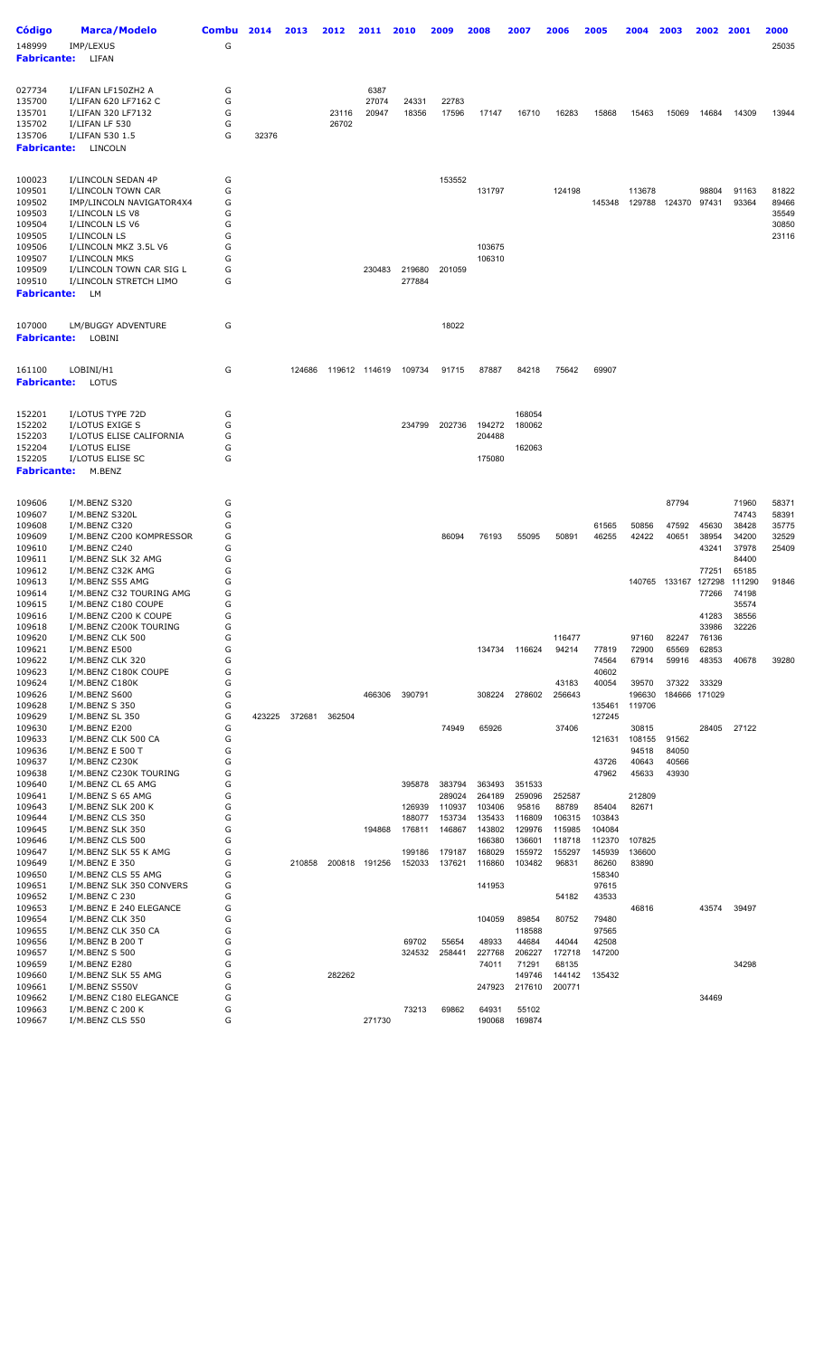| Código | Marca/Modelo | Combu | 2014 | 2013 | 2012 | 2011 | 2010 | 2009 | 2008 | 2007 | 2006 | 2005 | 2004 | 2003 | 2002 | 2001 | 2000 |
|---|---|---|---|---|---|---|---|---|---|---|---|---|---|---|---|---|---|
| 148999 | IMP/LEXUS | G | | | | | | | | | | | | | | | 25035 |
| **Fabricante:** | LIFAN | | | | | | | | | | | | | | | | |
| 027734 | I/LIFAN LF150ZH2 A | G | | | | 6387 | | | | | | | | | | | |
| 135700 | I/LIFAN 620 LF7162 C | G | | | | 27074 | 24331 | 22783 | | | | | | | | | |
| 135701 | I/LIFAN 320 LF7132 | G | | | 23116 | 20947 | 18356 | 17596 | 17147 | 16710 | 16283 | 15868 | 15463 | 15069 | 14684 | 14309 | 13944 |
| 135702 | I/LIFAN LF 530 | G | | | 26702 | | | | | | | | | | | | |
| 135706 | I/LIFAN 530 1.5 | G | 32376 | | | | | | | | | | | | | | |
| **Fabricante:** | LINCOLN | | | | | | | | | | | | | | | | |
| 100023 | I/LINCOLN SEDAN 4P | G | | | | | | 153552 | | | | | | | | | |
| 109501 | I/LINCOLN TOWN CAR | G | | | | | | | 131797 | | 124198 | | 113678 | | 98804 | 91163 | 81822 |
| 109502 | IMP/LINCOLN NAVIGATOR4X4 | G | | | | | | | | | | 145348 | 129788 | 124370 | 97431 | 93364 | 89466 |
| 109503 | I/LINCOLN LS V8 | G | | | | | | | | | | | | | | | 35549 |
| 109504 | I/LINCOLN LS V6 | G | | | | | | | | | | | | | | | 30850 |
| 109505 | I/LINCOLN LS | G | | | | | | | | | | | | | | | 23116 |
| 109506 | I/LINCOLN MKZ 3.5L V6 | G | | | | | | | 103675 | | | | | | | | |
| 109507 | I/LINCOLN MKS | G | | | | | | | 106310 | | | | | | | | |
| 109509 | I/LINCOLN TOWN CAR SIG L | G | | | | 230483 | 219680 | 201059 | | | | | | | | | |
| 109510 | I/LINCOLN STRETCH LIMO | G | | | | | 277884 | | | | | | | | | | |
| **Fabricante:** | LM | | | | | | | | | | | | | | | | |
| 107000 | LM/BUGGY ADVENTURE | G | | | | | | 18022 | | | | | | | | | |
| **Fabricante:** | LOBINI | | | | | | | | | | | | | | | | |
| 161100 | LOBINI/H1 | G | | 124686 | 119612 | 114619 | 109734 | 91715 | 87887 | 84218 | 75642 | 69907 | | | | | |
| **Fabricante:** | LOTUS | | | | | | | | | | | | | | | | |
| 152201 | I/LOTUS TYPE 72D | G | | | | | | | | 168054 | | | | | | | |
| 152202 | I/LOTUS EXIGE S | G | | | | | 234799 | 202736 | 194272 | 180062 | | | | | | | |
| 152203 | I/LOTUS ELISE CALIFORNIA | G | | | | | | | 204488 | | | | | | | | |
| 152204 | I/LOTUS ELISE | G | | | | | | | | 162063 | | | | | | | |
| 152205 | I/LOTUS ELISE SC | G | | | | | | | 175080 | | | | | | | | |
| **Fabricante:** | M.BENZ | | | | | | | | | | | | | | | | |
| 109606 | I/M.BENZ S320 | G | | | | | | | | | | | | 87794 | | 71960 | 58371 |
| 109607 | I/M.BENZ S320L | G | | | | | | | | | | | | | | 74743 | 58391 |
| 109608 | I/M.BENZ C320 | G | | | | | | | | | | 61565 | 50856 | 47592 | 45630 | 38428 | 35775 |
| 109609 | I/M.BENZ C200 KOMPRESSOR | G | | | | | | 86094 | 76193 | 55095 | 50891 | 46255 | 42422 | 40651 | 38954 | 34200 | 32529 |
| 109610 | I/M.BENZ C240 | G | | | | | | | | | | | | | 43241 | 37978 | 25409 |
| 109611 | I/M.BENZ SLK 32 AMG | G | | | | | | | | | | | | | | 84400 | |
| 109612 | I/M.BENZ C32K AMG | G | | | | | | | | | | | | | 77251 | 65185 | |
| 109613 | I/M.BENZ S55 AMG | G | | | | | | | | | | | 140765 | 133167 | 127298 | 111290 | 91846 |
| 109614 | I/M.BENZ C32 TOURING AMG | G | | | | | | | | | | | | | 77266 | 74198 | |
| 109615 | I/M.BENZ C180 COUPE | G | | | | | | | | | | | | | | 35574 | |
| 109616 | I/M.BENZ C200 K COUPE | G | | | | | | | | | | | | | 41283 | 38556 | |
| 109618 | I/M.BENZ C200K TOURING | G | | | | | | | | | | | | | 33986 | 32226 | |
| 109620 | I/M.BENZ CLK 500 | G | | | | | | | | | 116477 | | 97160 | 82247 | 76136 | | |
| 109621 | I/M.BENZ E500 | G | | | | | | | 134734 | 116624 | 94214 | 77819 | 72900 | 65569 | 62853 | | |
| 109622 | I/M.BENZ CLK 320 | G | | | | | | | | | | 74564 | 67914 | 59916 | 48353 | 40678 | 39280 |
| 109623 | I/M.BENZ C180K COUPE | G | | | | | | | | | | 40602 | | | | | |
| 109624 | I/M.BENZ C180K | G | | | | | | | | | 43183 | 40054 | 39570 | 37322 | 33329 | | |
| 109626 | I/M.BENZ S600 | G | | | | 466306 | 390791 | | 308224 | 278602 | 256643 | | 196630 | 184666 | 171029 | | |
| 109628 | I/M.BENZ S 350 | G | | | | | | | | | | 135461 | 119706 | | | | |
| 109629 | I/M.BENZ SL 350 | G | 423225 | 372681 | 362504 | | | | | | | 127245 | | | | | |
| 109630 | I/M.BENZ E200 | G | | | | | | 74949 | 65926 | | 37406 | | 30815 | | 28405 | 27122 | |
| 109633 | I/M.BENZ CLK 500 CA | G | | | | | | | | | | 121631 | 108155 | 91562 | | | |
| 109636 | I/M.BENZ E 500 T | G | | | | | | | | | | | 94518 | 84050 | | | |
| 109637 | I/M.BENZ C230K | G | | | | | | | | | | 43726 | 40643 | 40566 | | | |
| 109638 | I/M.BENZ C230K TOURING | G | | | | | | | | | | 47962 | 45633 | 43930 | | | |
| 109640 | I/M.BENZ CL 65 AMG | G | | | | | 395878 | 383794 | 363493 | 351533 | | | | | | | |
| 109641 | I/M.BENZ S 65 AMG | G | | | | | | 289024 | 264189 | 259096 | 252587 | | 212809 | | | | |
| 109643 | I/M.BENZ SLK 200 K | G | | | | | 126939 | 110937 | 103406 | 95816 | 88789 | 85404 | 82671 | | | | |
| 109644 | I/M.BENZ CLS 350 | G | | | | | 188077 | 153734 | 135433 | 116809 | 106315 | 103843 | | | | | |
| 109645 | I/M.BENZ SLK 350 | G | | | | 194868 | 176811 | 146867 | 143802 | 129976 | 115985 | 104084 | | | | | |
| 109646 | I/M.BENZ CLS 500 | G | | | | | | | 166380 | 136601 | 118718 | 112370 | 107825 | | | | |
| 109647 | I/M.BENZ SLK 55 K AMG | G | | | | | 199186 | 179187 | 168029 | 155972 | 155297 | 145939 | 136600 | | | | |
| 109649 | I/M.BENZ E 350 | G | | 210858 | 200818 | 191256 | 152033 | 137621 | 116860 | 103482 | 96831 | 86260 | 83890 | | | | |
| 109650 | I/M.BENZ CLS 55 AMG | G | | | | | | | | | | 158340 | | | | | |
| 109651 | I/M.BENZ SLK 350 CONVERS | G | | | | | | | | | | 97615 | | | | | |
| 109652 | I/M.BENZ C 230 | G | | | | | | | 141953 | | 54182 | 43533 | | | | | |
| 109653 | I/M.BENZ E 240 ELEGANCE | G | | | | | | | | | | | 46816 | | 43574 | 39497 | |
| 109654 | I/M.BENZ CLK 350 | G | | | | | | | 104059 | 89854 | 80752 | 79480 | | | | | |
| 109655 | I/M.BENZ CLK 350 CA | G | | | | | | | | 118588 | | 97565 | | | | | |
| 109656 | I/M.BENZ B 200 T | G | | | | | 69702 | 55654 | 48933 | 44684 | 44044 | 42508 | | | | | |
| 109657 | I/M.BENZ S 500 | G | | | | | 324532 | 258441 | 227768 | 206227 | 172718 | 147200 | | | | | |
| 109659 | I/M.BENZ E280 | G | | | | | | | 74011 | 71291 | 68135 | | | | | 34298 | |
| 109660 | I/M.BENZ SLK 55 AMG | G | | | 282262 | | | | | 149746 | 144142 | 135432 | | | | | |
| 109661 | I/M.BENZ S550V | G | | | | | | | 247923 | 217610 | 200771 | | | | | | |
| 109662 | I/M.BENZ C180 ELEGANCE | G | | | | | | | | | | | | | 34469 | | |
| 109663 | I/M.BENZ C 200 K | G | | | | | 73213 | 69862 | 64931 | 55102 | | | | | | | |
| 109667 | I/M.BENZ CLS 550 | G | | | | 271730 | | | 190068 | 169874 | | | | | | | |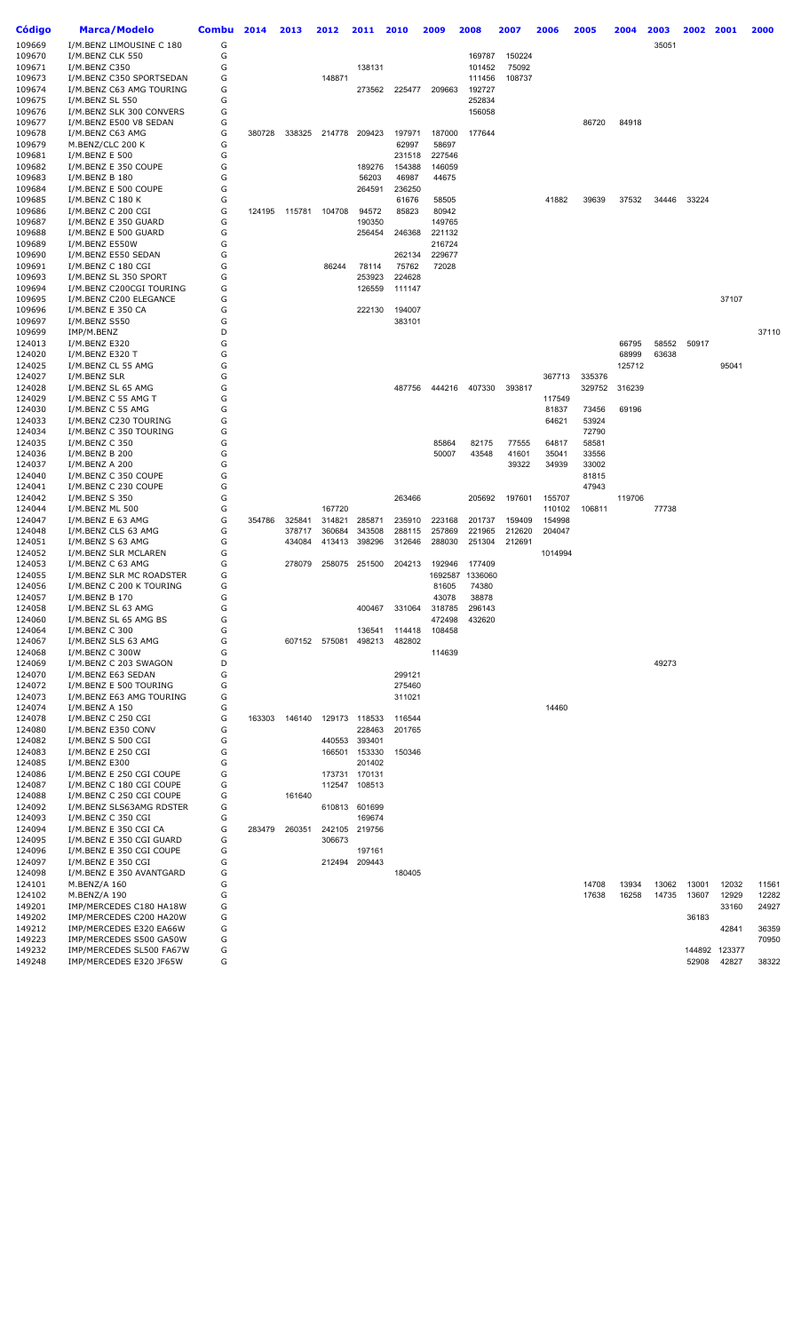| Código | Marca/Modelo | Combu | 2014 | 2013 | 2012 | 2011 | 2010 | 2009 | 2008 | 2007 | 2006 | 2005 | 2004 | 2003 | 2002 | 2001 | 2000 |
|---|---|---|---|---|---|---|---|---|---|---|---|---|---|---|---|---|---|
| 109669 | I/M.BENZ LIMOUSINE C 180 | G | | | | | | | | | | | | 35051 | | | |
| 109670 | I/M.BENZ CLK 550 | G | | | | | | | 169787 | 150224 | | | | | | | |
| 109671 | I/M.BENZ C350 | G | | | | 138131 | | | 101452 | 75092 | | | | | | | |
| 109673 | I/M.BENZ C350 SPORTSEDAN | G | | | 148871 | | | | 111456 | 108737 | | | | | | | |
| 109674 | I/M.BENZ C63 AMG TOURING | G | | | | 273562 | 225477 | 209663 | 192727 | | | | | | | | |
| 109675 | I/M.BENZ SL 550 | G | | | | | | | 252834 | | | | | | | | |
| 109676 | I/M.BENZ SLK 300 CONVERS | G | | | | | | | 156058 | | | | | | | | |
| 109677 | I/M.BENZ E500 V8 SEDAN | G | | | | | | | | | | 86720 | 84918 | | | | |
| 109678 | I/M.BENZ C63 AMG | G | 380728 | 338325 | 214778 | 209423 | 197971 | 187000 | 177644 | | | | | | | | |
| 109679 | M.BENZ/CLC 200 K | G | | | | | 62997 | 58697 | | | | | | | | | |
| 109681 | I/M.BENZ E 500 | G | | | | | 231518 | 227546 | | | | | | | | | |
| 109682 | I/M.BENZ E 350 COUPE | G | | | | 189276 | 154388 | 146059 | | | | | | | | | |
| 109683 | I/M.BENZ B 180 | G | | | | 56203 | 46987 | 44675 | | | | | | | | | |
| 109684 | I/M.BENZ E 500 COUPE | G | | | | 264591 | 236250 | | | | | | | | | | |
| 109685 | I/M.BENZ C 180 K | G | | | | | 61676 | 58505 | | | 41882 | 39639 | 37532 | 34446 | 33224 | | |
| 109686 | I/M.BENZ C 200 CGI | G | 124195 | 115781 | 104708 | 94572 | 85823 | 80942 | | | | | | | | | |
| 109687 | I/M.BENZ E 350 GUARD | G | | | | 190350 | | 149765 | | | | | | | | | |
| 109688 | I/M.BENZ E 500 GUARD | G | | | | 256454 | 246368 | 221132 | | | | | | | | | |
| 109689 | I/M.BENZ E550W | G | | | | | | 216724 | | | | | | | | | |
| 109690 | I/M.BENZ E550 SEDAN | G | | | | | 262134 | 229677 | | | | | | | | | |
| 109691 | I/M.BENZ C 180 CGI | G | | | 86244 | 78114 | 75762 | 72028 | | | | | | | | | |
| 109693 | I/M.BENZ SL 350 SPORT | G | | | | 253923 | 224628 | | | | | | | | | | |
| 109694 | I/M.BENZ C200CGI TOURING | G | | | | 126559 | 111147 | | | | | | | | | | |
| 109695 | I/M.BENZ C200 ELEGANCE | G | | | | | | | | | | | | | | 37107 | |
| 109696 | I/M.BENZ E 350 CA | G | | | | 222130 | 194007 | | | | | | | | | | |
| 109697 | I/M.BENZ S550 | G | | | | | 383101 | | | | | | | | | | |
| 109699 | IMP/M.BENZ | D | | | | | | | | | | | | | | | 37110 |
| 124013 | I/M.BENZ E320 | G | | | | | | | | | | | 66795 | 58552 | 50917 | | |
| 124020 | I/M.BENZ E320 T | G | | | | | | | | | | | 68999 | 63638 | | | |
| 124025 | I/M.BENZ CL 55 AMG | G | | | | | | | | | | | 125712 | | | 95041 | |
| 124027 | I/M.BENZ SLR | G | | | | | | | | | 367713 | 335376 | | | | | |
| 124028 | I/M.BENZ SL 65 AMG | G | | | | | 487756 | 444216 | 407330 | 393817 | | 329752 | 316239 | | | | |
| 124029 | I/M.BENZ C 55 AMG T | G | | | | | | | | | 117549 | | | | | | |
| 124030 | I/M.BENZ C 55 AMG | G | | | | | | | | | 81837 | 73456 | 69196 | | | | |
| 124033 | I/M.BENZ C230 TOURING | G | | | | | | | | | 64621 | 53924 | | | | | |
| 124034 | I/M.BENZ C 350 TOURING | G | | | | | | | | | | 72790 | | | | | |
| 124035 | I/M.BENZ C 350 | G | | | | | | 85864 | 82175 | 77555 | 64817 | 58581 | | | | | |
| 124036 | I/M.BENZ B 200 | G | | | | | | 50007 | 43548 | 41601 | 35041 | 33556 | | | | | |
| 124037 | I/M.BENZ A 200 | G | | | | | | | | 39322 | 34939 | 33002 | | | | | |
| 124040 | I/M.BENZ C 350 COUPE | G | | | | | | | | | | 81815 | | | | | |
| 124041 | I/M.BENZ C 230 COUPE | G | | | | | | | | | | 47943 | | | | | |
| 124042 | I/M.BENZ S 350 | G | | | | | 263466 | | 205692 | 197601 | 155707 | | 119706 | | | | |
| 124044 | I/M.BENZ ML 500 | G | | | 167720 | | | | | | 110102 | 106811 | | 77738 | | | |
| 124047 | I/M.BENZ E 63 AMG | G | 354786 | 325841 | 314821 | 285871 | 235910 | 223168 | 201737 | 159409 | 154998 | | | | | | |
| 124048 | I/M.BENZ CLS 63 AMG | G | | 378717 | 360684 | 343508 | 288115 | 257869 | 221965 | 212620 | 204047 | | | | | | |
| 124051 | I/M.BENZ S 63 AMG | G | | 434084 | 413413 | 398296 | 312646 | 288030 | 251304 | 212691 | | | | | | | |
| 124052 | I/M.BENZ SLR MCLAREN | G | | | | | | | | | 1014994 | | | | | | |
| 124053 | I/M.BENZ C 63 AMG | G | | 278079 | 258075 | 251500 | 204213 | 192946 | 177409 | | | | | | | | |
| 124055 | I/M.BENZ SLR MC ROADSTER | G | | | | | | 1692587 | 1336060 | | | | | | | | |
| 124056 | I/M.BENZ C 200 K TOURING | G | | | | | | 81605 | 74380 | | | | | | | | |
| 124057 | I/M.BENZ B 170 | G | | | | | | 43078 | 38878 | | | | | | | | |
| 124058 | I/M.BENZ SL 63 AMG | G | | | | 400467 | 331064 | 318785 | 296143 | | | | | | | | |
| 124060 | I/M.BENZ SL 65 AMG BS | G | | | | | | 472498 | 432620 | | | | | | | | |
| 124064 | I/M.BENZ C 300 | G | | | | 136541 | 114418 | 108458 | | | | | | | | | |
| 124067 | I/M.BENZ SLS 63 AMG | G | | 607152 | 575081 | 498213 | 482802 | | | | | | | | | | |
| 124068 | I/M.BENZ C 300W | G | | | | | | 114639 | | | | | | | | | |
| 124069 | I/M.BENZ C 203 SWAGON | D | | | | | | | | | | | | 49273 | | | |
| 124070 | I/M.BENZ E63 SEDAN | G | | | | | 299121 | | | | | | | | | | |
| 124072 | I/M.BENZ E 500 TOURING | G | | | | | 275460 | | | | | | | | | | |
| 124073 | I/M.BENZ E63 AMG TOURING | G | | | | | 311021 | | | | | | | | | | |
| 124074 | I/M.BENZ A 150 | G | | | | | | | | | 14460 | | | | | | |
| 124078 | I/M.BENZ C 250 CGI | G | 163303 | 146140 | 129173 | 118533 | 116544 | | | | | | | | | | |
| 124080 | I/M.BENZ E350 CONV | G | | | | 228463 | 201765 | | | | | | | | | | |
| 124082 | I/M.BENZ S 500 CGI | G | | | 440553 | 393401 | | | | | | | | | | | |
| 124083 | I/M.BENZ E 250 CGI | G | | | 166501 | 153330 | 150346 | | | | | | | | | | |
| 124085 | I/M.BENZ E300 | G | | | | 201402 | | | | | | | | | | | |
| 124086 | I/M.BENZ E 250 CGI COUPE | G | | | 173731 | 170131 | | | | | | | | | | | |
| 124087 | I/M.BENZ C 180 CGI COUPE | G | | | 112547 | 108513 | | | | | | | | | | | |
| 124088 | I/M.BENZ C 250 CGI COUPE | G | | 161640 | | | | | | | | | | | | | |
| 124092 | I/M.BENZ SLS63AMG RDSTER | G | | | 610813 | 601699 | | | | | | | | | | | |
| 124093 | I/M.BENZ C 350 CGI | G | | | | 169674 | | | | | | | | | | | |
| 124094 | I/M.BENZ E 350 CGI CA | G | 283479 | 260351 | 242105 | 219756 | | | | | | | | | | | |
| 124095 | I/M.BENZ E 350 CGI GUARD | G | | | 306673 | | | | | | | | | | | | |
| 124096 | I/M.BENZ E 350 CGI COUPE | G | | | | 197161 | | | | | | | | | | | |
| 124097 | I/M.BENZ E 350 CGI | G | | | 212494 | 209443 | | | | | | | | | | | |
| 124098 | I/M.BENZ E 350 AVANTGARD | G | | | | | 180405 | | | | | | | | | | |
| 124101 | M.BENZ/A 160 | G | | | | | | | | | | 14708 | 13934 | 13062 | 13001 | 12032 | 11561 |
| 124102 | M.BENZ/A 190 | G | | | | | | | | | | 17638 | 16258 | 14735 | 13607 | 12929 | 12282 |
| 149201 | IMP/MERCEDES C180 HA18W | G | | | | | | | | | | | | | | 33160 | 24927 |
| 149202 | IMP/MERCEDES C200 HA20W | G | | | | | | | | | | | | | 36183 | | |
| 149212 | IMP/MERCEDES E320 EA66W | G | | | | | | | | | | | | | | 42841 | 36359 |
| 149223 | IMP/MERCEDES S500 GA50W | G | | | | | | | | | | | | | | | 70950 |
| 149232 | IMP/MERCEDES SL500 FA67W | G | | | | | | | | | | | | | 144892 | 123377 | |
| 149248 | IMP/MERCEDES E320 JF65W | G | | | | | | | | | | | | | 52908 | 42827 | 38322 |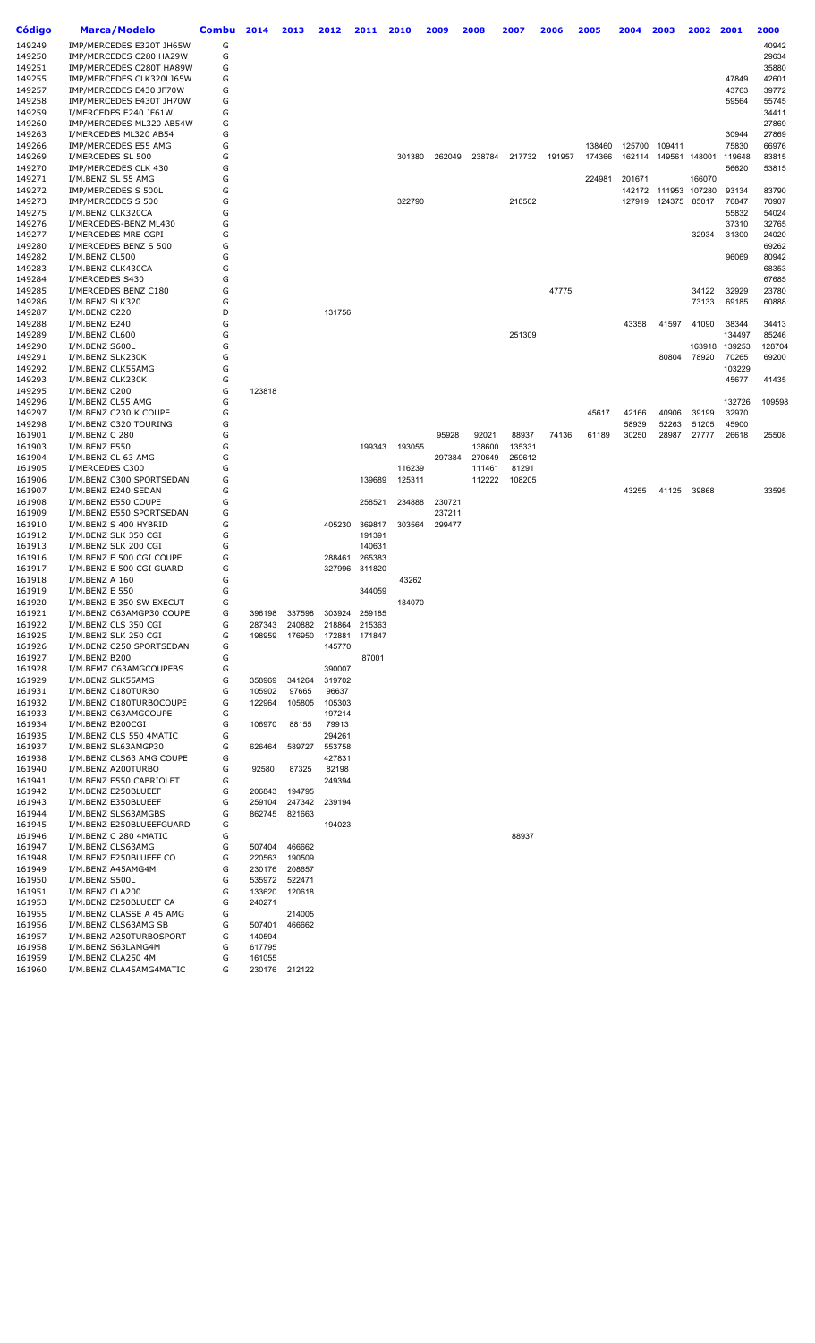| Código | Marca/Modelo | Combu | 2014 | 2013 | 2012 | 2011 | 2010 | 2009 | 2008 | 2007 | 2006 | 2005 | 2004 | 2003 | 2002 | 2001 | 2000 |
|---|---|---|---|---|---|---|---|---|---|---|---|---|---|---|---|---|---|
| 149249 | IMP/MERCEDES E320T JH65W | G | | | | | | | | | | | | | | | 40942 |
| 149250 | IMP/MERCEDES C280 HA29W | G | | | | | | | | | | | | | | | 29634 |
| 149251 | IMP/MERCEDES C280T HA89W | G | | | | | | | | | | | | | | | 35880 |
| 149255 | IMP/MERCEDES CLK320LJ65W | G | | | | | | | | | | | | | | 47849 | 42601 |
| 149257 | IMP/MERCEDES E430 JF70W | G | | | | | | | | | | | | | | 43763 | 39772 |
| 149258 | IMP/MERCEDES E430T JH70W | G | | | | | | | | | | | | | | 59564 | 55745 |
| 149259 | I/MERCEDES E240 JF61W | G | | | | | | | | | | | | | | | 34411 |
| 149260 | IMP/MERCEDES ML320 AB54W | G | | | | | | | | | | | | | | | 27869 |
| 149263 | I/MERCEDES ML320 AB54 | G | | | | | | | | | | | | | | 30944 | 27869 |
| 149266 | IMP/MERCEDES E55 AMG | G | | | | | | | | | | 138460 | 125700 | 109411 | | 75830 | 66976 |
| 149269 | I/MERCEDES SL 500 | G | | | | | 301380 | 262049 | 238784 | 217732 | 191957 | 174366 | 162114 | 149561 | 148001 | 119648 | 83815 |
| 149270 | IMP/MERCEDES CLK 430 | G | | | | | | | | | | | | | | 56620 | 53815 |
| 149271 | I/M.BENZ SL 55 AMG | G | | | | | | | | | | 224981 | 201671 | | 166070 | | |
| 149272 | IMP/MERCEDES S 500L | G | | | | | | | | | | | 142172 | 111953 | 107280 | 93134 | 83790 |
| 149273 | IMP/MERCEDES S 500 | G | | | | | 322790 | | | 218502 | | | 127919 | 124375 | 85017 | 76847 | 70907 |
| 149275 | I/M.BENZ CLK320CA | G | | | | | | | | | | | | | | 55832 | 54024 |
| 149276 | I/MERCEDES-BENZ ML430 | G | | | | | | | | | | | | | | 37310 | 32765 |
| 149277 | I/MERCEDES MRE CGPI | G | | | | | | | | | | | | | 32934 | 31300 | 24020 |
| 149280 | I/MERCEDES BENZ S 500 | G | | | | | | | | | | | | | | | 69262 |
| 149282 | I/M.BENZ CL500 | G | | | | | | | | | | | | | | 96069 | 80942 |
| 149283 | I/M.BENZ CLK430CA | G | | | | | | | | | | | | | | | 68353 |
| 149284 | I/MERCEDES S430 | G | | | | | | | | | | | | | | | 67685 |
| 149285 | I/MERCEDES BENZ C180 | G | | | | | | | | | 47775 | | | | 34122 | 32929 | 23780 |
| 149286 | I/M.BENZ SLK320 | G | | | | | | | | | | | | | 73133 | 69185 | 60888 |
| 149287 | I/M.BENZ C220 | D | | | 131756 | | | | | | | | | | | | |
| 149288 | I/M.BENZ E240 | G | | | | | | | | | | | 43358 | 41597 | 41090 | 38344 | 34413 |
| 149289 | I/M.BENZ CL600 | G | | | | | | | | 251309 | | | | | | 134497 | 85246 |
| 149290 | I/M.BENZ S600L | G | | | | | | | | | | | | | 163918 | 139253 | 128704 |
| 149291 | I/M.BENZ SLK230K | G | | | | | | | | | | | | 80804 | 78920 | 70265 | 69200 |
| 149292 | I/M.BENZ CLK55AMG | G | | | | | | | | | | | | | | 103229 | |
| 149293 | I/M.BENZ CLK230K | G | | | | | | | | | | | | | | 45677 | 41435 |
| 149295 | I/M.BENZ C200 | G | 123818 | | | | | | | | | | | | | | |
| 149296 | I/M.BENZ CL55 AMG | G | | | | | | | | | | | | | | 132726 | 109598 |
| 149297 | I/M.BENZ C230 K COUPE | G | | | | | | | | | | 45617 | 42166 | 40906 | 39199 | 32970 | |
| 149298 | I/M.BENZ C320 TOURING | G | | | | | | | | | | | 58939 | 52263 | 51205 | 45900 | |
| 161901 | I/M.BENZ C 280 | G | | | | | | 95928 | 92021 | 88937 | 74136 | 61189 | 30250 | 28987 | 27777 | 26618 | 25508 |
| 161903 | I/M.BENZ E550 | G | | | | 199343 | 193055 | | 138600 | 135331 | | | | | | | |
| 161904 | I/M.BENZ CL 63 AMG | G | | | | | | 297384 | 270649 | 259612 | | | | | | | |
| 161905 | I/MERCEDES C300 | G | | | | | 116239 | | 111461 | 81291 | | | | | | | |
| 161906 | I/M.BENZ C300 SPORTSEDAN | G | | | | 139689 | 125311 | | 112222 | 108205 | | | | | | | |
| 161907 | I/M.BENZ E240 SEDAN | G | | | | | | | | | | | 43255 | 41125 | 39868 | | 33595 |
| 161908 | I/M.BENZ E550 COUPE | G | | | | 258521 | 234888 | 230721 | | | | | | | | | |
| 161909 | I/M.BENZ E550 SPORTSEDAN | G | | | | | | 237211 | | | | | | | | | |
| 161910 | I/M.BENZ S 400 HYBRID | G | | | 405230 | 369817 | 303564 | 299477 | | | | | | | | | |
| 161912 | I/M.BENZ SLK 350 CGI | G | | | | 191391 | | | | | | | | | | | |
| 161913 | I/M.BENZ SLK 200 CGI | G | | | | 140631 | | | | | | | | | | | |
| 161916 | I/M.BENZ E 500 CGI COUPE | G | | | 288461 | 265383 | | | | | | | | | | | |
| 161917 | I/M.BENZ E 500 CGI GUARD | G | | | 327996 | 311820 | | | | | | | | | | | |
| 161918 | I/M.BENZ A 160 | G | | | | | 43262 | | | | | | | | | | |
| 161919 | I/M.BENZ E 550 | G | | | | 344059 | | | | | | | | | | | |
| 161920 | I/M.BENZ E 350 SW EXECUT | G | | | | | 184070 | | | | | | | | | | |
| 161921 | I/M.BENZ C63AMGP30 COUPE | G | 396198 | 337598 | 303924 | 259185 | | | | | | | | | | | |
| 161922 | I/M.BENZ CLS 350 CGI | G | 287343 | 240882 | 218864 | 215363 | | | | | | | | | | | |
| 161925 | I/M.BENZ SLK 250 CGI | G | 198959 | 176950 | 172881 | 171847 | | | | | | | | | | | |
| 161926 | I/M.BENZ C250 SPORTSEDAN | G | | | 145770 | | | | | | | | | | | | |
| 161927 | I/M.BENZ B200 | G | | | | 87001 | | | | | | | | | | | |
| 161928 | I/M.BEMZ C63AMGCOUPEBS | G | | | 390007 | | | | | | | | | | | | |
| 161929 | I/M.BENZ SLK55AMG | G | 358969 | 341264 | 319702 | | | | | | | | | | | | |
| 161931 | I/M.BENZ C180TURBO | G | 105902 | 97665 | 96637 | | | | | | | | | | | | |
| 161932 | I/M.BENZ C180TURBOCOUPE | G | 122964 | 105805 | 105303 | | | | | | | | | | | | |
| 161933 | I/M.BENZ C63AMGCOUPE | G | | | 197214 | | | | | | | | | | | | |
| 161934 | I/M.BENZ B200CGI | G | 106970 | 88155 | 79913 | | | | | | | | | | | | |
| 161935 | I/M.BENZ CLS 550 4MATIC | G | | | 294261 | | | | | | | | | | | | |
| 161937 | I/M.BENZ SL63AMGP30 | G | 626464 | 589727 | 553758 | | | | | | | | | | | | |
| 161938 | I/M.BENZ CLS63 AMG COUPE | G | | | 427831 | | | | | | | | | | | | |
| 161940 | I/M.BENZ A200TURBO | G | 92580 | 87325 | 82198 | | | | | | | | | | | | |
| 161941 | I/M.BENZ E550 CABRIOLET | G | | | 249394 | | | | | | | | | | | | |
| 161942 | I/M.BENZ E250BLUEEF | G | 206843 | 194795 | | | | | | | | | | | | | |
| 161943 | I/M.BENZ E350BLUEEF | G | 259104 | 247342 | 239194 | | | | | | | | | | | | |
| 161944 | I/M.BENZ SLS63AMGBS | G | 862745 | 821663 | | | | | | | | | | | | | |
| 161945 | I/M.BENZ E250BLUEEFGUARD | G | | | 194023 | | | | | | | | | | | | |
| 161946 | I/M.BENZ C 280 4MATIC | G | | | | | | | | 88937 | | | | | | | |
| 161947 | I/M.BENZ CLS63AMG | G | 507404 | 466662 | | | | | | | | | | | | | |
| 161948 | I/M.BENZ E250BLUEEF CO | G | 220563 | 190509 | | | | | | | | | | | | | |
| 161949 | I/M.BENZ A45AMG4M | G | 230176 | 208657 | | | | | | | | | | | | | |
| 161950 | I/M.BENZ S500L | G | 535972 | 522471 | | | | | | | | | | | | | |
| 161951 | I/M.BENZ CLA200 | G | 133620 | 120618 | | | | | | | | | | | | | |
| 161953 | I/M.BENZ E250BLUEEF CA | G | 240271 | | | | | | | | | | | | | | |
| 161955 | I/M.BENZ CLASSE A 45 AMG | G | | 214005 | | | | | | | | | | | | | |
| 161956 | I/M.BENZ CLS63AMG SB | G | 507401 | 466662 | | | | | | | | | | | | | |
| 161957 | I/M.BENZ A250TURBOSPORT | G | 140594 | | | | | | | | | | | | | | |
| 161958 | I/M.BENZ S63LAMG4M | G | 617795 | | | | | | | | | | | | | | |
| 161959 | I/M.BENZ CLA250 4M | G | 161055 | | | | | | | | | | | | | | |
| 161960 | I/M.BENZ CLA45AMG4MATIC | G | 230176 | 212122 | | | | | | | | | | | | | |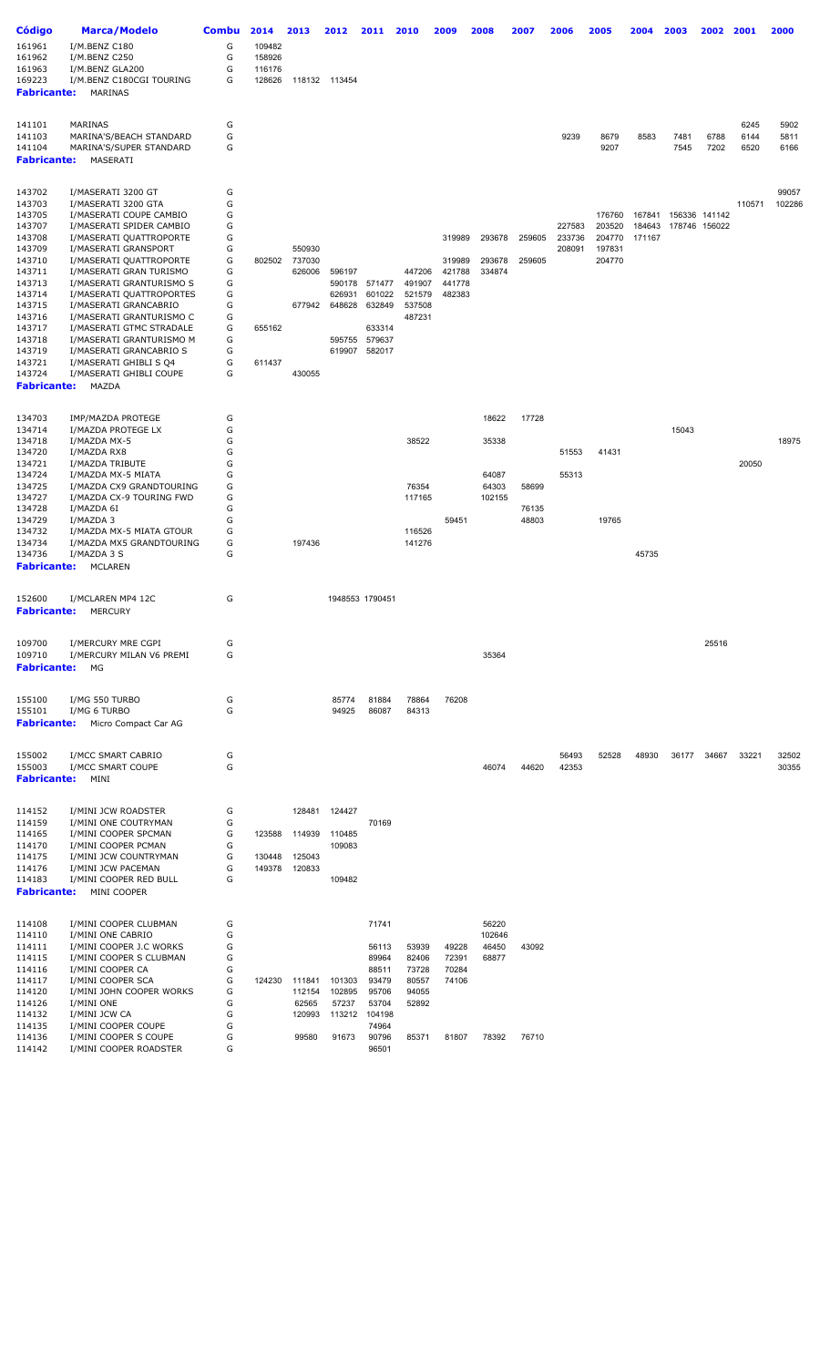| Código | Marca/Modelo | Combu | 2014 | 2013 | 2012 | 2011 | 2010 | 2009 | 2008 | 2007 | 2006 | 2005 | 2004 | 2003 | 2002 | 2001 | 2000 |
|---|---|---|---|---|---|---|---|---|---|---|---|---|---|---|---|---|---|
| 161961 | I/M.BENZ C180 | G | 109482 | | | | | | | | | | | | | | |
| 161962 | I/M.BENZ C250 | G | 158926 | | | | | | | | | | | | | | |
| 161963 | I/M.BENZ GLA200 | G | 116176 | | | | | | | | | | | | | | |
| 169223 | I/M.BENZ C180CGI TOURING | G | 128626 | 118132 | 113454 | | | | | | | | | | | | |
| **Fabricante:** | MARINAS | | | | | | | | | | | | | | | | |
| 141101 | MARINAS | G | | | | | | | | | | | | | | 6245 | 5902 |
| 141103 | MARINA'S/BEACH STANDARD | G | | | | | | | | | 9239 | 8679 | 8583 | 7481 | 6788 | 6144 | 5811 |
| 141104 | MARINA'S/SUPER STANDARD | G | | | | | | | | | | 9207 | | 7545 | 7202 | 6520 | 6166 |
| **Fabricante:** | MASERATI | | | | | | | | | | | | | | | | |
| 143702 | I/MASERATI 3200 GT | G | | | | | | | | | | | | | | | 99057 |
| 143703 | I/MASERATI 3200 GTA | G | | | | | | | | | | | | | | 110571 | 102286 |
| 143705 | I/MASERATI COUPE CAMBIO | G | | | | | | | | | | 176760 | 167841 | 156336 | 141142 | | |
| 143707 | I/MASERATI SPIDER CAMBIO | G | | | | | | | | | 227583 | 203520 | 184643 | 178746 | 156022 | | |
| 143708 | I/MASERATI QUATTROPORTE | G | | | | | | 319989 | 293678 | 259605 | 233736 | 204770 | 171167 | | | | |
| 143709 | I/MASERATI GRANSPORT | G | | 550930 | | | | | | | 208091 | 197831 | | | | | |
| 143710 | I/MASERATI QUATTROPORTE | G | 802502 | 737030 | | | | 319989 | 293678 | 259605 | | 204770 | | | | | |
| 143711 | I/MASERATI GRAN TURISMO | G | | 626006 | 596197 | | 447206 | 421788 | 334874 | | | | | | | | |
| 143713 | I/MASERATI GRANTURISMO S | G | | | 590178 | 571477 | 491907 | 441778 | | | | | | | | | |
| 143714 | I/MASERATI QUATTROPORTES | G | | | 626931 | 601022 | 521579 | 482383 | | | | | | | | | |
| 143715 | I/MASERATI GRANCABRIO | G | | 677942 | 648628 | 632849 | 537508 | | | | | | | | | | |
| 143716 | I/MASERATI GRANTURISMO C | G | | | | | 487231 | | | | | | | | | | |
| 143717 | I/MASERATI GTMC STRADALE | G | 655162 | | | 633314 | | | | | | | | | | | |
| 143718 | I/MASERATI GRANTURISMO M | G | | | 595755 | 579637 | | | | | | | | | | | |
| 143719 | I/MASERATI GRANCABRIO S | G | | | 619907 | 582017 | | | | | | | | | | | |
| 143721 | I/MASERATI GHIBLI S Q4 | G | 611437 | | | | | | | | | | | | | | |
| 143724 | I/MASERATI GHIBLI COUPE | G | | 430055 | | | | | | | | | | | | | |
| **Fabricante:** | MAZDA | | | | | | | | | | | | | | | | |
| 134703 | IMP/MAZDA PROTEGE | G | | | | | | | 18622 | 17728 | | | | | | | |
| 134714 | I/MAZDA PROTEGE LX | G | | | | | | | | | | | | 15043 | | | |
| 134718 | I/MAZDA MX-5 | G | | | | | 38522 | | 35338 | | | | | | | | 18975 |
| 134720 | I/MAZDA RX8 | G | | | | | | | | | 51553 | 41431 | | | | | |
| 134721 | I/MAZDA TRIBUTE | G | | | | | | | | | | | | | | 20050 | |
| 134724 | I/MAZDA MX-5 MIATA | G | | | | | | | 64087 | | 55313 | | | | | | |
| 134725 | I/MAZDA CX9 GRANDTOURING | G | | | | | 76354 | | 64303 | 58699 | | | | | | | |
| 134727 | I/MAZDA CX-9 TOURING FWD | G | | | | | 117165 | | 102155 | | | | | | | | |
| 134728 | I/MAZDA 6I | G | | | | | | | | 76135 | | | | | | | |
| 134729 | I/MAZDA 3 | G | | | | | | 59451 | | 48803 | | 19765 | | | | | |
| 134732 | I/MAZDA MX-5 MIATA GTOUR | G | | | | | 116526 | | | | | | | | | | |
| 134734 | I/MAZDA MX5 GRANDTOURING | G | | 197436 | | | 141276 | | | | | | | | | | |
| 134736 | I/MAZDA 3 S | G | | | | | | | | | | | 45735 | | | | |
| **Fabricante:** | MCLAREN | | | | | | | | | | | | | | | | |
| 152600 | I/MCLAREN MP4 12C | G | | | 1948553 | 1790451 | | | | | | | | | | | |
| **Fabricante:** | MERCURY | | | | | | | | | | | | | | | | |
| 109700 | I/MERCURY MRE CGPI | G | | | | | | | | | | | | | 25516 | | |
| 109710 | I/MERCURY MILAN V6 PREMI | G | | | | | | | 35364 | | | | | | | | |
| **Fabricante:** | MG | | | | | | | | | | | | | | | | |
| 155100 | I/MG 550 TURBO | G | | | 85774 | 81884 | 78864 | 76208 | | | | | | | | | |
| 155101 | I/MG 6 TURBO | G | | | 94925 | 86087 | 84313 | | | | | | | | | | |
| **Fabricante:** | Micro Compact Car AG | | | | | | | | | | | | | | | | |
| 155002 | I/MCC SMART CABRIO | G | | | | | | | | | 56493 | 52528 | 48930 | 36177 | 34667 | 33221 | 32502 |
| 155003 | I/MCC SMART COUPE | G | | | | | | | 46074 | 44620 | 42353 | | | | | | 30355 |
| **Fabricante:** | MINI | | | | | | | | | | | | | | | | |
| 114152 | I/MINI JCW ROADSTER | G | | 128481 | 124427 | | | | | | | | | | | | |
| 114159 | I/MINI ONE COUTRYMAN | G | | | | 70169 | | | | | | | | | | | |
| 114165 | I/MINI COOPER SPCMAN | G | 123588 | 114939 | 110485 | | | | | | | | | | | | |
| 114170 | I/MINI COOPER PCMAN | G | | | 109083 | | | | | | | | | | | | |
| 114175 | I/MINI JCW COUNTRYMAN | G | 130448 | 125043 | | | | | | | | | | | | | |
| 114176 | I/MINI JCW PACEMAN | G | 149378 | 120833 | | | | | | | | | | | | | |
| 114183 | I/MINI COOPER RED BULL | G | | | 109482 | | | | | | | | | | | | |
| **Fabricante:** | MINI COOPER | | | | | | | | | | | | | | | | |
| 114108 | I/MINI COOPER CLUBMAN | G | | | | 71741 | | | 56220 | | | | | | | | |
| 114110 | I/MINI ONE CABRIO | G | | | | | | | 102646 | | | | | | | | |
| 114111 | I/MINI COOPER J.C WORKS | G | | | | 56113 | 53939 | 49228 | 46450 | 43092 | | | | | | | |
| 114115 | I/MINI COOPER S CLUBMAN | G | | | | 89964 | 82406 | 72391 | 68877 | | | | | | | | |
| 114116 | I/MINI COOPER CA | G | | | | 88511 | 73728 | 70284 | | | | | | | | | |
| 114117 | I/MINI COOPER SCA | G | 124230 | 111841 | 101303 | 93479 | 80557 | 74106 | | | | | | | | | |
| 114120 | I/MINI JOHN COOPER WORKS | G | | 112154 | 102895 | 95706 | 94055 | | | | | | | | | | |
| 114126 | I/MINI ONE | G | | 62565 | 57237 | 53704 | 52892 | | | | | | | | | | |
| 114132 | I/MINI JCW CA | G | | 120993 | 113212 | 104198 | | | | | | | | | | | |
| 114135 | I/MINI COOPER COUPE | G | | | | 74964 | | | | | | | | | | | |
| 114136 | I/MINI COOPER S COUPE | G | | 99580 | 91673 | 90796 | 85371 | 81807 | 78392 | 76710 | | | | | | | |
| 114142 | I/MINI COOPER ROADSTER | G | | | | 96501 | | | | | | | | | | | |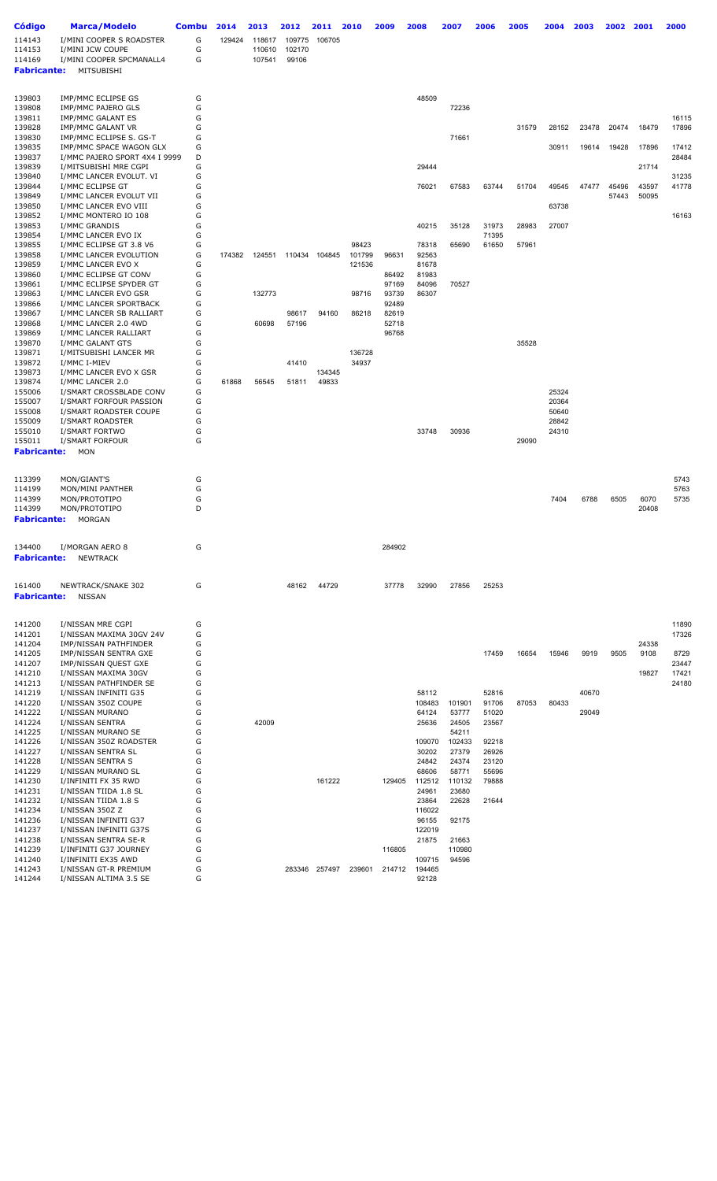| Código | Marca/Modelo | Combu | 2014 | 2013 | 2012 | 2011 | 2010 | 2009 | 2008 | 2007 | 2006 | 2005 | 2004 | 2003 | 2002 | 2001 | 2000 |
|---|---|---|---|---|---|---|---|---|---|---|---|---|---|---|---|---|---|
| 114143 | I/MINI COOPER S ROADSTER | G | 129424 | 118617 | 109775 | 106705 | | | | | | | | | | | |
| 114153 | I/MINI JCW COUPE | G | | 110610 | 102170 | | | | | | | | | | | | |
| 114169 | I/MINI COOPER SPCMANALL4 | G | | 107541 | 99106 | | | | | | | | | | | | |
| **Fabricante:** | MITSUBISHI | | | | | | | | | | | | | | | | |
| 139803 | IMP/MMC ECLIPSE GS | G | | | | | | | 48509 | | | | | | | | |
| 139808 | IMP/MMC PAJERO GLS | G | | | | | | | | 72236 | | | | | | | |
| 139811 | IMP/MMC GALANT ES | G | | | | | | | | | | | | | | | 16115 |
| 139828 | IMP/MMC GALANT VR | G | | | | | | | | | | 31579 | 28152 | 23478 | 20474 | 18479 | 17896 |
| 139830 | IMP/MMC ECLIPSE S. GS-T | G | | | | | | | | 71661 | | | | | | | |
| 139835 | IMP/MMC SPACE WAGON GLX | G | | | | | | | | | | | 30911 | 19614 | 19428 | 17896 | 17412 |
| 139837 | I/MMC PAJERO SPORT 4X4 I 9999 | D | | | | | | | | | | | | | | | 28484 |
| 139839 | I/MITSUBISHI MRE CGPI | G | | | | | | | 29444 | | | | | | | 21714 | |
| 139840 | I/MMC LANCER EVOLUT. VI | G | | | | | | | | | | | | | | | 31235 |
| 139844 | I/MMC ECLIPSE GT | G | | | | | | | 76021 | 67583 | 63744 | 51704 | 49545 | 47477 | 45496 | 43597 | 41778 |
| 139849 | I/MMC LANCER EVOLUT VII | G | | | | | | | | | | | | | 57443 | 50095 | |
| 139850 | I/MMC LANCER EVO VIII | G | | | | | | | | | | | 63738 | | | | |
| 139852 | I/MMC MONTERO IO 108 | G | | | | | | | | | | | | | | | 16163 |
| 139853 | I/MMC GRANDIS | G | | | | | | | 40215 | 35128 | 31973 | 28983 | 27007 | | | | |
| 139854 | I/MMC LANCER EVO IX | G | | | | | | | | | 71395 | | | | | | |
| 139855 | I/MMC ECLIPSE GT 3.8 V6 | G | | | | | 98423 | | 78318 | 65690 | 61650 | 57961 | | | | | |
| 139858 | I/MMC LANCER EVOLUTION | G | 174382 | 124551 | 110434 | 104845 | 101799 | 96631 | 92563 | | | | | | | | |
| 139859 | I/MMC LANCER EVO X | G | | | | | 121536 | | 81678 | | | | | | | | |
| 139860 | I/MMC ECLIPSE GT CONV | G | | | | | | 86492 | 81983 | | | | | | | | |
| 139861 | I/MMC ECLIPSE SPYDER GT | G | | | | | | 97169 | 84096 | 70527 | | | | | | | |
| 139863 | I/MMC LANCER EVO GSR | G | | 132773 | | | 98716 | 93739 | 86307 | | | | | | | | |
| 139866 | I/MMC LANCER SPORTBACK | G | | | | | | 92489 | | | | | | | | | |
| 139867 | I/MMC LANCER SB RALLIART | G | | | 98617 | 94160 | 86218 | 82619 | | | | | | | | | |
| 139868 | I/MMC LANCER 2.0 4WD | G | | 60698 | 57196 | | | 52718 | | | | | | | | | |
| 139869 | I/MMC LANCER RALLIART | G | | | | | | 96768 | | | | | | | | | |
| 139870 | I/MMC GALANT GTS | G | | | | | | | | | | 35528 | | | | | |
| 139871 | I/MITSUBISHI LANCER MR | G | | | | | 136728 | | | | | | | | | | |
| 139872 | I/MMC I-MIEV | G | | | 41410 | | 34937 | | | | | | | | | | |
| 139873 | I/MMC LANCER EVO X GSR | G | | | | 134345 | | | | | | | | | | | |
| 139874 | I/MMC LANCER 2.0 | G | 61868 | 56545 | 51811 | 49833 | | | | | | | | | | | |
| 155006 | I/SMART CROSSBLADE CONV | G | | | | | | | | | | | 25324 | | | | |
| 155007 | I/SMART FORFOUR PASSION | G | | | | | | | | | | | 20364 | | | | |
| 155008 | I/SMART ROADSTER COUPE | G | | | | | | | | | | | 50640 | | | | |
| 155009 | I/SMART ROADSTER | G | | | | | | | | | | | 28842 | | | | |
| 155010 | I/SMART FORTWO | G | | | | | | | 33748 | 30936 | | | 24310 | | | | |
| 155011 | I/SMART FORFOUR | G | | | | | | | | | | 29090 | | | | | |
| **Fabricante:** | MON | | | | | | | | | | | | | | | | |
| 113399 | MON/GIANT'S | G | | | | | | | | | | | | | | | 5743 |
| 114199 | MON/MINI PANTHER | G | | | | | | | | | | | | | | | 5763 |
| 114399 | MON/PROTOTIPO | G | | | | | | | | | | | 7404 | 6788 | 6505 | 6070 | 5735 |
| 114399 | MON/PROTOTIPO | D | | | | | | | | | | | | | | 20408 | |
| **Fabricante:** | MORGAN | | | | | | | | | | | | | | | | |
| 134400 | I/MORGAN AERO 8 | G | | | | | | 284902 | | | | | | | | | |
| **Fabricante:** | NEWTRACK | | | | | | | | | | | | | | | | |
| 161400 | NEWTRACK/SNAKE 302 | G | | | 48162 | 44729 | | 37778 | 32990 | 27856 | 25253 | | | | | | |
| **Fabricante:** | NISSAN | | | | | | | | | | | | | | | | |
| 141200 | I/NISSAN MRE CGPI | G | | | | | | | | | | | | | | | 11890 |
| 141201 | I/NISSAN MAXIMA 30GV 24V | G | | | | | | | | | | | | | | | 17326 |
| 141204 | IMP/NISSAN PATHFINDER | G | | | | | | | | | | | | | | 24338 | |
| 141205 | IMP/NISSAN SENTRA GXE | G | | | | | | | | | 17459 | 16654 | 15946 | 9919 | 9505 | 9108 | 8729 |
| 141207 | IMP/NISSAN QUEST GXE | G | | | | | | | | | | | | | | | 23447 |
| 141210 | I/NISSAN MAXIMA 30GV | G | | | | | | | | | | | | | | 19827 | 17421 |
| 141213 | I/NISSAN PATHFINDER SE | G | | | | | | | | | | | | | | | 24180 |
| 141219 | I/NISSAN INFINITI G35 | G | | | | | | | 58112 | | 52816 | | | 40670 | | | |
| 141220 | I/NISSAN 350Z COUPE | G | | | | | | | 108483 | 101901 | 91706 | 87053 | 80433 | | | | |
| 141222 | I/NISSAN MURANO | G | | | | | | | 64124 | 53777 | 51020 | | | 29049 | | | |
| 141224 | I/NISSAN SENTRA | G | | 42009 | | | | | 25636 | 24505 | 23567 | | | | | | |
| 141225 | I/NISSAN MURANO SE | G | | | | | | | | 54211 | | | | | | | |
| 141226 | I/NISSAN 350Z ROADSTER | G | | | | | | | 109070 | 102433 | 92218 | | | | | | |
| 141227 | I/NISSAN SENTRA SL | G | | | | | | | 30202 | 27379 | 26926 | | | | | | |
| 141228 | I/NISSAN SENTRA S | G | | | | | | | 24842 | 24374 | 23120 | | | | | | |
| 141229 | I/NISSAN MURANO SL | G | | | | | | | 68606 | 58771 | 55696 | | | | | | |
| 141230 | I/INFINITI FX 35 RWD | G | | | | 161222 | | 129405 | 112512 | 110132 | 79888 | | | | | | |
| 141231 | I/NISSAN TIIDA 1.8 SL | G | | | | | | | 24961 | 23680 | | | | | | | |
| 141232 | I/NISSAN TIIDA 1.8 S | G | | | | | | | 23864 | 22628 | 21644 | | | | | | |
| 141234 | I/NISSAN 350Z Z | G | | | | | | | 116022 | | | | | | | | |
| 141236 | I/NISSAN INFINITI G37 | G | | | | | | | 96155 | 92175 | | | | | | | |
| 141237 | I/NISSAN INFINITI G37S | G | | | | | | | 122019 | | | | | | | | |
| 141238 | I/NISSAN SENTRA SE-R | G | | | | | | | 21875 | 21663 | | | | | | | |
| 141239 | I/INFINITI G37 JOURNEY | G | | | | | | 116805 | | 110980 | | | | | | | |
| 141240 | I/INFINITI EX35 AWD | G | | | | | | | 109715 | 94596 | | | | | | | |
| 141243 | I/NISSAN GT-R PREMIUM | G | | | 283346 | 257497 | 239601 | 214712 | 194465 | | | | | | | | |
| 141244 | I/NISSAN ALTIMA 3.5 SE | G | | | | | | | 92128 | | | | | | | | |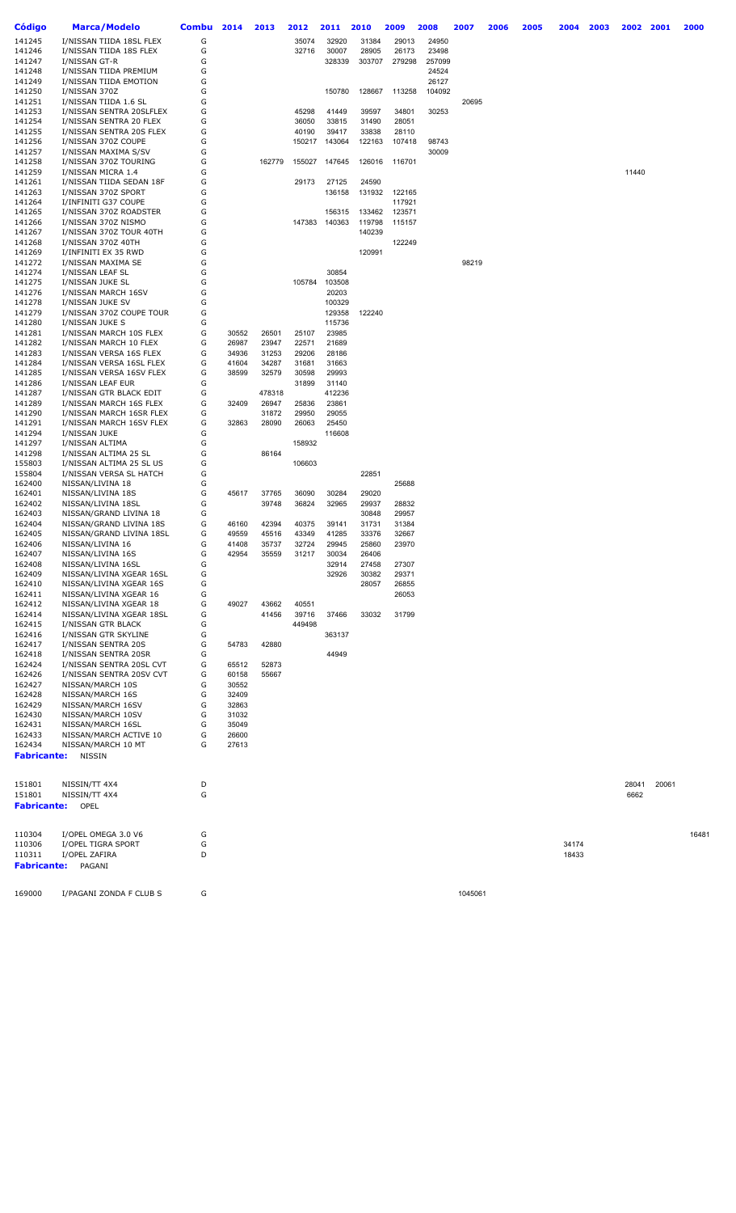| Código | Marca/Modelo | Combu | 2014 | 2013 | 2012 | 2011 | 2010 | 2009 | 2008 | 2007 | 2006 | 2005 | 2004 | 2003 | 2002 | 2001 | 2000 |
|---|---|---|---|---|---|---|---|---|---|---|---|---|---|---|---|---|---|
| 141245 | I/NISSAN TIIDA 18SL FLEX | G | | | 35074 | 32920 | 31384 | 29013 | 24950 | | | | | | | | |
| 141246 | I/NISSAN TIIDA 18S FLEX | G | | | 32716 | 30007 | 28905 | 26173 | 23498 | | | | | | | | |
| 141247 | I/NISSAN GT-R | G | | | | 328339 | 303707 | 279298 | 257099 | | | | | | | | |
| 141248 | I/NISSAN TIIDA PREMIUM | G | | | | | | | 24524 | | | | | | | | |
| 141249 | I/NISSAN TIIDA EMOTION | G | | | | | | | 26127 | | | | | | | | |
| 141250 | I/NISSAN 370Z | G | | | | 150780 | 128667 | 113258 | 104092 | | | | | | | | |
| 141251 | I/NISSAN TIIDA 1.6 SL | G | | | | | | | | 20695 | | | | | | | |
| 141253 | I/NISSAN SENTRA 20SLFLEX | G | | | 45298 | 41449 | 39597 | 34801 | 30253 | | | | | | | | |
| 141254 | I/NISSAN SENTRA 20 FLEX | G | | | 36050 | 33815 | 31490 | 28051 | | | | | | | | | |
| 141255 | I/NISSAN SENTRA 20S FLEX | G | | | 40190 | 39417 | 33838 | 28110 | | | | | | | | | |
| 141256 | I/NISSAN 370Z COUPE | G | | | 150217 | 143064 | 122163 | 107418 | 98743 | | | | | | | | |
| 141257 | I/NISSAN MAXIMA S/SV | G | | | | | | | 30009 | | | | | | | | |
| 141258 | I/NISSAN 370Z TOURING | G | | 162779 | 155027 | 147645 | 126016 | 116701 | | | | | | | | | |
| 141259 | I/NISSAN MICRA 1.4 | G | | | | | | | | | | | | | 11440 | | |
| 141261 | I/NISSAN TIIDA SEDAN 18F | G | | | 29173 | 27125 | 24590 | | | | | | | | | | |
| 141263 | I/NISSAN 370Z SPORT | G | | | | 136158 | 131932 | 122165 | | | | | | | | | |
| 141264 | I/INFINITI G37 COUPE | G | | | | | | 117921 | | | | | | | | | |
| 141265 | I/NISSAN 370Z ROADSTER | G | | | | 156315 | 133462 | 123571 | | | | | | | | | |
| 141266 | I/NISSAN 370Z NISMO | G | | | 147383 | 140363 | 119798 | 115157 | | | | | | | | | |
| 141267 | I/NISSAN 370Z TOUR 40TH | G | | | | | 140239 | | | | | | | | | | |
| 141268 | I/NISSAN 370Z 40TH | G | | | | | | 122249 | | | | | | | | | |
| 141269 | I/INFINITI EX 35 RWD | G | | | | | 120991 | | | | | | | | | | |
| 141272 | I/NISSAN MAXIMA SE | G | | | | | | | | 98219 | | | | | | | |
| 141274 | I/NISSAN LEAF SL | G | | | | 30854 | | | | | | | | | | | |
| 141275 | I/NISSAN JUKE SL | G | | | 105784 | 103508 | | | | | | | | | | | |
| 141276 | I/NISSAN MARCH 16SV | G | | | | 20203 | | | | | | | | | | | |
| 141278 | I/NISSAN JUKE SV | G | | | | 100329 | | | | | | | | | | | |
| 141279 | I/NISSAN 370Z COUPE TOUR | G | | | | 129358 | 122240 | | | | | | | | | | |
| 141280 | I/NISSAN JUKE S | G | | | | 115736 | | | | | | | | | | | |
| 141281 | I/NISSAN MARCH 10S FLEX | G | 30552 | 26501 | 25107 | 23985 | | | | | | | | | | | |
| 141282 | I/NISSAN MARCH 10 FLEX | G | 26987 | 23947 | 22571 | 21689 | | | | | | | | | | | |
| 141283 | I/NISSAN VERSA 16S FLEX | G | 34936 | 31253 | 29206 | 28186 | | | | | | | | | | | |
| 141284 | I/NISSAN VERSA 16SL FLEX | G | 41604 | 34287 | 31681 | 31663 | | | | | | | | | | | |
| 141285 | I/NISSAN VERSA 16SV FLEX | G | 38599 | 32579 | 30598 | 29993 | | | | | | | | | | | |
| 141286 | I/NISSAN LEAF EUR | G | | | 31899 | 31140 | | | | | | | | | | | |
| 141287 | I/NISSAN GTR BLACK EDIT | G | | 478318 | | 412236 | | | | | | | | | | | |
| 141289 | I/NISSAN MARCH 16S FLEX | G | 32409 | 26947 | 25836 | 23861 | | | | | | | | | | | |
| 141290 | I/NISSAN MARCH 16SR FLEX | G | | 31872 | 29950 | 29055 | | | | | | | | | | | |
| 141291 | I/NISSAN MARCH 16SV FLEX | G | 32863 | 28090 | 26063 | 25450 | | | | | | | | | | | |
| 141294 | I/NISSAN JUKE | G | | | | 116608 | | | | | | | | | | | |
| 141297 | I/NISSAN ALTIMA | G | | | 158932 | | | | | | | | | | | | |
| 141298 | I/NISSAN ALTIMA 25 SL | G | | 86164 | | | | | | | | | | | | | |
| 155803 | I/NISSAN ALTIMA 25 SL US | G | | | 106603 | | | | | | | | | | | | |
| 155804 | I/NISSAN VERSA SL HATCH | G | | | | | 22851 | | | | | | | | | | |
| 162400 | NISSAN/LIVINA 18 | G | | | | | | 25688 | | | | | | | | | |
| 162401 | NISSAN/LIVINA 18S | G | 45617 | 37765 | 36090 | 30284 | 29020 | | | | | | | | | | |
| 162402 | NISSAN/LIVINA 18SL | G | | 39748 | 36824 | 32965 | 29937 | 28832 | | | | | | | | | |
| 162403 | NISSAN/GRAND LIVINA 18 | G | | | | | 30848 | 29957 | | | | | | | | | |
| 162404 | NISSAN/GRAND LIVINA 18S | G | 46160 | 42394 | 40375 | 39141 | 31731 | 31384 | | | | | | | | | |
| 162405 | NISSAN/GRAND LIVINA 18SL | G | 49559 | 45516 | 43349 | 41285 | 33376 | 32667 | | | | | | | | | |
| 162406 | NISSAN/LIVINA 16 | G | 41408 | 35737 | 32724 | 29945 | 25860 | 23970 | | | | | | | | | |
| 162407 | NISSAN/LIVINA 16S | G | 42954 | 35559 | 31217 | 30034 | 26406 | | | | | | | | | | |
| 162408 | NISSAN/LIVINA 16SL | G | | | | 32914 | 27458 | 27307 | | | | | | | | | |
| 162409 | NISSAN/LIVINA XGEAR 16SL | G | | | | 32926 | 30382 | 29371 | | | | | | | | | |
| 162410 | NISSAN/LIVINA XGEAR 16S | G | | | | | 28057 | 26855 | | | | | | | | | |
| 162411 | NISSAN/LIVINA XGEAR 16 | G | | | | | | 26053 | | | | | | | | | |
| 162412 | NISSAN/LIVINA XGEAR 18 | G | 49027 | 43662 | 40551 | | | | | | | | | | | | |
| 162414 | NISSAN/LIVINA XGEAR 18SL | G | | 41456 | 39716 | 37466 | 33032 | 31799 | | | | | | | | | |
| 162415 | I/NISSAN GTR BLACK | G | | | 449498 | | | | | | | | | | | | |
| 162416 | I/NISSAN GTR SKYLINE | G | | | | 363137 | | | | | | | | | | | |
| 162417 | I/NISSAN SENTRA 20S | G | 54783 | 42880 | | | | | | | | | | | | | |
| 162418 | I/NISSAN SENTRA 20SR | G | | | | 44949 | | | | | | | | | | | |
| 162424 | I/NISSAN SENTRA 20SL CVT | G | 65512 | 52873 | | | | | | | | | | | | | |
| 162426 | I/NISSAN SENTRA 20SV CVT | G | 60158 | 55667 | | | | | | | | | | | | | |
| 162427 | NISSAN/MARCH 10S | G | 30552 | | | | | | | | | | | | | | |
| 162428 | NISSAN/MARCH 16S | G | 32409 | | | | | | | | | | | | | | |
| 162429 | NISSAN/MARCH 16SV | G | 32863 | | | | | | | | | | | | | | |
| 162430 | NISSAN/MARCH 10SV | G | 31032 | | | | | | | | | | | | | | |
| 162431 | NISSAN/MARCH 16SL | G | 35049 | | | | | | | | | | | | | | |
| 162433 | NISSAN/MARCH ACTIVE 10 | G | 26600 | | | | | | | | | | | | | | |
| 162434 | NISSAN/MARCH 10 MT | G | 27613 | | | | | | | | | | | | | | |
| **Fabricante:** | NISSIN | | | | | | | | | | | | | | | | |
| 151801 | NISSIN/TT 4X4 | D | | | | | | | | | | | | | 28041 | 20061 | |
| 151801 | NISSIN/TT 4X4 | G | | | | | | | | | | | | | 6662 | | |
| **Fabricante:** | OPEL | | | | | | | | | | | | | | | | |
| 110304 | I/OPEL OMEGA 3.0 V6 | G | | | | | | | | | | | | | | | 16481 |
| 110306 | I/OPEL TIGRA SPORT | G | | | | | | | | | | | 34174 | | | | |
| 110311 | I/OPEL ZAFIRA | D | | | | | | | | | | | 18433 | | | | |
| **Fabricante:** | PAGANI | | | | | | | | | | | | | | | | |
| 169000 | I/PAGANI ZONDA F CLUB S | G | | | | | | | | 1045061 | | | | | | | |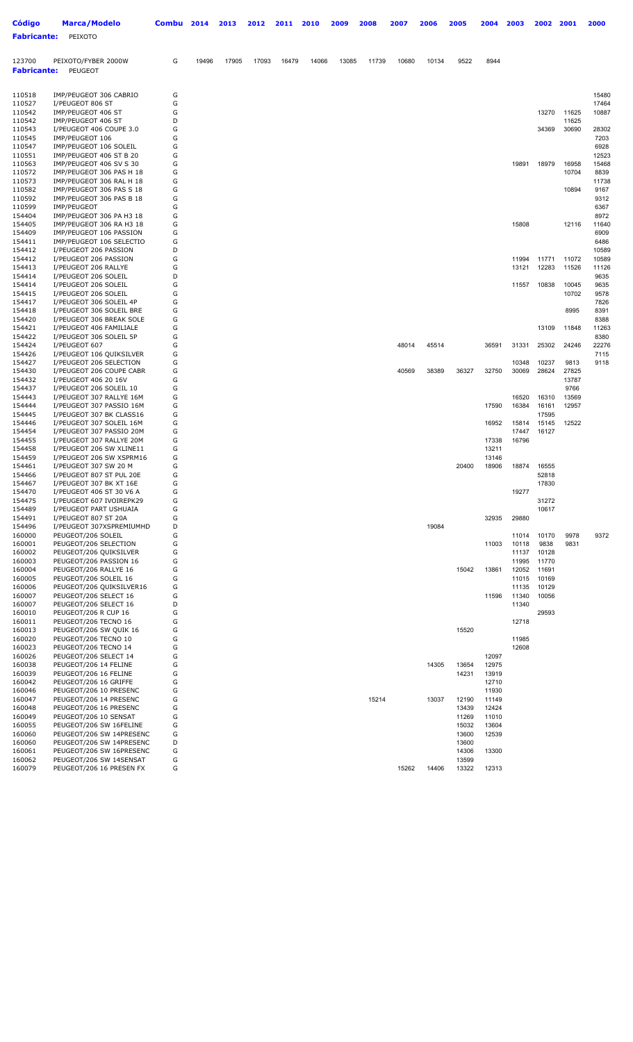| Código | Marca/Modelo | Combu | 2014 | 2013 | 2012 | 2011 | 2010 | 2009 | 2008 | 2007 | 2006 | 2005 | 2004 | 2003 | 2002 | 2001 | 2000 |
|---|---|---|---|---|---|---|---|---|---|---|---|---|---|---|---|---|---|
| **Fabricante:** | PEIXOTO | | | | | | | | | | | | | | | | |
| 123700 | PEIXOTO/FYBER 2000W | G | 19496 | 17905 | 17093 | 16479 | 14066 | 13085 | 11739 | 10680 | 10134 | 9522 | 8944 | | | | |
| **Fabricante:** | PEUGEOT | | | | | | | | | | | | | | | | |
| 110518 | IMP/PEUGEOT 306 CABRIO | G | | | | | | | | | | | | | | | 15480 |
| 110527 | I/PEUGEOT 806 ST | G | | | | | | | | | | | | | | | 17464 |
| 110542 | IMP/PEUGEOT 406 ST | G | | | | | | | | | | | | | 13270 | 11625 | 10887 |
| 110542 | IMP/PEUGEOT 406 ST | D | | | | | | | | | | | | | | 11625 | |
| 110543 | I/PEUGEOT 406 COUPE 3.0 | G | | | | | | | | | | | | | 34369 | 30690 | 28302 |
| 110545 | IMP/PEUGEOT 106 | G | | | | | | | | | | | | | | | 7203 |
| 110547 | IMP/PEUGEOT 106 SOLEIL | G | | | | | | | | | | | | | | | 6928 |
| 110551 | IMP/PEUGEOT 406 ST B 20 | G | | | | | | | | | | | | | | | 12523 |
| 110563 | IMP/PEUGEOT 406 SV S 30 | G | | | | | | | | | | | | 19891 | 18979 | 16958 | 15468 |
| 110572 | IMP/PEUGEOT 306 PAS H 18 | G | | | | | | | | | | | | | | 10704 | 8839 |
| 110573 | IMP/PEUGEOT 306 RAL H 18 | G | | | | | | | | | | | | | | | 11738 |
| 110582 | IMP/PEUGEOT 306 PAS S 18 | G | | | | | | | | | | | | | | 10894 | 9167 |
| 110592 | IMP/PEUGEOT 306 PAS B 18 | G | | | | | | | | | | | | | | | 9312 |
| 110599 | IMP/PEUGEOT | G | | | | | | | | | | | | | | | 6367 |
| 154404 | IMP/PEUGEOT 306 PA H3 18 | G | | | | | | | | | | | | | | | 8972 |
| 154405 | IMP/PEUGEOT 306 RA H3 18 | G | | | | | | | | | | | | 15808 | | 12116 | 11640 |
| 154409 | IMP/PEUGEOT 106 PASSION | G | | | | | | | | | | | | | | | 6909 |
| 154411 | IMP/PEUGEOT 106 SELECTIO | G | | | | | | | | | | | | | | | 6486 |
| 154412 | I/PEUGEOT 206 PASSION | D | | | | | | | | | | | | | | | 10589 |
| 154412 | I/PEUGEOT 206 PASSION | G | | | | | | | | | | | | 11994 | 11771 | 11072 | 10589 |
| 154413 | I/PEUGEOT 206 RALLYE | G | | | | | | | | | | | | 13121 | 12283 | 11526 | 11126 |
| 154414 | I/PEUGEOT 206 SOLEIL | D | | | | | | | | | | | | | | | 9635 |
| 154414 | I/PEUGEOT 206 SOLEIL | G | | | | | | | | | | | | 11557 | 10838 | 10045 | 9635 |
| 154415 | I/PEUGEOT 206 SOLEIL | G | | | | | | | | | | | | | | 10702 | 9578 |
| 154417 | I/PEUGEOT 306 SOLEIL 4P | G | | | | | | | | | | | | | | | 7826 |
| 154418 | I/PEUGEOT 306 SOLEIL BRE | G | | | | | | | | | | | | | | 8995 | 8391 |
| 154420 | I/PEUGEOT 306 BREAK SOLE | G | | | | | | | | | | | | | | | 8388 |
| 154421 | I/PEUGEOT 406 FAMILIALE | G | | | | | | | | | | | | | 13109 | 11848 | 11263 |
| 154422 | I/PEUGEOT 306 SOLEIL 5P | G | | | | | | | | | | | | | | | 8380 |
| 154424 | I/PEUGEOT 607 | G | | | | | | | | 48014 | 45514 | | 36591 | 31331 | 25302 | 24246 | 22276 |
| 154426 | I/PEUGEOT 106 QUIKSILVER | G | | | | | | | | | | | | | | | 7115 |
| 154427 | I/PEUGEOT 206 SELECTION | G | | | | | | | | | | | | 10348 | 10237 | 9813 | 9118 |
| 154430 | I/PEUGEOT 206 COUPE CABR | G | | | | | | | | 40569 | 38389 | 36327 | 32750 | 30069 | 28624 | 27825 | |
| 154432 | I/PEUGEOT 406 20 16V | G | | | | | | | | | | | | | | 13787 | |
| 154437 | I/PEUGEOT 206 SOLEIL 10 | G | | | | | | | | | | | | | | 9766 | |
| 154443 | I/PEUGEOT 307 RALLYE 16M | G | | | | | | | | | | | | 16520 | 16310 | 13569 | |
| 154444 | I/PEUGEOT 307 PASSIO 16M | G | | | | | | | | | | | 17590 | 16384 | 16161 | 12957 | |
| 154445 | I/PEUGEOT 307 BK CLASS16 | G | | | | | | | | | | | | | 17595 | | |
| 154446 | I/PEUGEOT 307 SOLEIL 16M | G | | | | | | | | | | | 16952 | 15814 | 15145 | 12522 | |
| 154454 | I/PEUGEOT 307 PASSIO 20M | G | | | | | | | | | | | | 17447 | 16127 | | |
| 154455 | I/PEUGEOT 307 RALLYE 20M | G | | | | | | | | | | | 17338 | 16796 | | | |
| 154458 | I/PEUGEOT 206 SW XLINE11 | G | | | | | | | | | | | 13211 | | | | |
| 154459 | I/PEUGEOT 206 SW XSPRM16 | G | | | | | | | | | | | 13146 | | | | |
| 154461 | I/PEUGEOT 307 SW 20 M | G | | | | | | | | | | 20400 | 18906 | 18874 | 16555 | | |
| 154466 | I/PEUGEOT 807 ST PUL 20E | G | | | | | | | | | | | | | 52818 | | |
| 154467 | I/PEUGEOT 307 BK XT 16E | G | | | | | | | | | | | | | 17830 | | |
| 154470 | I/PEUGEOT 406 ST 30 V6 A | G | | | | | | | | | | | | 19277 | | | |
| 154475 | I/PEUGEOT 607 IVOIREPK29 | G | | | | | | | | | | | | | 31272 | | |
| 154489 | I/PEUGEOT PART USHUAIA | G | | | | | | | | | | | | | 10617 | | |
| 154491 | I/PEUGEOT 807 ST 20A | G | | | | | | | | | | | 32935 | 29880 | | | |
| 154496 | I/PEUGEOT 307XSPREMIUMHD | D | | | | | | | | | 19084 | | | | | | |
| 160000 | PEUGEOT/206 SOLEIL | G | | | | | | | | | | | | 11014 | 10170 | 9978 | 9372 |
| 160001 | PEUGEOT/206 SELECTION | G | | | | | | | | | | | 11003 | 10118 | 9838 | 9831 | |
| 160002 | PEUGEOT/206 QUIKSILVER | G | | | | | | | | | | | | 11137 | 10128 | | |
| 160003 | PEUGEOT/206 PASSION 16 | G | | | | | | | | | | | | 11995 | 11770 | | |
| 160004 | PEUGEOT/206 RALLYE 16 | G | | | | | | | | | | 15042 | 13861 | 12052 | 11691 | | |
| 160005 | PEUGEOT/206 SOLEIL 16 | G | | | | | | | | | | | | 11015 | 10169 | | |
| 160006 | PEUGEOT/206 QUIKSILVER16 | G | | | | | | | | | | | | 11135 | 10129 | | |
| 160007 | PEUGEOT/206 SELECT 16 | G | | | | | | | | | | | 11596 | 11340 | 10056 | | |
| 160007 | PEUGEOT/206 SELECT 16 | D | | | | | | | | | | | | 11340 | | | |
| 160010 | PEUGEOT/206 R CUP 16 | G | | | | | | | | | | | | | 29593 | | |
| 160011 | PEUGEOT/206 TECNO 16 | G | | | | | | | | | | | | 12718 | | | |
| 160013 | PEUGEOT/206 SW QUIK 16 | G | | | | | | | | | | 15520 | | | | | |
| 160020 | PEUGEOT/206 TECNO 10 | G | | | | | | | | | | | | 11985 | | | |
| 160023 | PEUGEOT/206 TECNO 14 | G | | | | | | | | | | | | 12608 | | | |
| 160026 | PEUGEOT/206 SELECT 14 | G | | | | | | | | | | | 12097 | | | | |
| 160038 | PEUGEOT/206 14 FELINE | G | | | | | | | | | 14305 | 13654 | 12975 | | | | |
| 160039 | PEUGEOT/206 16 FELINE | G | | | | | | | | | | 14231 | 13919 | | | | |
| 160042 | PEUGEOT/206 16 GRIFFE | G | | | | | | | | | | | 12710 | | | | |
| 160046 | PEUGEOT/206 10 PRESENC | G | | | | | | | | | | | 11930 | | | | |
| 160047 | PEUGEOT/206 14 PRESENC | G | | | | | | | 15214 | | 13037 | 12190 | 11149 | | | | |
| 160048 | PEUGEOT/206 16 PRESENC | G | | | | | | | | | | 13439 | 12424 | | | | |
| 160049 | PEUGEOT/206 10 SENSAT | G | | | | | | | | | | 11269 | 11010 | | | | |
| 160055 | PEUGEOT/206 SW 16FELINE | G | | | | | | | | | | 15032 | 13604 | | | | |
| 160060 | PEUGEOT/206 SW 14PRESENC | G | | | | | | | | | | 13600 | 12539 | | | | |
| 160060 | PEUGEOT/206 SW 14PRESENC | D | | | | | | | | | | 13600 | | | | | |
| 160061 | PEUGEOT/206 SW 16PRESENC | G | | | | | | | | | | 14306 | 13300 | | | | |
| 160062 | PEUGEOT/206 SW 14SENSAT | G | | | | | | | | | | 13599 | | | | | |
| 160079 | PEUGEOT/206 16 PRESEN FX | G | | | | | | | | 15262 | 14406 | 13322 | 12313 | | | | |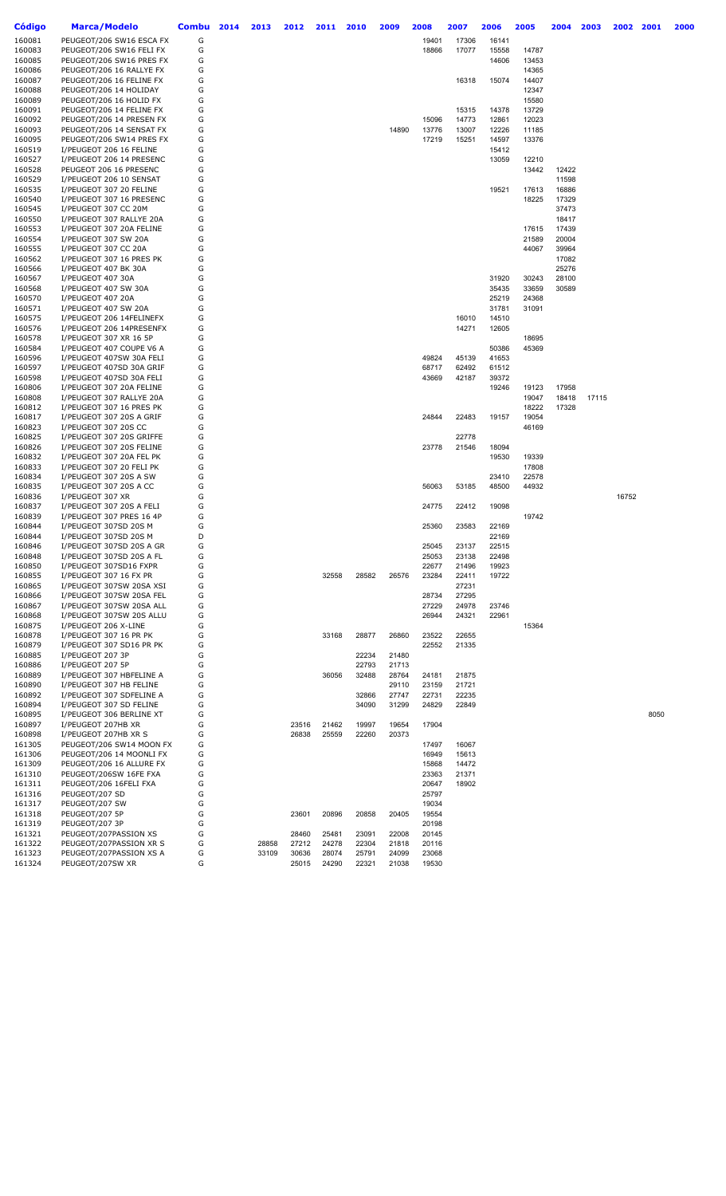| Código | Marca/Modelo | Combu | 2014 | 2013 | 2012 | 2011 | 2010 | 2009 | 2008 | 2007 | 2006 | 2005 | 2004 | 2003 | 2002 | 2001 | 2000 |
|---|---|---|---|---|---|---|---|---|---|---|---|---|---|---|---|---|---|
| 160081 | PEUGEOT/206 SW16 ESCA FX | G | | | | | | | 19401 | 17306 | 16141 | | | | | | |
| 160083 | PEUGEOT/206 SW16 FELI FX | G | | | | | | | 18866 | 17077 | 15558 | 14787 | | | | | |
| 160085 | PEUGEOT/206 SW16 PRES FX | G | | | | | | | | | 14606 | 13453 | | | | | |
| 160086 | PEUGEOT/206 16 RALLYE FX | G | | | | | | | | | | 14365 | | | | | |
| 160087 | PEUGEOT/206 16 FELINE FX | G | | | | | | | | 16318 | 15074 | 14407 | | | | | |
| 160088 | PEUGEOT/206 14 HOLIDAY | G | | | | | | | | | | 12347 | | | | | |
| 160089 | PEUGEOT/206 16 HOLID FX | G | | | | | | | | | | 15580 | | | | | |
| 160091 | PEUGEOT/206 14 FELINE FX | G | | | | | | | | 15315 | 14378 | 13729 | | | | | |
| 160092 | PEUGEOT/206 14 PRESEN FX | G | | | | | | | 15096 | 14773 | 12861 | 12023 | | | | | |
| 160093 | PEUGEOT/206 14 SENSAT FX | G | | | | | | 14890 | 13776 | 13007 | 12226 | 11185 | | | | | |
| 160095 | PEUGEOT/206 SW14 PRES FX | G | | | | | | | 17219 | 15251 | 14597 | 13376 | | | | | |
| 160519 | I/PEUGEOT 206 16 FELINE | G | | | | | | | | | 15412 | | | | | | |
| 160527 | I/PEUGEOT 206 14 PRESENC | G | | | | | | | | | 13059 | 12210 | | | | | |
| 160528 | PEUGEOT 206 16 PRESENC | G | | | | | | | | | | 13442 | 12422 | | | | |
| 160529 | I/PEUGEOT 206 10 SENSAT | G | | | | | | | | | | | 11598 | | | | |
| 160535 | I/PEUGEOT 307 20 FELINE | G | | | | | | | | | 19521 | 17613 | 16886 | | | | |
| 160540 | I/PEUGEOT 307 16 PRESENC | G | | | | | | | | | | 18225 | 17329 | | | | |
| 160545 | I/PEUGEOT 307 CC 20M | G | | | | | | | | | | | 37473 | | | | |
| 160550 | I/PEUGEOT 307 RALLYE 20A | G | | | | | | | | | | | 18417 | | | | |
| 160553 | I/PEUGEOT 307 20A FELINE | G | | | | | | | | | | 17615 | 17439 | | | | |
| 160554 | I/PEUGEOT 307 SW 20A | G | | | | | | | | | | 21589 | 20004 | | | | |
| 160555 | I/PEUGEOT 307 CC 20A | G | | | | | | | | | | 44067 | 39964 | | | | |
| 160562 | I/PEUGEOT 307 16 PRES PK | G | | | | | | | | | | | 17082 | | | | |
| 160566 | I/PEUGEOT 407 BK 30A | G | | | | | | | | | | | 25276 | | | | |
| 160567 | I/PEUGEOT 407 30A | G | | | | | | | | | 31920 | 30243 | 28100 | | | | |
| 160568 | I/PEUGEOT 407 SW 30A | G | | | | | | | | | 35435 | 33659 | 30589 | | | | |
| 160570 | I/PEUGEOT 407 20A | G | | | | | | | | | 25219 | 24368 | | | | | |
| 160571 | I/PEUGEOT 407 SW 20A | G | | | | | | | | | 31781 | 31091 | | | | | |
| 160575 | I/PEUGEOT 206 14FELINEFX | G | | | | | | | | 16010 | 14510 | | | | | | |
| 160576 | I/PEUGEOT 206 14PRESENFX | G | | | | | | | | 14271 | 12605 | | | | | | |
| 160578 | I/PEUGEOT 307 XR 16 5P | G | | | | | | | | | | 18695 | | | | | |
| 160584 | I/PEUGEOT 407 COUPE V6 A | G | | | | | | | | | 50386 | 45369 | | | | | |
| 160596 | I/PEUGEOT 407SW 30A FELI | G | | | | | | | 49824 | 45139 | 41653 | | | | | | |
| 160597 | I/PEUGEOT 407SD 30A GRIF | G | | | | | | | 68717 | 62492 | 61512 | | | | | | |
| 160598 | I/PEUGEOT 407SD 30A FELI | G | | | | | | | 43669 | 42187 | 39372 | | | | | | |
| 160806 | I/PEUGEOT 307 20A FELINE | G | | | | | | | | | 19246 | 19123 | 17958 | | | | |
| 160808 | I/PEUGEOT 307 RALLYE 20A | G | | | | | | | | | | 19047 | 18418 | 17115 | | | |
| 160812 | I/PEUGEOT 307 16 PRES PK | G | | | | | | | | | | 18222 | 17328 | | | | |
| 160817 | I/PEUGEOT 307 20S A GRIF | G | | | | | | | 24844 | 22483 | 19157 | 19054 | | | | | |
| 160823 | I/PEUGEOT 307 20S CC | G | | | | | | | | | | 46169 | | | | | |
| 160825 | I/PEUGEOT 307 20S GRIFFE | G | | | | | | | | 22778 | | | | | | | |
| 160826 | I/PEUGEOT 307 20S FELINE | G | | | | | | | 23778 | 21546 | 18094 | | | | | | |
| 160832 | I/PEUGEOT 307 20A FEL PK | G | | | | | | | | | 19530 | 19339 | | | | | |
| 160833 | I/PEUGEOT 307 20 FELI PK | G | | | | | | | | | | 17808 | | | | | |
| 160834 | I/PEUGEOT 307 20S A SW | G | | | | | | | | | 23410 | 22578 | | | | | |
| 160835 | I/PEUGEOT 307 20S A CC | G | | | | | | | 56063 | 53185 | 48500 | 44932 | | | | | |
| 160836 | I/PEUGEOT 307 XR | G | | | | | | | | | | | | | 16752 | | |
| 160837 | I/PEUGEOT 307 20S A FELI | G | | | | | | | 24775 | 22412 | 19098 | | | | | | |
| 160839 | I/PEUGEOT 307 PRES 16 4P | G | | | | | | | | | | 19742 | | | | | |
| 160844 | I/PEUGEOT 307SD 20S M | G | | | | | | | 25360 | 23583 | 22169 | | | | | | |
| 160844 | I/PEUGEOT 307SD 20S M | D | | | | | | | | | 22169 | | | | | | |
| 160846 | I/PEUGEOT 307SD 20S A GR | G | | | | | | | 25045 | 23137 | 22515 | | | | | | |
| 160848 | I/PEUGEOT 307SD 20S A FL | G | | | | | | | 25053 | 23138 | 22498 | | | | | | |
| 160850 | I/PEUGEOT 307SD16 FXPR | G | | | | | | | 22677 | 21496 | 19923 | | | | | | |
| 160855 | I/PEUGEOT 307 16 FX PR | G | | | | 32558 | 28582 | 26576 | 23284 | 22411 | 19722 | | | | | | |
| 160865 | I/PEUGEOT 307SW 20SA XSI | G | | | | | | | | 27231 | | | | | | | |
| 160866 | I/PEUGEOT 307SW 20SA FEL | G | | | | | | | 28734 | 27295 | | | | | | | |
| 160867 | I/PEUGEOT 307SW 20SA ALL | G | | | | | | | 27229 | 24978 | 23746 | | | | | | |
| 160868 | I/PEUGEOT 307SW 20S ALLU | G | | | | | | | 26944 | 24321 | 22961 | | | | | | |
| 160875 | I/PEUGEOT 206 X-LINE | G | | | | | | | | | | 15364 | | | | | |
| 160878 | I/PEUGEOT 307 16 PR PK | G | | | | 33168 | 28877 | 26860 | 23522 | 22655 | | | | | | | |
| 160879 | I/PEUGEOT 307 SD16 PR PK | G | | | | | | | 22552 | 21335 | | | | | | | |
| 160885 | I/PEUGEOT 207 3P | G | | | | | 22234 | 21480 | | | | | | | | | |
| 160886 | I/PEUGEOT 207 5P | G | | | | | 22793 | 21713 | | | | | | | | | |
| 160889 | I/PEUGEOT 307 HBFELINE A | G | | | | 36056 | 32488 | 28764 | 24181 | 21875 | | | | | | | |
| 160890 | I/PEUGEOT 307 HB FELINE | G | | | | | | 29110 | 23159 | 21721 | | | | | | | |
| 160892 | I/PEUGEOT 307 SDFELINE A | G | | | | | 32866 | 27747 | 22731 | 22235 | | | | | | | |
| 160894 | I/PEUGEOT 307 SD FELINE | G | | | | | 34090 | 31299 | 24829 | 22849 | | | | | | | |
| 160895 | I/PEUGEOT 306 BERLINE XT | G | | | | | | | | | | | | | | 8050 | |
| 160897 | I/PEUGEOT 207HB XR | G | | | 23516 | 21462 | 19997 | 19654 | 17904 | | | | | | | | |
| 160898 | I/PEUGEOT 207HB XR S | G | | | 26838 | 25559 | 22260 | 20373 | | | | | | | | | |
| 161305 | PEUGEOT/206 SW14 MOON FX | G | | | | | | | 17497 | 16067 | | | | | | | |
| 161306 | PEUGEOT/206 14 MOONLI FX | G | | | | | | | 16949 | 15613 | | | | | | | |
| 161309 | PEUGEOT/206 16 ALLURE FX | G | | | | | | | 15868 | 14472 | | | | | | | |
| 161310 | PEUGEOT/206SW 16FE FXA | G | | | | | | | 23363 | 21371 | | | | | | | |
| 161311 | PEUGEOT/206 16FELI FXA | G | | | | | | | 20647 | 18902 | | | | | | | |
| 161316 | PEUGEOT/207 SD | G | | | | | | | 25797 | | | | | | | | |
| 161317 | PEUGEOT/207 SW | G | | | | | | | 19034 | | | | | | | | |
| 161318 | PEUGEOT/207 5P | G | | | 23601 | 20896 | 20858 | 20405 | 19554 | | | | | | | | |
| 161319 | PEUGEOT/207 3P | G | | | | | | | 20198 | | | | | | | | |
| 161321 | PEUGEOT/207PASSION XS | G | | | 28460 | 25481 | 23091 | 22008 | 20145 | | | | | | | | |
| 161322 | PEUGEOT/207PASSION XR S | G | | 28858 | 27212 | 24278 | 22304 | 21818 | 20116 | | | | | | | | |
| 161323 | PEUGEOT/207PASSION XS A | G | | 33109 | 30636 | 28074 | 25791 | 24099 | 23068 | | | | | | | | |
| 161324 | PEUGEOT/207SW XR | G | | | 25015 | 24290 | 22321 | 21038 | 19530 | | | | | | | | |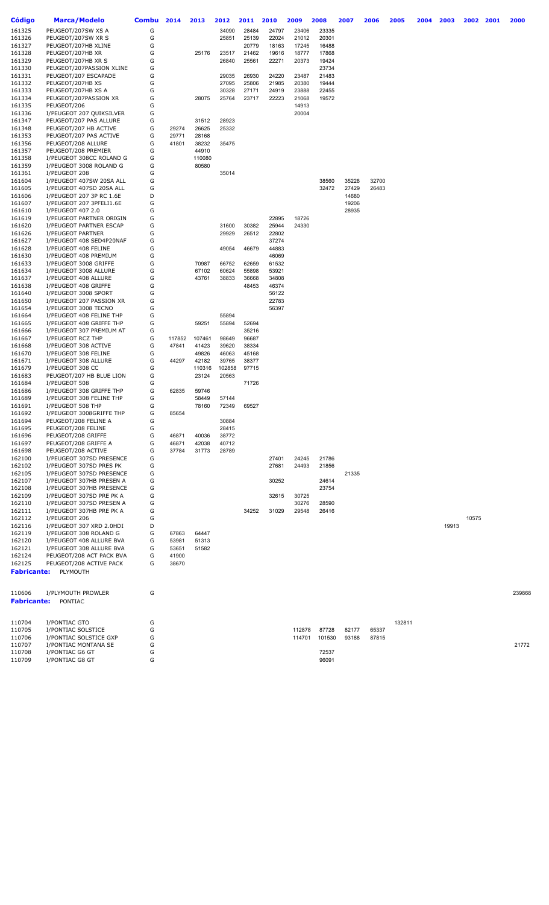| Código | Marca/Modelo | Combu | 2014 | 2013 | 2012 | 2011 | 2010 | 2009 | 2008 | 2007 | 2006 | 2005 | 2004 | 2003 | 2002 | 2001 | 2000 |
|---|---|---|---|---|---|---|---|---|---|---|---|---|---|---|---|---|---|
| 161325 | PEUGEOT/207SW XS A | G | | | 34090 | 28484 | 24797 | 23406 | 23335 | | | | | | | | |
| 161326 | PEUGEOT/207SW XR S | G | | | 25851 | 25139 | 22024 | 21012 | 20301 | | | | | | | | |
| 161327 | PEUGEOT/207HB XLINE | G | | | | 20779 | 18163 | 17245 | 16488 | | | | | | | | |
| 161328 | PEUGEOT/207HB XR | G | | 25176 | 23517 | 21462 | 19616 | 18777 | 17868 | | | | | | | | |
| 161329 | PEUGEOT/207HB XR S | G | | | 26840 | 25561 | 22271 | 20373 | 19424 | | | | | | | | |
| 161330 | PEUGEOT/207PASSION XLINE | G | | | | | | | 23734 | | | | | | | | |
| 161331 | PEUGEOT/207 ESCAPADE | G | | | 29035 | 26930 | 24220 | 23487 | 21483 | | | | | | | | |
| 161332 | PEUGEOT/207HB XS | G | | | 27095 | 25806 | 21985 | 20380 | 19444 | | | | | | | | |
| 161333 | PEUGEOT/207HB XS A | G | | | 30328 | 27171 | 24919 | 23888 | 22455 | | | | | | | | |
| 161334 | PEUGEOT/207PASSION XR | G | | 28075 | 25764 | 23717 | 22223 | 21068 | 19572 | | | | | | | | |
| 161335 | PEUGEOT/206 | G | | | | | | 14913 | | | | | | | | | |
| 161336 | I/PEUGEOT 207 QUIKSILVER | G | | | | | | 20004 | | | | | | | | | |
| 161347 | PEUGEOT/207 PAS ALLURE | G | | 31512 | 28923 | | | | | | | | | | | | |
| 161348 | PEUGEOT/207 HB ACTIVE | G | 29274 | 26625 | 25332 | | | | | | | | | | | | |
| 161353 | PEUGEOT/207 PAS ACTIVE | G | 29771 | 28168 | | | | | | | | | | | | | |
| 161356 | PEUGEOT/208 ALLURE | G | 41801 | 38232 | 35475 | | | | | | | | | | | | |
| 161357 | PEUGEOT/208 PREMIER | G | | 44910 | | | | | | | | | | | | | |
| 161358 | I/PEUGEOT 308CC ROLAND G | G | | 110080 | | | | | | | | | | | | | |
| 161359 | I/PEUGEOT 3008 ROLAND G | G | | 80580 | | | | | | | | | | | | | |
| 161361 | I/PEUGEOT 208 | G | | | 35014 | | | | | | | | | | | | |
| 161604 | I/PEUGEOT 407SW 20SA ALL | G | | | | | | | 38560 | 35228 | 32700 | | | | | | |
| 161605 | I/PEUGEOT 407SD 20SA ALL | G | | | | | | | 32472 | 27429 | 26483 | | | | | | |
| 161606 | I/PEUGEOT 207 3P RC 1.6E | D | | | | | | | | 14680 | | | | | | | |
| 161607 | I/PEUGEOT 207 3PFELI1.6E | G | | | | | | | | 19206 | | | | | | | |
| 161610 | I/PEUGEOT 407 2.0 | G | | | | | | | | 28935 | | | | | | | |
| 161619 | I/PEUGEOT PARTNER ORIGIN | G | | | | | 22895 | 18726 | | | | | | | | | |
| 161620 | I/PEUGEOT PARTNER ESCAP | G | | | 31600 | 30382 | 25944 | 24330 | | | | | | | | | |
| 161626 | I/PEUGEOT PARTNER | G | | | 29929 | 26512 | 22802 | | | | | | | | | | |
| 161627 | I/PEUGEOT 408 SED4P20NAF | G | | | | | 37274 | | | | | | | | | | |
| 161628 | I/PEUGEOT 408 FELINE | G | | | 49054 | 46679 | 44883 | | | | | | | | | | |
| 161630 | I/PEUGEOT 408 PREMIUM | G | | | | | 46069 | | | | | | | | | | |
| 161633 | I/PEUGEOT 3008 GRIFFE | G | | 70987 | 66752 | 62659 | 61532 | | | | | | | | | | |
| 161634 | I/PEUGEOT 3008 ALLURE | G | | 67102 | 60624 | 55898 | 53921 | | | | | | | | | | |
| 161637 | I/PEUGEOT 408 ALLURE | G | | 43761 | 38833 | 36668 | 34808 | | | | | | | | | | |
| 161638 | I/PEUGEOT 408 GRIFFE | G | | | | 48453 | 46374 | | | | | | | | | | |
| 161640 | I/PEUGEOT 3008 SPORT | G | | | | | 56122 | | | | | | | | | | |
| 161650 | I/PEUGEOT 207 PASSION XR | G | | | | | 22783 | | | | | | | | | | |
| 161654 | I/PEUGEOT 3008 TECNO | G | | | | | 56397 | | | | | | | | | | |
| 161664 | I/PEUGEOT 408 FELINE THP | G | | | 55894 | | | | | | | | | | | | |
| 161665 | I/PEUGEOT 408 GRIFFE THP | G | | 59251 | 55894 | 52694 | | | | | | | | | | | |
| 161666 | I/PEUGEOT 307 PREMIUM AT | G | | | | 35216 | | | | | | | | | | | |
| 161667 | I/PEUGEOT RCZ THP | G | 117852 | 107461 | 98649 | 96687 | | | | | | | | | | | |
| 161668 | I/PEUGEOT 308 ACTIVE | G | 47841 | 41423 | 39620 | 38334 | | | | | | | | | | | |
| 161670 | I/PEUGEOT 308 FELINE | G | | 49826 | 46063 | 45168 | | | | | | | | | | | |
| 161671 | I/PEUGEOT 308 ALLURE | G | 44297 | 42182 | 39765 | 38377 | | | | | | | | | | | |
| 161679 | I/PEUGEOT 308 CC | G | | 110316 | 102858 | 97715 | | | | | | | | | | | |
| 161683 | PEUGEOT/207 HB BLUE LION | G | | 23124 | 20563 | | | | | | | | | | | | |
| 161684 | I/PEUGEOT 508 | G | | | | 71726 | | | | | | | | | | | |
| 161686 | I/PEUGEOT 308 GRIFFE THP | G | 62835 | 59746 | | | | | | | | | | | | | |
| 161689 | I/PEUGEOT 308 FELINE THP | G | | 58449 | 57144 | | | | | | | | | | | | |
| 161691 | I/PEUGEOT 508 THP | G | | 78160 | 72349 | 69527 | | | | | | | | | | | |
| 161692 | I/PEUGEOT 3008GRIFFE THP | G | 85654 | | | | | | | | | | | | | | |
| 161694 | PEUGEOT/208 FELINE A | G | | | 30884 | | | | | | | | | | | | |
| 161695 | PEUGEOT/208 FELINE | G | | | 28415 | | | | | | | | | | | | |
| 161696 | PEUGEOT/208 GRIFFE | G | 46871 | 40036 | 38772 | | | | | | | | | | | | |
| 161697 | PEUGEOT/208 GRIFFE A | G | 46871 | 42038 | 40712 | | | | | | | | | | | | |
| 161698 | PEUGEOT/208 ACTIVE | G | 37784 | 31773 | 28789 | | | | | | | | | | | | |
| 162100 | I/PEUGEOT 307SD PRESENCE | G | | | | | 27401 | 24245 | 21786 | | | | | | | | |
| 162102 | I/PEUGEOT 307SD PRES PK | G | | | | | 27681 | 24493 | 21856 | | | | | | | | |
| 162105 | I/PEUGEOT 307SD PRESENCE | G | | | | | | | | 21335 | | | | | | | |
| 162107 | I/PEUGEOT 307HB PRESEN A | G | | | | | 30252 | | 24614 | | | | | | | | |
| 162108 | I/PEUGEOT 307HB PRESENCE | G | | | | | | | 23754 | | | | | | | | |
| 162109 | I/PEUGEOT 307SD PRE PK A | G | | | | | 32615 | 30725 | | | | | | | | | |
| 162110 | I/PEUGEOT 307SD PRESEN A | G | | | | | | 30276 | 28590 | | | | | | | | |
| 162111 | I/PEUGEOT 307HB PRE PK A | G | | | | 34252 | 31029 | 29548 | 26416 | | | | | | | | |
| 162112 | I/PEUGEOT 206 | G | | | | | | | | | | | | | 10575 | | |
| 162116 | I/PEUGEOT 307 XRD 2.0HDI | D | | | | | | | | | | | | 19913 | | | |
| 162119 | I/PEUGEOT 308 ROLAND G | G | 67863 | 64447 | | | | | | | | | | | | | |
| 162120 | I/PEUGEOT 408 ALLURE BVA | G | 53981 | 51313 | | | | | | | | | | | | | |
| 162121 | I/PEUGEOT 308 ALLURE BVA | G | 53651 | 51582 | | | | | | | | | | | | | |
| 162124 | PEUGEOT/208 ACT PACK BVA | G | 41900 | | | | | | | | | | | | | | |
| 162125 | PEUGEOT/208 ACTIVE PACK | G | 38670 | | | | | | | | | | | | | | |

**Fabricante:** PLYMOUTH

| Código | Marca/Modelo | Combu | 2014 | 2013 | 2012 | 2011 | 2010 | 2009 | 2008 | 2007 | 2006 | 2005 | 2004 | 2003 | 2002 | 2001 | 2000 |
|---|---|---|---|---|---|---|---|---|---|---|---|---|---|---|---|---|---|
| 110606 | I/PLYMOUTH PROWLER | G | | | | | | | | | | | | | | | 239868 |

**Fabricante:** PONTIAC

| Código | Marca/Modelo | Combu | 2014 | 2013 | 2012 | 2011 | 2010 | 2009 | 2008 | 2007 | 2006 | 2005 | 2004 | 2003 | 2002 | 2001 | 2000 |
|---|---|---|---|---|---|---|---|---|---|---|---|---|---|---|---|---|---|
| 110704 | I/PONTIAC GTO | G | | | | | | | | | | 132811 | | | | | |
| 110705 | I/PONTIAC SOLSTICE | G | | | | | | 112878 | 87728 | 82177 | 65337 | | | | | | |
| 110706 | I/PONTIAC SOLSTICE GXP | G | | | | | | 114701 | 101530 | 93188 | 87815 | | | | | | |
| 110707 | I/PONTIAC MONTANA SE | G | | | | | | | | | | | | | | | 21772 |
| 110708 | I/PONTIAC G6 GT | G | | | | | | | 72537 | | | | | | | | |
| 110709 | I/PONTIAC G8 GT | G | | | | | | | 96091 | | | | | | | | |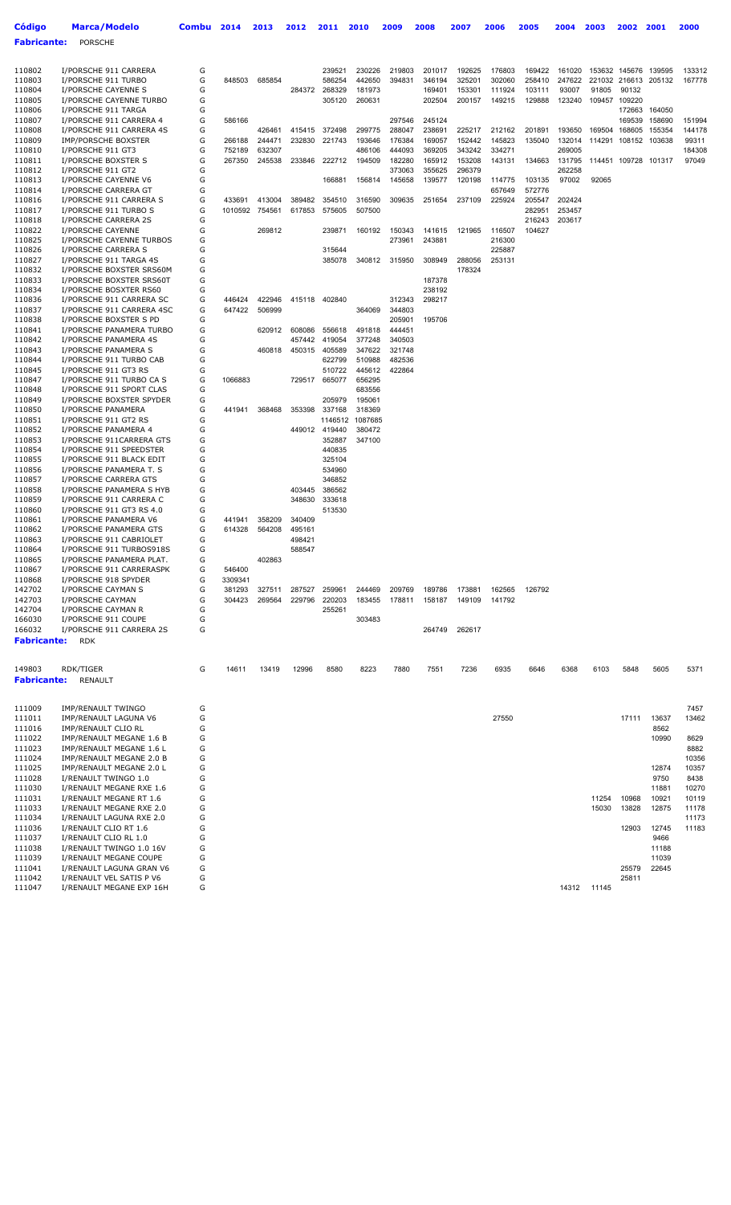| Código | Marca/Modelo | Combu | 2014 | 2013 | 2012 | 2011 | 2010 | 2009 | 2008 | 2007 | 2006 | 2005 | 2004 | 2003 | 2002 | 2001 | 2000 |
|---|---|---|---|---|---|---|---|---|---|---|---|---|---|---|---|---|---|

**Fabricante:** PORSCHE

| Código | Marca/Modelo | Combu | 2014 | 2013 | 2012 | 2011 | 2010 | 2009 | 2008 | 2007 | 2006 | 2005 | 2004 | 2003 | 2002 | 2001 | 2000 |
|---|---|---|---|---|---|---|---|---|---|---|---|---|---|---|---|---|---|
| 110802 | I/PORSCHE 911 CARRERA | G | | | | 239521 | 230226 | 219803 | 201017 | 192625 | 176803 | 169422 | 161020 | 153632 | 145676 | 139595 | 133312 |
| 110803 | I/PORSCHE 911 TURBO | G | 848503 | 685854 | | 586254 | 442650 | 394831 | 346194 | 325201 | 302060 | 258410 | 247622 | 221032 | 216613 | 205132 | 167778 |
| 110804 | I/PORSCHE CAYENNE S | G | | | 284372 | 268329 | 181973 | | 169401 | 153301 | 111924 | 103111 | 93007 | 91805 | 90132 | | |
| 110805 | I/PORSCHE CAYENNE TURBO | G | | | | 305120 | 260631 | | 202504 | 200157 | 149215 | 129888 | 123240 | 109457 | 109220 | | |
| 110806 | I/PORSCHE 911 TARGA | G | | | | | | | | | | | | | 172663 | 164050 | |
| 110807 | I/PORSCHE 911 CARRERA 4 | G | 586166 | | | | | 297546 | 245124 | | | | | | 169539 | 158690 | 151994 |
| 110808 | I/PORSCHE 911 CARRERA 4S | G | | 426461 | 415415 | 372498 | 299775 | 288047 | 238691 | 225217 | 212162 | 201891 | 193650 | 169504 | 168605 | 155354 | 144178 |
| 110809 | IMP/PORSCHE BOXSTER | G | 266188 | 244471 | 232830 | 221743 | 193646 | 176384 | 169057 | 152442 | 145823 | 135040 | 132014 | 114291 | 108152 | 103638 | 99311 |
| 110810 | I/PORSCHE 911 GT3 | G | 752189 | 632307 | | | 486106 | 444093 | 369205 | 343242 | 334271 | | 269005 | | | | 184308 |
| 110811 | I/PORSCHE BOXSTER S | G | 267350 | 245538 | 233846 | 222712 | 194509 | 182280 | 165912 | 153208 | 143131 | 134663 | 131795 | 114451 | 109728 | 101317 | 97049 |
| 110812 | I/PORSCHE 911 GT2 | G | | | | | | 373063 | 355625 | 296379 | | | 262258 | | | | |
| 110813 | I/PORSCHE CAYENNE V6 | G | | | | 166881 | 156814 | 145658 | 139577 | 120198 | 114775 | 103135 | 97002 | 92065 | | | |
| 110814 | I/PORSCHE CARRERA GT | G | | | | | | | | | 657649 | 572776 | | | | | |
| 110816 | I/PORSCHE 911 CARRERA S | G | 433691 | 413004 | 389482 | 354510 | 316590 | 309635 | 251654 | 237109 | 225924 | 205547 | 202424 | | | | |
| 110817 | I/PORSCHE 911 TURBO S | G | 1010592 | 754561 | 617853 | 575605 | 507500 | | | | | | | | | | |
| 110818 | I/PORSCHE CARRERA 2S | G | | | | | | | | | | 216243 | 203617 | | | | |
| 110822 | I/PORSCHE CAYENNE | G | | 269812 | | 239871 | 160192 | 150343 | 141615 | 121965 | 116507 | 104627 | | | | | |
| 110825 | I/PORSCHE CAYENNE TURBOS | G | | | | | | 273961 | 243881 | | 216300 | | | | | | |
| 110826 | I/PORSCHE CARRERA S | G | | | | 315644 | | | | | 225887 | | | | | | |
| 110827 | I/PORSCHE 911 TARGA 4S | G | | | | 385078 | 340812 | 315950 | 308949 | 288056 | 253131 | | | | | | |
| 110832 | I/PORSCHE BOXSTER SRS60M | G | | | | | | | | 178324 | | | | | | | |
| 110833 | I/PORSCHE BOXSTER SRS60T | G | | | | | | | 187378 | | | | | | | | |
| 110834 | I/PORSCHE BOXSTER RS60 | G | | | | | | | 238192 | | | | | | | | |
| 110836 | I/PORSCHE 911 CARRERA SC | G | 446424 | 422946 | 415118 | 402840 | | 312343 | 298217 | | | | | | | | |
| 110837 | I/PORSCHE 911 CARRERA 4SC | G | 647422 | 506999 | | | 364069 | 344803 | | | | | | | | | |
| 110838 | I/PORSCHE BOXSTER S PD | G | | | | | | 205901 | 195706 | | | | | | | | |
| 110841 | I/PORSCHE PANAMERA TURBO | G | | 620912 | 608086 | 556618 | 491818 | 444451 | | | | | | | | | |
| 110842 | I/PORSCHE PANAMERA 4S | G | | | 457442 | 419054 | 377248 | 340503 | | | | | | | | | |
| 110843 | I/PORSCHE PANAMERA S | G | | 460818 | 450315 | 405589 | 347622 | 321748 | | | | | | | | | |
| 110844 | I/PORSCHE 911 TURBO CAB | G | | | | 622799 | 510988 | 482536 | | | | | | | | | |
| 110845 | I/PORSCHE 911 GT3 RS | G | | | | 510722 | 445612 | 422864 | | | | | | | | | |
| 110847 | I/PORSCHE 911 TURBO CA S | G | 1066883 | | 729517 | 665077 | 656295 | | | | | | | | | | |
| 110848 | I/PORSCHE 911 SPORT CLAS | G | | | | | 683556 | | | | | | | | | | |
| 110849 | I/PORSCHE BOXSTER SPYDER | G | | | | 205979 | 195061 | | | | | | | | | | |
| 110850 | I/PORSCHE PANAMERA | G | 441941 | 368468 | 353398 | 337168 | 318369 | | | | | | | | | | |
| 110851 | I/PORSCHE 911 GT2 RS | G | | | | 1146512 | 1087685 | | | | | | | | | | |
| 110852 | I/PORSCHE PANAMERA 4 | G | | | 449012 | 419440 | 380472 | | | | | | | | | | |
| 110853 | I/PORSCHE 911CARRERA GTS | G | | | | 352887 | 347100 | | | | | | | | | | |
| 110854 | I/PORSCHE 911 SPEEDSTER | G | | | | 440835 | | | | | | | | | | | |
| 110855 | I/PORSCHE 911 BLACK EDIT | G | | | | 325104 | | | | | | | | | | | |
| 110856 | I/PORSCHE PANAMERA T. S | G | | | | 534960 | | | | | | | | | | | |
| 110857 | I/PORSCHE CARRERA GTS | G | | | | 346852 | | | | | | | | | | | |
| 110858 | I/PORSCHE PANAMERA S HYB | G | | | 403445 | 386562 | | | | | | | | | | | |
| 110859 | I/PORSCHE 911 CARRERA C | G | | | 348630 | 333618 | | | | | | | | | | | |
| 110860 | I/PORSCHE 911 GT3 RS 4.0 | G | | | | 513530 | | | | | | | | | | | |
| 110861 | I/PORSCHE PANAMERA V6 | G | 441941 | 358209 | 340409 | | | | | | | | | | | | |
| 110862 | I/PORSCHE PANAMERA GTS | G | 614328 | 564208 | 495161 | | | | | | | | | | | | |
| 110863 | I/PORSCHE 911 CABRIOLET | G | | | 498421 | | | | | | | | | | | | |
| 110864 | I/PORSCHE 911 TURBOS918S | G | | | 588547 | | | | | | | | | | | | |
| 110865 | I/PORSCHE PANAMERA PLAT. | G | | 402863 | | | | | | | | | | | | | |
| 110867 | I/PORSCHE 911 CARRERASPK | G | 546400 | | | | | | | | | | | | | | |
| 110868 | I/PORSCHE 918 SPYDER | G | 3309341 | | | | | | | | | | | | | | |
| 142702 | I/PORSCHE CAYMAN S | G | 381293 | 327511 | 287527 | 259961 | 244469 | 209769 | 189786 | 173881 | 162565 | 126792 | | | | | |
| 142703 | I/PORSCHE CAYMAN | G | 304423 | 269564 | 229796 | 220203 | 183455 | 178811 | 158187 | 149109 | 141792 | | | | | | |
| 142704 | I/PORSCHE CAYMAN R | G | | | | 255261 | | | | | | | | | | | |
| 166030 | I/PORSCHE 911 COUPE | G | | | | | 303483 | | | | | | | | | | |
| 166032 | I/PORSCHE 911 CARRERA 2S | G | | | | | | | 264749 | 262617 | | | | | | | |

**Fabricante:** RDK

| Código | Marca/Modelo | Combu | 2014 | 2013 | 2012 | 2011 | 2010 | 2009 | 2008 | 2007 | 2006 | 2005 | 2004 | 2003 | 2002 | 2001 | 2000 |
|---|---|---|---|---|---|---|---|---|---|---|---|---|---|---|---|---|---|
| 149803 | RDK/TIGER | G | 14611 | 13419 | 12996 | 8580 | 8223 | 7880 | 7551 | 7236 | 6935 | 6646 | 6368 | 6103 | 5848 | 5605 | 5371 |

**Fabricante:** RENAULT

| Código | Marca/Modelo | Combu | 2014 | 2013 | 2012 | 2011 | 2010 | 2009 | 2008 | 2007 | 2006 | 2005 | 2004 | 2003 | 2002 | 2001 | 2000 |
|---|---|---|---|---|---|---|---|---|---|---|---|---|---|---|---|---|---|
| 111009 | IMP/RENAULT TWINGO | G | | | | | | | | | | | | | | | 7457 |
| 111011 | IMP/RENAULT LAGUNA V6 | G | | | | | | | | | 27550 | | | | 17111 | 13637 | 13462 |
| 111016 | IMP/RENAULT CLIO RL | G | | | | | | | | | | | | | | 8562 | |
| 111022 | IMP/RENAULT MEGANE 1.6 B | G | | | | | | | | | | | | | | 10990 | 8629 |
| 111023 | IMP/RENAULT MEGANE 1.6 L | G | | | | | | | | | | | | | | | 8882 |
| 111024 | IMP/RENAULT MEGANE 2.0 B | G | | | | | | | | | | | | | | | 10356 |
| 111025 | IMP/RENAULT MEGANE 2.0 L | G | | | | | | | | | | | | | | 12874 | 10357 |
| 111028 | I/RENAULT TWINGO 1.0 | G | | | | | | | | | | | | | | 9750 | 8438 |
| 111030 | I/RENAULT MEGANE RXE 1.6 | G | | | | | | | | | | | | | | 11881 | 10270 |
| 111031 | I/RENAULT MEGANE RT 1.6 | G | | | | | | | | | | | | 11254 | 10968 | 10921 | 10119 |
| 111033 | I/RENAULT MEGANE RXE 2.0 | G | | | | | | | | | | | | 15030 | 13828 | 12875 | 11178 |
| 111034 | I/RENAULT LAGUNA RXE 2.0 | G | | | | | | | | | | | | | | | 11173 |
| 111036 | I/RENAULT CLIO RT 1.6 | G | | | | | | | | | | | | | 12903 | 12745 | 11183 |
| 111037 | I/RENAULT CLIO RL 1.0 | G | | | | | | | | | | | | | | 9466 | |
| 111038 | I/RENAULT TWINGO 1.0 16V | G | | | | | | | | | | | | | | 11188 | |
| 111039 | I/RENAULT MEGANE COUPE | G | | | | | | | | | | | | | | 11039 | |
| 111041 | I/RENAULT LAGUNA GRAN V6 | G | | | | | | | | | | | | | 25579 | 22645 | |
| 111042 | I/RENAULT VEL SATIS P V6 | G | | | | | | | | | | | | | 25811 | | |
| 111047 | I/RENAULT MEGANE EXP 16H | G | | | | | | | | | | | 14312 | 11145 | | | |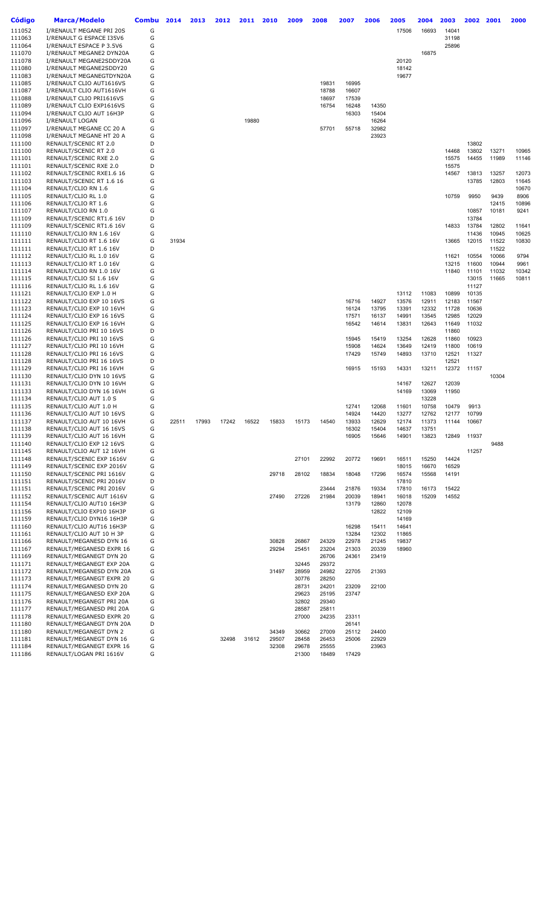| Código | Marca/Modelo | Combu | 2014 | 2013 | 2012 | 2011 | 2010 | 2009 | 2008 | 2007 | 2006 | 2005 | 2004 | 2003 | 2002 | 2001 | 2000 |
|---|---|---|---|---|---|---|---|---|---|---|---|---|---|---|---|---|---|
| 111052 | I/RENAULT MEGANE PRI 20S | G | | | | | | | | | | 17506 | 16693 | 14041 | | | |
| 111063 | I/RENAULT G ESPACE I35V6 | G | | | | | | | | | | | | 31198 | | | |
| 111064 | I/RENAULT ESPACE P 3.5V6 | G | | | | | | | | | | | | 25896 | | | |
| 111070 | I/RENAULT MEGANE2 DYN20A | G | | | | | | | | | | | 16875 | | | | |
| 111078 | I/RENAULT MEGANE2SDDY20A | G | | | | | | | | | | 20120 | | | | | |
| 111080 | I/RENAULT MEGANE2SDDY20 | G | | | | | | | | | | 18142 | | | | | |
| 111083 | I/RENAULT MEGANEGTDYN20A | G | | | | | | | | | | 19677 | | | | | |
| 111085 | I/RENAULT CLIO AUT1616VS | G | | | | | | | 19831 | 16995 | | | | | | | |
| 111087 | I/RENAULT CLIO AUT1616VH | G | | | | | | | 18788 | 16607 | | | | | | | |
| 111088 | I/RENAULT CLIO PRI1616VS | G | | | | | | | 18697 | 17539 | | | | | | | |
| 111089 | I/RENAULT CLIO EXP1616VS | G | | | | | | | 16754 | 16248 | 14350 | | | | | | |
| 111094 | I/RENAULT CLIO AUT 16H3P | G | | | | | | | | 16303 | 15404 | | | | | | |
| 111096 | I/RENAULT LOGAN | G | | | | 19880 | | | | | 16264 | | | | | | |
| 111097 | I/RENAULT MEGANE CC 20 A | G | | | | | | | 57701 | 55718 | 32982 | | | | | | |
| 111098 | I/RENAULT MEGANE HT 20 A | G | | | | | | | | | 23923 | | | | | | |
| 111100 | RENAULT/SCENIC RT 2.0 | D | | | | | | | | | | | | | 13802 | | |
| 111100 | RENAULT/SCENIC RT 2.0 | G | | | | | | | | | | | | 14468 | 13802 | 13271 | 10965 |
| 111101 | RENAULT/SCENIC RXE 2.0 | G | | | | | | | | | | | | 15575 | 14455 | 11989 | 11146 |
| 111101 | RENAULT/SCENIC RXE 2.0 | D | | | | | | | | | | | | 15575 | | | |
| 111102 | RENAULT/SCENIC RXE1.6 16 | G | | | | | | | | | | | | 14567 | 13813 | 13257 | 12073 |
| 111103 | RENAULT/SCENIC RT 1.6 16 | G | | | | | | | | | | | | | 13785 | 12803 | 11645 |
| 111104 | RENAULT/CLIO RN 1.6 | G | | | | | | | | | | | | | | | 10670 |
| 111105 | RENAULT/CLIO RL 1.0 | G | | | | | | | | | | | | 10759 | 9950 | 9439 | 8906 |
| 111106 | RENAULT/CLIO RT 1.6 | G | | | | | | | | | | | | | | 12415 | 10896 |
| 111107 | RENAULT/CLIO RN 1.0 | G | | | | | | | | | | | | | 10857 | 10181 | 9241 |
| 111109 | RENAULT/SCENIC RT1.6 16V | D | | | | | | | | | | | | | 13784 | | |
| 111109 | RENAULT/SCENIC RT1.6 16V | G | | | | | | | | | | | | 14833 | 13784 | 12802 | 11641 |
| 111110 | RENAULT/CLIO RN 1.6 16V | G | | | | | | | | | | | | | 11436 | 10945 | 10625 |
| 111111 | RENAULT/CLIO RT 1.6 16V | G | 31934 | | | | | | | | | | | 13665 | 12015 | 11522 | 10830 |
| 111111 | RENAULT/CLIO RT 1.6 16V | D | | | | | | | | | | | | | | 11522 | |
| 111112 | RENAULT/CLIO RL 1.0 16V | G | | | | | | | | | | | | 11621 | 10554 | 10066 | 9794 |
| 111113 | RENAULT/CLIO RT 1.0 16V | G | | | | | | | | | | | | 13215 | 11600 | 10944 | 9961 |
| 111114 | RENAULT/CLIO RN 1.0 16V | G | | | | | | | | | | | | 11840 | 11101 | 11032 | 10342 |
| 111115 | RENAULT/CLIO SI 1.6 16V | G | | | | | | | | | | | | | 13015 | 11665 | 10811 |
| 111116 | RENAULT/CLIO RL 1.6 16V | G | | | | | | | | | | | | | 11127 | | |
| 111121 | RENAULT/CLIO EXP 1.0 H | G | | | | | | | | | | 13112 | 11083 | 10899 | 10135 | | |
| 111122 | RENAULT/CLIO EXP 10 16VS | G | | | | | | | | 16716 | 14927 | 13576 | 12911 | 12183 | 11567 | | |
| 111123 | RENAULT/CLIO EXP 10 16VH | G | | | | | | | | 16124 | 13795 | 13391 | 12332 | 11728 | 10636 | | |
| 111124 | RENAULT/CLIO EXP 16 16VS | G | | | | | | | | 17571 | 16137 | 14991 | 13545 | 12985 | 12029 | | |
| 111125 | RENAULT/CLIO EXP 16 16VH | G | | | | | | | | 16542 | 14614 | 13831 | 12643 | 11649 | 11032 | | |
| 111126 | RENAULT/CLIO PRI 10 16VS | D | | | | | | | | | | | | 11860 | | | |
| 111126 | RENAULT/CLIO PRI 10 16VS | G | | | | | | | | 15945 | 15419 | 13254 | 12628 | 11860 | 10923 | | |
| 111127 | RENAULT/CLIO PRI 10 16VH | G | | | | | | | | 15908 | 14624 | 13649 | 12419 | 11800 | 10619 | | |
| 111128 | RENAULT/CLIO PRI 16 16VS | G | | | | | | | | 17429 | 15749 | 14893 | 13710 | 12521 | 11327 | | |
| 111128 | RENAULT/CLIO PRI 16 16VS | D | | | | | | | | | | | | 12521 | | | |
| 111129 | RENAULT/CLIO PRI 16 16VH | G | | | | | | | | 16915 | 15193 | 14331 | 13211 | 12372 | 11157 | | |
| 111130 | RENAULT/CLIO DYN 10 16VS | G | | | | | | | | | | | | | | 10304 | |
| 111131 | RENAULT/CLIO DYN 10 16VH | G | | | | | | | | | | 14167 | 12627 | 12039 | | | |
| 111133 | RENAULT/CLIO DYN 16 16VH | G | | | | | | | | | | 14169 | 13069 | 11950 | | | |
| 111134 | RENAULT/CLIO AUT 1.0 S | G | | | | | | | | | | | 13228 | | | | |
| 111135 | RENAULT/CLIO AUT 1.0 H | G | | | | | | | | 12741 | 12068 | 11601 | 10758 | 10479 | 9913 | | |
| 111136 | RENAULT/CLIO AUT 10 16VS | G | | | | | | | | 14924 | 14420 | 13277 | 12762 | 12177 | 10799 | | |
| 111137 | RENAULT/CLIO AUT 10 16VH | G | 22511 | 17993 | 17242 | 16522 | 15833 | 15173 | 14540 | 13933 | 12629 | 12174 | 11373 | 11144 | 10667 | | |
| 111138 | RENAULT/CLIO AUT 16 16VS | G | | | | | | | | 16302 | 15404 | 14637 | 13751 | | | | |
| 111139 | RENAULT/CLIO AUT 16 16VH | G | | | | | | | | 16905 | 15646 | 14901 | 13823 | 12849 | 11937 | | |
| 111140 | RENAULT/CLIO EXP 12 16VS | G | | | | | | | | | | | | | | 9488 | |
| 111145 | RENAULT/CLIO AUT 12 16VH | G | | | | | | | | | | | | | 11257 | | |
| 111148 | RENAULT/SCENIC EXP 1616V | G | | | | | | 27101 | 22992 | 20772 | 19691 | 16511 | 15250 | 14424 | | | |
| 111149 | RENAULT/SCENIC EXP 2016V | G | | | | | | | | | | 18015 | 16670 | 16529 | | | |
| 111150 | RENAULT/SCENIC PRI 1616V | G | | | | | 29718 | 28102 | 18834 | 18048 | 17296 | 16574 | 15568 | 14191 | | | |
| 111151 | RENAULT/SCENIC PRI 2016V | D | | | | | | | | | | 17810 | | | | | |
| 111151 | RENAULT/SCENIC PRI 2016V | G | | | | | | | 23444 | 21876 | 19334 | 17810 | 16173 | 15422 | | | |
| 111152 | RENAULT/SCENIC AUT 1616V | G | | | | | 27490 | 27226 | 21984 | 20039 | 18941 | 16018 | 15209 | 14552 | | | |
| 111154 | RENAULT/CLIO AUT10 16H3P | G | | | | | | | | 13179 | 12860 | 12078 | | | | | |
| 111156 | RENAULT/CLIO EXP10 16H3P | G | | | | | | | | | 12822 | 12109 | | | | | |
| 111159 | RENAULT/CLIO DYN16 16H3P | G | | | | | | | | | | 14169 | | | | | |
| 111160 | RENAULT/CLIO AUT16 16H3P | G | | | | | | | | 16298 | 15411 | 14641 | | | | | |
| 111161 | RENAULT/CLIO AUT 10 H 3P | G | | | | | | | | 13284 | 12302 | 11865 | | | | | |
| 111166 | RENAULT/MEGANESD DYN 16 | G | | | | | 30828 | 26867 | 24329 | 22978 | 21245 | 19837 | | | | | |
| 111167 | RENAULT/MEGANESD EXPR 16 | G | | | | | 29294 | 25451 | 23204 | 21303 | 20339 | 18960 | | | | | |
| 111169 | RENAULT/MEGANEGT DYN 20 | G | | | | | | | 26706 | 24361 | 23419 | | | | | | |
| 111171 | RENAULT/MEGANEGT EXP 20A | G | | | | | | 32445 | 29372 | | | | | | | | |
| 111172 | RENAULT/MEGANESD DYN 20A | G | | | | | 31497 | 28959 | 24982 | 22705 | 21393 | | | | | | |
| 111173 | RENAULT/MEGANEGT EXPR 20 | G | | | | | | 30776 | 28250 | | | | | | | | |
| 111174 | RENAULT/MEGANESD DYN 20 | G | | | | | | 28731 | 24201 | 23209 | 22100 | | | | | | |
| 111175 | RENAULT/MEGANESD EXP 20A | G | | | | | | 29623 | 25195 | 23747 | | | | | | | |
| 111176 | RENAULT/MEGANEGT PRI 20A | G | | | | | | 32802 | 29340 | | | | | | | | |
| 111177 | RENAULT/MEGANESD PRI 20A | G | | | | | | 28587 | 25811 | | | | | | | | |
| 111178 | RENAULT/MEGANESD EXPR 20 | G | | | | | | 27000 | 24235 | 23311 | | | | | | | |
| 111180 | RENAULT/MEGANEGT DYN 20A | D | | | | | | | | 26141 | | | | | | | |
| 111180 | RENAULT/MEGANEGT DYN 2 | G | | | | | 34349 | 30662 | 27009 | 25112 | 24400 | | | | | | |
| 111181 | RENAULT/MEGANEGT DYN 16 | G | | | 32498 | 31612 | 29507 | 28458 | 26453 | 25006 | 22929 | | | | | | |
| 111184 | RENAULT/MEGANEGT EXPR 16 | G | | | | | 32308 | 29678 | 25555 | | 23963 | | | | | | |
| 111186 | RENAULT/LOGAN PRI 1616V | G | | | | | | 21300 | 18489 | 17429 | | | | | | | |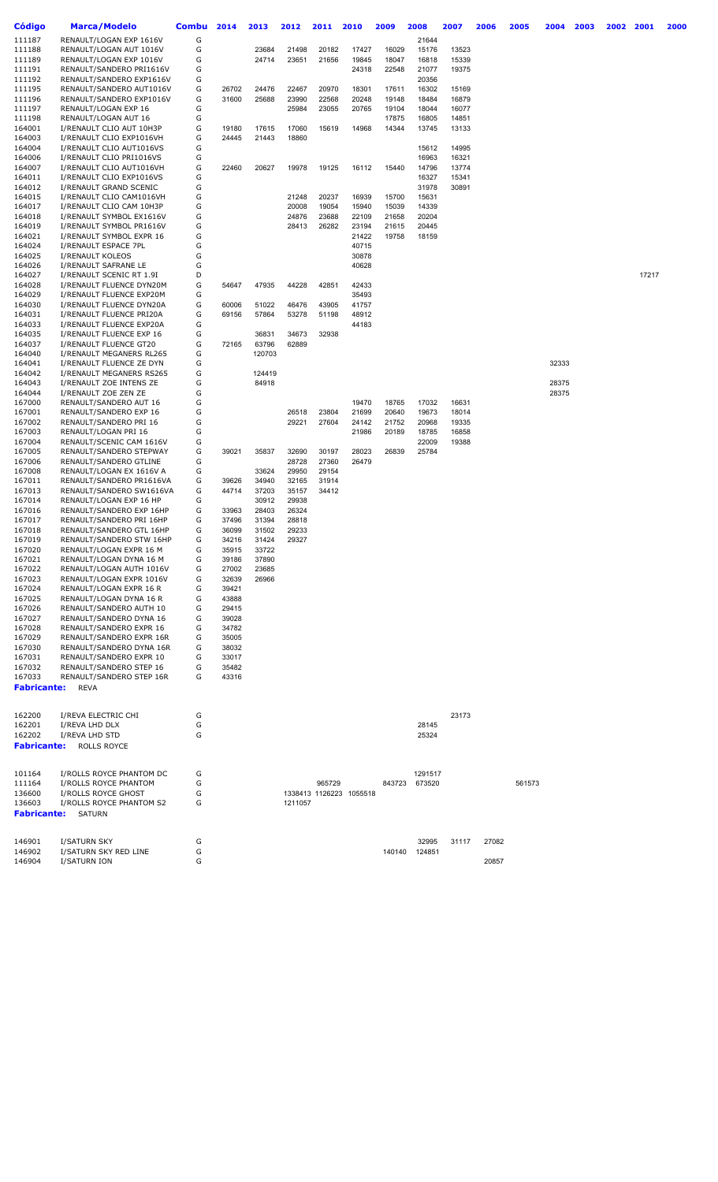| Código | Marca/Modelo | Combu | 2014 | 2013 | 2012 | 2011 | 2010 | 2009 | 2008 | 2007 | 2006 | 2005 | 2004 | 2003 | 2002 | 2001 | 2000 |
|---|---|---|---|---|---|---|---|---|---|---|---|---|---|---|---|---|---|
| 111187 | RENAULT/LOGAN EXP 1616V | G | | | | | | | 21644 | | | | | | | | |
| 111188 | RENAULT/LOGAN AUT 1016V | G | | 23684 | 21498 | 20182 | 17427 | 16029 | 15176 | 13523 | | | | | | | |
| 111189 | RENAULT/LOGAN EXP 1016V | G | | 24714 | 23651 | 21656 | 19845 | 18047 | 16818 | 15339 | | | | | | | |
| 111191 | RENAULT/SANDERO PRI1616V | G | | | | | 24318 | 22548 | 21077 | 19375 | | | | | | | |
| 111192 | RENAULT/SANDERO EXP1616V | G | | | | | | | 20356 | | | | | | | | |
| 111195 | RENAULT/SANDERO AUT1016V | G | 26702 | 24476 | 22467 | 20970 | 18301 | 17611 | 16302 | 15169 | | | | | | | |
| 111196 | RENAULT/SANDERO EXP1016V | G | 31600 | 25688 | 23990 | 22568 | 20248 | 19148 | 18484 | 16879 | | | | | | | |
| 111197 | RENAULT/LOGAN EXP 16 | G | | | 25984 | 23055 | 20765 | 19104 | 18044 | 16077 | | | | | | | |
| 111198 | RENAULT/LOGAN AUT 16 | G | | | | | | 17875 | 16805 | 14851 | | | | | | | |
| 164001 | I/RENAULT CLIO AUT 10H3P | G | 19180 | 17615 | 17060 | 15619 | 14968 | 14344 | 13745 | 13133 | | | | | | | |
| 164003 | I/RENAULT CLIO EXP1016VH | G | 24445 | 21443 | 18860 | | | | | | | | | | | | |
| 164004 | I/RENAULT CLIO AUT1016VS | G | | | | | | | 15612 | 14995 | | | | | | | |
| 164006 | I/RENAULT CLIO PRI1016VS | G | | | | | | | 16963 | 16321 | | | | | | | |
| 164007 | I/RENAULT CLIO AUT1016VH | G | 22460 | 20627 | 19978 | 19125 | 16112 | 15440 | 14796 | 13774 | | | | | | | |
| 164011 | I/RENAULT CLIO EXP1016VS | G | | | | | | | 16327 | 15341 | | | | | | | |
| 164012 | I/RENAULT GRAND SCENIC | G | | | | | | | 31978 | 30891 | | | | | | | |
| 164015 | I/RENAULT CLIO CAM1016VH | G | | | 21248 | 20237 | 16939 | 15700 | 15631 | | | | | | | | |
| 164017 | I/RENAULT CLIO CAM 10H3P | G | | | 20008 | 19054 | 15940 | 15039 | 14339 | | | | | | | | |
| 164018 | I/RENAULT SYMBOL EX1616V | G | | | 24876 | 23688 | 22109 | 21658 | 20204 | | | | | | | | |
| 164019 | I/RENAULT SYMBOL PR1616V | G | | | 28413 | 26282 | 23194 | 21615 | 20445 | | | | | | | | |
| 164021 | I/RENAULT SYMBOL EXPR 16 | G | | | | | 21422 | 19758 | 18159 | | | | | | | | |
| 164024 | I/RENAULT ESPACE 7PL | G | | | | | 40715 | | | | | | | | | | |
| 164025 | I/RENAULT KOLEOS | G | | | | | 30878 | | | | | | | | | | |
| 164026 | I/RENAULT SAFRANE LE | G | | | | | 40628 | | | | | | | | | | |
| 164027 | I/RENAULT SCENIC RT 1.9I | D | | | | | | | | | | | | | | 17217 | |
| 164028 | I/RENAULT FLUENCE DYN20M | G | 54647 | 47935 | 44228 | 42851 | 42433 | | | | | | | | | | |
| 164029 | I/RENAULT FLUENCE EXP20M | G | | | | | 35493 | | | | | | | | | | |
| 164030 | I/RENAULT FLUENCE DYN20A | G | 60006 | 51022 | 46476 | 43905 | 41757 | | | | | | | | | | |
| 164031 | I/RENAULT FLUENCE PRI20A | G | 69156 | 57864 | 53278 | 51198 | 48912 | | | | | | | | | | |
| 164033 | I/RENAULT FLUENCE EXP20A | G | | | | | 44183 | | | | | | | | | | |
| 164035 | I/RENAULT FLUENCE EXP 16 | G | | 36831 | 34673 | 32938 | | | | | | | | | | | |
| 164037 | I/RENAULT FLUENCE GT20 | G | 72165 | 63796 | 62889 | | | | | | | | | | | | |
| 164040 | I/RENAULT MEGANERS RL265 | G | | 120703 | | | | | | | | | | | | | |
| 164041 | I/RENAULT FLUENCE ZE DYN | G | | | | | | | | | | | 32333 | | | | |
| 164042 | I/RENAULT MEGANERS RS265 | G | | 124419 | | | | | | | | | | | | | |
| 164043 | I/RENAULT ZOE INTENS ZE | G | | 84918 | | | | | | | | | 28375 | | | | |
| 164044 | I/RENAULT ZOE ZEN ZE | G | | | | | | | | | | | 28375 | | | | |
| 167000 | RENAULT/SANDERO AUT 16 | G | | | | | 19470 | 18765 | 17032 | 16631 | | | | | | | |
| 167001 | RENAULT/SANDERO EXP 16 | G | | | 26518 | 23804 | 21699 | 20640 | 19673 | 18014 | | | | | | | |
| 167002 | RENAULT/SANDERO PRI 16 | G | | | 29221 | 27604 | 24142 | 21752 | 20968 | 19335 | | | | | | | |
| 167003 | RENAULT/LOGAN PRI 16 | G | | | | | 21986 | 20189 | 18785 | 16858 | | | | | | | |
| 167004 | RENAULT/SCENIC CAM 1616V | G | | | | | | | 22009 | 19388 | | | | | | | |
| 167005 | RENAULT/SANDERO STEPWAY | G | 39021 | 35837 | 32690 | 30197 | 28023 | 26839 | 25784 | | | | | | | | |
| 167006 | RENAULT/SANDERO GTLINE | G | | | 28728 | 27360 | 26479 | | | | | | | | | | |
| 167008 | RENAULT/LOGAN EX 1616V A | G | | 33624 | 29950 | 29154 | | | | | | | | | | | |
| 167011 | RENAULT/SANDERO PR1616VA | G | 39626 | 34940 | 32165 | 31914 | | | | | | | | | | | |
| 167013 | RENAULT/SANDERO SW1616VA | G | 44714 | 37203 | 35157 | 34412 | | | | | | | | | | | |
| 167014 | RENAULT/LOGAN EXP 16 HP | G | | 30912 | 29938 | | | | | | | | | | | | |
| 167016 | RENAULT/SANDERO EXP 16HP | G | 33963 | 28403 | 26324 | | | | | | | | | | | | |
| 167017 | RENAULT/SANDERO PRI 16HP | G | 37496 | 31394 | 28818 | | | | | | | | | | | | |
| 167018 | RENAULT/SANDERO GTL 16HP | G | 36099 | 31502 | 29233 | | | | | | | | | | | | |
| 167019 | RENAULT/SANDERO STW 16HP | G | 34216 | 31424 | 29327 | | | | | | | | | | | | |
| 167020 | RENAULT/LOGAN EXPR 16 M | G | 35915 | 33722 | | | | | | | | | | | | | |
| 167021 | RENAULT/LOGAN DYNA 16 M | G | 39186 | 37890 | | | | | | | | | | | | | |
| 167022 | RENAULT/LOGAN AUTH 1016V | G | 27002 | 23685 | | | | | | | | | | | | | |
| 167023 | RENAULT/LOGAN EXPR 1016V | G | 32639 | 26966 | | | | | | | | | | | | | |
| 167024 | RENAULT/LOGAN EXPR 16 R | G | 39421 | | | | | | | | | | | | | | |
| 167025 | RENAULT/LOGAN DYNA 16 R | G | 43888 | | | | | | | | | | | | | | |
| 167026 | RENAULT/SANDERO AUTH 10 | G | 29415 | | | | | | | | | | | | | | |
| 167027 | RENAULT/SANDERO DYNA 16 | G | 39028 | | | | | | | | | | | | | | |
| 167028 | RENAULT/SANDERO EXPR 16 | G | 34782 | | | | | | | | | | | | | | |
| 167029 | RENAULT/SANDERO EXPR 16R | G | 35005 | | | | | | | | | | | | | | |
| 167030 | RENAULT/SANDERO DYNA 16R | G | 38032 | | | | | | | | | | | | | | |
| 167031 | RENAULT/SANDERO EXPR 10 | G | 33017 | | | | | | | | | | | | | | |
| 167032 | RENAULT/SANDERO STEP 16 | G | 35482 | | | | | | | | | | | | | | |
| 167033 | RENAULT/SANDERO STEP 16R | G | 43316 | | | | | | | | | | | | | | |

**Fabricante:** REVA

| Código | Marca/Modelo | Combu | 2014 | 2013 | 2012 | 2011 | 2010 | 2009 | 2008 | 2007 | 2006 | 2005 | 2004 | 2003 | 2002 | 2001 | 2000 |
|---|---|---|---|---|---|---|---|---|---|---|---|---|---|---|---|---|---|
| 162200 | I/REVA ELECTRIC CHI | G | | | | | | | | 23173 | | | | | | | |
| 162201 | I/REVA LHD DLX | G | | | | | | | 28145 | | | | | | | | |
| 162202 | I/REVA LHD STD | G | | | | | | | 25324 | | | | | | | | |

**Fabricante:** ROLLS ROYCE

| Código | Marca/Modelo | Combu | 2014 | 2013 | 2012 | 2011 | 2010 | 2009 | 2008 | 2007 | 2006 | 2005 | 2004 | 2003 | 2002 | 2001 | 2000 |
|---|---|---|---|---|---|---|---|---|---|---|---|---|---|---|---|---|---|
| 101164 | I/ROLLS ROYCE PHANTOM DC | G | | | | | | | 1291517 | | | | | | | | |
| 111164 | I/ROLLS ROYCE PHANTOM | G | | | | 965729 | | 843723 | 673520 | | | 561573 | | | | | |
| 136600 | I/ROLLS ROYCE GHOST | G | | | 1338413 | 1126223 | 1055518 | | | | | | | | | | |
| 136603 | I/ROLLS ROYCE PHANTOM S2 | G | | | 1211057 | | | | | | | | | | | | |

**Fabricante:** SATURN

| Código | Marca/Modelo | Combu | 2014 | 2013 | 2012 | 2011 | 2010 | 2009 | 2008 | 2007 | 2006 | 2005 | 2004 | 2003 | 2002 | 2001 | 2000 |
|---|---|---|---|---|---|---|---|---|---|---|---|---|---|---|---|---|---|
| 146901 | I/SATURN SKY | G | | | | | | | 32995 | 31117 | 27082 | | | | | | |
| 146902 | I/SATURN SKY RED LINE | G | | | | | | 140140 | 124851 | | | | | | | | |
| 146904 | I/SATURN ION | G | | | | | | | | | 20857 | | | | | | |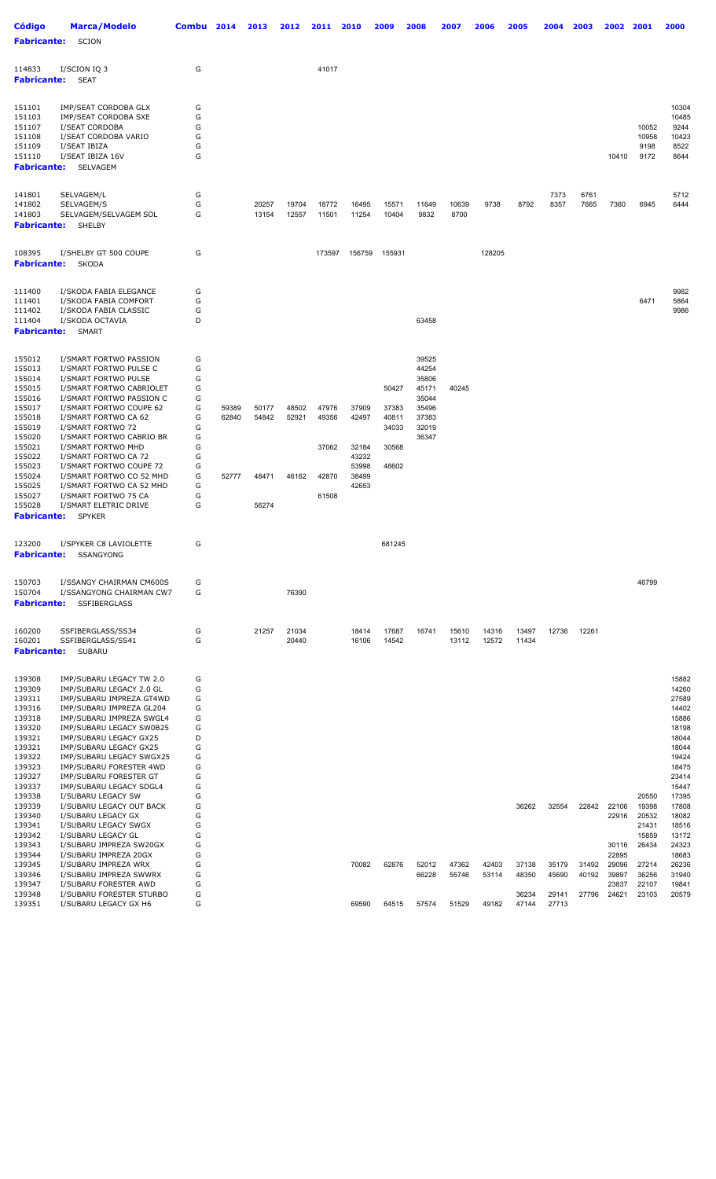| Código | Marca/Modelo | Combu | 2014 | 2013 | 2012 | 2011 | 2010 | 2009 | 2008 | 2007 | 2006 | 2005 | 2004 | 2003 | 2002 | 2001 | 2000 |
|---|---|---|---|---|---|---|---|---|---|---|---|---|---|---|---|---|---|
| **Fabricante:** | SCION | | | | | | | | | | | | | | | | |
| 114833 | I/SCION IQ 3 | G | | | | 41017 | | | | | | | | | | | |
| **Fabricante:** | SEAT | | | | | | | | | | | | | | | | |
| 151101 | IMP/SEAT CORDOBA GLX | G | | | | | | | | | | | | | | | 10304 |
| 151103 | IMP/SEAT CORDOBA SXE | G | | | | | | | | | | | | | | | 10485 |
| 151107 | I/SEAT CORDOBA | G | | | | | | | | | | | | | | 10052 | 9244 |
| 151108 | I/SEAT CORDOBA VARIO | G | | | | | | | | | | | | | | 10958 | 10423 |
| 151109 | I/SEAT IBIZA | G | | | | | | | | | | | | | | 9198 | 8522 |
| 151110 | I/SEAT IBIZA 16V | G | | | | | | | | | | | | | 10410 | 9172 | 8644 |
| **Fabricante:** | SELVAGEM | | | | | | | | | | | | | | | | |
| 141801 | SELVAGEM/L | G | | | | | | | | | | | 7373 | 6761 | | | 5712 |
| 141802 | SELVAGEM/S | G | | 20257 | 19704 | 18772 | 16495 | 15571 | 11649 | 10639 | 9738 | 8792 | 8357 | 7665 | 7360 | 6945 | 6444 |
| 141803 | SELVAGEM/SELVAGEM SOL | G | | 13154 | 12557 | 11501 | 11254 | 10404 | 9832 | 8700 | | | | | | | |
| **Fabricante:** | SHELBY | | | | | | | | | | | | | | | | |
| 108395 | I/SHELBY GT 500 COUPE | G | | | | 173597 | 156759 | 155931 | | | 128205 | | | | | | |
| **Fabricante:** | SKODA | | | | | | | | | | | | | | | | |
| 111400 | I/SKODA FABIA ELEGANCE | G | | | | | | | | | | | | | | | 9982 |
| 111401 | I/SKODA FABIA COMFORT | G | | | | | | | | | | | | | | 6471 | 5864 |
| 111402 | I/SKODA FABIA CLASSIC | G | | | | | | | | | | | | | | | 9986 |
| 111404 | I/SKODA OCTAVIA | D | | | | | | | 63458 | | | | | | | | |
| **Fabricante:** | SMART | | | | | | | | | | | | | | | | |
| 155012 | I/SMART FORTWO PASSION | G | | | | | | | 39525 | | | | | | | | |
| 155013 | I/SMART FORTWO PULSE C | G | | | | | | | 44254 | | | | | | | | |
| 155014 | I/SMART FORTWO PULSE | G | | | | | | | 35806 | | | | | | | | |
| 155015 | I/SMART FORTWO CABRIOLET | G | | | | | | 50427 | 45171 | 40245 | | | | | | | |
| 155016 | I/SMART FORTWO PASSION C | G | | | | | | | 35044 | | | | | | | | |
| 155017 | I/SMART FORTWO COUPE 62 | G | 59389 | 50177 | 48502 | 47976 | 37909 | 37383 | 35496 | | | | | | | | |
| 155018 | I/SMART FORTWO CA 62 | G | 62840 | 54842 | 52921 | 49356 | 42497 | 40811 | 37383 | | | | | | | | |
| 155019 | I/SMART FORTWO 72 | G | | | | | | 34033 | 32019 | | | | | | | | |
| 155020 | I/SMART FORTWO CABRIO BR | G | | | | | | | 36347 | | | | | | | | |
| 155021 | I/SMART FORTWO MHD | G | | | | 37062 | 32184 | 30568 | | | | | | | | | |
| 155022 | I/SMART FORTWO CA 72 | G | | | | | 43232 | | | | | | | | | | |
| 155023 | I/SMART FORTWO COUPE 72 | G | | | | | 53998 | 48602 | | | | | | | | | |
| 155024 | I/SMART FORTWO CO 52 MHD | G | 52777 | 48471 | 46162 | 42870 | 38499 | | | | | | | | | | |
| 155025 | I/SMART FORTWO CA 52 MHD | G | | | | | 42653 | | | | | | | | | | |
| 155027 | I/SMART FORTWO 75 CA | G | | | | 61508 | | | | | | | | | | | |
| 155028 | I/SMART ELETRIC DRIVE | G | | 56274 | | | | | | | | | | | | | |
| **Fabricante:** | SPYKER | | | | | | | | | | | | | | | | |
| 123200 | I/SPYKER C8 LAVIOLETTE | G | | | | | | 681245 | | | | | | | | | |
| **Fabricante:** | SSANGYONG | | | | | | | | | | | | | | | | |
| 150703 | I/SSANGY CHAIRMAN CM600S | G | | | | | | | | | | | | | | 46799 | |
| 150704 | I/SSANGYONG CHAIRMAN CW7 | G | | | 76390 | | | | | | | | | | | | |
| **Fabricante:** | SSFIBERGLASS | | | | | | | | | | | | | | | | |
| 160200 | SSFIBERGLASS/SS34 | G | | 21257 | 21034 | | 18414 | 17687 | 16741 | 15610 | 14316 | 13497 | 12736 | 12261 | | | |
| 160201 | SSFIBERGLASS/SS41 | G | | | 20440 | | 16106 | 14542 | | 13112 | 12572 | 11434 | | | | | |
| **Fabricante:** | SUBARU | | | | | | | | | | | | | | | | |
| 139308 | IMP/SUBARU LEGACY TW 2.0 | G | | | | | | | | | | | | | | | 15882 |
| 139309 | IMP/SUBARU LEGACY 2.0 GL | G | | | | | | | | | | | | | | | 14260 |
| 139311 | IMP/SUBARU IMPREZA GT4WD | G | | | | | | | | | | | | | | | 27589 |
| 139316 | IMP/SUBARU IMPREZA GL204 | G | | | | | | | | | | | | | | | 14402 |
| 139318 | IMP/SUBARU IMPREZA SWGL4 | G | | | | | | | | | | | | | | | 15886 |
| 139320 | IMP/SUBARU LEGACY SW0B25 | G | | | | | | | | | | | | | | | 18198 |
| 139321 | IMP/SUBARU LEGACY GX25 | D | | | | | | | | | | | | | | | 18044 |
| 139321 | IMP/SUBARU LEGACY GX25 | G | | | | | | | | | | | | | | | 18044 |
| 139322 | IMP/SUBARU LEGACY SWGX25 | G | | | | | | | | | | | | | | | 19424 |
| 139323 | IMP/SUBARU FORESTER 4WD | G | | | | | | | | | | | | | | | 18475 |
| 139327 | IMP/SUBARU FORESTER GT | G | | | | | | | | | | | | | | | 23414 |
| 139337 | IMP/SUBARU LEGACY SDGL4 | G | | | | | | | | | | | | | | | 15447 |
| 139338 | I/SUBARU LEGACY SW | G | | | | | | | | | | | | | | 20550 | 17395 |
| 139339 | I/SUBARU LEGACY OUT BACK | G | | | | | | | | | | 36262 | 32554 | 22842 | 22106 | 19398 | 17808 |
| 139340 | I/SUBARU LEGACY GX | G | | | | | | | | | | | | | 22916 | 20532 | 18082 |
| 139341 | I/SUBARU LEGACY SWGX | G | | | | | | | | | | | | | | 21431 | 18516 |
| 139342 | I/SUBARU LEGACY GL | G | | | | | | | | | | | | | | 15859 | 13172 |
| 139343 | I/SUBARU IMPREZA SW20GX | G | | | | | | | | | | | | | 30116 | 26434 | 24323 |
| 139344 | I/SUBARU IMPREZA 20GX | G | | | | | | | | | | | | | 22895 | | 18683 |
| 139345 | I/SUBARU IMPREZA WRX | G | | | | | 70082 | 62876 | 52012 | 47362 | 42403 | 37138 | 35179 | 31492 | 29096 | 27214 | 26236 |
| 139346 | I/SUBARU IMPREZA SWWRX | G | | | | | | | 66228 | 55746 | 53114 | 48350 | 45690 | 40192 | 39897 | 36256 | 31940 |
| 139347 | I/SUBARU FORESTER AWD | G | | | | | | | | | | | | | 23837 | 22107 | 19841 |
| 139348 | I/SUBARU FORESTER STURBO | G | | | | | | | | | | 36234 | 29141 | 27796 | 24621 | 23103 | 20579 |
| 139351 | I/SUBARU LEGACY GX H6 | G | | | | | 69590 | 64515 | 57574 | 51529 | 49182 | 47144 | 27713 | | | | |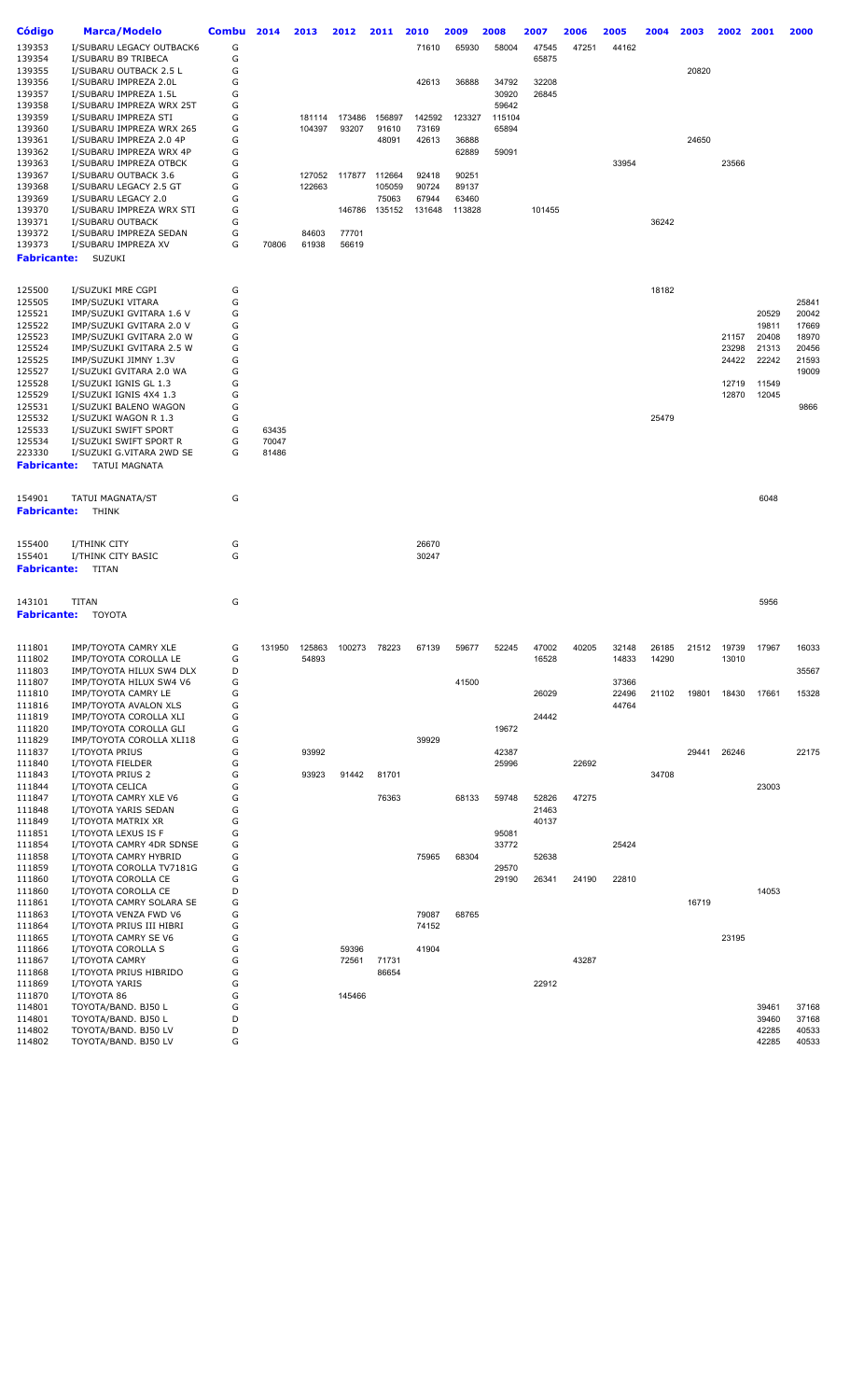| Código | Marca/Modelo | Combu | 2014 | 2013 | 2012 | 2011 | 2010 | 2009 | 2008 | 2007 | 2006 | 2005 | 2004 | 2003 | 2002 | 2001 | 2000 |
|---|---|---|---|---|---|---|---|---|---|---|---|---|---|---|---|---|---|
| 139353 | I/SUBARU LEGACY OUTBACK6 | G | | | | | 71610 | 65930 | 58004 | 47545 | 47251 | 44162 | | | | | |
| 139354 | I/SUBARU B9 TRIBECA | G | | | | | | | | 65875 | | | | | | | |
| 139355 | I/SUBARU OUTBACK 2.5 L | G | | | | | | | | | | | | 20820 | | | |
| 139356 | I/SUBARU IMPREZA 2.0L | G | | | | | 42613 | 36888 | 34792 | 32208 | | | | | | | |
| 139357 | I/SUBARU IMPREZA 1.5L | G | | | | | | | 30920 | 26845 | | | | | | | |
| 139358 | I/SUBARU IMPREZA WRX 25T | G | | | | | | | 59642 | | | | | | | | |
| 139359 | I/SUBARU IMPREZA STI | G | | 181114 | 173486 | 156897 | 142592 | 123327 | 115104 | | | | | | | | |
| 139360 | I/SUBARU IMPREZA WRX 265 | G | | 104397 | 93207 | 91610 | 73169 | | 65894 | | | | | | | | |
| 139361 | I/SUBARU IMPREZA 2.0 4P | G | | | | 48091 | 42613 | 36888 | | | | | | 24650 | | | |
| 139362 | I/SUBARU IMPREZA WRX 4P | G | | | | | | 62889 | 59091 | | | | | | | | |
| 139363 | I/SUBARU IMPREZA OTBCK | G | | | | | | | | | | 33954 | | | 23566 | | |
| 139367 | I/SUBARU OUTBACK 3.6 | G | | 127052 | 117877 | 112664 | 92418 | 90251 | | | | | | | | | |
| 139368 | I/SUBARU LEGACY 2.5 GT | G | | 122663 | | 105059 | 90724 | 89137 | | | | | | | | | |
| 139369 | I/SUBARU LEGACY 2.0 | G | | | | 75063 | 67944 | 63460 | | | | | | | | | |
| 139370 | I/SUBARU IMPREZA WRX STI | G | | | 146786 | 135152 | 131648 | 113828 | | 101455 | | | | | | | |
| 139371 | I/SUBARU OUTBACK | G | | | | | | | | | | | 36242 | | | | |
| 139372 | I/SUBARU IMPREZA SEDAN | G | | 84603 | 77701 | | | | | | | | | | | | |
| 139373 | I/SUBARU IMPREZA XV | G | 70806 | 61938 | 56619 | | | | | | | | | | | | |

**Fabricante:** SUZUKI

| Código | Marca/Modelo | Combu | 2014 | 2013 | 2012 | 2011 | 2010 | 2009 | 2008 | 2007 | 2006 | 2005 | 2004 | 2003 | 2002 | 2001 | 2000 |
|---|---|---|---|---|---|---|---|---|---|---|---|---|---|---|---|---|---|
| 125500 | I/SUZUKI MRE CGPI | G | | | | | | | | | | | 18182 | | | | |
| 125505 | IMP/SUZUKI VITARA | G | | | | | | | | | | | | | | | 25841 |
| 125521 | IMP/SUZUKI GVITARA 1.6 V | G | | | | | | | | | | | | | | 20529 | 20042 |
| 125522 | IMP/SUZUKI GVITARA 2.0 V | G | | | | | | | | | | | | | | 19811 | 17669 |
| 125523 | IMP/SUZUKI GVITARA 2.0 W | G | | | | | | | | | | | | | 21157 | 20408 | 18970 |
| 125524 | IMP/SUZUKI GVITARA 2.5 W | G | | | | | | | | | | | | | 23298 | 21313 | 20456 |
| 125525 | IMP/SUZUKI JIMNY 1.3V | G | | | | | | | | | | | | | 24422 | 22242 | 21593 |
| 125527 | I/SUZUKI GVITARA 2.0 WA | G | | | | | | | | | | | | | | | 19009 |
| 125528 | I/SUZUKI IGNIS GL 1.3 | G | | | | | | | | | | | | | 12719 | 11549 | |
| 125529 | I/SUZUKI IGNIS 4X4 1.3 | G | | | | | | | | | | | | | 12870 | 12045 | |
| 125531 | I/SUZUKI BALENO WAGON | G | | | | | | | | | | | | | | | 9866 |
| 125532 | I/SUZUKI WAGON R 1.3 | G | | | | | | | | | | | 25479 | | | | |
| 125533 | I/SUZUKI SWIFT SPORT | G | 63435 | | | | | | | | | | | | | | |
| 125534 | I/SUZUKI SWIFT SPORT R | G | 70047 | | | | | | | | | | | | | | |
| 223330 | I/SUZUKI G.VITARA 2WD SE | G | 81486 | | | | | | | | | | | | | | |

**Fabricante:** TATUI MAGNATA

| Código | Marca/Modelo | Combu | 2014 | 2013 | 2012 | 2011 | 2010 | 2009 | 2008 | 2007 | 2006 | 2005 | 2004 | 2003 | 2002 | 2001 | 2000 |
|---|---|---|---|---|---|---|---|---|---|---|---|---|---|---|---|---|---|
| 154901 | TATUI MAGNATA/ST | G | | | | | | | | | | | | | | 6048 | |

**Fabricante:** THINK

| Código | Marca/Modelo | Combu | 2014 | 2013 | 2012 | 2011 | 2010 | 2009 | 2008 | 2007 | 2006 | 2005 | 2004 | 2003 | 2002 | 2001 | 2000 |
|---|---|---|---|---|---|---|---|---|---|---|---|---|---|---|---|---|---|
| 155400 | I/THINK CITY | G | | | | | 26670 | | | | | | | | | | |
| 155401 | I/THINK CITY BASIC | G | | | | | 30247 | | | | | | | | | | |

**Fabricante:** TITAN

| Código | Marca/Modelo | Combu | 2014 | 2013 | 2012 | 2011 | 2010 | 2009 | 2008 | 2007 | 2006 | 2005 | 2004 | 2003 | 2002 | 2001 | 2000 |
|---|---|---|---|---|---|---|---|---|---|---|---|---|---|---|---|---|---|
| 143101 | TITAN | G | | | | | | | | | | | | | | 5956 | |

**Fabricante:** TOYOTA

| Código | Marca/Modelo | Combu | 2014 | 2013 | 2012 | 2011 | 2010 | 2009 | 2008 | 2007 | 2006 | 2005 | 2004 | 2003 | 2002 | 2001 | 2000 |
|---|---|---|---|---|---|---|---|---|---|---|---|---|---|---|---|---|---|
| 111801 | IMP/TOYOTA CAMRY XLE | G | 131950 | 125863 | 100273 | 78223 | 67139 | 59677 | 52245 | 47002 | 40205 | 32148 | 26185 | 21512 | 19739 | 17967 | 16033 |
| 111802 | IMP/TOYOTA COROLLA LE | G | | 54893 | | | | | | 16528 | | 14833 | 14290 | | 13010 | | |
| 111803 | IMP/TOYOTA HILUX SW4 DLX | D | | | | | | | | | | | | | | | 35567 |
| 111807 | IMP/TOYOTA HILUX SW4 V6 | G | | | | | | 41500 | | | | 37366 | | | | | |
| 111810 | IMP/TOYOTA CAMRY LE | G | | | | | | | | 26029 | | 22496 | 21102 | 19801 | 18430 | 17661 | 15328 |
| 111816 | IMP/TOYOTA AVALON XLS | G | | | | | | | | | | 44764 | | | | | |
| 111819 | IMP/TOYOTA COROLLA XLI | G | | | | | | | | 24442 | | | | | | | |
| 111820 | IMP/TOYOTA COROLLA GLI | G | | | | | | | 19672 | | | | | | | | |
| 111829 | IMP/TOYOTA COROLLA XLI18 | G | | | | | 39929 | | | | | | | | | | |
| 111837 | I/TOYOTA PRIUS | G | | 93992 | | | | | 42387 | | | | | 29441 | 26246 | | 22175 |
| 111840 | I/TOYOTA FIELDER | G | | | | | | | 25996 | | 22692 | | | | | | |
| 111843 | I/TOYOTA PRIUS 2 | G | | 93923 | 91442 | 81701 | | | | | | | 34708 | | | | |
| 111844 | I/TOYOTA CELICA | G | | | | | | | | | | | | | | 23003 | |
| 111847 | I/TOYOTA CAMRY XLE V6 | G | | | | 76363 | | 68133 | 59748 | 52826 | 47275 | | | | | | |
| 111848 | I/TOYOTA YARIS SEDAN | G | | | | | | | | 21463 | | | | | | | |
| 111849 | I/TOYOTA MATRIX XR | G | | | | | | | | 40137 | | | | | | | |
| 111851 | I/TOYOTA LEXUS IS F | G | | | | | | | 95081 | | | | | | | | |
| 111854 | I/TOYOTA CAMRY 4DR SDNSE | G | | | | | | | 33772 | | | 25424 | | | | | |
| 111858 | I/TOYOTA CAMRY HYBRID | G | | | | | 75965 | 68304 | | 52638 | | | | | | | |
| 111859 | I/TOYOTA COROLLA TV7181G | G | | | | | | | 29570 | | | | | | | | |
| 111860 | I/TOYOTA COROLLA CE | G | | | | | | | 29190 | 26341 | 24190 | 22810 | | | | | |
| 111860 | I/TOYOTA COROLLA CE | D | | | | | | | | | | | | | | 14053 | |
| 111861 | I/TOYOTA CAMRY SOLARA SE | G | | | | | | | | | | | | 16719 | | | |
| 111863 | I/TOYOTA VENZA FWD V6 | G | | | | | 79087 | 68765 | | | | | | | | | |
| 111864 | I/TOYOTA PRIUS III HIBRI | G | | | | | 74152 | | | | | | | | | | |
| 111865 | I/TOYOTA CAMRY SE V6 | G | | | | | | | | | | | | | 23195 | | |
| 111866 | I/TOYOTA COROLLA S | G | | | 59396 | | 41904 | | | | | | | | | | |
| 111867 | I/TOYOTA CAMRY | G | | | 72561 | 71731 | | | | | 43287 | | | | | | |
| 111868 | I/TOYOTA PRIUS HIBRIDO | G | | | | 86654 | | | | | | | | | | | |
| 111869 | I/TOYOTA YARIS | G | | | | | | | | 22912 | | | | | | | |
| 111870 | I/TOYOTA 86 | G | | | 145466 | | | | | | | | | | | | |
| 114801 | TOYOTA/BAND. BJ50 L | G | | | | | | | | | | | | | | 39461 | 37168 |
| 114801 | TOYOTA/BAND. BJ50 L | D | | | | | | | | | | | | | | 39460 | 37168 |
| 114802 | TOYOTA/BAND. BJ50 LV | D | | | | | | | | | | | | | | 42285 | 40533 |
| 114802 | TOYOTA/BAND. BJ50 LV | G | | | | | | | | | | | | | | 42285 | 40533 |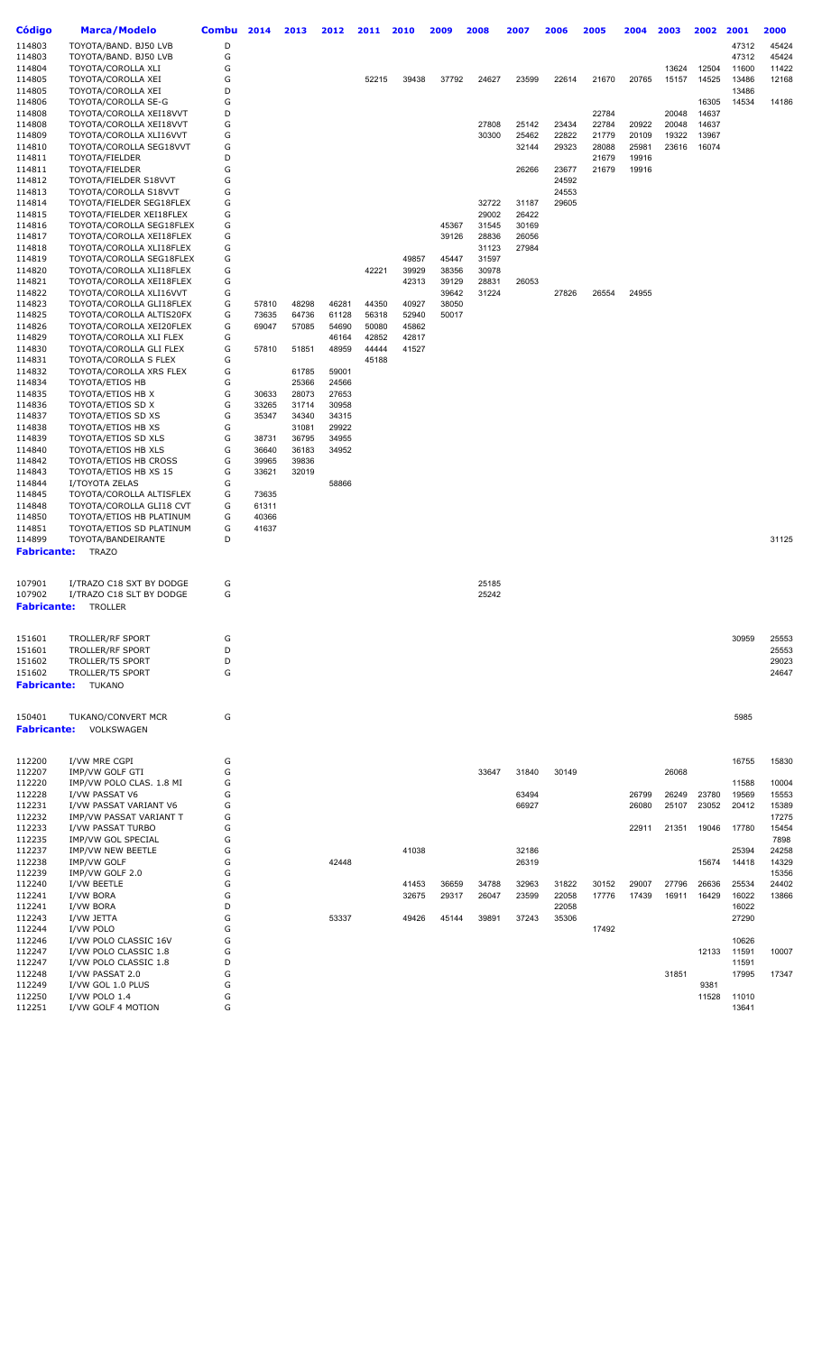| Código | Marca/Modelo | Combu | 2014 | 2013 | 2012 | 2011 | 2010 | 2009 | 2008 | 2007 | 2006 | 2005 | 2004 | 2003 | 2002 | 2001 | 2000 |
|---|---|---|---|---|---|---|---|---|---|---|---|---|---|---|---|---|---|
| 114803 | TOYOTA/BAND. BJ50 LVB | D | | | | | | | | | | | | | | 47312 | 45424 |
| 114803 | TOYOTA/BAND. BJ50 LVB | G | | | | | | | | | | | | | | 47312 | 45424 |
| 114804 | TOYOTA/COROLLA XLI | G | | | | | | | | | | | | 13624 | 12504 | 11600 | 11422 |
| 114805 | TOYOTA/COROLLA XEI | G | | | | 52215 | 39438 | 37792 | 24627 | 23599 | 22614 | 21670 | 20765 | 15157 | 14525 | 13486 | 12168 |
| 114805 | TOYOTA/COROLLA XEI | D | | | | | | | | | | | | | | 13486 | |
| 114806 | TOYOTA/COROLLA SE-G | G | | | | | | | | | | | | | 16305 | 14534 | 14186 |
| 114808 | TOYOTA/COROLLA XEI18VVT | D | | | | | | | | | | 22784 | | 20048 | 14637 | | |
| 114808 | TOYOTA/COROLLA XEI18VVT | G | | | | | | | 27808 | 25142 | 23434 | 22784 | 20922 | 20048 | 14637 | | |
| 114809 | TOYOTA/COROLLA XLI16VVT | G | | | | | | | 30300 | 25462 | 22822 | 21779 | 20109 | 19322 | 13967 | | |
| 114810 | TOYOTA/COROLLA SEG18VVT | G | | | | | | | | 32144 | 29323 | 28088 | 25981 | 23616 | 16074 | | |
| 114811 | TOYOTA/FIELDER | D | | | | | | | | | | 21679 | 19916 | | | | |
| 114811 | TOYOTA/FIELDER | G | | | | | | | | 26266 | 23677 | 21679 | 19916 | | | | |
| 114812 | TOYOTA/FIELDER S18VVT | G | | | | | | | | | 24592 | | | | | | |
| 114813 | TOYOTA/COROLLA S18VVT | G | | | | | | | | | 24553 | | | | | | |
| 114814 | TOYOTA/FIELDER SEG18FLEX | G | | | | | | | 32722 | 31187 | 29605 | | | | | | |
| 114815 | TOYOTA/FIELDER XEI18FLEX | G | | | | | | | 29002 | 26422 | | | | | | | |
| 114816 | TOYOTA/COROLLA SEG18FLEX | G | | | | | | 45367 | 31545 | 30169 | | | | | | | |
| 114817 | TOYOTA/COROLLA XEI18FLEX | G | | | | | | 39126 | 28836 | 26056 | | | | | | | |
| 114818 | TOYOTA/COROLLA XLI18FLEX | G | | | | | | | 31123 | 27984 | | | | | | | |
| 114819 | TOYOTA/COROLLA SEG18FLEX | G | | | | | 49857 | 45447 | 31597 | | | | | | | | |
| 114820 | TOYOTA/COROLLA XLI18FLEX | G | | | | 42221 | 39929 | 38356 | 30978 | | | | | | | | |
| 114821 | TOYOTA/COROLLA XEI18FLEX | G | | | | | 42313 | 39129 | 28831 | 26053 | | | | | | | |
| 114822 | TOYOTA/COROLLA XLI16VVT | G | | | | | | 39642 | 31224 | | 27826 | 26554 | 24955 | | | | |
| 114823 | TOYOTA/COROLLA GLI18FLEX | G | 57810 | 48298 | 46281 | 44350 | 40927 | 38050 | | | | | | | | | |
| 114825 | TOYOTA/COROLLA ALTIS20FX | G | 73635 | 64736 | 61128 | 56318 | 52940 | 50017 | | | | | | | | | |
| 114826 | TOYOTA/COROLLA XEI20FLEX | G | 69047 | 57085 | 54690 | 50080 | 45862 | | | | | | | | | | |
| 114829 | TOYOTA/COROLLA XLI FLEX | G | | | 46164 | 42852 | 42817 | | | | | | | | | | |
| 114830 | TOYOTA/COROLLA GLI FLEX | G | 57810 | 51851 | 48959 | 44444 | 41527 | | | | | | | | | | |
| 114831 | TOYOTA/COROLLA S FLEX | G | | | | 45188 | | | | | | | | | | | |
| 114832 | TOYOTA/COROLLA XRS FLEX | G | | 61785 | 59001 | | | | | | | | | | | | |
| 114834 | TOYOTA/ETIOS HB | G | | 25366 | 24566 | | | | | | | | | | | | |
| 114835 | TOYOTA/ETIOS HB X | G | 30633 | 28073 | 27653 | | | | | | | | | | | | |
| 114836 | TOYOTA/ETIOS SD X | G | 33265 | 31714 | 30958 | | | | | | | | | | | | |
| 114837 | TOYOTA/ETIOS SD XS | G | 35347 | 34340 | 34315 | | | | | | | | | | | | |
| 114838 | TOYOTA/ETIOS HB XS | G | | 31081 | 29922 | | | | | | | | | | | | |
| 114839 | TOYOTA/ETIOS SD XLS | G | 38731 | 36795 | 34955 | | | | | | | | | | | | |
| 114840 | TOYOTA/ETIOS HB XLS | G | 36640 | 36183 | 34952 | | | | | | | | | | | | |
| 114842 | TOYOTA/ETIOS HB CROSS | G | 39965 | 39836 | | | | | | | | | | | | | |
| 114843 | TOYOTA/ETIOS HB XS 15 | G | 33621 | 32019 | | | | | | | | | | | | | |
| 114844 | I/TOYOTA ZELAS | G | | | 58866 | | | | | | | | | | | | |
| 114845 | TOYOTA/COROLLA ALTISFLEX | G | 73635 | | | | | | | | | | | | | | |
| 114848 | TOYOTA/COROLLA GLI18 CVT | G | 61311 | | | | | | | | | | | | | | |
| 114850 | TOYOTA/ETIOS HB PLATINUM | G | 40366 | | | | | | | | | | | | | | |
| 114851 | TOYOTA/ETIOS SD PLATINUM | G | 41637 | | | | | | | | | | | | | | |
| 114899 | TOYOTA/BANDEIRANTE | D | | | | | | | | | | | | | | | 31125 |
| **Fabricante:** | TRAZO | | | | | | | | | | | | | | | | |
| 107901 | I/TRAZO C18 SXT BY DODGE | G | | | | | | | 25185 | | | | | | | | |
| 107902 | I/TRAZO C18 SLT BY DODGE | G | | | | | | | 25242 | | | | | | | | |
| **Fabricante:** | TROLLER | | | | | | | | | | | | | | | | |
| 151601 | TROLLER/RF SPORT | G | | | | | | | | | | | | | | 30959 | 25553 |
| 151601 | TROLLER/RF SPORT | D | | | | | | | | | | | | | | | 25553 |
| 151602 | TROLLER/T5 SPORT | D | | | | | | | | | | | | | | | 29023 |
| 151602 | TROLLER/T5 SPORT | G | | | | | | | | | | | | | | | 24647 |
| **Fabricante:** | TUKANO | | | | | | | | | | | | | | | | |
| 150401 | TUKANO/CONVERT MCR | G | | | | | | | | | | | | | | 5985 | |
| **Fabricante:** | VOLKSWAGEN | | | | | | | | | | | | | | | | |
| 112200 | I/VW MRE CGPI | G | | | | | | | | | | | | | | 16755 | 15830 |
| 112207 | IMP/VW GOLF GTI | G | | | | | | | 33647 | 31840 | 30149 | | | 26068 | | | |
| 112220 | IMP/VW POLO CLAS. 1.8 MI | G | | | | | | | | | | | | | | 11588 | 10004 |
| 112228 | I/VW PASSAT V6 | G | | | | | | | | 63494 | | | 26799 | 26249 | 23780 | 19569 | 15553 |
| 112231 | I/VW PASSAT VARIANT V6 | G | | | | | | | | 66927 | | | 26080 | 25107 | 23052 | 20412 | 15389 |
| 112232 | IMP/VW PASSAT VARIANT T | G | | | | | | | | | | | | | | | 17275 |
| 112233 | I/VW PASSAT TURBO | G | | | | | | | | | | | 22911 | 21351 | 19046 | 17780 | 15454 |
| 112235 | IMP/VW GOL SPECIAL | G | | | | | | | | | | | | | | | 7898 |
| 112237 | IMP/VW NEW BEETLE | G | | | | | 41038 | | | 32186 | | | | | | 25394 | 24258 |
| 112238 | IMP/VW GOLF | G | | | 42448 | | | | | 26319 | | | | | 15674 | 14418 | 14329 |
| 112239 | IMP/VW GOLF 2.0 | G | | | | | | | | | | | | | | | 15356 |
| 112240 | I/VW BEETLE | G | | | | | 41453 | 36659 | 34788 | 32963 | 31822 | 30152 | 29007 | 27796 | 26636 | 25534 | 24402 |
| 112241 | I/VW BORA | G | | | | | 32675 | 29317 | 26047 | 23599 | 22058 | 17776 | 17439 | 16911 | 16429 | 16022 | 13866 |
| 112241 | I/VW BORA | D | | | | | | | | | 22058 | | | | | 16022 | |
| 112243 | I/VW JETTA | G | | | 53337 | | 49426 | 45144 | 39891 | 37243 | 35306 | | | | | 27290 | |
| 112244 | I/VW POLO | G | | | | | | | | | | 17492 | | | | | |
| 112246 | I/VW POLO CLASSIC 16V | G | | | | | | | | | | | | | | 10626 | |
| 112247 | I/VW POLO CLASSIC 1.8 | G | | | | | | | | | | | | | 12133 | 11591 | 10007 |
| 112247 | I/VW POLO CLASSIC 1.8 | D | | | | | | | | | | | | | | 11591 | |
| 112248 | I/VW PASSAT 2.0 | G | | | | | | | | | | | | 31851 | | 17995 | 17347 |
| 112249 | I/VW GOL 1.0 PLUS | G | | | | | | | | | | | | | 9381 | | |
| 112250 | I/VW POLO 1.4 | G | | | | | | | | | | | | | 11528 | 11010 | |
| 112251 | I/VW GOLF 4 MOTION | G | | | | | | | | | | | | | | 13641 | |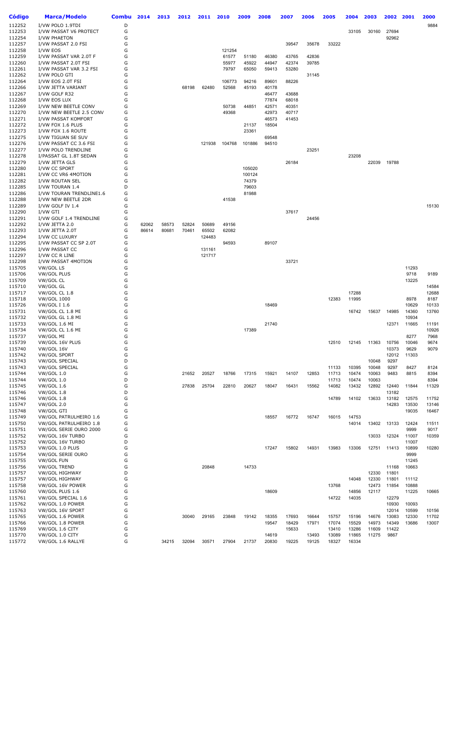| Código | Marca/Modelo | Combu | 2014 | 2013 | 2012 | 2011 | 2010 | 2009 | 2008 | 2007 | 2006 | 2005 | 2004 | 2003 | 2002 | 2001 | 2000 |
|---|---|---|---|---|---|---|---|---|---|---|---|---|---|---|---|---|---|
| 112252 | I/VW POLO 1.9TDI | D | | | | | | | | | | | | | | | 9884 |
| 112253 | I/VW PASSAT V6 PROTECT | G | | | | | | | | | | | 33105 | 30160 | 27694 | | |
| 112254 | I/VW PHAETON | G | | | | | | | | | | | | | 92962 | | |
| 112257 | I/VW PASSAT 2.0 FSI | G | | | | | | | | 39547 | 35678 | 33222 | | | | | |
| 112258 | I/VW EOS | G | | | | | 121254 | | | | | | | | | | |
| 112259 | I/VW PASSAT VAR 2.0T F | G | | | | | 61577 | 51180 | 46380 | 43765 | 42836 | | | | | | |
| 112260 | I/VW PASSAT 2.0T FSI | G | | | | | 55977 | 45922 | 44947 | 42374 | 39785 | | | | | | |
| 112261 | I/VW PASSAT VAR 3.2 FSI | G | | | | | 79797 | 65050 | 59413 | 53280 | | | | | | | |
| 112262 | I/VW POLO GTI | G | | | | | | | | | 31145 | | | | | | |
| 112264 | I/VW EOS 2.0T FSI | G | | | | | 106773 | 94216 | 89601 | 88226 | | | | | | | |
| 112266 | I/VW JETTA VARIANT | G | | | 68198 | 62480 | 52568 | 45193 | 40178 | | | | | | | | |
| 112267 | I/VW GOLF R32 | G | | | | | | | 46477 | 43688 | | | | | | | |
| 112268 | I/VW EOS LUX | G | | | | | | | 77874 | 68018 | | | | | | | |
| 112269 | I/VW NEW BEETLE CONV | G | | | | | 50738 | 44851 | 42571 | 40351 | | | | | | | |
| 112270 | I/VW NEW BEETLE 2.5 CONV | G | | | | | 49368 | | 42973 | 40717 | | | | | | | |
| 112271 | I/VW PASSAT KOMFORT | G | | | | | | | 46573 | 41453 | | | | | | | |
| 112272 | I/VW FOX 1.6 PLUS | G | | | | | | 21137 | 18504 | | | | | | | | |
| 112273 | I/VW FOX 1.6 ROUTE | G | | | | | | 23361 | | | | | | | | | |
| 112275 | I/VW TIGUAN SE SUV | G | | | | | | | 69548 | | | | | | | | |
| 112276 | I/VW PASSAT CC 3.6 FSI | G | | | | 121938 | 104768 | 101886 | 94510 | | | | | | | | |
| 112277 | I/VW POLO TRENDLINE | G | | | | | | | | | 23251 | | | | | | |
| 112278 | I/PASSAT GL 1.8T SEDAN | G | | | | | | | | | | | 23208 | | | | |
| 112279 | I/VW JETTA GLS | G | | | | | | | | 26184 | | | | 22039 | 19788 | | |
| 112280 | I/VW CC SPORT | G | | | | | | 105020 | | | | | | | | | |
| 112281 | I/VW CC VR6 4MOTION | G | | | | | | 100124 | | | | | | | | | |
| 112282 | I/VW ROUTAN SEL | G | | | | | | 74379 | | | | | | | | | |
| 112285 | I/VW TOURAN 1.4 | D | | | | | | 79603 | | | | | | | | | |
| 112286 | I/VW TOURAN TRENDLINE1.6 | G | | | | | | 81988 | | | | | | | | | |
| 112288 | I/VW NEW BEETLE 2DR | G | | | | | 41538 | | | | | | | | | | |
| 112289 | I/VW GOLF IV 1.4 | G | | | | | | | | | | | | | | | 15130 |
| 112290 | I/VW GTI | G | | | | | | | | 37617 | | | | | | | |
| 112291 | I/VW GOLF 1.4 TRENDLINE | G | | | | | | | | | 24456 | | | | | | |
| 112292 | I/VW JETTA 2.0 | G | 62062 | 58573 | 52824 | 50689 | 49156 | | | | | | | | | | |
| 112293 | I/VW JETTA 2.0T | G | 86614 | 80681 | 70461 | 65502 | 62082 | | | | | | | | | | |
| 112294 | I/VW CC LUXURY | G | | | | 124483 | | | | | | | | | | | |
| 112295 | I/VW PASSAT CC SP 2.0T | G | | | | | 94593 | | 89107 | | | | | | | | |
| 112296 | I/VW PASSAT CC | G | | | | 131161 | | | | | | | | | | | |
| 112297 | I/VW CC R LINE | G | | | | 121717 | | | | | | | | | | | |
| 112298 | I/VW PASSAT 4MOTION | G | | | | | | | | 33721 | | | | | | | |
| 115705 | VW/GOL LS | G | | | | | | | | | | | | | | 11293 | |
| 115706 | VW/GOL PLUS | G | | | | | | | | | | | | | | 9718 | 9189 |
| 115709 | VW/GOL CL | G | | | | | | | | | | | | | | 13225 | |
| 115710 | VW/GOL GL | G | | | | | | | | | | | | | | | 14584 |
| 115717 | VW/GOL CL 1.8 | G | | | | | | | | | | | 17288 | | | | 12688 |
| 115718 | VW/GOL 1000 | G | | | | | | | | | | 12383 | 11995 | | | 8978 | 8187 |
| 115726 | VW/GOL I 1.6 | G | | | | | | | 18469 | | | | | | | 10629 | 10133 |
| 115731 | VW/GOL CL 1.8 MI | G | | | | | | | | | | | 16742 | 15637 | 14985 | 14360 | 13760 |
| 115732 | VW/GOL GL 1.8 MI | G | | | | | | | | | | | | | | 10934 | |
| 115733 | VW/GOL 1.6 MI | G | | | | | | | 21740 | | | | | | 12371 | 11665 | 11191 |
| 115734 | VW/GOL CL 1.6 MI | G | | | | | | 17389 | | | | | | | | | 10926 |
| 115737 | VW/GOL MI | G | | | | | | | | | | | | | | 8277 | 7968 |
| 115739 | VW/GOL 16V PLUS | G | | | | | | | | | | 12510 | 12145 | 11363 | 10756 | 10046 | 9674 |
| 115740 | VW/GOL 16V | G | | | | | | | | | | | | | 10373 | 9629 | 9079 |
| 115742 | VW/GOL SPORT | G | | | | | | | | | | | | | 12012 | 11303 | |
| 115743 | VW/GOL SPECIAL | D | | | | | | | | | | | | 10048 | 9297 | | |
| 115743 | VW/GOL SPECIAL | G | | | | | | | | | | 11133 | 10395 | 10048 | 9297 | 8427 | 8124 |
| 115744 | VW/GOL 1.0 | G | | | 21652 | 20527 | 18766 | 17315 | 15921 | 14107 | 12853 | 11713 | 10474 | 10063 | 9483 | 8815 | 8394 |
| 115744 | VW/GOL 1.0 | D | | | | | | | | | | 11713 | 10474 | 10063 | | | 8394 |
| 115745 | VW/GOL 1.6 | G | | | 27838 | 25704 | 22810 | 20627 | 18047 | 16431 | 15562 | 14082 | 13432 | 12892 | 12440 | 11844 | 11329 |
| 115746 | VW/GOL 1.8 | D | | | | | | | | | | | | | 13182 | | |
| 115746 | VW/GOL 1.8 | G | | | | | | | | | | 14789 | 14102 | 13633 | 13182 | 12575 | 11752 |
| 115747 | VW/GOL 2.0 | G | | | | | | | | | | | | | 14283 | 13530 | 13146 |
| 115748 | VW/GOL GTI | G | | | | | | | | | | | | | | 19035 | 16467 |
| 115749 | VW/GOL PATRULHEIRO 1.6 | G | | | | | | | 18557 | 16772 | 16747 | 16015 | 14753 | | | | |
| 115750 | VW/GOL PATRULHEIRO 1.8 | G | | | | | | | | | | | 14014 | 13402 | 13133 | 12424 | 11511 |
| 115751 | VW/GOL SERIE OURO 2000 | G | | | | | | | | | | | | | | 9999 | 9017 |
| 115752 | VW/GOL 16V TURBO | G | | | | | | | | | | | | 13033 | 12324 | 11007 | 10359 |
| 115752 | VW/GOL 16V TURBO | D | | | | | | | | | | | | | | 11007 | |
| 115753 | VW/GOL 1.0 PLUS | G | | | | | | | 17247 | 15802 | 14931 | 13983 | 13306 | 12751 | 11413 | 10899 | 10280 |
| 115754 | VW/GOL SERIE OURO | G | | | | | | | | | | | | | | 9999 | |
| 115755 | VW/GOL FUN | G | | | | | | | | | | | | | | 11245 | |
| 115756 | VW/GOL TREND | G | | | | 20848 | | 14733 | | | | | | | 11168 | 10663 | |
| 115757 | VW/GOL HIGHWAY | D | | | | | | | | | | | | 12330 | 11801 | | |
| 115757 | VW/GOL HIGHWAY | G | | | | | | | | | | | 14048 | 12330 | 11801 | 11112 | |
| 115758 | VW/GOL 16V POWER | G | | | | | | | | | | 13768 | | 12473 | 11854 | 10888 | |
| 115760 | VW/GOL PLUS 1.6 | G | | | | | | | 18609 | | | | 14856 | 12117 | | 11225 | 10665 |
| 115761 | VW/GOL SPECIAL 1.6 | G | | | | | | | | | | 14722 | 14035 | | 12279 | | |
| 115762 | VW/GOL 1.0 POWER | G | | | | | | | | | | | | | 10930 | 10093 | |
| 115763 | VW/GOL 16V SPORT | G | | | | | | | | | | | | | 12014 | 10599 | 10156 |
| 115765 | VW/GOL 1.6 POWER | G | | | 30040 | 29165 | 23848 | 19142 | 18355 | 17693 | 16644 | 15757 | 15196 | 14676 | 13083 | 12330 | 11702 |
| 115766 | VW/GOL 1.8 POWER | G | | | | | | | 19547 | 18429 | 17971 | 17074 | 15529 | 14973 | 14349 | 13686 | 13007 |
| 115769 | VW/GOL 1.6 CITY | G | | | | | | | | 15633 | | 13410 | 13286 | 11609 | 11422 | | |
| 115770 | VW/GOL 1.0 CITY | G | | | | | | | 14619 | | 13493 | 13089 | 11865 | 11275 | 9867 | | |
| 115772 | VW/GOL 1.6 RALLYE | G | | 34215 | 32094 | 30571 | 27904 | 21737 | 20830 | 19225 | 19125 | 18327 | 16334 | | | | |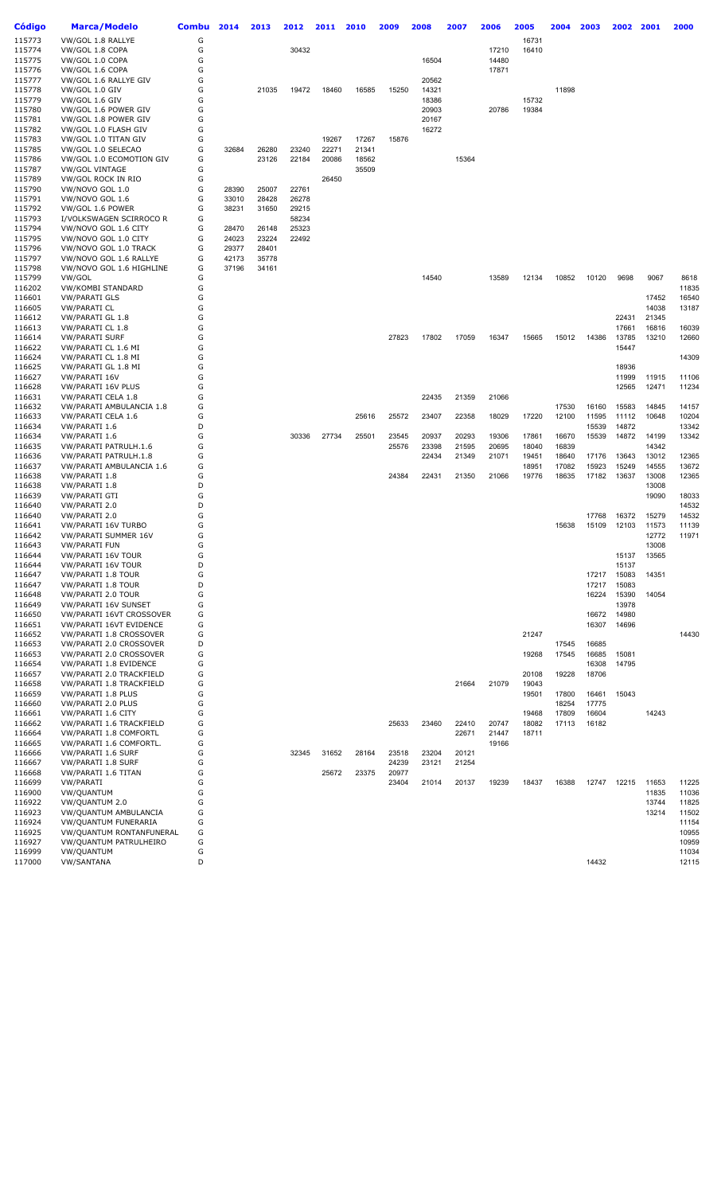| Código | Marca/Modelo | Combu | 2014 | 2013 | 2012 | 2011 | 2010 | 2009 | 2008 | 2007 | 2006 | 2005 | 2004 | 2003 | 2002 | 2001 | 2000 |
|---|---|---|---|---|---|---|---|---|---|---|---|---|---|---|---|---|---|
| 115773 | VW/GOL 1.8 RALLYE | G | | | | | | | | | | 16731 | | | | | |
| 115774 | VW/GOL 1.8 COPA | G | | | 30432 | | | | | | 17210 | 16410 | | | | | |
| 115775 | VW/GOL 1.0 COPA | G | | | | | | | 16504 | | 14480 | | | | | | |
| 115776 | VW/GOL 1.6 COPA | G | | | | | | | | | 17871 | | | | | | |
| 115777 | VW/GOL 1.6 RALLYE GIV | G | | | | | | | 20562 | | | | | | | | |
| 115778 | VW/GOL 1.0 GIV | G | | 21035 | 19472 | 18460 | 16585 | 15250 | 14321 | | | | 11898 | | | | |
| 115779 | VW/GOL 1.6 GIV | G | | | | | | | 18386 | | | 15732 | | | | | |
| 115780 | VW/GOL 1.6 POWER GIV | G | | | | | | | 20903 | | 20786 | 19384 | | | | | |
| 115781 | VW/GOL 1.8 POWER GIV | G | | | | | | | 20167 | | | | | | | | |
| 115782 | VW/GOL 1.0 FLASH GIV | G | | | | | | | 16272 | | | | | | | | |
| 115783 | VW/GOL 1.0 TITAN GIV | G | | | | 19267 | 17267 | 15876 | | | | | | | | | |
| 115785 | VW/GOL 1.0 SELECAO | G | 32684 | 26280 | 23240 | 22271 | 21341 | | | | | | | | | | |
| 115786 | VW/GOL 1.0 ECOMOTION GIV | G | | 23126 | 22184 | 20086 | 18562 | | | 15364 | | | | | | | |
| 115787 | VW/GOL VINTAGE | G | | | | | 35509 | | | | | | | | | | |
| 115789 | VW/GOL ROCK IN RIO | G | | | | 26450 | | | | | | | | | | | |
| 115790 | VW/NOVO GOL 1.0 | G | 28390 | 25007 | 22761 | | | | | | | | | | | | |
| 115791 | VW/NOVO GOL 1.6 | G | 33010 | 28428 | 26278 | | | | | | | | | | | | |
| 115792 | VW/GOL 1.6 POWER | G | 38231 | 31650 | 29215 | | | | | | | | | | | | |
| 115793 | I/VOLKSWAGEN SCIRROCO R | G | | | 58234 | | | | | | | | | | | | |
| 115794 | VW/NOVO GOL 1.6 CITY | G | 28470 | 26148 | 25323 | | | | | | | | | | | | |
| 115795 | VW/NOVO GOL 1.0 CITY | G | 24023 | 23224 | 22492 | | | | | | | | | | | | |
| 115796 | VW/NOVO GOL 1.0 TRACK | G | 29377 | 28401 | | | | | | | | | | | | | |
| 115797 | VW/NOVO GOL 1.6 RALLYE | G | 42173 | 35778 | | | | | | | | | | | | | |
| 115798 | VW/NOVO GOL 1.6 HIGHLINE | G | 37196 | 34161 | | | | | | | | | | | | | |
| 115799 | VW/GOL | G | | | | | | | 14540 | | 13589 | 12134 | 10852 | 10120 | 9698 | 9067 | 8618 |
| 116202 | VW/KOMBI STANDARD | G | | | | | | | | | | | | | | | 11835 |
| 116601 | VW/PARATI GLS | G | | | | | | | | | | | | | | 17452 | 16540 |
| 116605 | VW/PARATI CL | G | | | | | | | | | | | | | | 14038 | 13187 |
| 116612 | VW/PARATI GL 1.8 | G | | | | | | | | | | | | | 22431 | 21345 | |
| 116613 | VW/PARATI CL 1.8 | G | | | | | | | | | | | | | 17661 | 16816 | 16039 |
| 116614 | VW/PARATI SURF | G | | | | | | 27823 | 17802 | 17059 | 16347 | 15665 | 15012 | 14386 | 13785 | 13210 | 12660 |
| 116622 | VW/PARATI CL 1.6 MI | G | | | | | | | | | | | | | 15447 | | |
| 116624 | VW/PARATI CL 1.8 MI | G | | | | | | | | | | | | | | | 14309 |
| 116625 | VW/PARATI GL 1.8 MI | G | | | | | | | | | | | | | 18936 | | |
| 116627 | VW/PARATI 16V | G | | | | | | | | | | | | | 11999 | 11915 | 11106 |
| 116628 | VW/PARATI 16V PLUS | G | | | | | | | | | | | | | 12565 | 12471 | 11234 |
| 116631 | VW/PARATI CELA 1.8 | G | | | | | | | 22435 | 21359 | 21066 | | | | | | |
| 116632 | VW/PARATI AMBULANCIA 1.8 | G | | | | | | | | | | | 17530 | 16160 | 15583 | 14845 | 14157 |
| 116633 | VW/PARATI CELA 1.6 | G | | | | | 25616 | 25572 | 23407 | 22358 | 18029 | 17220 | 12100 | 11595 | 11112 | 10648 | 10204 |
| 116634 | VW/PARATI 1.6 | D | | | | | | | | | | | | 15539 | 14872 | | 13342 |
| 116634 | VW/PARATI 1.6 | G | | | 30336 | 27734 | 25501 | 23545 | 20937 | 20293 | 19306 | 17861 | 16670 | 15539 | 14872 | 14199 | 13342 |
| 116635 | VW/PARATI PATRULH.1.6 | G | | | | | | 25576 | 23398 | 21595 | 20695 | 18040 | 16839 | | | 14342 | |
| 116636 | VW/PARATI PATRULH.1.8 | G | | | | | | | 22434 | 21349 | 21071 | 19451 | 18640 | 17176 | 13643 | 13012 | 12365 |
| 116637 | VW/PARATI AMBULANCIA 1.6 | G | | | | | | | | | | 18951 | 17082 | 15923 | 15249 | 14555 | 13672 |
| 116638 | VW/PARATI 1.8 | G | | | | | | 24384 | 22431 | 21350 | 21066 | 19776 | 18635 | 17182 | 13637 | 13008 | 12365 |
| 116638 | VW/PARATI 1.8 | D | | | | | | | | | | | | | | 13008 | |
| 116639 | VW/PARATI GTI | G | | | | | | | | | | | | | | 19090 | 18033 |
| 116640 | VW/PARATI 2.0 | D | | | | | | | | | | | | | | | 14532 |
| 116640 | VW/PARATI 2.0 | G | | | | | | | | | | | | 17768 | 16372 | 15279 | 14532 |
| 116641 | VW/PARATI 16V TURBO | G | | | | | | | | | | | 15638 | 15109 | 12103 | 11573 | 11139 |
| 116642 | VW/PARATI SUMMER 16V | G | | | | | | | | | | | | | | 12772 | 11971 |
| 116643 | VW/PARATI FUN | G | | | | | | | | | | | | | | 13008 | |
| 116644 | VW/PARATI 16V TOUR | G | | | | | | | | | | | | | 15137 | 13565 | |
| 116644 | VW/PARATI 16V TOUR | D | | | | | | | | | | | | | 15137 | | |
| 116647 | VW/PARATI 1.8 TOUR | G | | | | | | | | | | | | 17217 | 15083 | 14351 | |
| 116647 | VW/PARATI 1.8 TOUR | D | | | | | | | | | | | | 17217 | 15083 | | |
| 116648 | VW/PARATI 2.0 TOUR | G | | | | | | | | | | | | 16224 | 15390 | 14054 | |
| 116649 | VW/PARATI 16V SUNSET | G | | | | | | | | | | | | | 13978 | | |
| 116650 | VW/PARATI 16VT CROSSOVER | G | | | | | | | | | | | | 16672 | 14980 | | |
| 116651 | VW/PARATI 16VT EVIDENCE | G | | | | | | | | | | | | 16307 | 14696 | | |
| 116652 | VW/PARATI 1.8 CROSSOVER | G | | | | | | | | | | 21247 | | | | | 14430 |
| 116653 | VW/PARATI 2.0 CROSSOVER | D | | | | | | | | | | | 17545 | 16685 | | | |
| 116653 | VW/PARATI 2.0 CROSSOVER | G | | | | | | | | | | 19268 | 17545 | 16685 | 15081 | | |
| 116654 | VW/PARATI 1.8 EVIDENCE | G | | | | | | | | | | | | 16308 | 14795 | | |
| 116657 | VW/PARATI 2.0 TRACKFIELD | G | | | | | | | | | | 20108 | 19228 | 18706 | | | |
| 116658 | VW/PARATI 1.8 TRACKFIELD | G | | | | | | | | 21664 | 21079 | 19043 | | | | | |
| 116659 | VW/PARATI 1.8 PLUS | G | | | | | | | | | | 19501 | 17800 | 16461 | 15043 | | |
| 116660 | VW/PARATI 2.0 PLUS | G | | | | | | | | | | | 18254 | 17775 | | | |
| 116661 | VW/PARATI 1.6 CITY | G | | | | | | | | | | 19468 | 17809 | 16604 | | 14243 | |
| 116662 | VW/PARATI 1.6 TRACKFIELD | G | | | | | | 25633 | 23460 | 22410 | 20747 | 18082 | 17113 | 16182 | | | |
| 116664 | VW/PARATI 1.8 COMFORTL | G | | | | | | | | 22671 | 21447 | 18711 | | | | | |
| 116665 | VW/PARATI 1.6 COMFORTL. | G | | | | | | | | | 19166 | | | | | | |
| 116666 | VW/PARATI 1.6 SURF | G | | | 32345 | 31652 | 28164 | 23518 | 23204 | 20121 | | | | | | | |
| 116667 | VW/PARATI 1.8 SURF | G | | | | | | 24239 | 23121 | 21254 | | | | | | | |
| 116668 | VW/PARATI 1.6 TITAN | G | | | | 25672 | 23375 | 20977 | | | | | | | | | |
| 116699 | VW/PARATI | G | | | | | | 23404 | 21014 | 20137 | 19239 | 18437 | 16388 | 12747 | 12215 | 11653 | 11225 |
| 116900 | VW/QUANTUM | G | | | | | | | | | | | | | | 11835 | 11036 |
| 116922 | VW/QUANTUM 2.0 | G | | | | | | | | | | | | | | 13744 | 11825 |
| 116923 | VW/QUANTUM AMBULANCIA | G | | | | | | | | | | | | | | 13214 | 11502 |
| 116924 | VW/QUANTUM FUNERARIA | G | | | | | | | | | | | | | | | 11154 |
| 116925 | VW/QUANTUM RONTANFUNERAL | G | | | | | | | | | | | | | | | 10955 |
| 116927 | VW/QUANTUM PATRULHEIRO | G | | | | | | | | | | | | | | | 10959 |
| 116999 | VW/QUANTUM | G | | | | | | | | | | | | | | | 11034 |
| 117000 | VW/SANTANA | D | | | | | | | | | | | | 14432 | | | 12115 |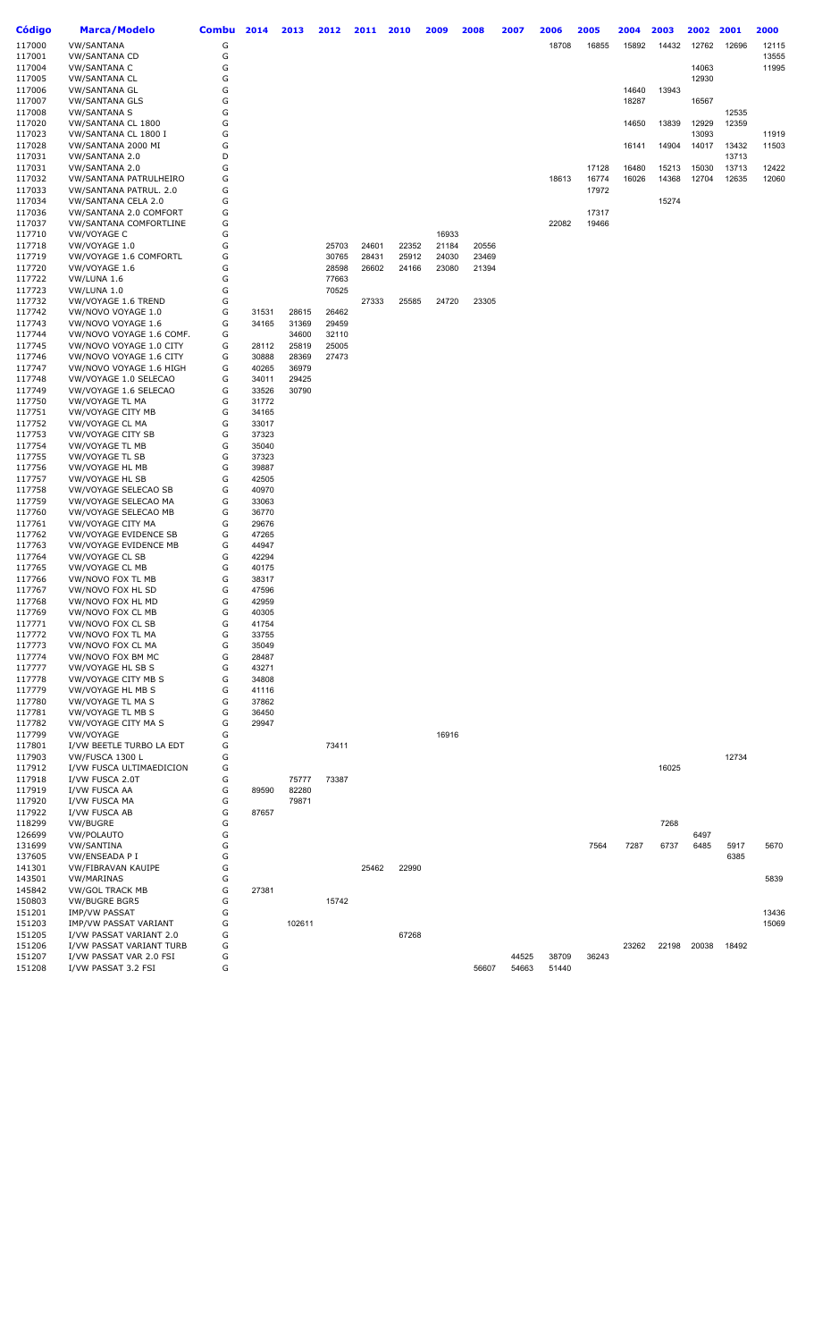| Código | Marca/Modelo | Combu | 2014 | 2013 | 2012 | 2011 | 2010 | 2009 | 2008 | 2007 | 2006 | 2005 | 2004 | 2003 | 2002 | 2001 | 2000 |
|---|---|---|---|---|---|---|---|---|---|---|---|---|---|---|---|---|---|
| 117000 | VW/SANTANA | G | | | | | | | | | 18708 | 16855 | 15892 | 14432 | 12762 | 12696 | 12115 |
| 117001 | VW/SANTANA CD | G | | | | | | | | | | | | | | | 13555 |
| 117004 | VW/SANTANA C | G | | | | | | | | | | | | | 14063 | | 11995 |
| 117005 | VW/SANTANA CL | G | | | | | | | | | | | | | 12930 | | |
| 117006 | VW/SANTANA GL | G | | | | | | | | | | | 14640 | 13943 | | | |
| 117007 | VW/SANTANA GLS | G | | | | | | | | | | | 18287 | | 16567 | | |
| 117008 | VW/SANTANA S | G | | | | | | | | | | | | | | 12535 | |
| 117020 | VW/SANTANA CL 1800 | G | | | | | | | | | | | 14650 | 13839 | 12929 | 12359 | |
| 117023 | VW/SANTANA CL 1800 I | G | | | | | | | | | | | | | 13093 | | 11919 |
| 117028 | VW/SANTANA 2000 MI | G | | | | | | | | | | | 16141 | 14904 | 14017 | 13432 | 11503 |
| 117031 | VW/SANTANA 2.0 | D | | | | | | | | | | | | | | 13713 | |
| 117031 | VW/SANTANA 2.0 | G | | | | | | | | | | 17128 | 16480 | 15213 | 15030 | 13713 | 12422 |
| 117032 | VW/SANTANA PATRULHEIRO | G | | | | | | | | | 18613 | 16774 | 16026 | 14368 | 12704 | 12635 | 12060 |
| 117033 | VW/SANTANA PATRUL. 2.0 | G | | | | | | | | | | 17972 | | | | | |
| 117034 | VW/SANTANA CELA 2.0 | G | | | | | | | | | | | | 15274 | | | |
| 117036 | VW/SANTANA 2.0 COMFORT | G | | | | | | | | | | 17317 | | | | | |
| 117037 | VW/SANTANA COMFORTLINE | G | | | | | | | | | 22082 | 19466 | | | | | |
| 117710 | VW/VOYAGE C | G | | | | | | 16933 | | | | | | | | | |
| 117718 | VW/VOYAGE 1.0 | G | | | 25703 | 24601 | 22352 | 21184 | 20556 | | | | | | | | |
| 117719 | VW/VOYAGE 1.6 COMFORTL | G | | | 30765 | 28431 | 25912 | 24030 | 23469 | | | | | | | | |
| 117720 | VW/VOYAGE 1.6 | G | | | 28598 | 26602 | 24166 | 23080 | 21394 | | | | | | | | |
| 117722 | VW/LUNA 1.6 | G | | | 77663 | | | | | | | | | | | | |
| 117723 | VW/LUNA 1.0 | G | | | 70525 | | | | | | | | | | | | |
| 117732 | VW/VOYAGE 1.6 TREND | G | | | | 27333 | 25585 | 24720 | 23305 | | | | | | | | |
| 117742 | VW/NOVO VOYAGE 1.0 | G | 31531 | 28615 | 26462 | | | | | | | | | | | | |
| 117743 | VW/NOVO VOYAGE 1.6 | G | 34165 | 31369 | 29459 | | | | | | | | | | | | |
| 117744 | VW/NOVO VOYAGE 1.6 COMF. | G | | 34600 | 32110 | | | | | | | | | | | | |
| 117745 | VW/NOVO VOYAGE 1.0 CITY | G | 28112 | 25819 | 25005 | | | | | | | | | | | | |
| 117746 | VW/NOVO VOYAGE 1.6 CITY | G | 30888 | 28369 | 27473 | | | | | | | | | | | | |
| 117747 | VW/NOVO VOYAGE 1.6 HIGH | G | 40265 | 36979 | | | | | | | | | | | | | |
| 117748 | VW/VOYAGE 1.0 SELECAO | G | 34011 | 29425 | | | | | | | | | | | | | |
| 117749 | VW/VOYAGE 1.6 SELECAO | G | 33526 | 30790 | | | | | | | | | | | | | |
| 117750 | VW/VOYAGE TL MA | G | 31772 | | | | | | | | | | | | | | |
| 117751 | VW/VOYAGE CITY MB | G | 34165 | | | | | | | | | | | | | | |
| 117752 | VW/VOYAGE CL MA | G | 33017 | | | | | | | | | | | | | | |
| 117753 | VW/VOYAGE CITY SB | G | 37323 | | | | | | | | | | | | | | |
| 117754 | VW/VOYAGE TL MB | G | 35040 | | | | | | | | | | | | | | |
| 117755 | VW/VOYAGE TL SB | G | 37323 | | | | | | | | | | | | | | |
| 117756 | VW/VOYAGE HL MB | G | 39887 | | | | | | | | | | | | | | |
| 117757 | VW/VOYAGE HL SB | G | 42505 | | | | | | | | | | | | | | |
| 117758 | VW/VOYAGE SELECAO SB | G | 40970 | | | | | | | | | | | | | | |
| 117759 | VW/VOYAGE SELECAO MA | G | 33063 | | | | | | | | | | | | | | |
| 117760 | VW/VOYAGE SELECAO MB | G | 36770 | | | | | | | | | | | | | | |
| 117761 | VW/VOYAGE CITY MA | G | 29676 | | | | | | | | | | | | | | |
| 117762 | VW/VOYAGE EVIDENCE SB | G | 47265 | | | | | | | | | | | | | | |
| 117763 | VW/VOYAGE EVIDENCE MB | G | 44947 | | | | | | | | | | | | | | |
| 117764 | VW/VOYAGE CL SB | G | 42294 | | | | | | | | | | | | | | |
| 117765 | VW/VOYAGE CL MB | G | 40175 | | | | | | | | | | | | | | |
| 117766 | VW/NOVO FOX TL MB | G | 38317 | | | | | | | | | | | | | | |
| 117767 | VW/NOVO FOX HL SD | G | 47596 | | | | | | | | | | | | | | |
| 117768 | VW/NOVO FOX HL MD | G | 42959 | | | | | | | | | | | | | | |
| 117769 | VW/NOVO FOX CL MB | G | 40305 | | | | | | | | | | | | | | |
| 117771 | VW/NOVO FOX CL SB | G | 41754 | | | | | | | | | | | | | | |
| 117772 | VW/NOVO FOX TL MA | G | 33755 | | | | | | | | | | | | | | |
| 117773 | VW/NOVO FOX CL MA | G | 35049 | | | | | | | | | | | | | | |
| 117774 | VW/NOVO FOX BM MC | G | 28487 | | | | | | | | | | | | | | |
| 117777 | VW/VOYAGE HL SB S | G | 43271 | | | | | | | | | | | | | | |
| 117778 | VW/VOYAGE CITY MB S | G | 34808 | | | | | | | | | | | | | | |
| 117779 | VW/VOYAGE HL MB S | G | 41116 | | | | | | | | | | | | | | |
| 117780 | VW/VOYAGE TL MA S | G | 37862 | | | | | | | | | | | | | | |
| 117781 | VW/VOYAGE TL MB S | G | 36450 | | | | | | | | | | | | | | |
| 117782 | VW/VOYAGE CITY MA S | G | 29947 | | | | | | | | | | | | | | |
| 117799 | VW/VOYAGE | G | | | | | | 16916 | | | | | | | | | |
| 117801 | I/VW BEETLE TURBO LA EDT | G | | | 73411 | | | | | | | | | | | | |
| 117903 | VW/FUSCA 1300 L | G | | | | | | | | | | | | | | 12734 | |
| 117912 | I/VW FUSCA ULTIMAEDICION | G | | | | | | | | | | | | 16025 | | | |
| 117918 | I/VW FUSCA 2.0T | G | | 75777 | 73387 | | | | | | | | | | | | |
| 117919 | I/VW FUSCA AA | G | 89590 | 82280 | | | | | | | | | | | | | |
| 117920 | I/VW FUSCA MA | G | | 79871 | | | | | | | | | | | | | |
| 117922 | I/VW FUSCA AB | G | 87657 | | | | | | | | | | | | | | |
| 118299 | VW/BUGRE | G | | | | | | | | | | | | 7268 | | | |
| 126699 | VW/POLAUTO | G | | | | | | | | | | | | | 6497 | | |
| 131699 | VW/SANTINA | G | | | | | | | | | | 7564 | 7287 | 6737 | 6485 | 5917 | 5670 |
| 137605 | VW/ENSEADA P I | G | | | | | | | | | | | | | | 6385 | |
| 141301 | VW/FIBRAVAN KAUIPE | G | | | | 25462 | 22990 | | | | | | | | | | |
| 143501 | VW/MARINAS | G | | | | | | | | | | | | | | | 5839 |
| 145842 | VW/GOL TRACK MB | G | 27381 | | | | | | | | | | | | | | |
| 150803 | VW/BUGRE BGR5 | G | | | 15742 | | | | | | | | | | | | |
| 151201 | IMP/VW PASSAT | G | | | | | | | | | | | | | | | 13436 |
| 151203 | IMP/VW PASSAT VARIANT | G | | 102611 | | | | | | | | | | | | | 15069 |
| 151205 | I/VW PASSAT VARIANT 2.0 | G | | | | | 67268 | | | | | | | | | | |
| 151206 | I/VW PASSAT VARIANT TURB | G | | | | | | | | | | | 23262 | 22198 | 20038 | 18492 | |
| 151207 | I/VW PASSAT VAR 2.0 FSI | G | | | | | | | | 44525 | 38709 | 36243 | | | | | |
| 151208 | I/VW PASSAT 3.2 FSI | G | | | | | | | 56607 | 54663 | 51440 | | | | | | |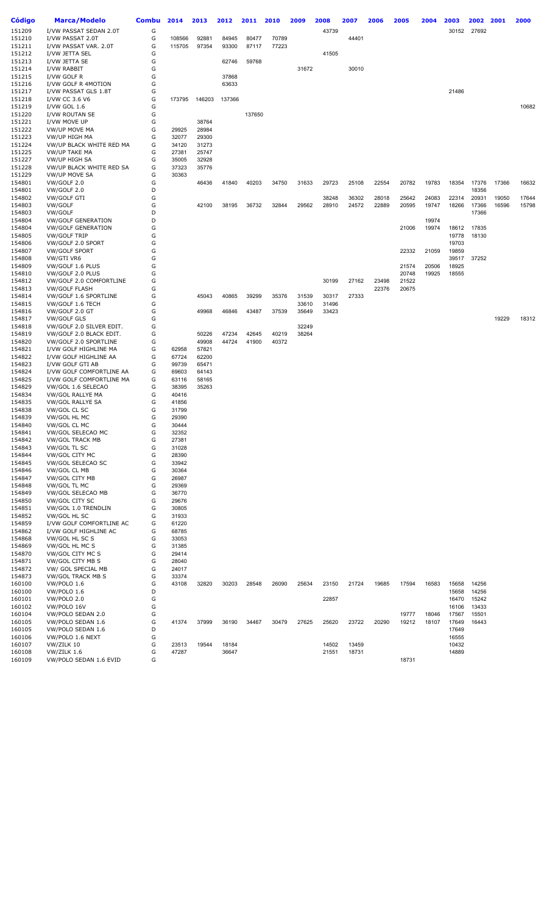| Código | Marca/Modelo | Combu | 2014 | 2013 | 2012 | 2011 | 2010 | 2009 | 2008 | 2007 | 2006 | 2005 | 2004 | 2003 | 2002 | 2001 | 2000 |
|---|---|---|---|---|---|---|---|---|---|---|---|---|---|---|---|---|---|
| 151209 | I/VW PASSAT SEDAN 2.0T | G | | | | | | | 43739 | | | | | 30152 | 27692 | | |
| 151210 | I/VW PASSAT 2.0T | G | 108566 | 92881 | 84945 | 80477 | 70789 | | | 44401 | | | | | | | |
| 151211 | I/VW PASSAT VAR. 2.0T | G | 115705 | 97354 | 93300 | 87117 | 77223 | | | | | | | | | | |
| 151212 | I/VW JETTA SEL | G | | | | | | | 41505 | | | | | | | | |
| 151213 | I/VW JETTA SE | G | | | 62746 | 59768 | | | | | | | | | | | |
| 151214 | I/VW RABBIT | G | | | | | | 31672 | | 30010 | | | | | | | |
| 151215 | I/VW GOLF R | G | | | 37868 | | | | | | | | | | | | |
| 151216 | I/VW GOLF R 4MOTION | G | | | 63633 | | | | | | | | | | | | |
| 151217 | I/VW PASSAT GLS 1.8T | G | | | | | | | | | | | | 21486 | | | |
| 151218 | I/VW CC 3.6 V6 | G | 173795 | 146203 | 137366 | | | | | | | | | | | | |
| 151219 | I/VW GOL 1.6 | G | | | | | | | | | | | | | | | 10682 |
| 151220 | I/VW ROUTAN SE | G | | | | 137650 | | | | | | | | | | | |
| 151221 | I/VW MOVE UP | G | | 38764 | | | | | | | | | | | | | |
| 151222 | VW/UP MOVE MA | G | 29925 | 28984 | | | | | | | | | | | | | |
| 151223 | VW/UP HIGH MA | G | 32077 | 29300 | | | | | | | | | | | | | |
| 151224 | VW/UP BLACK WHITE RED MA | G | 34120 | 31273 | | | | | | | | | | | | | |
| 151225 | VW/UP TAKE MA | G | 27381 | 25747 | | | | | | | | | | | | | |
| 151227 | VW/UP HIGH SA | G | 35005 | 32928 | | | | | | | | | | | | | |
| 151228 | VW/UP BLACK WHITE RED SA | G | 37323 | 35776 | | | | | | | | | | | | | |
| 151229 | VW/UP MOVE SA | G | 30363 | | | | | | | | | | | | | | |
| 154801 | VW/GOLF 2.0 | G | | 46436 | 41840 | 40203 | 34750 | 31633 | 29723 | 25108 | 22554 | 20782 | 19783 | 18354 | 17376 | 17366 | 16632 |
| 154801 | VW/GOLF 2.0 | D | | | | | | | | | | | | | 18356 | | |
| 154802 | VW/GOLF GTI | G | | | | | | | 38248 | 36302 | 28018 | 25642 | 24083 | 22314 | 20931 | 19050 | 17644 |
| 154803 | VW/GOLF | G | | 42100 | 38195 | 36732 | 32844 | 29562 | 28910 | 24572 | 22889 | 20595 | 19747 | 18266 | 17366 | 16596 | 15798 |
| 154803 | VW/GOLF | D | | | | | | | | | | | | | 17366 | | |
| 154804 | VW/GOLF GENERATION | D | | | | | | | | | | | 19974 | | | | |
| 154804 | VW/GOLF GENERATION | G | | | | | | | | | | 21006 | 19974 | 18612 | 17835 | | |
| 154805 | VW/GOLF TRIP | G | | | | | | | | | | | | 19778 | 18130 | | |
| 154806 | VW/GOLF 2.0 SPORT | G | | | | | | | | | | | | 19703 | | | |
| 154807 | VW/GOLF SPORT | G | | | | | | | | | | 22332 | 21059 | 19859 | | | |
| 154808 | VW/GTI VR6 | G | | | | | | | | | | | | 39517 | 37252 | | |
| 154809 | VW/GOLF 1.6 PLUS | G | | | | | | | | | | 21574 | 20506 | 18925 | | | |
| 154810 | VW/GOLF 2.0 PLUS | G | | | | | | | | | | 20748 | 19925 | 18555 | | | |
| 154812 | VW/GOLF 2.0 COMFORTLINE | G | | | | | | | 30199 | 27162 | 23498 | 21522 | | | | | |
| 154813 | VW/GOLF FLASH | G | | | | | | | | | 22376 | 20675 | | | | | |
| 154814 | VW/GOLF 1.6 SPORTLINE | G | | 45043 | 40865 | 39299 | 35376 | 31539 | 30317 | 27333 | | | | | | | |
| 154815 | VW/GOLF 1.6 TECH | G | | | | | | 33610 | 31496 | | | | | | | | |
| 154816 | VW/GOLF 2.0 GT | G | | 49968 | 46846 | 43487 | 37539 | 35649 | 33423 | | | | | | | | |
| 154817 | VW/GOLF GLS | G | | | | | | | | | | | | | | 19229 | 18312 |
| 154818 | VW/GOLF 2.0 SILVER EDIT. | G | | | | | | 32249 | | | | | | | | | |
| 154819 | VW/GOLF 2.0 BLACK EDIT. | G | | 50226 | 47234 | 42645 | 40219 | 38264 | | | | | | | | | |
| 154820 | VW/GOLF 2.0 SPORTLINE | G | | 49908 | 44724 | 41900 | 40372 | | | | | | | | | | |
| 154821 | I/VW GOLF HIGHLINE MA | G | 62958 | 57821 | | | | | | | | | | | | | |
| 154822 | I/VW GOLF HIGHLINE AA | G | 67724 | 62200 | | | | | | | | | | | | | |
| 154823 | I/VW GOLF GTI AB | G | 99739 | 65471 | | | | | | | | | | | | | |
| 154824 | I/VW GOLF COMFORTLINE AA | G | 69603 | 64143 | | | | | | | | | | | | | |
| 154825 | I/VW GOLF COMFORTLINE MA | G | 63116 | 58165 | | | | | | | | | | | | | |
| 154829 | VW/GOL 1.6 SELECAO | G | 38395 | 35263 | | | | | | | | | | | | | |
| 154834 | VW/GOL RALLYE MA | G | 40416 | | | | | | | | | | | | | | |
| 154835 | VW/GOL RALLYE SA | G | 41856 | | | | | | | | | | | | | | |
| 154838 | VW/GOL CL SC | G | 31799 | | | | | | | | | | | | | | |
| 154839 | VW/GOL HL MC | G | 29390 | | | | | | | | | | | | | | |
| 154840 | VW/GOL CL MC | G | 30444 | | | | | | | | | | | | | | |
| 154841 | VW/GOL SELECAO MC | G | 32352 | | | | | | | | | | | | | | |
| 154842 | VW/GOL TRACK MB | G | 27381 | | | | | | | | | | | | | | |
| 154843 | VW/GOL TL SC | G | 31028 | | | | | | | | | | | | | | |
| 154844 | VW/GOL CITY MC | G | 28390 | | | | | | | | | | | | | | |
| 154845 | VW/GOL SELECAO SC | G | 33942 | | | | | | | | | | | | | | |
| 154846 | VW/GOL CL MB | G | 30364 | | | | | | | | | | | | | | |
| 154847 | VW/GOL CITY MB | G | 26987 | | | | | | | | | | | | | | |
| 154848 | VW/GOL TL MC | G | 29369 | | | | | | | | | | | | | | |
| 154849 | VW/GOL SELECAO MB | G | 36770 | | | | | | | | | | | | | | |
| 154850 | VW/GOL CITY SC | G | 29676 | | | | | | | | | | | | | | |
| 154851 | VW/GOL 1.0 TRENDLIN | G | 30805 | | | | | | | | | | | | | | |
| 154852 | VW/GOL HL SC | G | 31933 | | | | | | | | | | | | | | |
| 154859 | I/VW GOLF COMFORTLINE AC | G | 61220 | | | | | | | | | | | | | | |
| 154862 | I/VW GOLF HIGHLINE AC | G | 68785 | | | | | | | | | | | | | | |
| 154868 | VW/GOL HL SC S | G | 33053 | | | | | | | | | | | | | | |
| 154869 | VW/GOL HL MC S | G | 31385 | | | | | | | | | | | | | | |
| 154870 | VW/GOL CITY MC S | G | 29414 | | | | | | | | | | | | | | |
| 154871 | VW/GOL CITY MB S | G | 28040 | | | | | | | | | | | | | | |
| 154872 | VW/ GOL SPECIAL MB | G | 24017 | | | | | | | | | | | | | | |
| 154873 | VW/GOL TRACK MB S | G | 33374 | | | | | | | | | | | | | | |
| 160100 | VW/POLO 1.6 | G | 43108 | 32820 | 30203 | 28548 | 26090 | 25634 | 23150 | 21724 | 19685 | 17594 | 16583 | 15658 | 14256 | | |
| 160100 | VW/POLO 1.6 | D | | | | | | | | | | | | 15658 | 14256 | | |
| 160101 | VW/POLO 2.0 | G | | | | | | | 22857 | | | | | 16470 | 15242 | | |
| 160102 | VW/POLO 16V | G | | | | | | | | | | | | 16106 | 13433 | | |
| 160104 | VW/POLO SEDAN 2.0 | G | | | | | | | | | | 19777 | 18046 | 17567 | 15501 | | |
| 160105 | VW/POLO SEDAN 1.6 | G | 41374 | 37999 | 36190 | 34467 | 30479 | 27625 | 25620 | 23722 | 20290 | 19212 | 18107 | 17649 | 16443 | | |
| 160105 | VW/POLO SEDAN 1.6 | D | | | | | | | | | | | | 17649 | | | |
| 160106 | VW/POLO 1.6 NEXT | G | | | | | | | | | | | | 16555 | | | |
| 160107 | VW/ZILK 10 | G | 23513 | 19544 | 18184 | | | | 14502 | 13459 | | | | 10432 | | | |
| 160108 | VW/ZILK 1.6 | G | 47287 | | 36647 | | | | 21551 | 18731 | | | | 14889 | | | |
| 160109 | VW/POLO SEDAN 1.6 EVID | G | | | | | | | | | | 18731 | | | | | |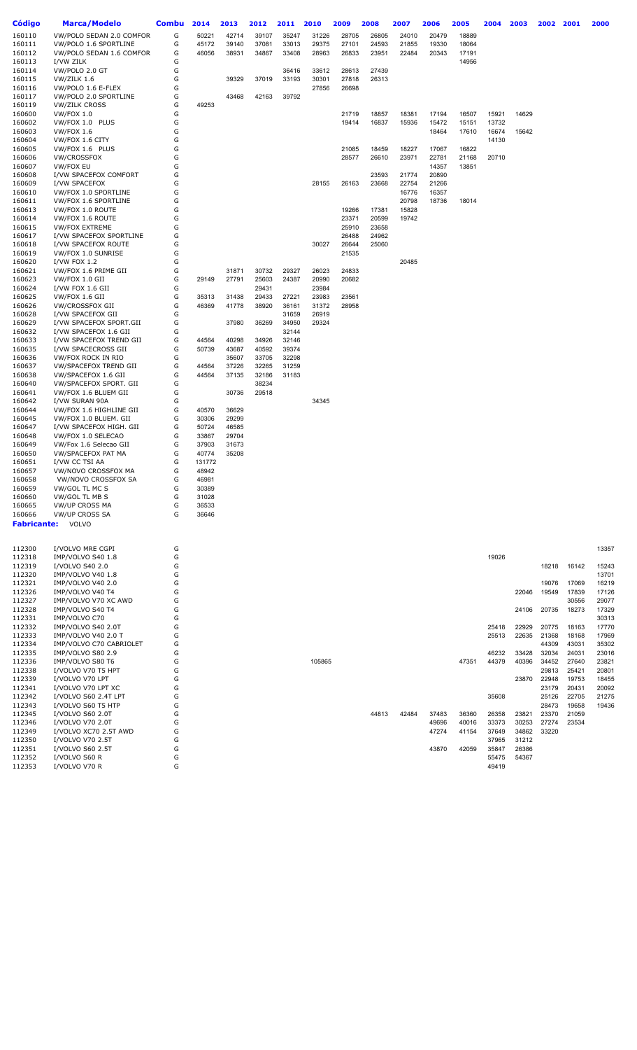| Código | Marca/Modelo | Combu | 2014 | 2013 | 2012 | 2011 | 2010 | 2009 | 2008 | 2007 | 2006 | 2005 | 2004 | 2003 | 2002 | 2001 | 2000 |
|---|---|---|---|---|---|---|---|---|---|---|---|---|---|---|---|---|---|
| 160110 | VW/POLO SEDAN 2.0 COMFOR | G | 50221 | 42714 | 39107 | 35247 | 31226 | 28705 | 26805 | 24010 | 20479 | 18889 | | | | | |
| 160111 | VW/POLO 1.6 SPORTLINE | G | 45172 | 39140 | 37081 | 33013 | 29375 | 27101 | 24593 | 21855 | 19330 | 18064 | | | | | |
| 160112 | VW/POLO SEDAN 1.6 COMFOR | G | 46056 | 38931 | 34867 | 33408 | 28963 | 26833 | 23951 | 22484 | 20343 | 17191 | | | | | |
| 160113 | I/VW ZILK | G | | | | | | | | | | 14956 | | | | | |
| 160114 | VW/POLO 2.0 GT | G | | | | 36416 | 33612 | 28613 | 27439 | | | | | | | | |
| 160115 | VW/ZILK 1.6 | G | | 39329 | 37019 | 33193 | 30301 | 27818 | 26313 | | | | | | | | |
| 160116 | VW/POLO 1.6 E-FLEX | G | | | | | 27856 | 26698 | | | | | | | | | |
| 160117 | VW/POLO 2.0 SPORTLINE | G | | 43468 | 42163 | 39792 | | | | | | | | | | | |
| 160119 | VW/ZILK CROSS | G | 49253 | | | | | | | | | | | | | | |
| 160600 | VW/FOX 1.0 | G | | | | | | 21719 | 18857 | 18381 | 17194 | 16507 | 15921 | 14629 | | | |
| 160602 | VW/FOX 1.0 PLUS | G | | | | | | 19414 | 16837 | 15936 | 15472 | 15151 | 13732 | | | | |
| 160603 | VW/FOX 1.6 | G | | | | | | | | | 18464 | 17610 | 16674 | 15642 | | | |
| 160604 | VW/FOX 1.6 CITY | G | | | | | | | | | | | 14130 | | | | |
| 160605 | VW/FOX 1.6 PLUS | G | | | | | | 21085 | 18459 | 18227 | 17067 | 16822 | | | | | |
| 160606 | VW/CROSSFOX | G | | | | | | 28577 | 26610 | 23971 | 22781 | 21168 | 20710 | | | | |
| 160607 | VW/FOX EU | G | | | | | | | | | 14357 | 13851 | | | | | |
| 160608 | I/VW SPACEFOX COMFORT | G | | | | | | | 23593 | 21774 | 20890 | | | | | | |
| 160609 | I/VW SPACEFOX | G | | | | | 28155 | 26163 | 23668 | 22754 | 21266 | | | | | | |
| 160610 | VW/FOX 1.0 SPORTLINE | G | | | | | | | | 16776 | 16357 | | | | | | |
| 160611 | VW/FOX 1.6 SPORTLINE | G | | | | | | | | 20798 | 18736 | 18014 | | | | | |
| 160613 | VW/FOX 1.0 ROUTE | G | | | | | | 19266 | 17381 | 15828 | | | | | | | |
| 160614 | VW/FOX 1.6 ROUTE | G | | | | | | 23371 | 20599 | 19742 | | | | | | | |
| 160615 | VW/FOX EXTREME | G | | | | | | 25910 | 23658 | | | | | | | | |
| 160617 | I/VW SPACEFOX SPORTLINE | G | | | | | | 26488 | 24962 | | | | | | | | |
| 160618 | I/VW SPACEFOX ROUTE | G | | | | | 30027 | 26644 | 25060 | | | | | | | | |
| 160619 | VW/FOX 1.0 SUNRISE | G | | | | | | 21535 | | | | | | | | | |
| 160620 | I/VW FOX 1.2 | G | | | | | | | | 20485 | | | | | | | |
| 160621 | VW/FOX 1.6 PRIME GII | G | | 31871 | 30732 | 29327 | 26023 | 24833 | | | | | | | | | |
| 160623 | VW/FOX 1.0 GII | G | 29149 | 27791 | 25603 | 24387 | 20990 | 20682 | | | | | | | | | |
| 160624 | I/VW FOX 1.6 GII | G | | | 29431 | | 23984 | | | | | | | | | | |
| 160625 | VW/FOX 1.6 GII | G | 35313 | 31438 | 29433 | 27221 | 23983 | 23561 | | | | | | | | | |
| 160626 | VW/CROSSFOX GII | G | 46369 | 41778 | 38920 | 36161 | 31372 | 28958 | | | | | | | | | |
| 160628 | I/VW SPACEFOX GII | G | | | | 31659 | 26919 | | | | | | | | | | |
| 160629 | I/VW SPACEFOX SPORT.GII | G | | 37980 | 36269 | 34950 | 29324 | | | | | | | | | | |
| 160632 | I/VW SPACEFOX 1.6 GII | G | | | | 32144 | | | | | | | | | | | |
| 160633 | I/VW SPACEFOX TREND GII | G | 44564 | 40298 | 34926 | 32146 | | | | | | | | | | | |
| 160635 | I/VW SPACECROSS GII | G | 50739 | 43687 | 40592 | 39374 | | | | | | | | | | | |
| 160636 | VW/FOX ROCK IN RIO | G | | 35607 | 33705 | 32298 | | | | | | | | | | | |
| 160637 | VW/SPACEFOX TREND GII | G | 44564 | 37226 | 32265 | 31259 | | | | | | | | | | | |
| 160638 | VW/SPACEFOX 1.6 GII | G | 44564 | 37135 | 32186 | 31183 | | | | | | | | | | | |
| 160640 | VW/SPACEFOX SPORT. GII | G | | | 38234 | | | | | | | | | | | | |
| 160641 | VW/FOX 1.6 BLUEM GII | G | | 30736 | 29518 | | | | | | | | | | | | |
| 160642 | I/VW SURAN 90A | G | | | | | 34345 | | | | | | | | | | |
| 160644 | VW/FOX 1.6 HIGHLINE GII | G | 40570 | 36629 | | | | | | | | | | | | | |
| 160645 | VW/FOX 1.0 BLUEM. GII | G | 30306 | 29299 | | | | | | | | | | | | | |
| 160647 | I/VW SPACEFOX HIGH. GII | G | 50724 | 46585 | | | | | | | | | | | | | |
| 160648 | VW/FOX 1.0 SELECAO | G | 33867 | 29704 | | | | | | | | | | | | | |
| 160649 | VW/Fox 1.6 Selecao GII | G | 37903 | 31673 | | | | | | | | | | | | | |
| 160650 | VW/SPACEFOX PAT MA | G | 40774 | 35208 | | | | | | | | | | | | | |
| 160651 | I/VW CC TSI AA | G | 131772 | | | | | | | | | | | | | | |
| 160657 | VW/NOVO CROSSFOX MA | G | 48942 | | | | | | | | | | | | | | |
| 160658 | VW/NOVO CROSSFOX SA | G | 46981 | | | | | | | | | | | | | | |
| 160659 | VW/GOL TL MC S | G | 30389 | | | | | | | | | | | | | | |
| 160660 | VW/GOL TL MB S | G | 31028 | | | | | | | | | | | | | | |
| 160665 | VW/UP CROSS MA | G | 36533 | | | | | | | | | | | | | | |
| 160666 | VW/UP CROSS SA | G | 36646 | | | | | | | | | | | | | | |
| **Fabricante:** | VOLVO | | | | | | | | | | | | | | | | |
| 112300 | I/VOLVO MRE CGPI | G | | | | | | | | | | | | | | | 13357 |
| 112318 | IMP/VOLVO S40 1.8 | G | | | | | | | | | | | 19026 | | | | |
| 112319 | I/VOLVO S40 2.0 | G | | | | | | | | | | | | | 18218 | 16142 | 15243 |
| 112320 | IMP/VOLVO V40 1.8 | G | | | | | | | | | | | | | | | 13701 |
| 112321 | IMP/VOLVO V40 2.0 | G | | | | | | | | | | | | | 19076 | 17069 | 16219 |
| 112326 | IMP/VOLVO V40 T4 | G | | | | | | | | | | | | 22046 | 19549 | 17839 | 17126 |
| 112327 | IMP/VOLVO V70 XC AWD | G | | | | | | | | | | | | | | 30556 | 29077 |
| 112328 | IMP/VOLVO S40 T4 | G | | | | | | | | | | | | 24106 | 20735 | 18273 | 17329 |
| 112331 | IMP/VOLVO C70 | G | | | | | | | | | | | | | | | 30313 |
| 112332 | IMP/VOLVO S40 2.0T | G | | | | | | | | | | | 25418 | 22929 | 20775 | 18163 | 17770 |
| 112333 | IMP/VOLVO V40 2.0 T | G | | | | | | | | | | | 25513 | 22635 | 21368 | 18168 | 17969 |
| 112334 | IMP/VOLVO C70 CABRIOLET | G | | | | | | | | | | | | | 44309 | 43031 | 35302 |
| 112335 | IMP/VOLVO S80 2.9 | G | | | | | | | | | | | 46232 | 33428 | 32034 | 24031 | 23016 |
| 112336 | IMP/VOLVO S80 T6 | G | | | | | 105865 | | | | | 47351 | 44379 | 40396 | 34452 | 27640 | 23821 |
| 112338 | I/VOLVO V70 T5 HPT | G | | | | | | | | | | | | | 29813 | 25421 | 20801 |
| 112339 | I/VOLVO V70 LPT | G | | | | | | | | | | | | 23870 | 22948 | 19753 | 18455 |
| 112341 | I/VOLVO V70 LPT XC | G | | | | | | | | | | | | | 23179 | 20431 | 20092 |
| 112342 | I/VOLVO S60 2.4T LPT | G | | | | | | | | | | | 35608 | | 25126 | 22705 | 21275 |
| 112343 | I/VOLVO S60 T5 HTP | G | | | | | | | | | | | | | 28473 | 19658 | 19436 |
| 112345 | I/VOLVO S60 2.0T | G | | | | | | | 44813 | 42484 | 37483 | 36360 | 26358 | 23821 | 23370 | 21059 | |
| 112346 | I/VOLVO V70 2.0T | G | | | | | | | | | 49696 | 40016 | 33373 | 30253 | 27274 | 23534 | |
| 112349 | I/VOLVO XC70 2.5T AWD | G | | | | | | | | | 47274 | 41154 | 37649 | 34862 | 33220 | | |
| 112350 | I/VOLVO V70 2.5T | G | | | | | | | | | | | 37965 | 31212 | | | |
| 112351 | I/VOLVO S60 2.5T | G | | | | | | | | | 43870 | 42059 | 35847 | 26386 | | | |
| 112352 | I/VOLVO S60 R | G | | | | | | | | | | | 55475 | 54367 | | | |
| 112353 | I/VOLVO V70 R | G | | | | | | | | | | | 49419 | | | | |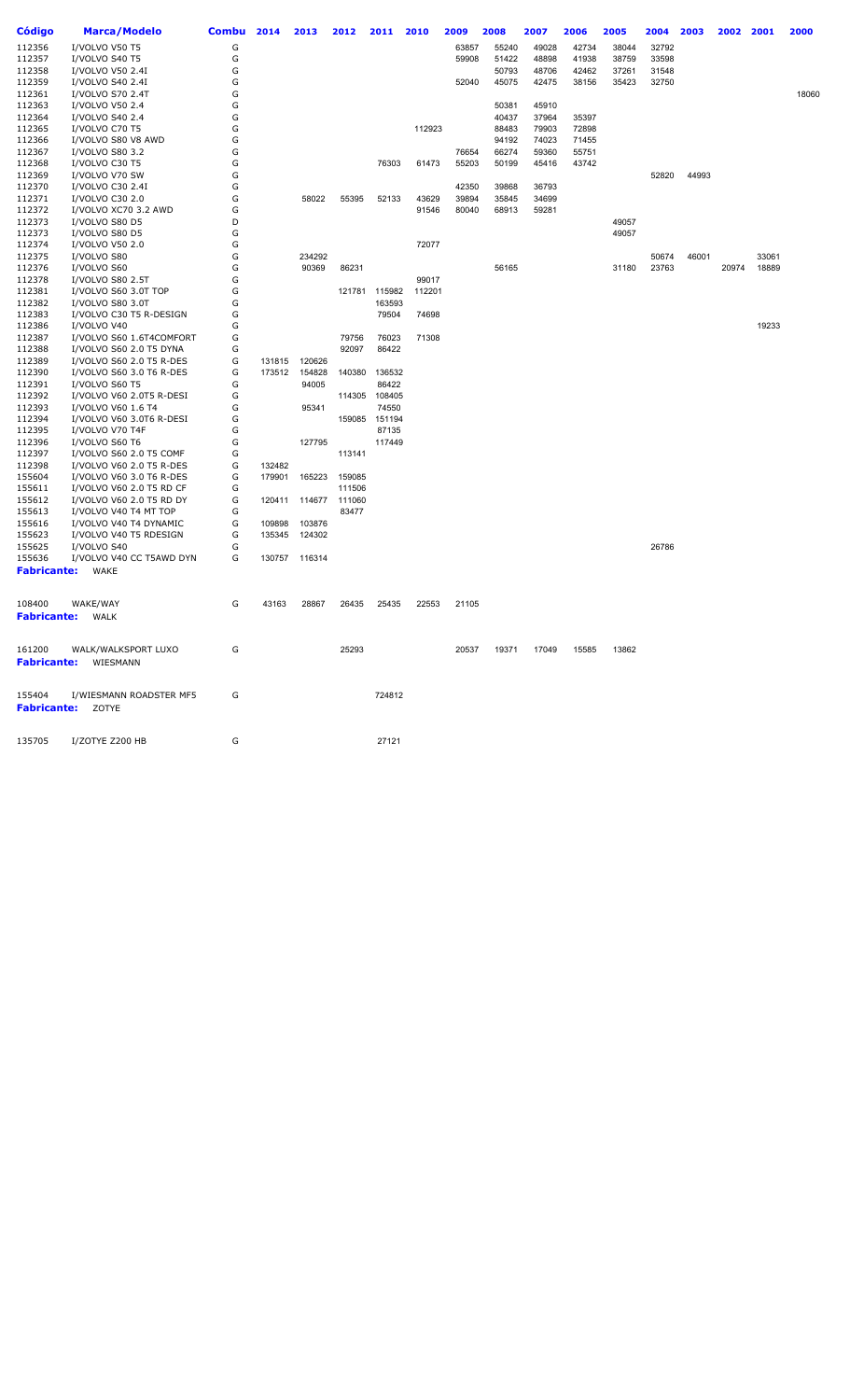| Código | Marca/Modelo | Combu | 2014 | 2013 | 2012 | 2011 | 2010 | 2009 | 2008 | 2007 | 2006 | 2005 | 2004 | 2003 | 2002 | 2001 | 2000 |
|---|---|---|---|---|---|---|---|---|---|---|---|---|---|---|---|---|---|
| 112356 | I/VOLVO V50 T5 | G | | | | | | 63857 | 55240 | 49028 | 42734 | 38044 | 32792 | | | | |
| 112357 | I/VOLVO S40 T5 | G | | | | | | 59908 | 51422 | 48898 | 41938 | 38759 | 33598 | | | | |
| 112358 | I/VOLVO V50 2.4I | G | | | | | | | 50793 | 48706 | 42462 | 37261 | 31548 | | | | |
| 112359 | I/VOLVO S40 2.4I | G | | | | | | 52040 | 45075 | 42475 | 38156 | 35423 | 32750 | | | | |
| 112361 | I/VOLVO S70 2.4T | G | | | | | | | | | | | | | | | 18060 |
| 112363 | I/VOLVO V50 2.4 | G | | | | | | | 50381 | 45910 | | | | | | | |
| 112364 | I/VOLVO S40 2.4 | G | | | | | | | 40437 | 37964 | 35397 | | | | | | |
| 112365 | I/VOLVO C70 T5 | G | | | | | 112923 | | 88483 | 79903 | 72898 | | | | | | |
| 112366 | I/VOLVO S80 V8 AWD | G | | | | | | | 94192 | 74023 | 71455 | | | | | | |
| 112367 | I/VOLVO S80 3.2 | G | | | | | | 76654 | 66274 | 59360 | 55751 | | | | | | |
| 112368 | I/VOLVO C30 T5 | G | | | | 76303 | 61473 | 55203 | 50199 | 45416 | 43742 | | | | | | |
| 112369 | I/VOLVO V70 SW | G | | | | | | | | | | | 52820 | 44993 | | | |
| 112370 | I/VOLVO C30 2.4I | G | | | | | | 42350 | 39868 | 36793 | | | | | | | |
| 112371 | I/VOLVO C30 2.0 | G | | 58022 | 55395 | 52133 | 43629 | 39894 | 35845 | 34699 | | | | | | | |
| 112372 | I/VOLVO XC70 3.2 AWD | G | | | | | 91546 | 80040 | 68913 | 59281 | | | | | | | |
| 112373 | I/VOLVO S80 D5 | D | | | | | | | | | | 49057 | | | | | |
| 112373 | I/VOLVO S80 D5 | G | | | | | | | | | | 49057 | | | | | |
| 112374 | I/VOLVO V50 2.0 | G | | | | | 72077 | | | | | | | | | | |
| 112375 | I/VOLVO S80 | G | | 234292 | | | | | | | | | 50674 | 46001 | | 33061 | |
| 112376 | I/VOLVO S60 | G | | 90369 | 86231 | | | | 56165 | | | 31180 | 23763 | | 20974 | 18889 | |
| 112378 | I/VOLVO S80 2.5T | G | | | | | 99017 | | | | | | | | | | |
| 112381 | I/VOLVO S60 3.0T TOP | G | | | 121781 | 115982 | 112201 | | | | | | | | | | |
| 112382 | I/VOLVO S80 3.0T | G | | | | 163593 | | | | | | | | | | | |
| 112383 | I/VOLVO C30 T5 R-DESIGN | G | | | | 79504 | 74698 | | | | | | | | | | |
| 112386 | I/VOLVO V40 | G | | | | | | | | | | | | | | 19233 | |
| 112387 | I/VOLVO S60 1.6T4COMFORT | G | | | 79756 | 76023 | 71308 | | | | | | | | | | |
| 112388 | I/VOLVO S60 2.0 T5 DYNA | G | | | 92097 | 86422 | | | | | | | | | | | |
| 112389 | I/VOLVO S60 2.0 T5 R-DES | G | 131815 | 120626 | | | | | | | | | | | | | |
| 112390 | I/VOLVO S60 3.0 T6 R-DES | G | 173512 | 154828 | 140380 | 136532 | | | | | | | | | | | |
| 112391 | I/VOLVO S60 T5 | G | | 94005 | | 86422 | | | | | | | | | | | |
| 112392 | I/VOLVO V60 2.0T5 R-DESI | G | | | 114305 | 108405 | | | | | | | | | | | |
| 112393 | I/VOLVO V60 1.6 T4 | G | | 95341 | | 74550 | | | | | | | | | | | |
| 112394 | I/VOLVO V60 3.0T6 R-DESI | G | | | 159085 | 151194 | | | | | | | | | | | |
| 112395 | I/VOLVO V70 T4F | G | | | | 87135 | | | | | | | | | | | |
| 112396 | I/VOLVO S60 T6 | G | | 127795 | | 117449 | | | | | | | | | | | |
| 112397 | I/VOLVO S60 2.0 T5 COMF | G | | | 113141 | | | | | | | | | | | | |
| 112398 | I/VOLVO V60 2.0 T5 R-DES | G | 132482 | | | | | | | | | | | | | | |
| 155604 | I/VOLVO V60 3.0 T6 R-DES | G | 179901 | 165223 | 159085 | | | | | | | | | | | | |
| 155611 | I/VOLVO V60 2.0 T5 RD CF | G | | | 111506 | | | | | | | | | | | | |
| 155612 | I/VOLVO V60 2.0 T5 RD DY | G | 120411 | 114677 | 111060 | | | | | | | | | | | | |
| 155613 | I/VOLVO V40 T4 MT TOP | G | | | 83477 | | | | | | | | | | | | |
| 155616 | I/VOLVO V40 T4 DYNAMIC | G | 109898 | 103876 | | | | | | | | | | | | | |
| 155623 | I/VOLVO V40 T5 RDESIGN | G | 135345 | 124302 | | | | | | | | | | | | | |
| 155625 | I/VOLVO S40 | G | | | | | | | | | | | 26786 | | | | |
| 155636 | I/VOLVO V40 CC T5AWD DYN | G | 130757 | 116314 | | | | | | | | | | | | | |
| **Fabricante:** | WAKE | | | | | | | | | | | | | | | | |
| 108400 | WAKE/WAY | G | 43163 | 28867 | 26435 | 25435 | 22553 | 21105 | | | | | | | | | |
| **Fabricante:** | WALK | | | | | | | | | | | | | | | | |
| 161200 | WALK/WALKSPORT LUXO | G | | | 25293 | | | 20537 | 19371 | 17049 | 15585 | 13862 | | | | | |
| **Fabricante:** | WIESMANN | | | | | | | | | | | | | | | | |
| 155404 | I/WIESMANN ROADSTER MF5 | G | | | | 724812 | | | | | | | | | | | |
| **Fabricante:** | ZOTYE | | | | | | | | | | | | | | | | |
| 135705 | I/ZOTYE Z200 HB | G | | | | 27121 | | | | | | | | | | | |